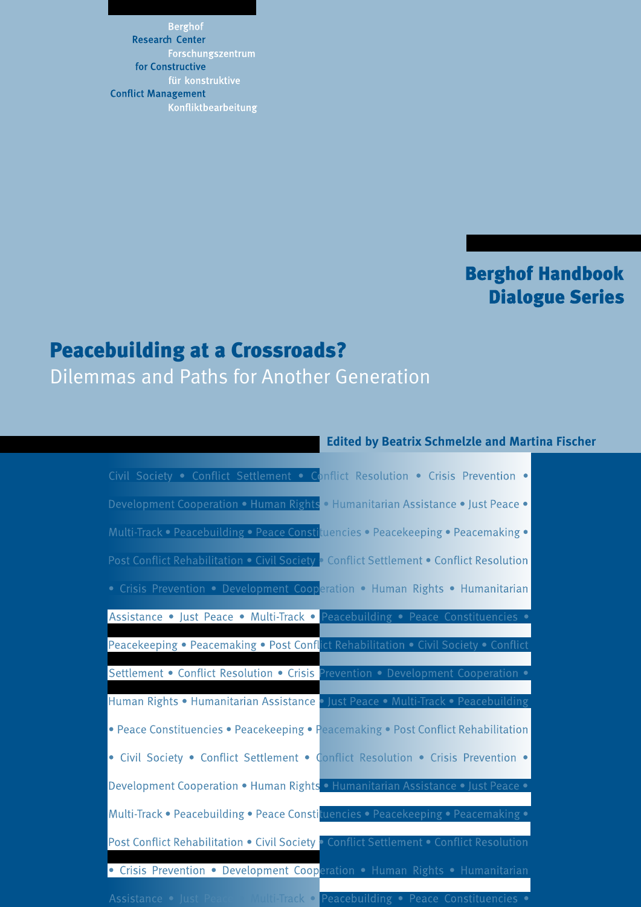Berghof
Research Center
Forschungszentrum
for Constructive
für konstruktive
Conflict Management
Konfliktbearbeitung

**Berghof Handbook Dialogue Series**

# Peacebuilding at a Crossroads?

## Dilemmas and Paths for Another Generation

**Edited by Beatrix Schmelzle and Martina Fischer**

Civil Society • Conflict Settlement • Conflict Resolution • Crisis Prevention • Development Cooperation • Human Rights • Humanitarian Assistance • Just Peace • Multi-Track • Peacebuilding • Peace Constituencies • Peacekeeping • Peacemaking • Post Conflict Rehabilitation • Civil Society • Conflict Settlement • Conflict Resolution • Crisis Prevention • Development Cooperation • Human Rights • Humanitarian Assistance • Just Peace • Multi-Track • Peacebuilding • Peace Constituencies • Peacekeeping • Peacemaking • Post Conflict Rehabilitation • Civil Society • Conflict Settlement • Conflict Resolution • Crisis Prevention • Development Cooperation • Human Rights • Humanitarian Assistance • Just Peace • Multi-Track • Peacebuilding • Peace Constituencies • Peacekeeping • Peacemaking • Post Conflict Rehabilitation • Civil Society • Conflict Settlement • Conflict Resolution • Crisis Prevention • Development Cooperation • Human Rights • Humanitarian Assistance • Just Peace • Multi-Track • Peacebuilding • Peace Constituencies • Peacekeeping • Peacemaking • Post Conflict Rehabilitation • Civil Society • Conflict Settlement • Conflict Resolution • Crisis Prevention • Development Cooperation • Human Rights • Humanitarian Assistance • Just Peace • Multi-Track • Peacebuilding • Peace Constituencies •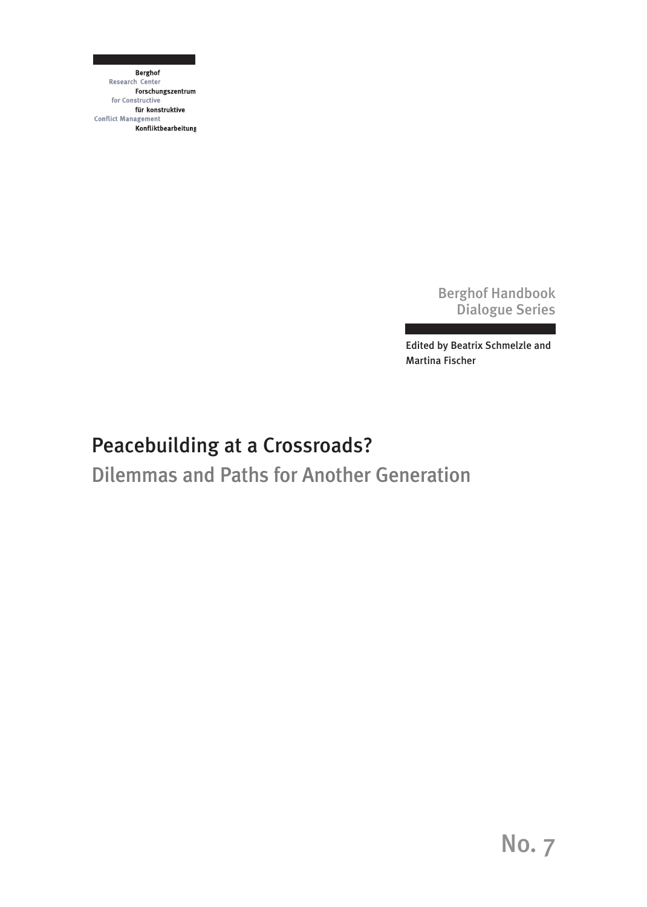Berghof
Research Center
Forschungszentrum
for Constructive
für konstruktive
Conflict Management
Konfliktbearbeitung

Berghof Handbook
Dialogue Series

Edited by Beatrix Schmelzle and Martina Fischer

# Peacebuilding at a Crossroads?

## Dilemmas and Paths for Another Generation

No. 7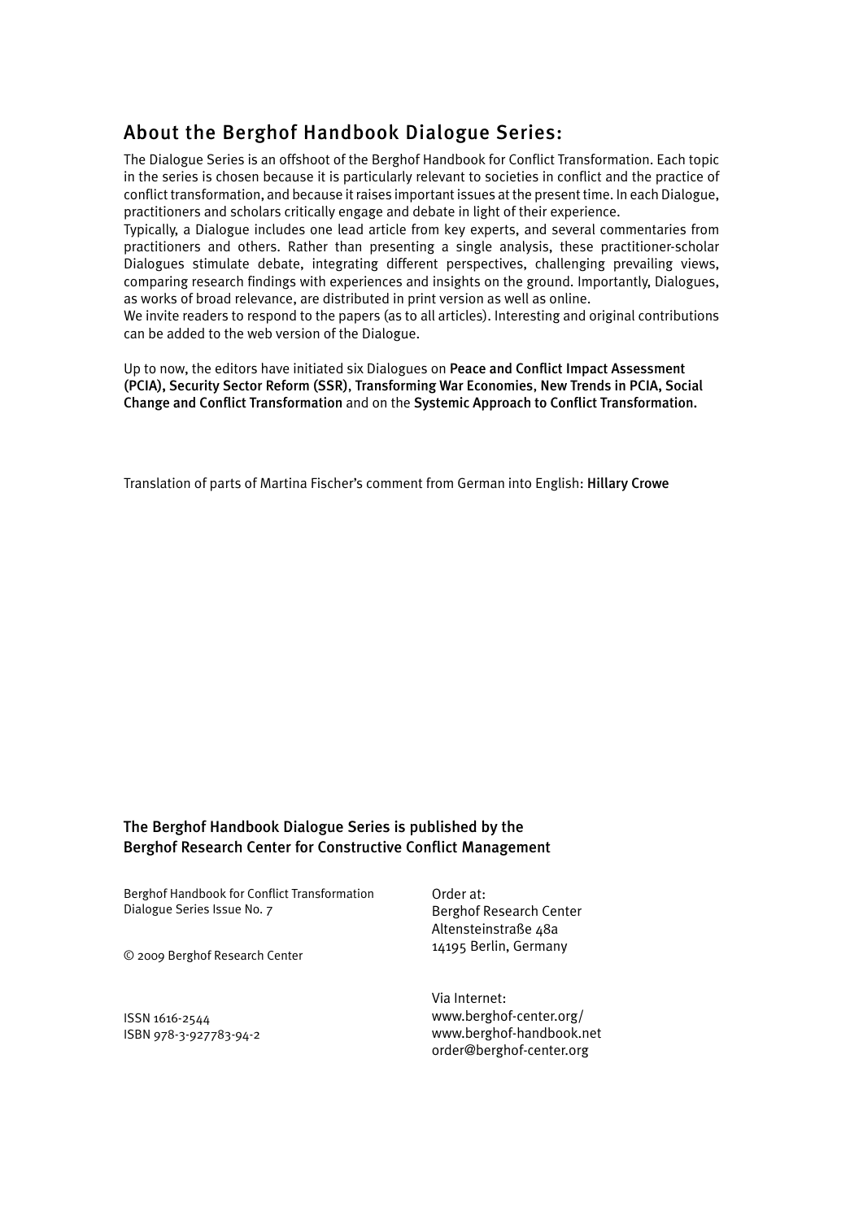## About the Berghof Handbook Dialogue Series:

The Dialogue Series is an offshoot of the Berghof Handbook for Conflict Transformation. Each topic in the series is chosen because it is particularly relevant to societies in conflict and the practice of conflict transformation, and because it raises important issues at the present time. In each Dialogue, practitioners and scholars critically engage and debate in light of their experience.

Typically, a Dialogue includes one lead article from key experts, and several commentaries from practitioners and others. Rather than presenting a single analysis, these practitioner-scholar Dialogues stimulate debate, integrating different perspectives, challenging prevailing views, comparing research findings with experiences and insights on the ground. Importantly, Dialogues, as works of broad relevance, are distributed in print version as well as online.

We invite readers to respond to the papers (as to all articles). Interesting and original contributions can be added to the web version of the Dialogue.

Up to now, the editors have initiated six Dialogues on **Peace and Conflict Impact Assessment (PCIA), Security Sector Reform (SSR), Transforming War Economies, New Trends in PCIA, Social Change and Conflict Transformation** and on the **Systemic Approach to Conflict Transformation.**

Translation of parts of Martina Fischer's comment from German into English: **Hillary Crowe**

**The Berghof Handbook Dialogue Series is published by the Berghof Research Center for Constructive Conflict Management**

Berghof Handbook for Conflict Transformation
Dialogue Series Issue No. 7

© 2009 Berghof Research Center

ISSN 1616-2544
ISBN 978-3-927783-94-2

Order at:
Berghof Research Center
Altensteinstraße 48a
14195 Berlin, Germany

Via Internet:
www.berghof-center.org/
www.berghof-handbook.net
order@berghof-center.org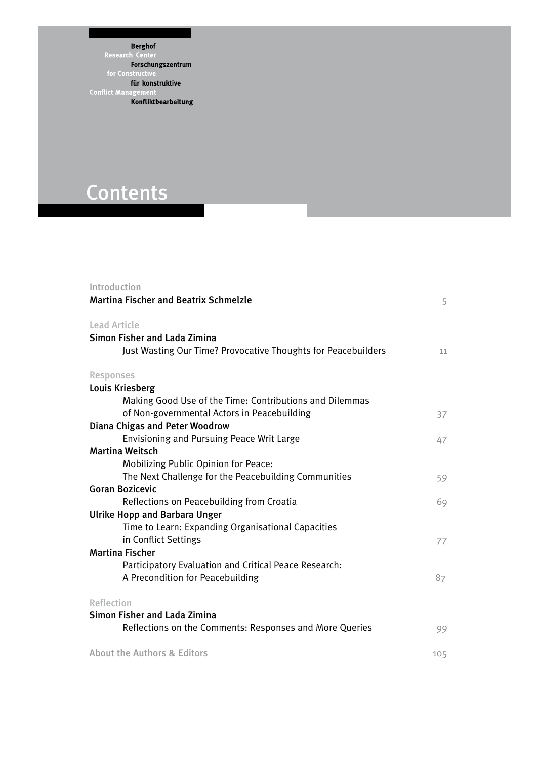Berghof Research Center for Constructive Conflict Management
Berghof Forschungszentrum für konstruktive Konfliktbearbeitung

# Contents

Introduction
**Martina Fischer and Beatrix Schmelzle** 5

Lead Article
**Simon Fisher and Lada Zimina**
Just Wasting Our Time? Provocative Thoughts for Peacebuilders 11

Responses
**Louis Kriesberg**
Making Good Use of the Time: Contributions and Dilemmas of Non-governmental Actors in Peacebuilding 37

**Diana Chigas and Peter Woodrow**
Envisioning and Pursuing Peace Writ Large 47

**Martina Weitsch**
Mobilizing Public Opinion for Peace: The Next Challenge for the Peacebuilding Communities 59

**Goran Bozicevic**
Reflections on Peacebuilding from Croatia 69

**Ulrike Hopp and Barbara Unger**
Time to Learn: Expanding Organisational Capacities in Conflict Settings 77

**Martina Fischer**
Participatory Evaluation and Critical Peace Research: A Precondition for Peacebuilding 87

Reflection
**Simon Fisher and Lada Zimina**
Reflections on the Comments: Responses and More Queries 99

About the Authors & Editors 105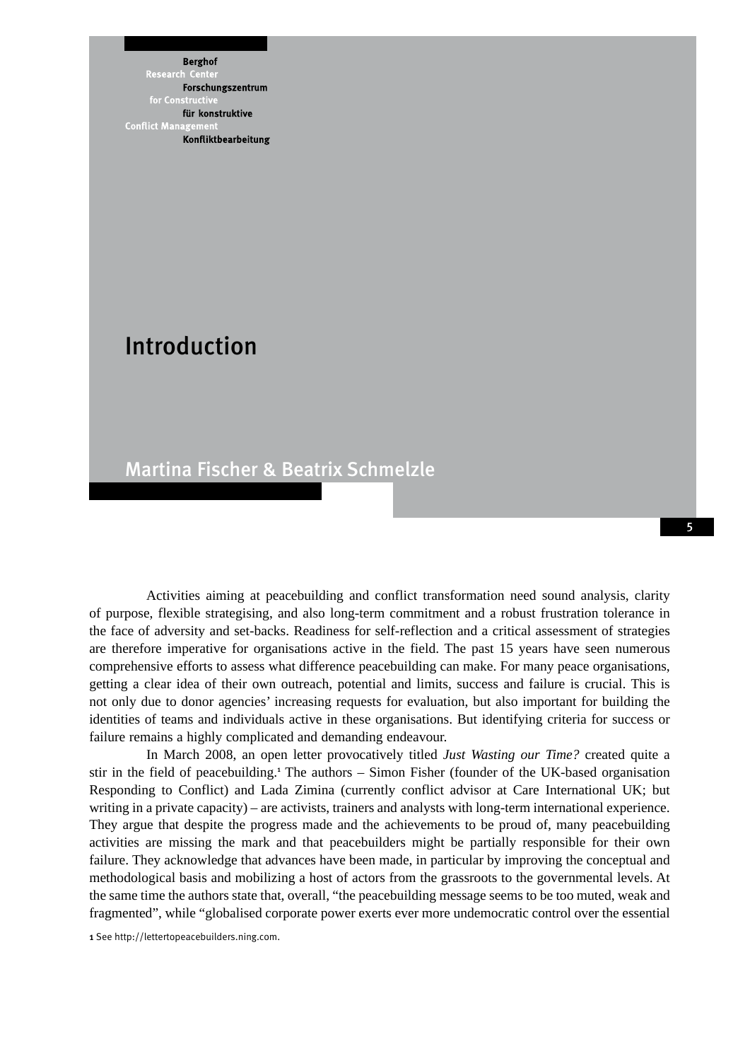Berghof Research Center for Constructive Conflict Management
Forschungszentrum für konstruktive Konfliktbearbeitung

# Introduction

Martina Fischer & Beatrix Schmelzle

Activities aiming at peacebuilding and conflict transformation need sound analysis, clarity of purpose, flexible strategising, and also long-term commitment and a robust frustration tolerance in the face of adversity and set-backs. Readiness for self-reflection and a critical assessment of strategies are therefore imperative for organisations active in the field. The past 15 years have seen numerous comprehensive efforts to assess what difference peacebuilding can make. For many peace organisations, getting a clear idea of their own outreach, potential and limits, success and failure is crucial. This is not only due to donor agencies' increasing requests for evaluation, but also important for building the identities of teams and individuals active in these organisations. But identifying criteria for success or failure remains a highly complicated and demanding endeavour.

In March 2008, an open letter provocatively titled *Just Wasting our Time?* created quite a stir in the field of peacebuilding.[1] The authors – Simon Fisher (founder of the UK-based organisation Responding to Conflict) and Lada Zimina (currently conflict advisor at Care International UK; but writing in a private capacity) – are activists, trainers and analysts with long-term international experience. They argue that despite the progress made and the achievements to be proud of, many peacebuilding activities are missing the mark and that peacebuilders might be partially responsible for their own failure. They acknowledge that advances have been made, in particular by improving the conceptual and methodological basis and mobilizing a host of actors from the grassroots to the governmental levels. At the same time the authors state that, overall, "the peacebuilding message seems to be too muted, weak and fragmented", while "globalised corporate power exerts ever more undemocratic control over the essential

[1] See http://lettertopeacebuilders.ning.com.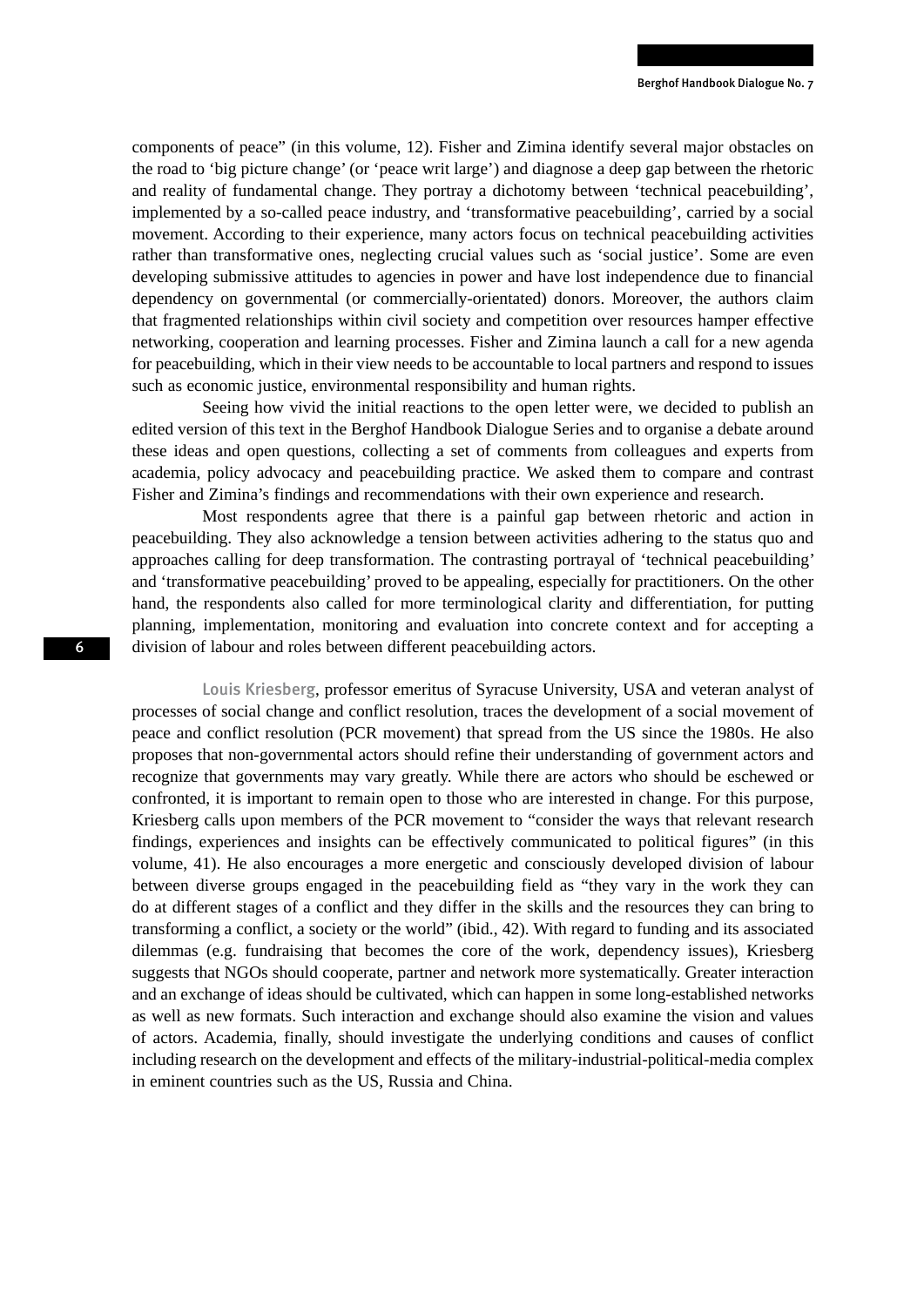components of peace" (in this volume, 12). Fisher and Zimina identify several major obstacles on the road to 'big picture change' (or 'peace writ large') and diagnose a deep gap between the rhetoric and reality of fundamental change. They portray a dichotomy between 'technical peacebuilding', implemented by a so-called peace industry, and 'transformative peacebuilding', carried by a social movement. According to their experience, many actors focus on technical peacebuilding activities rather than transformative ones, neglecting crucial values such as 'social justice'. Some are even developing submissive attitudes to agencies in power and have lost independence due to financial dependency on governmental (or commercially-orientated) donors. Moreover, the authors claim that fragmented relationships within civil society and competition over resources hamper effective networking, cooperation and learning processes. Fisher and Zimina launch a call for a new agenda for peacebuilding, which in their view needs to be accountable to local partners and respond to issues such as economic justice, environmental responsibility and human rights.

Seeing how vivid the initial reactions to the open letter were, we decided to publish an edited version of this text in the Berghof Handbook Dialogue Series and to organise a debate around these ideas and open questions, collecting a set of comments from colleagues and experts from academia, policy advocacy and peacebuilding practice. We asked them to compare and contrast Fisher and Zimina's findings and recommendations with their own experience and research.

Most respondents agree that there is a painful gap between rhetoric and action in peacebuilding. They also acknowledge a tension between activities adhering to the status quo and approaches calling for deep transformation. The contrasting portrayal of 'technical peacebuilding' and 'transformative peacebuilding' proved to be appealing, especially for practitioners. On the other hand, the respondents also called for more terminological clarity and differentiation, for putting planning, implementation, monitoring and evaluation into concrete context and for accepting a division of labour and roles between different peacebuilding actors.

Louis Kriesberg, professor emeritus of Syracuse University, USA and veteran analyst of processes of social change and conflict resolution, traces the development of a social movement of peace and conflict resolution (PCR movement) that spread from the US since the 1980s. He also proposes that non-governmental actors should refine their understanding of government actors and recognize that governments may vary greatly. While there are actors who should be eschewed or confronted, it is important to remain open to those who are interested in change. For this purpose, Kriesberg calls upon members of the PCR movement to "consider the ways that relevant research findings, experiences and insights can be effectively communicated to political figures" (in this volume, 41). He also encourages a more energetic and consciously developed division of labour between diverse groups engaged in the peacebuilding field as "they vary in the work they can do at different stages of a conflict and they differ in the skills and the resources they can bring to transforming a conflict, a society or the world" (ibid., 42). With regard to funding and its associated dilemmas (e.g. fundraising that becomes the core of the work, dependency issues), Kriesberg suggests that NGOs should cooperate, partner and network more systematically. Greater interaction and an exchange of ideas should be cultivated, which can happen in some long-established networks as well as new formats. Such interaction and exchange should also examine the vision and values of actors. Academia, finally, should investigate the underlying conditions and causes of conflict including research on the development and effects of the military-industrial-political-media complex in eminent countries such as the US, Russia and China.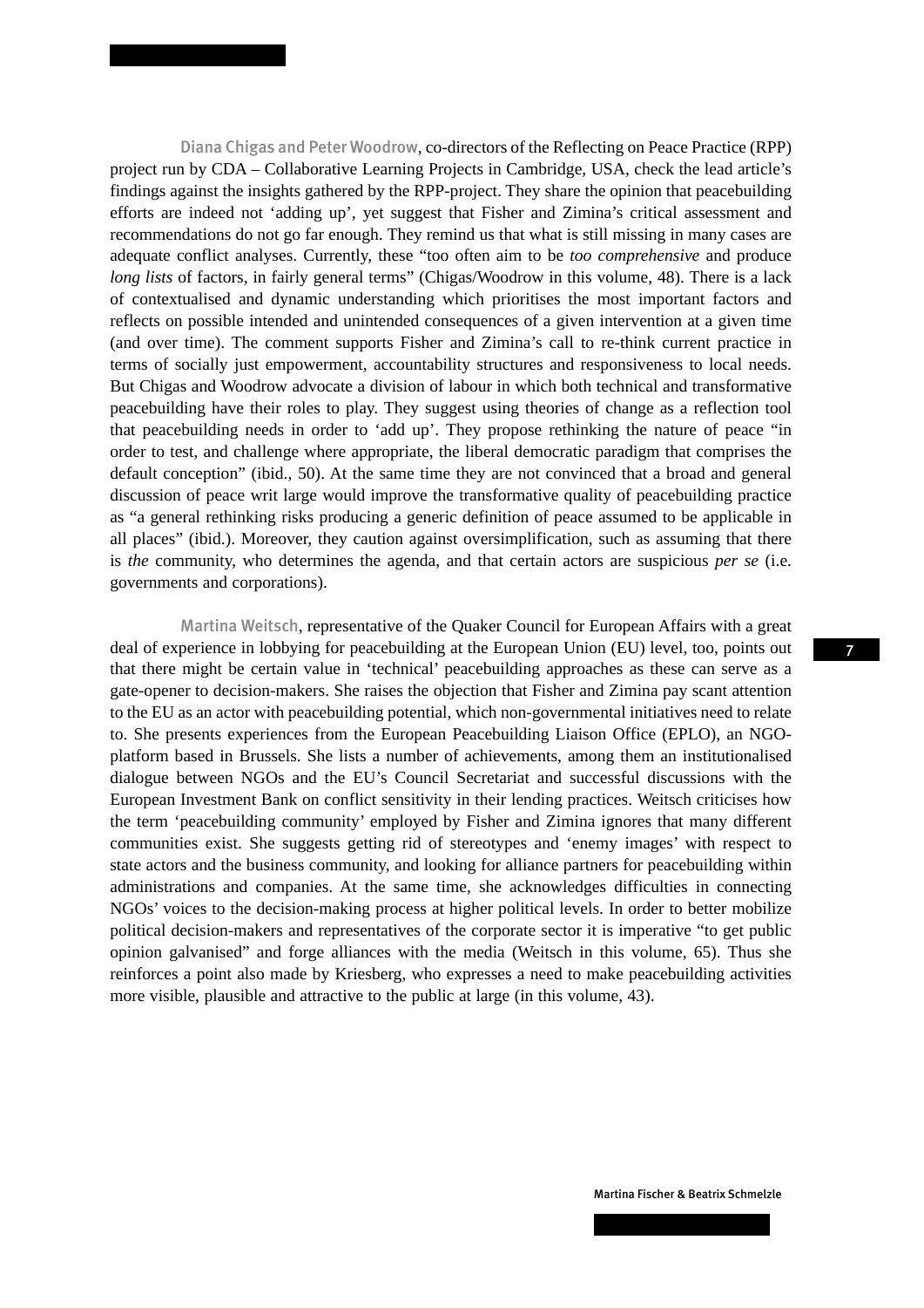Diana Chigas and Peter Woodrow, co-directors of the Reflecting on Peace Practice (RPP) project run by CDA – Collaborative Learning Projects in Cambridge, USA, check the lead article's findings against the insights gathered by the RPP-project. They share the opinion that peacebuilding efforts are indeed not 'adding up', yet suggest that Fisher and Zimina's critical assessment and recommendations do not go far enough. They remind us that what is still missing in many cases are adequate conflict analyses. Currently, these "too often aim to be *too comprehensive* and produce *long lists* of factors, in fairly general terms" (Chigas/Woodrow in this volume, 48). There is a lack of contextualised and dynamic understanding which prioritises the most important factors and reflects on possible intended and unintended consequences of a given intervention at a given time (and over time). The comment supports Fisher and Zimina's call to re-think current practice in terms of socially just empowerment, accountability structures and responsiveness to local needs. But Chigas and Woodrow advocate a division of labour in which both technical and transformative peacebuilding have their roles to play. They suggest using theories of change as a reflection tool that peacebuilding needs in order to 'add up'. They propose rethinking the nature of peace "in order to test, and challenge where appropriate, the liberal democratic paradigm that comprises the default conception" (ibid., 50). At the same time they are not convinced that a broad and general discussion of peace writ large would improve the transformative quality of peacebuilding practice as "a general rethinking risks producing a generic definition of peace assumed to be applicable in all places" (ibid.). Moreover, they caution against oversimplification, such as assuming that there is *the* community, who determines the agenda, and that certain actors are suspicious *per se* (i.e. governments and corporations).

Martina Weitsch, representative of the Quaker Council for European Affairs with a great deal of experience in lobbying for peacebuilding at the European Union (EU) level, too, points out that there might be certain value in 'technical' peacebuilding approaches as these can serve as a gate-opener to decision-makers. She raises the objection that Fisher and Zimina pay scant attention to the EU as an actor with peacebuilding potential, which non-governmental initiatives need to relate to. She presents experiences from the European Peacebuilding Liaison Office (EPLO), an NGO-platform based in Brussels. She lists a number of achievements, among them an institutionalised dialogue between NGOs and the EU's Council Secretariat and successful discussions with the European Investment Bank on conflict sensitivity in their lending practices. Weitsch criticises how the term 'peacebuilding community' employed by Fisher and Zimina ignores that many different communities exist. She suggests getting rid of stereotypes and 'enemy images' with respect to state actors and the business community, and looking for alliance partners for peacebuilding within administrations and companies. At the same time, she acknowledges difficulties in connecting NGOs' voices to the decision-making process at higher political levels. In order to better mobilize political decision-makers and representatives of the corporate sector it is imperative "to get public opinion galvanised" and forge alliances with the media (Weitsch in this volume, 65). Thus she reinforces a point also made by Kriesberg, who expresses a need to make peacebuilding activities more visible, plausible and attractive to the public at large (in this volume, 43).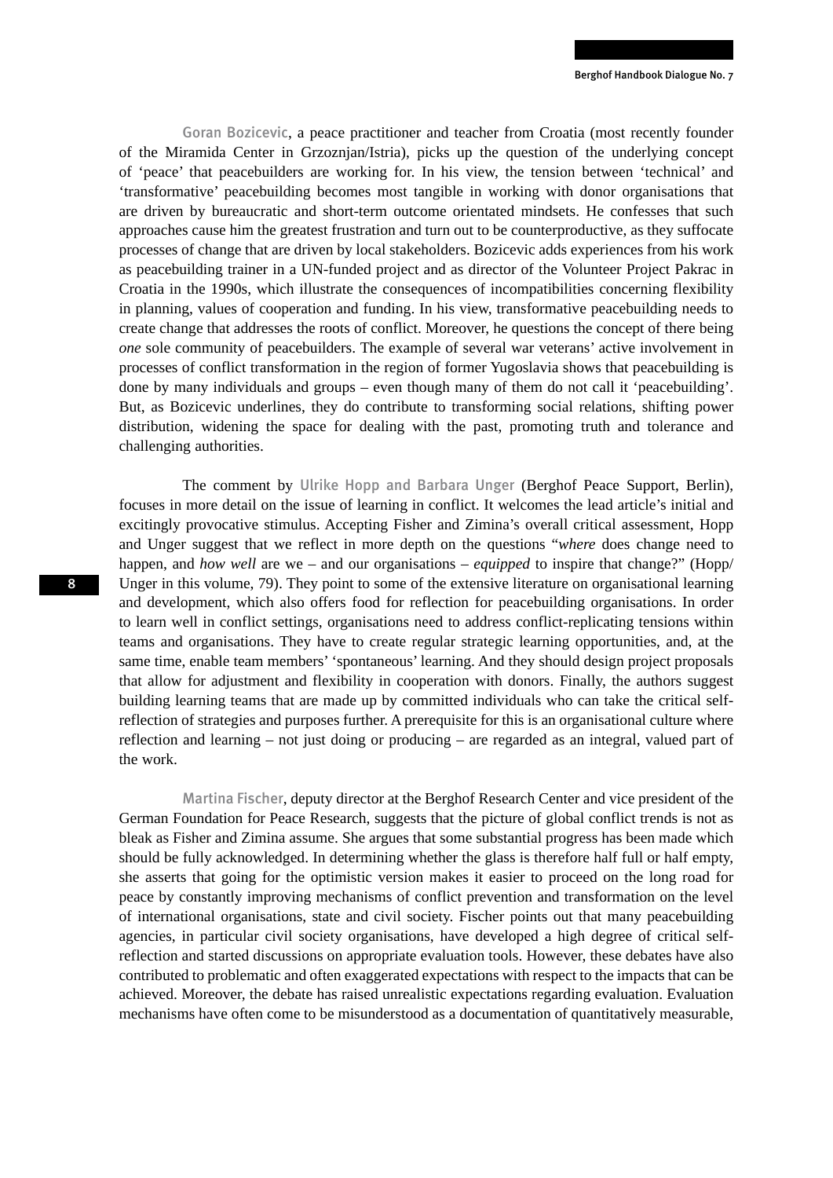Goran Bozicevic, a peace practitioner and teacher from Croatia (most recently founder of the Miramida Center in Grzoznjan/Istria), picks up the question of the underlying concept of 'peace' that peacebuilders are working for. In his view, the tension between 'technical' and 'transformative' peacebuilding becomes most tangible in working with donor organisations that are driven by bureaucratic and short-term outcome orientated mindsets. He confesses that such approaches cause him the greatest frustration and turn out to be counterproductive, as they suffocate processes of change that are driven by local stakeholders. Bozicevic adds experiences from his work as peacebuilding trainer in a UN-funded project and as director of the Volunteer Project Pakrac in Croatia in the 1990s, which illustrate the consequences of incompatibilities concerning flexibility in planning, values of cooperation and funding. In his view, transformative peacebuilding needs to create change that addresses the roots of conflict. Moreover, he questions the concept of there being *one* sole community of peacebuilders. The example of several war veterans' active involvement in processes of conflict transformation in the region of former Yugoslavia shows that peacebuilding is done by many individuals and groups – even though many of them do not call it 'peacebuilding'. But, as Bozicevic underlines, they do contribute to transforming social relations, shifting power distribution, widening the space for dealing with the past, promoting truth and tolerance and challenging authorities.

The comment by Ulrike Hopp and Barbara Unger (Berghof Peace Support, Berlin), focuses in more detail on the issue of learning in conflict. It welcomes the lead article's initial and excitingly provocative stimulus. Accepting Fisher and Zimina's overall critical assessment, Hopp and Unger suggest that we reflect in more depth on the questions "*where* does change need to happen, and *how well* are we – and our organisations – *equipped* to inspire that change?" (Hopp/Unger in this volume, 79). They point to some of the extensive literature on organisational learning and development, which also offers food for reflection for peacebuilding organisations. In order to learn well in conflict settings, organisations need to address conflict-replicating tensions within teams and organisations. They have to create regular strategic learning opportunities, and, at the same time, enable team members' 'spontaneous' learning. And they should design project proposals that allow for adjustment and flexibility in cooperation with donors. Finally, the authors suggest building learning teams that are made up by committed individuals who can take the critical self-reflection of strategies and purposes further. A prerequisite for this is an organisational culture where reflection and learning – not just doing or producing – are regarded as an integral, valued part of the work.

Martina Fischer, deputy director at the Berghof Research Center and vice president of the German Foundation for Peace Research, suggests that the picture of global conflict trends is not as bleak as Fisher and Zimina assume. She argues that some substantial progress has been made which should be fully acknowledged. In determining whether the glass is therefore half full or half empty, she asserts that going for the optimistic version makes it easier to proceed on the long road for peace by constantly improving mechanisms of conflict prevention and transformation on the level of international organisations, state and civil society. Fischer points out that many peacebuilding agencies, in particular civil society organisations, have developed a high degree of critical self-reflection and started discussions on appropriate evaluation tools. However, these debates have also contributed to problematic and often exaggerated expectations with respect to the impacts that can be achieved. Moreover, the debate has raised unrealistic expectations regarding evaluation. Evaluation mechanisms have often come to be misunderstood as a documentation of quantitatively measurable,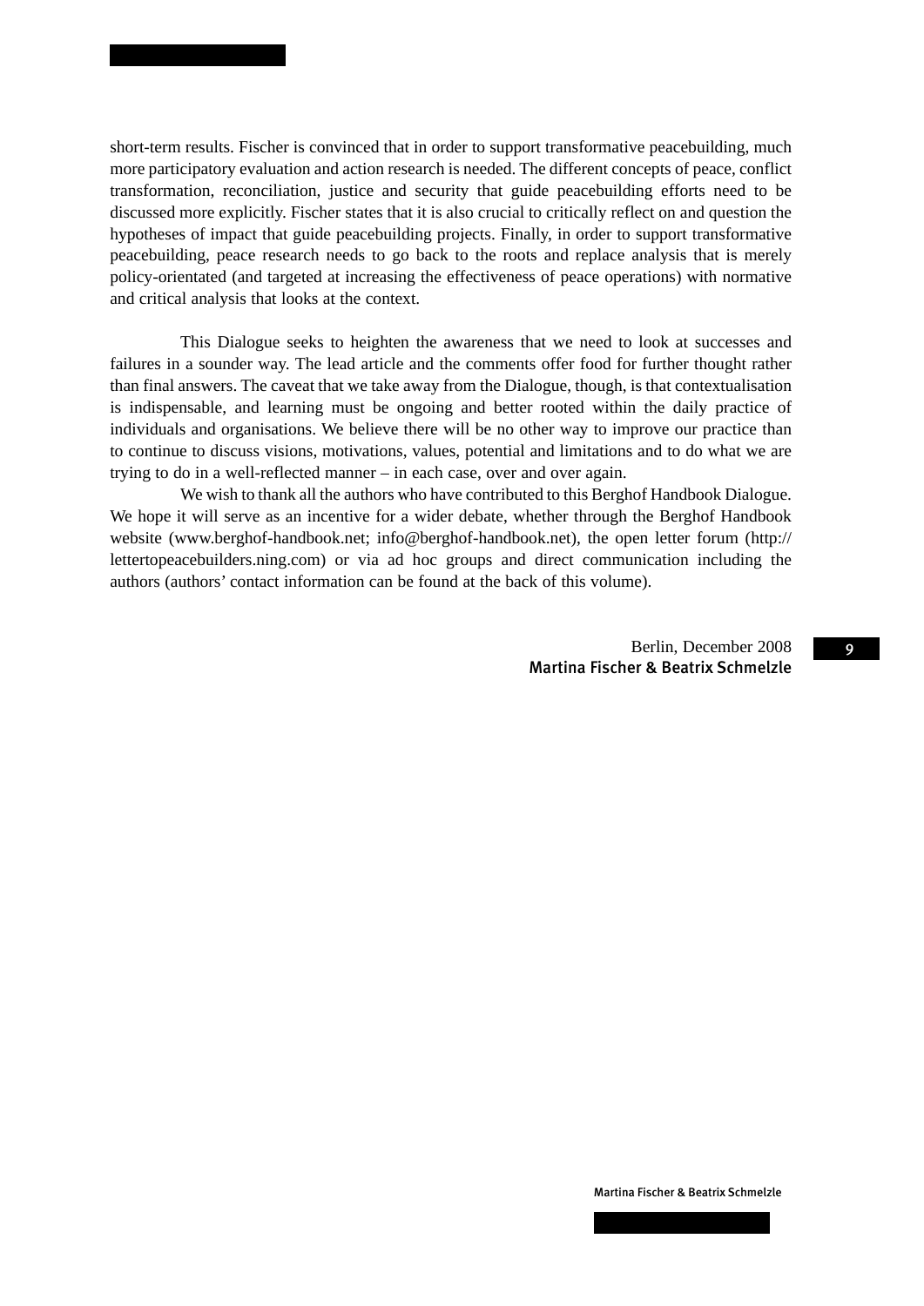short-term results. Fischer is convinced that in order to support transformative peacebuilding, much more participatory evaluation and action research is needed. The different concepts of peace, conflict transformation, reconciliation, justice and security that guide peacebuilding efforts need to be discussed more explicitly. Fischer states that it is also crucial to critically reflect on and question the hypotheses of impact that guide peacebuilding projects. Finally, in order to support transformative peacebuilding, peace research needs to go back to the roots and replace analysis that is merely policy-orientated (and targeted at increasing the effectiveness of peace operations) with normative and critical analysis that looks at the context.

This Dialogue seeks to heighten the awareness that we need to look at successes and failures in a sounder way. The lead article and the comments offer food for further thought rather than final answers. The caveat that we take away from the Dialogue, though, is that contextualisation is indispensable, and learning must be ongoing and better rooted within the daily practice of individuals and organisations. We believe there will be no other way to improve our practice than to continue to discuss visions, motivations, values, potential and limitations and to do what we are trying to do in a well-reflected manner – in each case, over and over again.

We wish to thank all the authors who have contributed to this Berghof Handbook Dialogue. We hope it will serve as an incentive for a wider debate, whether through the Berghof Handbook website (www.berghof-handbook.net; info@berghof-handbook.net), the open letter forum (http://lettertopeacebuilders.ning.com) or via ad hoc groups and direct communication including the authors (authors' contact information can be found at the back of this volume).

Berlin, December 2008
**Martina Fischer & Beatrix Schmelzle**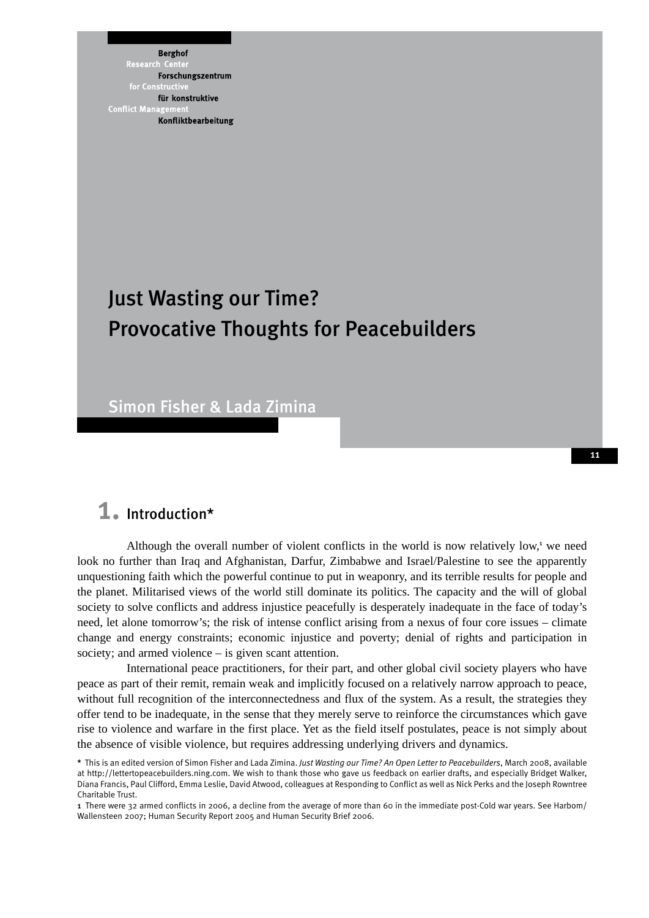Berghof Research Center for Constructive Conflict Management
Berghof Forschungszentrum für konstruktive Konfliktbearbeitung

# Just Wasting our Time? Provocative Thoughts for Peacebuilders

Simon Fisher & Lada Zimina

## 1. Introduction*

Although the overall number of violent conflicts in the world is now relatively low,[1] we need look no further than Iraq and Afghanistan, Darfur, Zimbabwe and Israel/Palestine to see the apparently unquestioning faith which the powerful continue to put in weaponry, and its terrible results for people and the planet. Militarised views of the world still dominate its politics. The capacity and the will of global society to solve conflicts and address injustice peacefully is desperately inadequate in the face of today's need, let alone tomorrow's; the risk of intense conflict arising from a nexus of four core issues – climate change and energy constraints; economic injustice and poverty; denial of rights and participation in society; and armed violence – is given scant attention.

International peace practitioners, for their part, and other global civil society players who have peace as part of their remit, remain weak and implicitly focused on a relatively narrow approach to peace, without full recognition of the interconnectedness and flux of the system. As a result, the strategies they offer tend to be inadequate, in the sense that they merely serve to reinforce the circumstances which gave rise to violence and warfare in the first place. Yet as the field itself postulates, peace is not simply about the absence of visible violence, but requires addressing underlying drivers and dynamics.

\* This is an edited version of Simon Fisher and Lada Zimina. *Just Wasting our Time? An Open Letter to Peacebuilders*, March 2008, available at http://lettertopeacebuilders.ning.com. We wish to thank those who gave us feedback on earlier drafts, and especially Bridget Walker, Diana Francis, Paul Clifford, Emma Leslie, David Atwood, colleagues at Responding to Conflict as well as Nick Perks and the Joseph Rowntree Charitable Trust.

1 There were 32 armed conflicts in 2006, a decline from the average of more than 60 in the immediate post-Cold war years. See Harbom/Wallensteen 2007; Human Security Report 2005 and Human Security Brief 2006.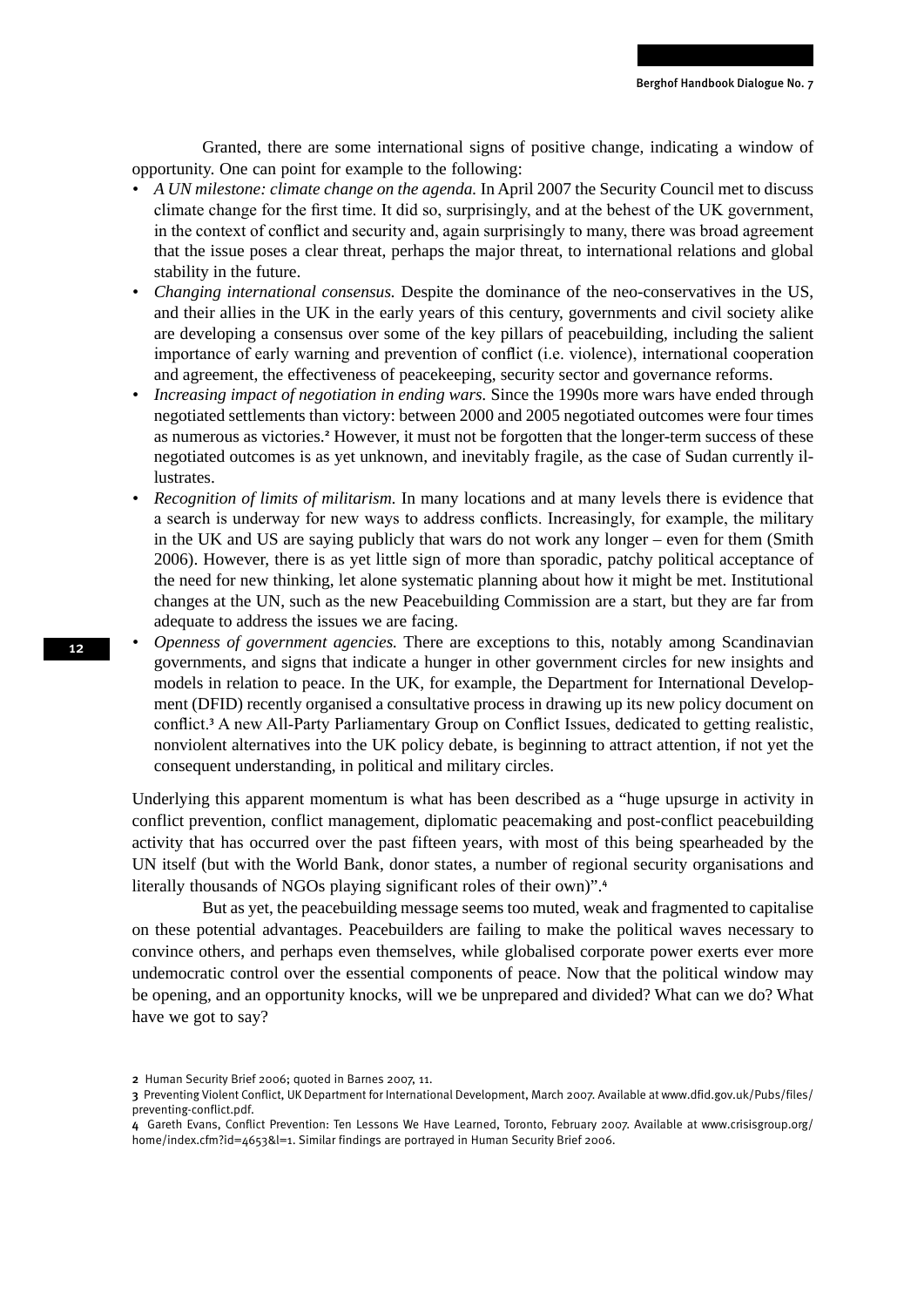Granted, there are some international signs of positive change, indicating a window of opportunity. One can point for example to the following:

- *A UN milestone: climate change on the agenda.* In April 2007 the Security Council met to discuss climate change for the first time. It did so, surprisingly, and at the behest of the UK government, in the context of conflict and security and, again surprisingly to many, there was broad agreement that the issue poses a clear threat, perhaps the major threat, to international relations and global stability in the future.
- *Changing international consensus.* Despite the dominance of the neo-conservatives in the US, and their allies in the UK in the early years of this century, governments and civil society alike are developing a consensus over some of the key pillars of peacebuilding, including the salient importance of early warning and prevention of conflict (i.e. violence), international cooperation and agreement, the effectiveness of peacekeeping, security sector and governance reforms.
- *Increasing impact of negotiation in ending wars.* Since the 1990s more wars have ended through negotiated settlements than victory: between 2000 and 2005 negotiated outcomes were four times as numerous as victories.[2] However, it must not be forgotten that the longer-term success of these negotiated outcomes is as yet unknown, and inevitably fragile, as the case of Sudan currently illustrates.
- *Recognition of limits of militarism.* In many locations and at many levels there is evidence that a search is underway for new ways to address conflicts. Increasingly, for example, the military in the UK and US are saying publicly that wars do not work any longer – even for them (Smith 2006). However, there is as yet little sign of more than sporadic, patchy political acceptance of the need for new thinking, let alone systematic planning about how it might be met. Institutional changes at the UN, such as the new Peacebuilding Commission are a start, but they are far from adequate to address the issues we are facing.
- *Openness of government agencies.* There are exceptions to this, notably among Scandinavian governments, and signs that indicate a hunger in other government circles for new insights and models in relation to peace. In the UK, for example, the Department for International Development (DFID) recently organised a consultative process in drawing up its new policy document on conflict.[3] A new All-Party Parliamentary Group on Conflict Issues, dedicated to getting realistic, nonviolent alternatives into the UK policy debate, is beginning to attract attention, if not yet the consequent understanding, in political and military circles.

Underlying this apparent momentum is what has been described as a "huge upsurge in activity in conflict prevention, conflict management, diplomatic peacemaking and post-conflict peacebuilding activity that has occurred over the past fifteen years, with most of this being spearheaded by the UN itself (but with the World Bank, donor states, a number of regional security organisations and literally thousands of NGOs playing significant roles of their own)".[4]

But as yet, the peacebuilding message seems too muted, weak and fragmented to capitalise on these potential advantages. Peacebuilders are failing to make the political waves necessary to convince others, and perhaps even themselves, while globalised corporate power exerts ever more undemocratic control over the essential components of peace. Now that the political window may be opening, and an opportunity knocks, will we be unprepared and divided? What can we do? What have we got to say?

---

2 Human Security Brief 2006; quoted in Barnes 2007, 11.

3 Preventing Violent Conflict, UK Department for International Development, March 2007. Available at www.dfid.gov.uk/Pubs/files/preventing-conflict.pdf.

4 Gareth Evans, Conflict Prevention: Ten Lessons We Have Learned, Toronto, February 2007. Available at www.crisisgroup.org/home/index.cfm?id=4653&l=1. Similar findings are portrayed in Human Security Brief 2006.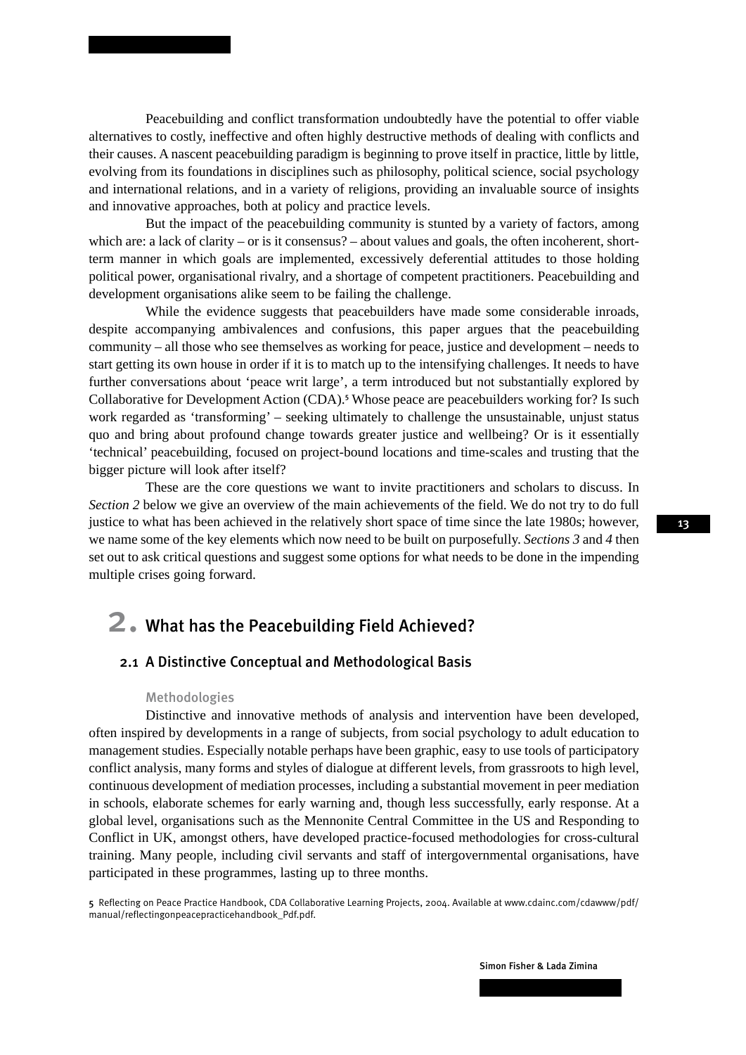Peacebuilding and conflict transformation undoubtedly have the potential to offer viable alternatives to costly, ineffective and often highly destructive methods of dealing with conflicts and their causes. A nascent peacebuilding paradigm is beginning to prove itself in practice, little by little, evolving from its foundations in disciplines such as philosophy, political science, social psychology and international relations, and in a variety of religions, providing an invaluable source of insights and innovative approaches, both at policy and practice levels.

But the impact of the peacebuilding community is stunted by a variety of factors, among which are: a lack of clarity – or is it consensus? – about values and goals, the often incoherent, short-term manner in which goals are implemented, excessively deferential attitudes to those holding political power, organisational rivalry, and a shortage of competent practitioners. Peacebuilding and development organisations alike seem to be failing the challenge.

While the evidence suggests that peacebuilders have made some considerable inroads, despite accompanying ambivalences and confusions, this paper argues that the peacebuilding community – all those who see themselves as working for peace, justice and development – needs to start getting its own house in order if it is to match up to the intensifying challenges. It needs to have further conversations about 'peace writ large', a term introduced but not substantially explored by Collaborative for Development Action (CDA).[5] Whose peace are peacebuilders working for? Is such work regarded as 'transforming' – seeking ultimately to challenge the unsustainable, unjust status quo and bring about profound change towards greater justice and wellbeing? Or is it essentially 'technical' peacebuilding, focused on project-bound locations and time-scales and trusting that the bigger picture will look after itself?

These are the core questions we want to invite practitioners and scholars to discuss. In *Section 2* below we give an overview of the main achievements of the field. We do not try to do full justice to what has been achieved in the relatively short space of time since the late 1980s; however, we name some of the key elements which now need to be built on purposefully. *Sections 3* and *4* then set out to ask critical questions and suggest some options for what needs to be done in the impending multiple crises going forward.

# 2. What has the Peacebuilding Field Achieved?

## 2.1 A Distinctive Conceptual and Methodological Basis

### Methodologies

Distinctive and innovative methods of analysis and intervention have been developed, often inspired by developments in a range of subjects, from social psychology to adult education to management studies. Especially notable perhaps have been graphic, easy to use tools of participatory conflict analysis, many forms and styles of dialogue at different levels, from grassroots to high level, continuous development of mediation processes, including a substantial movement in peer mediation in schools, elaborate schemes for early warning and, though less successfully, early response. At a global level, organisations such as the Mennonite Central Committee in the US and Responding to Conflict in UK, amongst others, have developed practice-focused methodologies for cross-cultural training. Many people, including civil servants and staff of intergovernmental organisations, have participated in these programmes, lasting up to three months.

5 Reflecting on Peace Practice Handbook, CDA Collaborative Learning Projects, 2004. Available at www.cdainc.com/cdawww/pdf/manual/reflectingonpeacepracticehandbook_Pdf.pdf.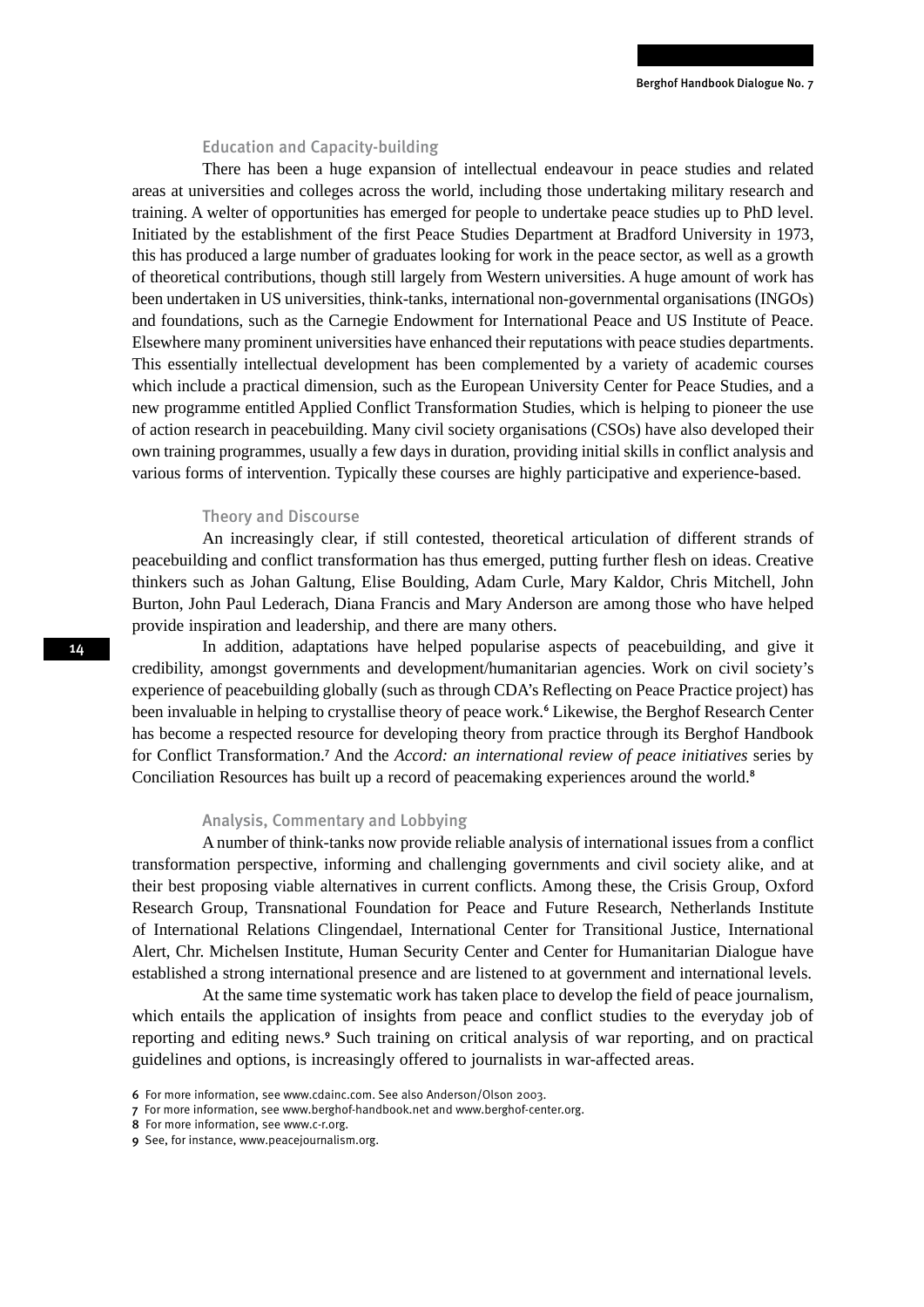### Education and Capacity-building

There has been a huge expansion of intellectual endeavour in peace studies and related areas at universities and colleges across the world, including those undertaking military research and training. A welter of opportunities has emerged for people to undertake peace studies up to PhD level. Initiated by the establishment of the first Peace Studies Department at Bradford University in 1973, this has produced a large number of graduates looking for work in the peace sector, as well as a growth of theoretical contributions, though still largely from Western universities. A huge amount of work has been undertaken in US universities, think-tanks, international non-governmental organisations (INGOs) and foundations, such as the Carnegie Endowment for International Peace and US Institute of Peace. Elsewhere many prominent universities have enhanced their reputations with peace studies departments. This essentially intellectual development has been complemented by a variety of academic courses which include a practical dimension, such as the European University Center for Peace Studies, and a new programme entitled Applied Conflict Transformation Studies, which is helping to pioneer the use of action research in peacebuilding. Many civil society organisations (CSOs) have also developed their own training programmes, usually a few days in duration, providing initial skills in conflict analysis and various forms of intervention. Typically these courses are highly participative and experience-based.

### Theory and Discourse

An increasingly clear, if still contested, theoretical articulation of different strands of peacebuilding and conflict transformation has thus emerged, putting further flesh on ideas. Creative thinkers such as Johan Galtung, Elise Boulding, Adam Curle, Mary Kaldor, Chris Mitchell, John Burton, John Paul Lederach, Diana Francis and Mary Anderson are among those who have helped provide inspiration and leadership, and there are many others.

In addition, adaptations have helped popularise aspects of peacebuilding, and give it credibility, amongst governments and development/humanitarian agencies. Work on civil society's experience of peacebuilding globally (such as through CDA's Reflecting on Peace Practice project) has been invaluable in helping to crystallise theory of peace work.[6] Likewise, the Berghof Research Center has become a respected resource for developing theory from practice through its Berghof Handbook for Conflict Transformation.[7] And the *Accord: an international review of peace initiatives* series by Conciliation Resources has built up a record of peacemaking experiences around the world.[8]

### Analysis, Commentary and Lobbying

A number of think-tanks now provide reliable analysis of international issues from a conflict transformation perspective, informing and challenging governments and civil society alike, and at their best proposing viable alternatives in current conflicts. Among these, the Crisis Group, Oxford Research Group, Transnational Foundation for Peace and Future Research, Netherlands Institute of International Relations Clingendael, International Center for Transitional Justice, International Alert, Chr. Michelsen Institute, Human Security Center and Center for Humanitarian Dialogue have established a strong international presence and are listened to at government and international levels.

At the same time systematic work has taken place to develop the field of peace journalism, which entails the application of insights from peace and conflict studies to the everyday job of reporting and editing news.[9] Such training on critical analysis of war reporting, and on practical guidelines and options, is increasingly offered to journalists in war-affected areas.

---

6 For more information, see www.cdainc.com. See also Anderson/Olson 2003.

7 For more information, see www.berghof-handbook.net and www.berghof-center.org.

8 For more information, see www.c-r.org.

9 See, for instance, www.peacejournalism.org.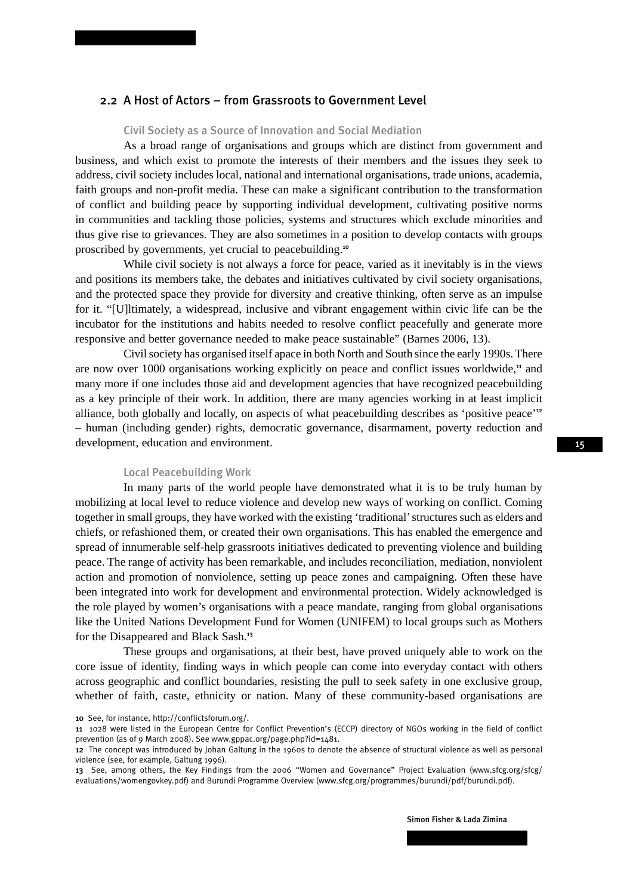## 2.2 A Host of Actors – from Grassroots to Government Level

### Civil Society as a Source of Innovation and Social Mediation

As a broad range of organisations and groups which are distinct from government and business, and which exist to promote the interests of their members and the issues they seek to address, civil society includes local, national and international organisations, trade unions, academia, faith groups and non-profit media. These can make a significant contribution to the transformation of conflict and building peace by supporting individual development, cultivating positive norms in communities and tackling those policies, systems and structures which exclude minorities and thus give rise to grievances. They are also sometimes in a position to develop contacts with groups proscribed by governments, yet crucial to peacebuilding.[10]

While civil society is not always a force for peace, varied as it inevitably is in the views and positions its members take, the debates and initiatives cultivated by civil society organisations, and the protected space they provide for diversity and creative thinking, often serve as an impulse for it. "[U]ltimately, a widespread, inclusive and vibrant engagement within civic life can be the incubator for the institutions and habits needed to resolve conflict peacefully and generate more responsive and better governance needed to make peace sustainable" (Barnes 2006, 13).

Civil society has organised itself apace in both North and South since the early 1990s. There are now over 1000 organisations working explicitly on peace and conflict issues worldwide,[11] and many more if one includes those aid and development agencies that have recognized peacebuilding as a key principle of their work. In addition, there are many agencies working in at least implicit alliance, both globally and locally, on aspects of what peacebuilding describes as 'positive peace'[12] – human (including gender) rights, democratic governance, disarmament, poverty reduction and development, education and environment.

### Local Peacebuilding Work

In many parts of the world people have demonstrated what it is to be truly human by mobilizing at local level to reduce violence and develop new ways of working on conflict. Coming together in small groups, they have worked with the existing 'traditional' structures such as elders and chiefs, or refashioned them, or created their own organisations. This has enabled the emergence and spread of innumerable self-help grassroots initiatives dedicated to preventing violence and building peace. The range of activity has been remarkable, and includes reconciliation, mediation, nonviolent action and promotion of nonviolence, setting up peace zones and campaigning. Often these have been integrated into work for development and environmental protection. Widely acknowledged is the role played by women's organisations with a peace mandate, ranging from global organisations like the United Nations Development Fund for Women (UNIFEM) to local groups such as Mothers for the Disappeared and Black Sash.[13]

These groups and organisations, at their best, have proved uniquely able to work on the core issue of identity, finding ways in which people can come into everyday contact with others across geographic and conflict boundaries, resisting the pull to seek safety in one exclusive group, whether of faith, caste, ethnicity or nation. Many of these community-based organisations are

---

10 See, for instance, http://conflictsforum.org/.

11 1028 were listed in the European Centre for Conflict Prevention's (ECCP) directory of NGOs working in the field of conflict prevention (as of 9 March 2008). See www.gppac.org/page.php?id=1481.

12 The concept was introduced by Johan Galtung in the 1960s to denote the absence of structural violence as well as personal violence (see, for example, Galtung 1996).

13 See, among others, the Key Findings from the 2006 "Women and Governance" Project Evaluation (www.sfcg.org/sfcg/evaluations/womengovkey.pdf) and Burundi Programme Overview (www.sfcg.org/programmes/burundi/pdf/burundi.pdf).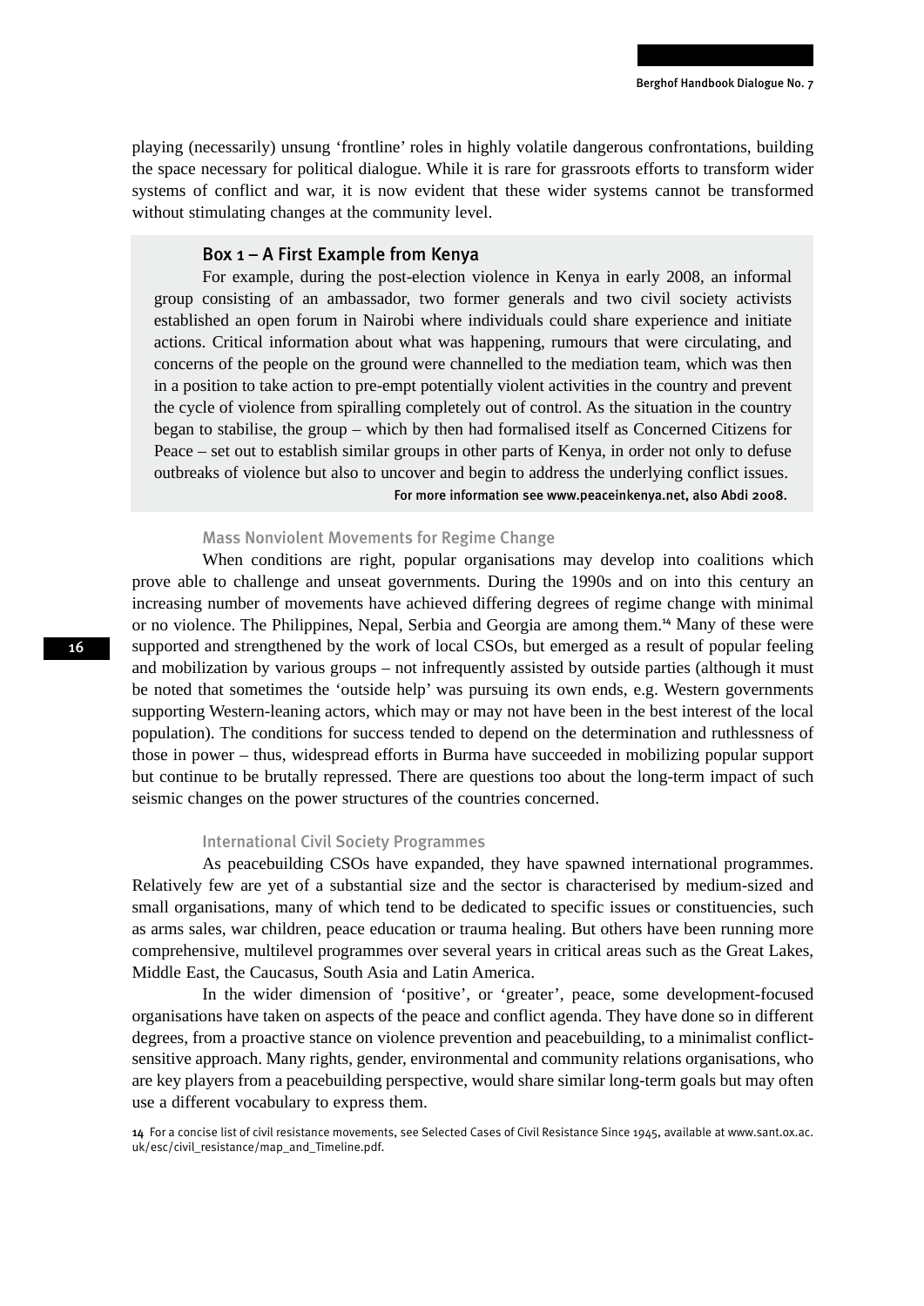playing (necessarily) unsung 'frontline' roles in highly volatile dangerous confrontations, building the space necessary for political dialogue. While it is rare for grassroots efforts to transform wider systems of conflict and war, it is now evident that these wider systems cannot be transformed without stimulating changes at the community level.

### Box 1 – A First Example from Kenya

For example, during the post-election violence in Kenya in early 2008, an informal group consisting of an ambassador, two former generals and two civil society activists established an open forum in Nairobi where individuals could share experience and initiate actions. Critical information about what was happening, rumours that were circulating, and concerns of the people on the ground were channelled to the mediation team, which was then in a position to take action to pre-empt potentially violent activities in the country and prevent the cycle of violence from spiralling completely out of control. As the situation in the country began to stabilise, the group – which by then had formalised itself as Concerned Citizens for Peace – set out to establish similar groups in other parts of Kenya, in order not only to defuse outbreaks of violence but also to uncover and begin to address the underlying conflict issues.

For more information see www.peaceinkenya.net, also Abdi 2008.

#### Mass Nonviolent Movements for Regime Change

When conditions are right, popular organisations may develop into coalitions which prove able to challenge and unseat governments. During the 1990s and on into this century an increasing number of movements have achieved differing degrees of regime change with minimal or no violence. The Philippines, Nepal, Serbia and Georgia are among them.[14] Many of these were supported and strengthened by the work of local CSOs, but emerged as a result of popular feeling and mobilization by various groups – not infrequently assisted by outside parties (although it must be noted that sometimes the 'outside help' was pursuing its own ends, e.g. Western governments supporting Western-leaning actors, which may or may not have been in the best interest of the local population). The conditions for success tended to depend on the determination and ruthlessness of those in power – thus, widespread efforts in Burma have succeeded in mobilizing popular support but continue to be brutally repressed. There are questions too about the long-term impact of such seismic changes on the power structures of the countries concerned.

#### International Civil Society Programmes

As peacebuilding CSOs have expanded, they have spawned international programmes. Relatively few are yet of a substantial size and the sector is characterised by medium-sized and small organisations, many of which tend to be dedicated to specific issues or constituencies, such as arms sales, war children, peace education or trauma healing. But others have been running more comprehensive, multilevel programmes over several years in critical areas such as the Great Lakes, Middle East, the Caucasus, South Asia and Latin America.

In the wider dimension of 'positive', or 'greater', peace, some development-focused organisations have taken on aspects of the peace and conflict agenda. They have done so in different degrees, from a proactive stance on violence prevention and peacebuilding, to a minimalist conflict-sensitive approach. Many rights, gender, environmental and community relations organisations, who are key players from a peacebuilding perspective, would share similar long-term goals but may often use a different vocabulary to express them.

14 For a concise list of civil resistance movements, see Selected Cases of Civil Resistance Since 1945, available at www.sant.ox.ac.uk/esc/civil_resistance/map_and_Timeline.pdf.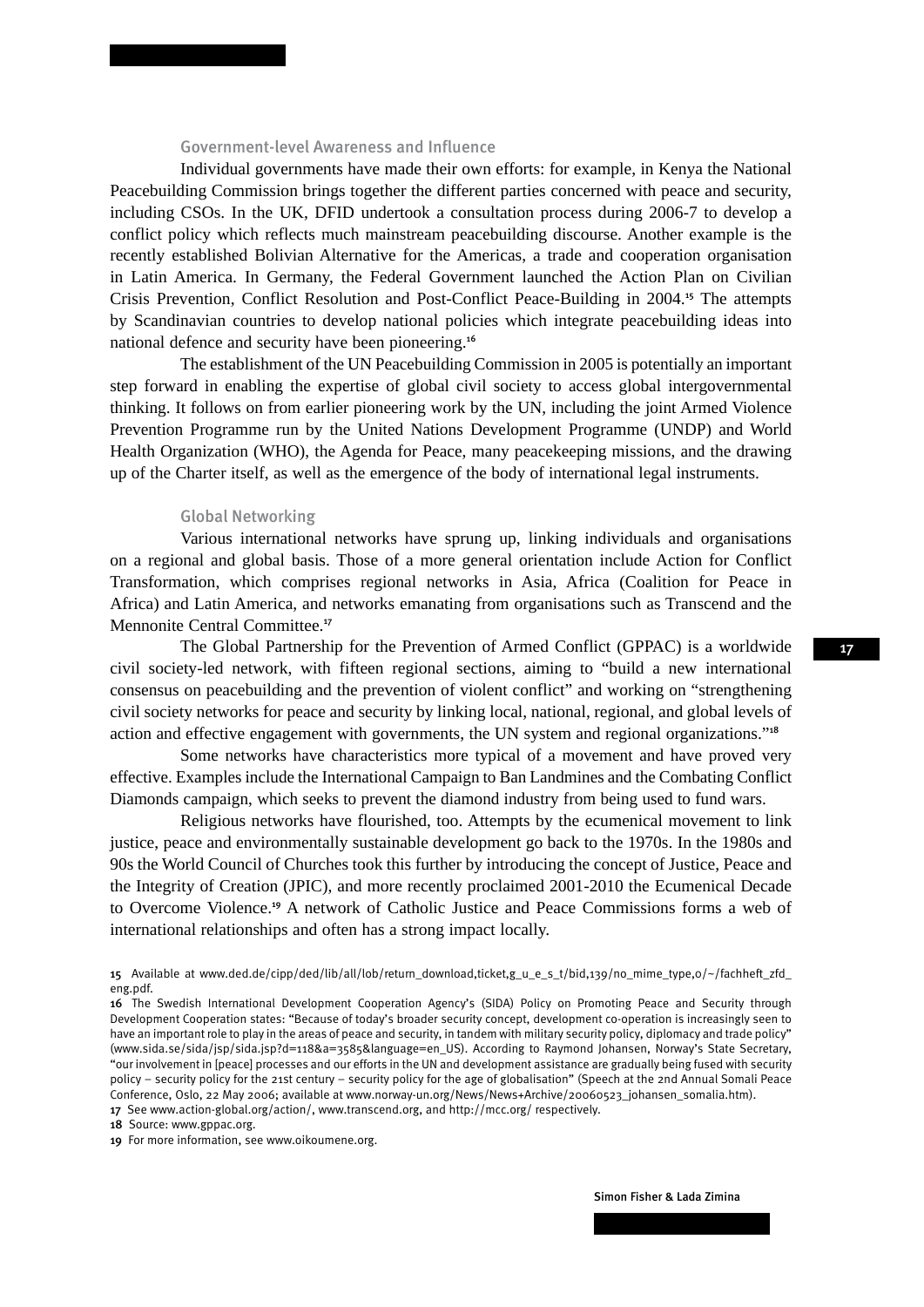### Government-level Awareness and Influence

Individual governments have made their own efforts: for example, in Kenya the National Peacebuilding Commission brings together the different parties concerned with peace and security, including CSOs. In the UK, DFID undertook a consultation process during 2006-7 to develop a conflict policy which reflects much mainstream peacebuilding discourse. Another example is the recently established Bolivian Alternative for the Americas, a trade and cooperation organisation in Latin America. In Germany, the Federal Government launched the Action Plan on Civilian Crisis Prevention, Conflict Resolution and Post-Conflict Peace-Building in 2004.[15] The attempts by Scandinavian countries to develop national policies which integrate peacebuilding ideas into national defence and security have been pioneering.[16]

The establishment of the UN Peacebuilding Commission in 2005 is potentially an important step forward in enabling the expertise of global civil society to access global intergovernmental thinking. It follows on from earlier pioneering work by the UN, including the joint Armed Violence Prevention Programme run by the United Nations Development Programme (UNDP) and World Health Organization (WHO), the Agenda for Peace, many peacekeeping missions, and the drawing up of the Charter itself, as well as the emergence of the body of international legal instruments.

### Global Networking

Various international networks have sprung up, linking individuals and organisations on a regional and global basis. Those of a more general orientation include Action for Conflict Transformation, which comprises regional networks in Asia, Africa (Coalition for Peace in Africa) and Latin America, and networks emanating from organisations such as Transcend and the Mennonite Central Committee.[17]

The Global Partnership for the Prevention of Armed Conflict (GPPAC) is a worldwide civil society-led network, with fifteen regional sections, aiming to "build a new international consensus on peacebuilding and the prevention of violent conflict" and working on "strengthening civil society networks for peace and security by linking local, national, regional, and global levels of action and effective engagement with governments, the UN system and regional organizations."[18]

Some networks have characteristics more typical of a movement and have proved very effective. Examples include the International Campaign to Ban Landmines and the Combating Conflict Diamonds campaign, which seeks to prevent the diamond industry from being used to fund wars.

Religious networks have flourished, too. Attempts by the ecumenical movement to link justice, peace and environmentally sustainable development go back to the 1970s. In the 1980s and 90s the World Council of Churches took this further by introducing the concept of Justice, Peace and the Integrity of Creation (JPIC), and more recently proclaimed 2001-2010 the Ecumenical Decade to Overcome Violence.[19] A network of Catholic Justice and Peace Commissions forms a web of international relationships and often has a strong impact locally.

---

**15** Available at www.ded.de/cipp/ded/lib/all/lob/return_download,ticket,g_u_e_s_t/bid,139/no_mime_type,0/~/fachheft_zfd_eng.pdf.

**16** The Swedish International Development Cooperation Agency's (SIDA) Policy on Promoting Peace and Security through Development Cooperation states: "Because of today's broader security concept, development co-operation is increasingly seen to have an important role to play in the areas of peace and security, in tandem with military security policy, diplomacy and trade policy" (www.sida.se/sida/jsp/sida.jsp?d=118&a=3585&language=en_US). According to Raymond Johansen, Norway's State Secretary, "our involvement in [peace] processes and our efforts in the UN and development assistance are gradually being fused with security policy – security policy for the 21st century – security policy for the age of globalisation" (Speech at the 2nd Annual Somali Peace Conference, Oslo, 22 May 2006; available at www.norway-un.org/News/News+Archive/20060523_johansen_somalia.htm).

**17** See www.action-global.org/action/, www.transcend.org, and http://mcc.org/ respectively.

**18** Source: www.gppac.org.

**19** For more information, see www.oikoumene.org.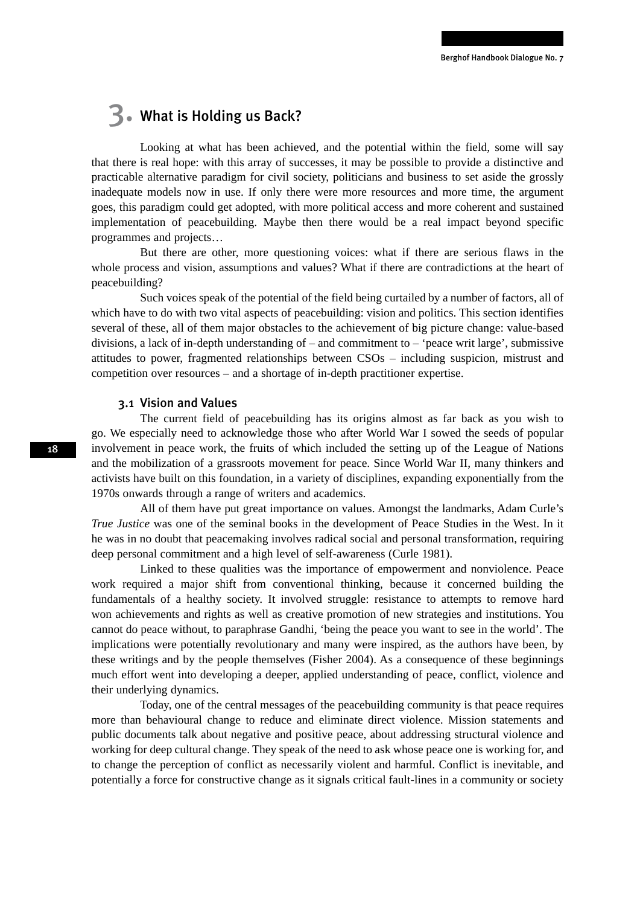# 3. What is Holding us Back?

Looking at what has been achieved, and the potential within the field, some will say that there is real hope: with this array of successes, it may be possible to provide a distinctive and practicable alternative paradigm for civil society, politicians and business to set aside the grossly inadequate models now in use. If only there were more resources and more time, the argument goes, this paradigm could get adopted, with more political access and more coherent and sustained implementation of peacebuilding. Maybe then there would be a real impact beyond specific programmes and projects…

But there are other, more questioning voices: what if there are serious flaws in the whole process and vision, assumptions and values? What if there are contradictions at the heart of peacebuilding?

Such voices speak of the potential of the field being curtailed by a number of factors, all of which have to do with two vital aspects of peacebuilding: vision and politics. This section identifies several of these, all of them major obstacles to the achievement of big picture change: value-based divisions, a lack of in-depth understanding of – and commitment to – 'peace writ large', submissive attitudes to power, fragmented relationships between CSOs – including suspicion, mistrust and competition over resources – and a shortage of in-depth practitioner expertise.

## 3.1 Vision and Values

The current field of peacebuilding has its origins almost as far back as you wish to go. We especially need to acknowledge those who after World War I sowed the seeds of popular involvement in peace work, the fruits of which included the setting up of the League of Nations and the mobilization of a grassroots movement for peace. Since World War II, many thinkers and activists have built on this foundation, in a variety of disciplines, expanding exponentially from the 1970s onwards through a range of writers and academics.

All of them have put great importance on values. Amongst the landmarks, Adam Curle's *True Justice* was one of the seminal books in the development of Peace Studies in the West. In it he was in no doubt that peacemaking involves radical social and personal transformation, requiring deep personal commitment and a high level of self-awareness (Curle 1981).

Linked to these qualities was the importance of empowerment and nonviolence. Peace work required a major shift from conventional thinking, because it concerned building the fundamentals of a healthy society. It involved struggle: resistance to attempts to remove hard won achievements and rights as well as creative promotion of new strategies and institutions. You cannot do peace without, to paraphrase Gandhi, 'being the peace you want to see in the world'. The implications were potentially revolutionary and many were inspired, as the authors have been, by these writings and by the people themselves (Fisher 2004). As a consequence of these beginnings much effort went into developing a deeper, applied understanding of peace, conflict, violence and their underlying dynamics.

Today, one of the central messages of the peacebuilding community is that peace requires more than behavioural change to reduce and eliminate direct violence. Mission statements and public documents talk about negative and positive peace, about addressing structural violence and working for deep cultural change. They speak of the need to ask whose peace one is working for, and to change the perception of conflict as necessarily violent and harmful. Conflict is inevitable, and potentially a force for constructive change as it signals critical fault-lines in a community or society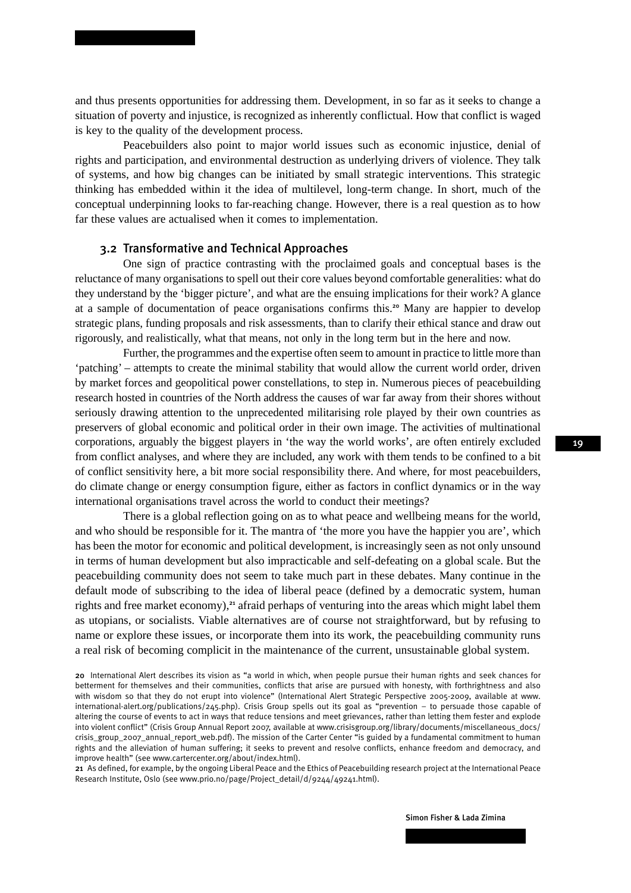and thus presents opportunities for addressing them. Development, in so far as it seeks to change a situation of poverty and injustice, is recognized as inherently conflictual. How that conflict is waged is key to the quality of the development process.

Peacebuilders also point to major world issues such as economic injustice, denial of rights and participation, and environmental destruction as underlying drivers of violence. They talk of systems, and how big changes can be initiated by small strategic interventions. This strategic thinking has embedded within it the idea of multilevel, long-term change. In short, much of the conceptual underpinning looks to far-reaching change. However, there is a real question as to how far these values are actualised when it comes to implementation.

### 3.2 Transformative and Technical Approaches

One sign of practice contrasting with the proclaimed goals and conceptual bases is the reluctance of many organisations to spell out their core values beyond comfortable generalities: what do they understand by the 'bigger picture', and what are the ensuing implications for their work? A glance at a sample of documentation of peace organisations confirms this.[20] Many are happier to develop strategic plans, funding proposals and risk assessments, than to clarify their ethical stance and draw out rigorously, and realistically, what that means, not only in the long term but in the here and now.

Further, the programmes and the expertise often seem to amount in practice to little more than 'patching' – attempts to create the minimal stability that would allow the current world order, driven by market forces and geopolitical power constellations, to step in. Numerous pieces of peacebuilding research hosted in countries of the North address the causes of war far away from their shores without seriously drawing attention to the unprecedented militarising role played by their own countries as preservers of global economic and political order in their own image. The activities of multinational corporations, arguably the biggest players in 'the way the world works', are often entirely excluded from conflict analyses, and where they are included, any work with them tends to be confined to a bit of conflict sensitivity here, a bit more social responsibility there. And where, for most peacebuilders, do climate change or energy consumption figure, either as factors in conflict dynamics or in the way international organisations travel across the world to conduct their meetings?

There is a global reflection going on as to what peace and wellbeing means for the world, and who should be responsible for it. The mantra of 'the more you have the happier you are', which has been the motor for economic and political development, is increasingly seen as not only unsound in terms of human development but also impracticable and self-defeating on a global scale. But the peacebuilding community does not seem to take much part in these debates. Many continue in the default mode of subscribing to the idea of liberal peace (defined by a democratic system, human rights and free market economy),[21] afraid perhaps of venturing into the areas which might label them as utopians, or socialists. Viable alternatives are of course not straightforward, but by refusing to name or explore these issues, or incorporate them into its work, the peacebuilding community runs a real risk of becoming complicit in the maintenance of the current, unsustainable global system.

---

[20] International Alert describes its vision as "a world in which, when people pursue their human rights and seek chances for betterment for themselves and their communities, conflicts that arise are pursued with honesty, with forthrightness and also with wisdom so that they do not erupt into violence" (International Alert Strategic Perspective 2005-2009, available at www.international-alert.org/publications/245.php). Crisis Group spells out its goal as "prevention – to persuade those capable of altering the course of events to act in ways that reduce tensions and meet grievances, rather than letting them fester and explode into violent conflict" (Crisis Group Annual Report 2007, available at www.crisisgroup.org/library/documents/miscellaneous_docs/crisis_group_2007_annual_report_web.pdf). The mission of the Carter Center "is guided by a fundamental commitment to human rights and the alleviation of human suffering; it seeks to prevent and resolve conflicts, enhance freedom and democracy, and improve health" (see www.cartercenter.org/about/index.html).

[21] As defined, for example, by the ongoing Liberal Peace and the Ethics of Peacebuilding research project at the International Peace Research Institute, Oslo (see www.prio.no/page/Project_detail/d/9244/49241.html).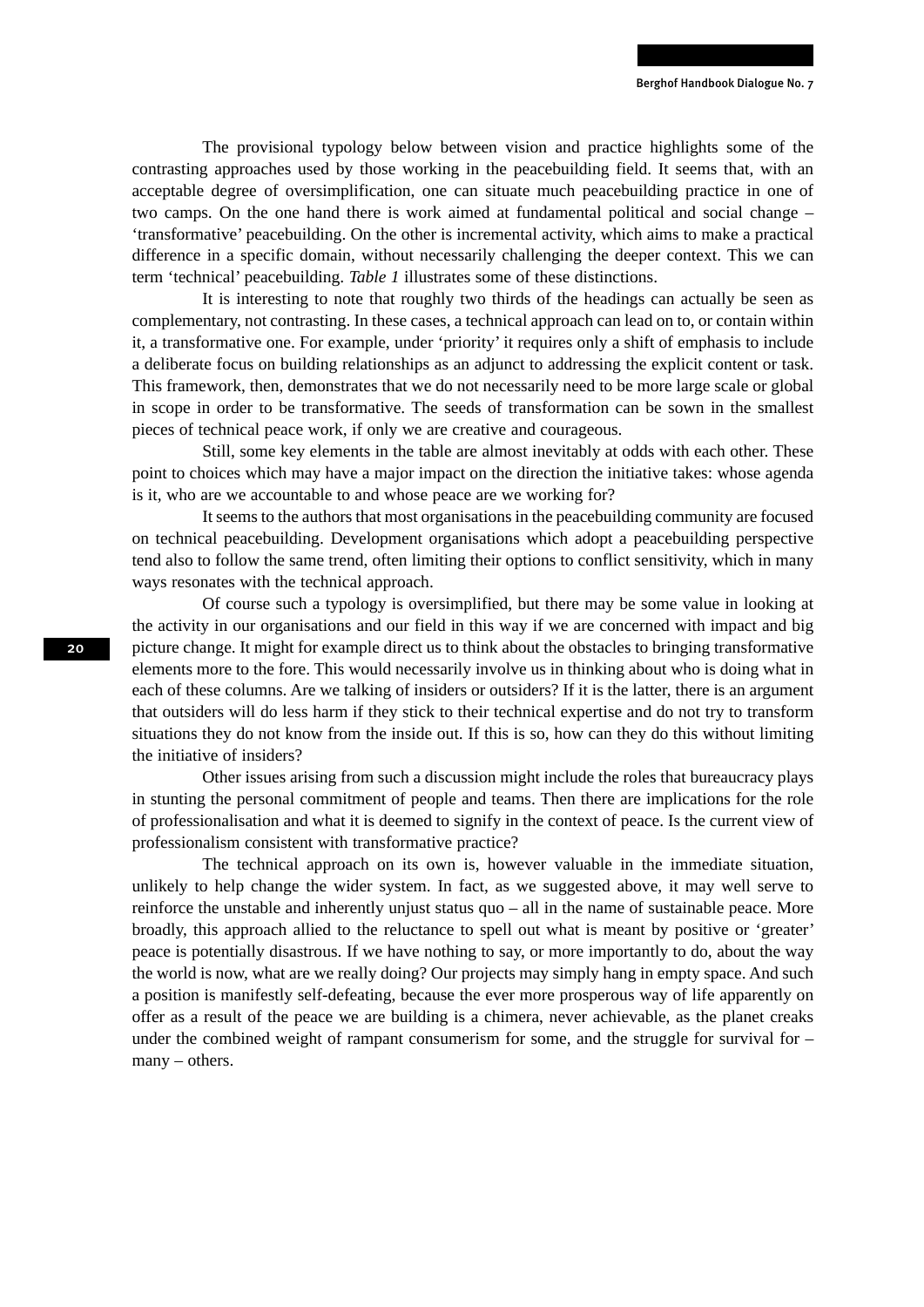The provisional typology below between vision and practice highlights some of the contrasting approaches used by those working in the peacebuilding field. It seems that, with an acceptable degree of oversimplification, one can situate much peacebuilding practice in one of two camps. On the one hand there is work aimed at fundamental political and social change – 'transformative' peacebuilding. On the other is incremental activity, which aims to make a practical difference in a specific domain, without necessarily challenging the deeper context. This we can term 'technical' peacebuilding. *Table 1* illustrates some of these distinctions.

It is interesting to note that roughly two thirds of the headings can actually be seen as complementary, not contrasting. In these cases, a technical approach can lead on to, or contain within it, a transformative one. For example, under 'priority' it requires only a shift of emphasis to include a deliberate focus on building relationships as an adjunct to addressing the explicit content or task. This framework, then, demonstrates that we do not necessarily need to be more large scale or global in scope in order to be transformative. The seeds of transformation can be sown in the smallest pieces of technical peace work, if only we are creative and courageous.

Still, some key elements in the table are almost inevitably at odds with each other. These point to choices which may have a major impact on the direction the initiative takes: whose agenda is it, who are we accountable to and whose peace are we working for?

It seems to the authors that most organisations in the peacebuilding community are focused on technical peacebuilding. Development organisations which adopt a peacebuilding perspective tend also to follow the same trend, often limiting their options to conflict sensitivity, which in many ways resonates with the technical approach.

Of course such a typology is oversimplified, but there may be some value in looking at the activity in our organisations and our field in this way if we are concerned with impact and big picture change. It might for example direct us to think about the obstacles to bringing transformative elements more to the fore. This would necessarily involve us in thinking about who is doing what in each of these columns. Are we talking of insiders or outsiders? If it is the latter, there is an argument that outsiders will do less harm if they stick to their technical expertise and do not try to transform situations they do not know from the inside out. If this is so, how can they do this without limiting the initiative of insiders?

Other issues arising from such a discussion might include the roles that bureaucracy plays in stunting the personal commitment of people and teams. Then there are implications for the role of professionalisation and what it is deemed to signify in the context of peace. Is the current view of professionalism consistent with transformative practice?

The technical approach on its own is, however valuable in the immediate situation, unlikely to help change the wider system. In fact, as we suggested above, it may well serve to reinforce the unstable and inherently unjust status quo – all in the name of sustainable peace. More broadly, this approach allied to the reluctance to spell out what is meant by positive or 'greater' peace is potentially disastrous. If we have nothing to say, or more importantly to do, about the way the world is now, what are we really doing? Our projects may simply hang in empty space. And such a position is manifestly self-defeating, because the ever more prosperous way of life apparently on offer as a result of the peace we are building is a chimera, never achievable, as the planet creaks under the combined weight of rampant consumerism for some, and the struggle for survival for – many – others.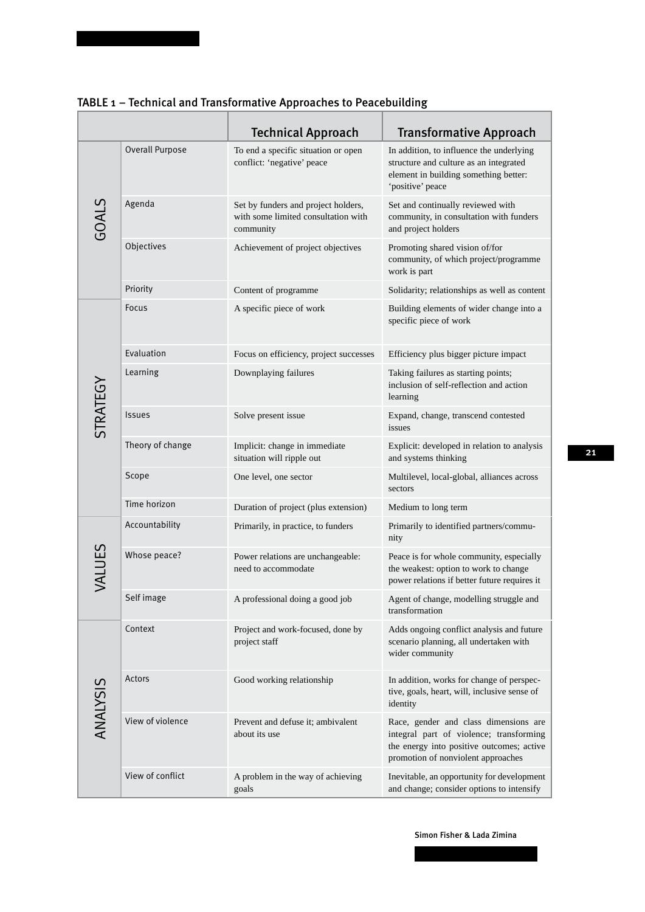TABLE 1 – Technical and Transformative Approaches to Peacebuilding

| | | Technical Approach | Transformative Approach |
|---|---|---|---|
| GOALS | Overall Purpose | To end a specific situation or open conflict: 'negative' peace | In addition, to influence the underlying structure and culture as an integrated element in building something better: 'positive' peace |
| | Agenda | Set by funders and project holders, with some limited consultation with community | Set and continually reviewed with community, in consultation with funders and project holders |
| | Objectives | Achievement of project objectives | Promoting shared vision of/for community, of which project/programme work is part |
| | Priority | Content of programme | Solidarity; relationships as well as content |
| STRATEGY | Focus | A specific piece of work | Building elements of wider change into a specific piece of work |
| | Evaluation | Focus on efficiency, project successes | Efficiency plus bigger picture impact |
| | Learning | Downplaying failures | Taking failures as starting points; inclusion of self-reflection and action learning |
| | Issues | Solve present issue | Expand, change, transcend contested issues |
| | Theory of change | Implicit: change in immediate situation will ripple out | Explicit: developed in relation to analysis and systems thinking |
| | Scope | One level, one sector | Multilevel, local-global, alliances across sectors |
| | Time horizon | Duration of project (plus extension) | Medium to long term |
| VALUES | Accountability | Primarily, in practice, to funders | Primarily to identified partners/community |
| | Whose peace? | Power relations are unchangeable: need to accommodate | Peace is for whole community, especially the weakest: option to work to change power relations if better future requires it |
| | Self image | A professional doing a good job | Agent of change, modelling struggle and transformation |
| ANALYSIS | Context | Project and work-focused, done by project staff | Adds ongoing conflict analysis and future scenario planning, all undertaken with wider community |
| | Actors | Good working relationship | In addition, works for change of perspective, goals, heart, will, inclusive sense of identity |
| | View of violence | Prevent and defuse it; ambivalent about its use | Race, gender and class dimensions are integral part of violence; transforming the energy into positive outcomes; active promotion of nonviolent approaches |
| | View of conflict | A problem in the way of achieving goals | Inevitable, an opportunity for development and change; consider options to intensify |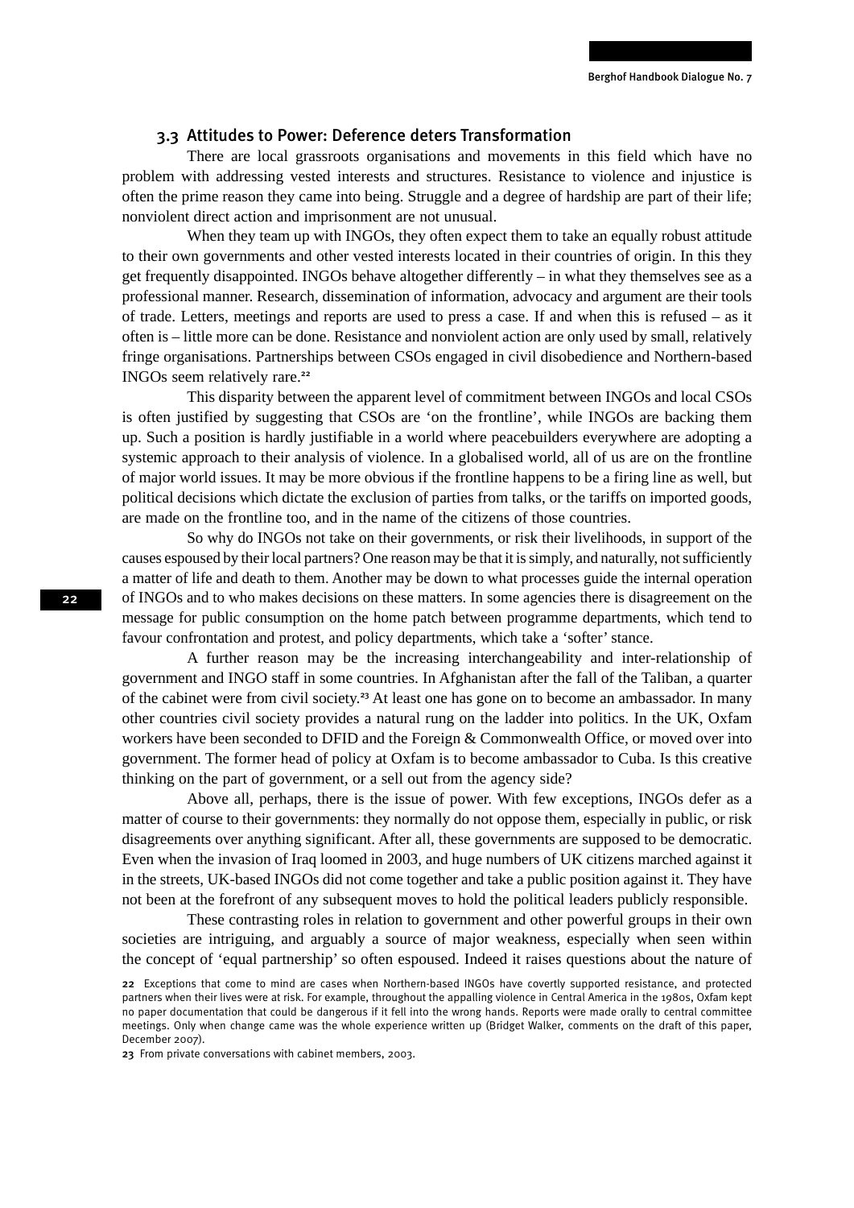### 3.3 Attitudes to Power: Deference deters Transformation

There are local grassroots organisations and movements in this field which have no problem with addressing vested interests and structures. Resistance to violence and injustice is often the prime reason they came into being. Struggle and a degree of hardship are part of their life; nonviolent direct action and imprisonment are not unusual.

When they team up with INGOs, they often expect them to take an equally robust attitude to their own governments and other vested interests located in their countries of origin. In this they get frequently disappointed. INGOs behave altogether differently – in what they themselves see as a professional manner. Research, dissemination of information, advocacy and argument are their tools of trade. Letters, meetings and reports are used to press a case. If and when this is refused – as it often is – little more can be done. Resistance and nonviolent action are only used by small, relatively fringe organisations. Partnerships between CSOs engaged in civil disobedience and Northern-based INGOs seem relatively rare.[22]

This disparity between the apparent level of commitment between INGOs and local CSOs is often justified by suggesting that CSOs are 'on the frontline', while INGOs are backing them up. Such a position is hardly justifiable in a world where peacebuilders everywhere are adopting a systemic approach to their analysis of violence. In a globalised world, all of us are on the frontline of major world issues. It may be more obvious if the frontline happens to be a firing line as well, but political decisions which dictate the exclusion of parties from talks, or the tariffs on imported goods, are made on the frontline too, and in the name of the citizens of those countries.

So why do INGOs not take on their governments, or risk their livelihoods, in support of the causes espoused by their local partners? One reason may be that it is simply, and naturally, not sufficiently a matter of life and death to them. Another may be down to what processes guide the internal operation of INGOs and to who makes decisions on these matters. In some agencies there is disagreement on the message for public consumption on the home patch between programme departments, which tend to favour confrontation and protest, and policy departments, which take a 'softer' stance.

A further reason may be the increasing interchangeability and inter-relationship of government and INGO staff in some countries. In Afghanistan after the fall of the Taliban, a quarter of the cabinet were from civil society.[23] At least one has gone on to become an ambassador. In many other countries civil society provides a natural rung on the ladder into politics. In the UK, Oxfam workers have been seconded to DFID and the Foreign & Commonwealth Office, or moved over into government. The former head of policy at Oxfam is to become ambassador to Cuba. Is this creative thinking on the part of government, or a sell out from the agency side?

Above all, perhaps, there is the issue of power. With few exceptions, INGOs defer as a matter of course to their governments: they normally do not oppose them, especially in public, or risk disagreements over anything significant. After all, these governments are supposed to be democratic. Even when the invasion of Iraq loomed in 2003, and huge numbers of UK citizens marched against it in the streets, UK-based INGOs did not come together and take a public position against it. They have not been at the forefront of any subsequent moves to hold the political leaders publicly responsible.

These contrasting roles in relation to government and other powerful groups in their own societies are intriguing, and arguably a source of major weakness, especially when seen within the concept of 'equal partnership' so often espoused. Indeed it raises questions about the nature of

---

22 Exceptions that come to mind are cases when Northern-based INGOs have covertly supported resistance, and protected partners when their lives were at risk. For example, throughout the appalling violence in Central America in the 1980s, Oxfam kept no paper documentation that could be dangerous if it fell into the wrong hands. Reports were made orally to central committee meetings. Only when change came was the whole experience written up (Bridget Walker, comments on the draft of this paper, December 2007).

23 From private conversations with cabinet members, 2003.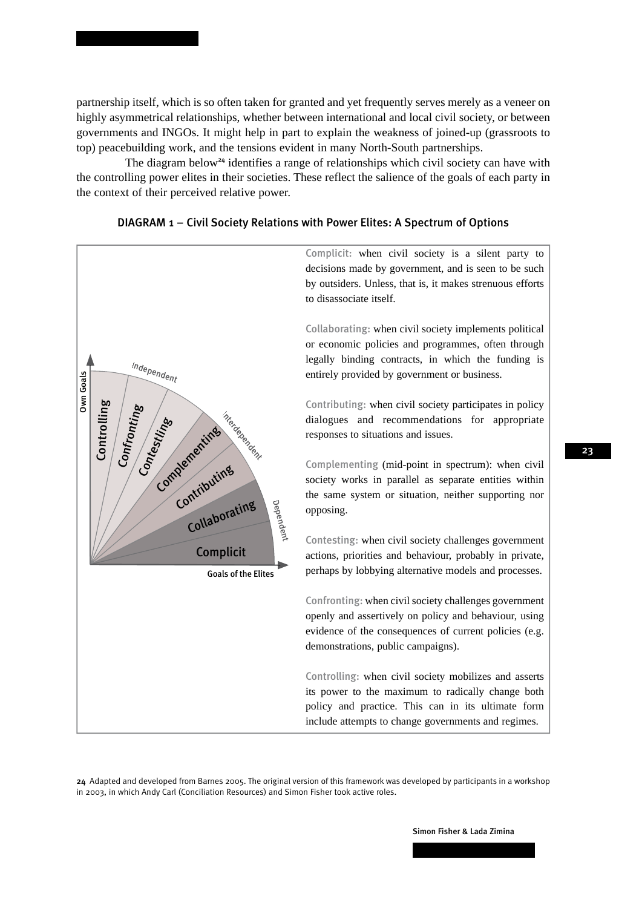partnership itself, which is so often taken for granted and yet frequently serves merely as a veneer on highly asymmetrical relationships, whether between international and local civil society, or between governments and INGOs. It might help in part to explain the weakness of joined-up (grassroots to top) peacebuilding work, and the tensions evident in many North-South partnerships.

The diagram below[24] identifies a range of relationships which civil society can have with the controlling power elites in their societies. These reflect the salience of the goals of each party in the context of their perceived relative power.

### DIAGRAM 1 – Civil Society Relations with Power Elites: A Spectrum of Options

Own Goals | Goals of the Elites

Independent: Controlling, Confronting, Contesting
Interdependent: Complementing, Contributing
Dependent: Collaborating, Complicit

**Complicit:** when civil society is a silent party to decisions made by government, and is seen to be such by outsiders. Unless, that is, it makes strenuous efforts to disassociate itself.

**Collaborating:** when civil society implements political or economic policies and programmes, often through legally binding contracts, in which the funding is entirely provided by government or business.

**Contributing:** when civil society participates in policy dialogues and recommendations for appropriate responses to situations and issues.

**Complementing** (mid-point in spectrum): when civil society works in parallel as separate entities within the same system or situation, neither supporting nor opposing.

**Contesting:** when civil society challenges government actions, priorities and behaviour, probably in private, perhaps by lobbying alternative models and processes.

**Confronting:** when civil society challenges government openly and assertively on policy and behaviour, using evidence of the consequences of current policies (e.g. demonstrations, public campaigns).

**Controlling:** when civil society mobilizes and asserts its power to the maximum to radically change both policy and practice. This can in its ultimate form include attempts to change governments and regimes.

[24] Adapted and developed from Barnes 2005. The original version of this framework was developed by participants in a workshop in 2003, in which Andy Carl (Conciliation Resources) and Simon Fisher took active roles.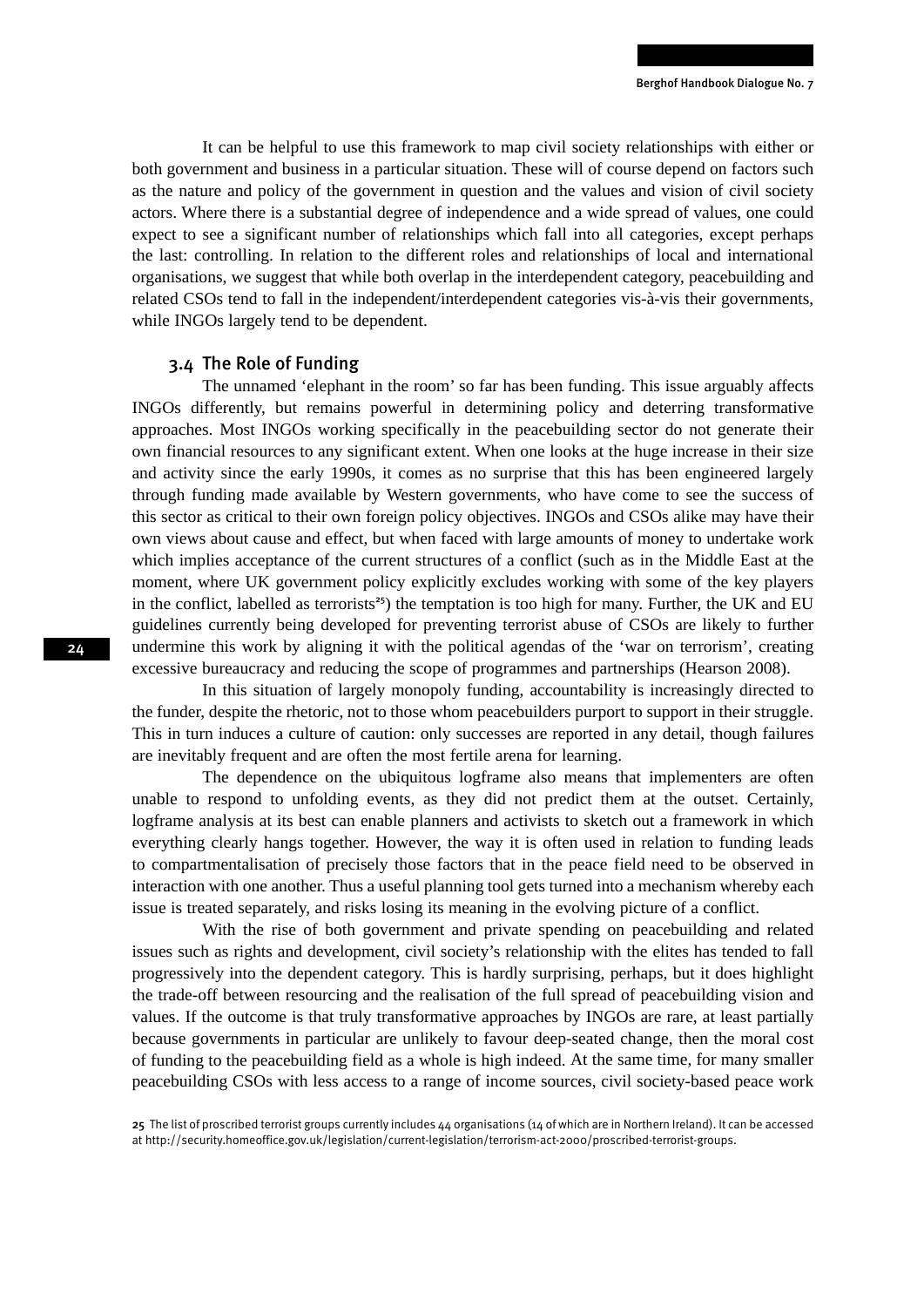It can be helpful to use this framework to map civil society relationships with either or both government and business in a particular situation. These will of course depend on factors such as the nature and policy of the government in question and the values and vision of civil society actors. Where there is a substantial degree of independence and a wide spread of values, one could expect to see a significant number of relationships which fall into all categories, except perhaps the last: controlling. In relation to the different roles and relationships of local and international organisations, we suggest that while both overlap in the interdependent category, peacebuilding and related CSOs tend to fall in the independent/interdependent categories vis-à-vis their governments, while INGOs largely tend to be dependent.

### 3.4 The Role of Funding

The unnamed 'elephant in the room' so far has been funding. This issue arguably affects INGOs differently, but remains powerful in determining policy and deterring transformative approaches. Most INGOs working specifically in the peacebuilding sector do not generate their own financial resources to any significant extent. When one looks at the huge increase in their size and activity since the early 1990s, it comes as no surprise that this has been engineered largely through funding made available by Western governments, who have come to see the success of this sector as critical to their own foreign policy objectives. INGOs and CSOs alike may have their own views about cause and effect, but when faced with large amounts of money to undertake work which implies acceptance of the current structures of a conflict (such as in the Middle East at the moment, where UK government policy explicitly excludes working with some of the key players in the conflict, labelled as terrorists[25]) the temptation is too high for many. Further, the UK and EU guidelines currently being developed for preventing terrorist abuse of CSOs are likely to further undermine this work by aligning it with the political agendas of the 'war on terrorism', creating excessive bureaucracy and reducing the scope of programmes and partnerships (Hearson 2008).

In this situation of largely monopoly funding, accountability is increasingly directed to the funder, despite the rhetoric, not to those whom peacebuilders purport to support in their struggle. This in turn induces a culture of caution: only successes are reported in any detail, though failures are inevitably frequent and are often the most fertile arena for learning.

The dependence on the ubiquitous logframe also means that implementers are often unable to respond to unfolding events, as they did not predict them at the outset. Certainly, logframe analysis at its best can enable planners and activists to sketch out a framework in which everything clearly hangs together. However, the way it is often used in relation to funding leads to compartmentalisation of precisely those factors that in the peace field need to be observed in interaction with one another. Thus a useful planning tool gets turned into a mechanism whereby each issue is treated separately, and risks losing its meaning in the evolving picture of a conflict.

With the rise of both government and private spending on peacebuilding and related issues such as rights and development, civil society's relationship with the elites has tended to fall progressively into the dependent category. This is hardly surprising, perhaps, but it does highlight the trade-off between resourcing and the realisation of the full spread of peacebuilding vision and values. If the outcome is that truly transformative approaches by INGOs are rare, at least partially because governments in particular are unlikely to favour deep-seated change, then the moral cost of funding to the peacebuilding field as a whole is high indeed. At the same time, for many smaller peacebuilding CSOs with less access to a range of income sources, civil society-based peace work

25 The list of proscribed terrorist groups currently includes 44 organisations (14 of which are in Northern Ireland). It can be accessed at http://security.homeoffice.gov.uk/legislation/current-legislation/terrorism-act-2000/proscribed-terrorist-groups.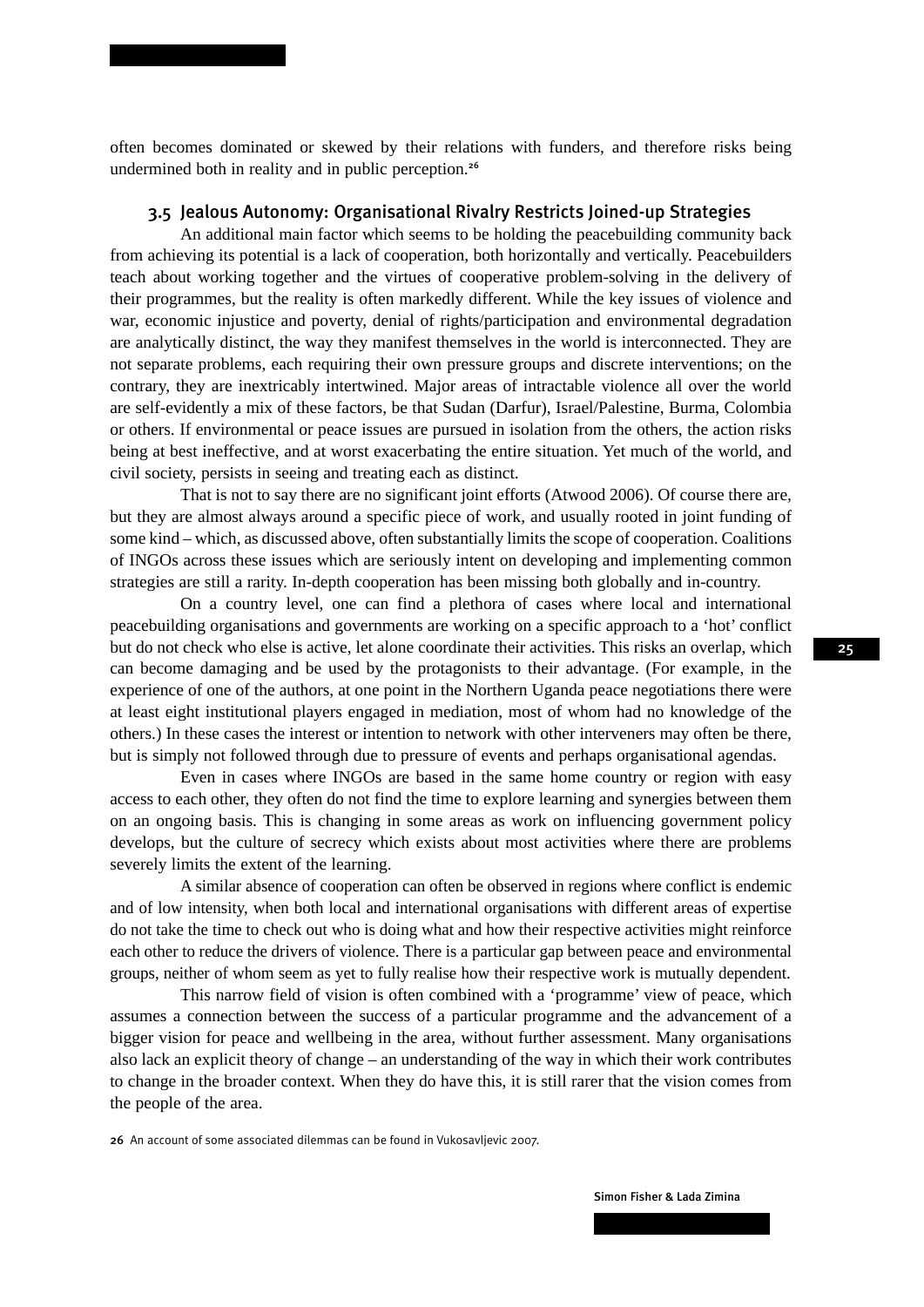often becomes dominated or skewed by their relations with funders, and therefore risks being undermined both in reality and in public perception.[26]

### 3.5 Jealous Autonomy: Organisational Rivalry Restricts Joined-up Strategies

An additional main factor which seems to be holding the peacebuilding community back from achieving its potential is a lack of cooperation, both horizontally and vertically. Peacebuilders teach about working together and the virtues of cooperative problem-solving in the delivery of their programmes, but the reality is often markedly different. While the key issues of violence and war, economic injustice and poverty, denial of rights/participation and environmental degradation are analytically distinct, the way they manifest themselves in the world is interconnected. They are not separate problems, each requiring their own pressure groups and discrete interventions; on the contrary, they are inextricably intertwined. Major areas of intractable violence all over the world are self-evidently a mix of these factors, be that Sudan (Darfur), Israel/Palestine, Burma, Colombia or others. If environmental or peace issues are pursued in isolation from the others, the action risks being at best ineffective, and at worst exacerbating the entire situation. Yet much of the world, and civil society, persists in seeing and treating each as distinct.

That is not to say there are no significant joint efforts (Atwood 2006). Of course there are, but they are almost always around a specific piece of work, and usually rooted in joint funding of some kind – which, as discussed above, often substantially limits the scope of cooperation. Coalitions of INGOs across these issues which are seriously intent on developing and implementing common strategies are still a rarity. In-depth cooperation has been missing both globally and in-country.

On a country level, one can find a plethora of cases where local and international peacebuilding organisations and governments are working on a specific approach to a 'hot' conflict but do not check who else is active, let alone coordinate their activities. This risks an overlap, which can become damaging and be used by the protagonists to their advantage. (For example, in the experience of one of the authors, at one point in the Northern Uganda peace negotiations there were at least eight institutional players engaged in mediation, most of whom had no knowledge of the others.) In these cases the interest or intention to network with other interveners may often be there, but is simply not followed through due to pressure of events and perhaps organisational agendas.

Even in cases where INGOs are based in the same home country or region with easy access to each other, they often do not find the time to explore learning and synergies between them on an ongoing basis. This is changing in some areas as work on influencing government policy develops, but the culture of secrecy which exists about most activities where there are problems severely limits the extent of the learning.

A similar absence of cooperation can often be observed in regions where conflict is endemic and of low intensity, when both local and international organisations with different areas of expertise do not take the time to check out who is doing what and how their respective activities might reinforce each other to reduce the drivers of violence. There is a particular gap between peace and environmental groups, neither of whom seem as yet to fully realise how their respective work is mutually dependent.

This narrow field of vision is often combined with a 'programme' view of peace, which assumes a connection between the success of a particular programme and the advancement of a bigger vision for peace and wellbeing in the area, without further assessment. Many organisations also lack an explicit theory of change – an understanding of the way in which their work contributes to change in the broader context. When they do have this, it is still rarer that the vision comes from the people of the area.

26 An account of some associated dilemmas can be found in Vukosavljevic 2007.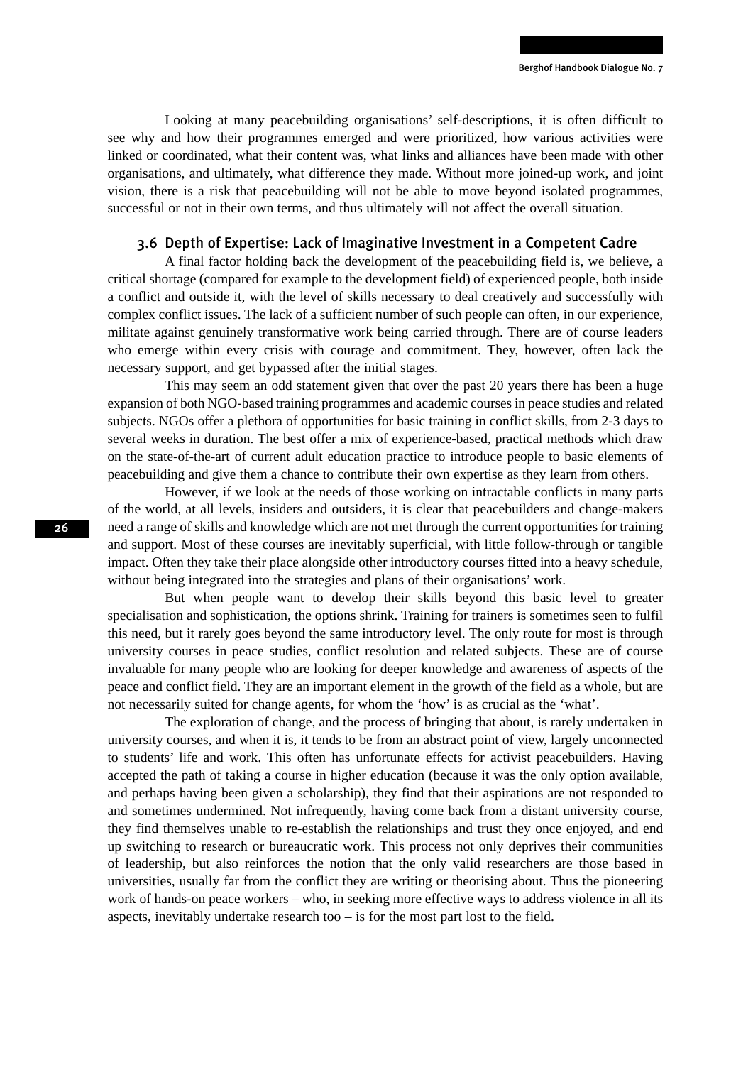Looking at many peacebuilding organisations' self-descriptions, it is often difficult to see why and how their programmes emerged and were prioritized, how various activities were linked or coordinated, what their content was, what links and alliances have been made with other organisations, and ultimately, what difference they made. Without more joined-up work, and joint vision, there is a risk that peacebuilding will not be able to move beyond isolated programmes, successful or not in their own terms, and thus ultimately will not affect the overall situation.

### 3.6 Depth of Expertise: Lack of Imaginative Investment in a Competent Cadre

A final factor holding back the development of the peacebuilding field is, we believe, a critical shortage (compared for example to the development field) of experienced people, both inside a conflict and outside it, with the level of skills necessary to deal creatively and successfully with complex conflict issues. The lack of a sufficient number of such people can often, in our experience, militate against genuinely transformative work being carried through. There are of course leaders who emerge within every crisis with courage and commitment. They, however, often lack the necessary support, and get bypassed after the initial stages.

This may seem an odd statement given that over the past 20 years there has been a huge expansion of both NGO-based training programmes and academic courses in peace studies and related subjects. NGOs offer a plethora of opportunities for basic training in conflict skills, from 2-3 days to several weeks in duration. The best offer a mix of experience-based, practical methods which draw on the state-of-the-art of current adult education practice to introduce people to basic elements of peacebuilding and give them a chance to contribute their own expertise as they learn from others.

However, if we look at the needs of those working on intractable conflicts in many parts of the world, at all levels, insiders and outsiders, it is clear that peacebuilders and change-makers need a range of skills and knowledge which are not met through the current opportunities for training and support. Most of these courses are inevitably superficial, with little follow-through or tangible impact. Often they take their place alongside other introductory courses fitted into a heavy schedule, without being integrated into the strategies and plans of their organisations' work.

But when people want to develop their skills beyond this basic level to greater specialisation and sophistication, the options shrink. Training for trainers is sometimes seen to fulfil this need, but it rarely goes beyond the same introductory level. The only route for most is through university courses in peace studies, conflict resolution and related subjects. These are of course invaluable for many people who are looking for deeper knowledge and awareness of aspects of the peace and conflict field. They are an important element in the growth of the field as a whole, but are not necessarily suited for change agents, for whom the 'how' is as crucial as the 'what'.

The exploration of change, and the process of bringing that about, is rarely undertaken in university courses, and when it is, it tends to be from an abstract point of view, largely unconnected to students' life and work. This often has unfortunate effects for activist peacebuilders. Having accepted the path of taking a course in higher education (because it was the only option available, and perhaps having been given a scholarship), they find that their aspirations are not responded to and sometimes undermined. Not infrequently, having come back from a distant university course, they find themselves unable to re-establish the relationships and trust they once enjoyed, and end up switching to research or bureaucratic work. This process not only deprives their communities of leadership, but also reinforces the notion that the only valid researchers are those based in universities, usually far from the conflict they are writing or theorising about. Thus the pioneering work of hands-on peace workers – who, in seeking more effective ways to address violence in all its aspects, inevitably undertake research too – is for the most part lost to the field.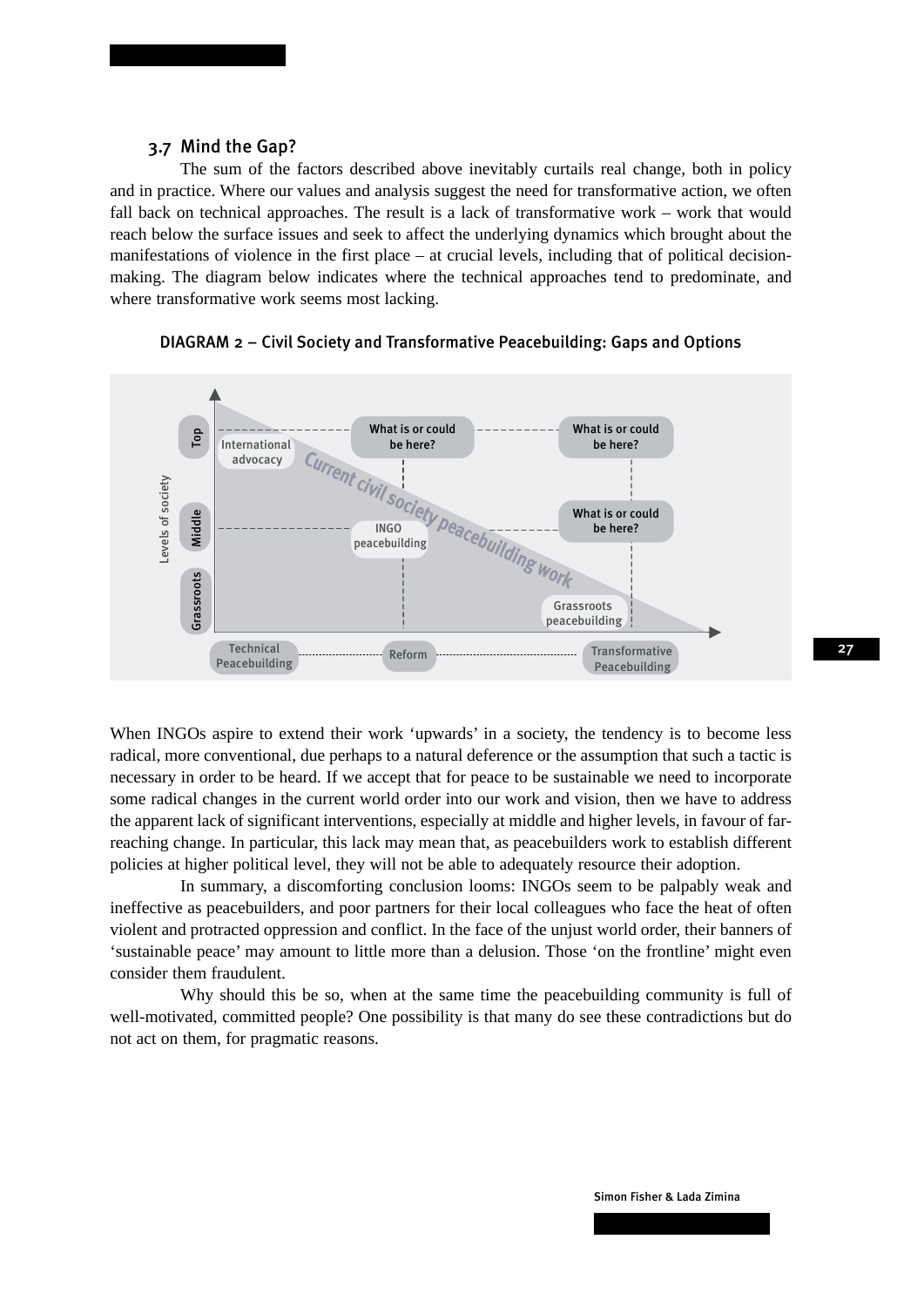### 3.7 Mind the Gap?

The sum of the factors described above inevitably curtails real change, both in policy and in practice. Where our values and analysis suggest the need for transformative action, we often fall back on technical approaches. The result is a lack of transformative work – work that would reach below the surface issues and seek to affect the underlying dynamics which brought about the manifestations of violence in the first place – at crucial levels, including that of political decision-making. The diagram below indicates where the technical approaches tend to predominate, and where transformative work seems most lacking.

DIAGRAM 2 – Civil Society and Transformative Peacebuilding: Gaps and Options

When INGOs aspire to extend their work 'upwards' in a society, the tendency is to become less radical, more conventional, due perhaps to a natural deference or the assumption that such a tactic is necessary in order to be heard. If we accept that for peace to be sustainable we need to incorporate some radical changes in the current world order into our work and vision, then we have to address the apparent lack of significant interventions, especially at middle and higher levels, in favour of far-reaching change. In particular, this lack may mean that, as peacebuilders work to establish different policies at higher political level, they will not be able to adequately resource their adoption.

In summary, a discomforting conclusion looms: INGOs seem to be palpably weak and ineffective as peacebuilders, and poor partners for their local colleagues who face the heat of often violent and protracted oppression and conflict. In the face of the unjust world order, their banners of 'sustainable peace' may amount to little more than a delusion. Those 'on the frontline' might even consider them fraudulent.

Why should this be so, when at the same time the peacebuilding community is full of well-motivated, committed people? One possibility is that many do see these contradictions but do not act on them, for pragmatic reasons.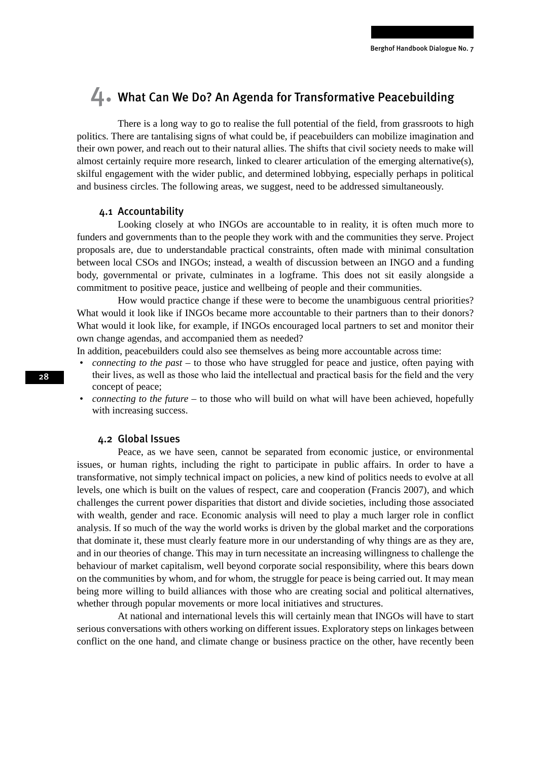# 4. What Can We Do? An Agenda for Transformative Peacebuilding

There is a long way to go to realise the full potential of the field, from grassroots to high politics. There are tantalising signs of what could be, if peacebuilders can mobilize imagination and their own power, and reach out to their natural allies. The shifts that civil society needs to make will almost certainly require more research, linked to clearer articulation of the emerging alternative(s), skilful engagement with the wider public, and determined lobbying, especially perhaps in political and business circles. The following areas, we suggest, need to be addressed simultaneously.

## 4.1 Accountability

Looking closely at who INGOs are accountable to in reality, it is often much more to funders and governments than to the people they work with and the communities they serve. Project proposals are, due to understandable practical constraints, often made with minimal consultation between local CSOs and INGOs; instead, a wealth of discussion between an INGO and a funding body, governmental or private, culminates in a logframe. This does not sit easily alongside a commitment to positive peace, justice and wellbeing of people and their communities.

How would practice change if these were to become the unambiguous central priorities? What would it look like if INGOs became more accountable to their partners than to their donors? What would it look like, for example, if INGOs encouraged local partners to set and monitor their own change agendas, and accompanied them as needed?

In addition, peacebuilders could also see themselves as being more accountable across time:

- *connecting to the past* – to those who have struggled for peace and justice, often paying with their lives, as well as those who laid the intellectual and practical basis for the field and the very concept of peace;
- *connecting to the future* – to those who will build on what will have been achieved, hopefully with increasing success.

## 4.2 Global Issues

Peace, as we have seen, cannot be separated from economic justice, or environmental issues, or human rights, including the right to participate in public affairs. In order to have a transformative, not simply technical impact on policies, a new kind of politics needs to evolve at all levels, one which is built on the values of respect, care and cooperation (Francis 2007), and which challenges the current power disparities that distort and divide societies, including those associated with wealth, gender and race. Economic analysis will need to play a much larger role in conflict analysis. If so much of the way the world works is driven by the global market and the corporations that dominate it, these must clearly feature more in our understanding of why things are as they are, and in our theories of change. This may in turn necessitate an increasing willingness to challenge the behaviour of market capitalism, well beyond corporate social responsibility, where this bears down on the communities by whom, and for whom, the struggle for peace is being carried out. It may mean being more willing to build alliances with those who are creating social and political alternatives, whether through popular movements or more local initiatives and structures.

At national and international levels this will certainly mean that INGOs will have to start serious conversations with others working on different issues. Exploratory steps on linkages between conflict on the one hand, and climate change or business practice on the other, have recently been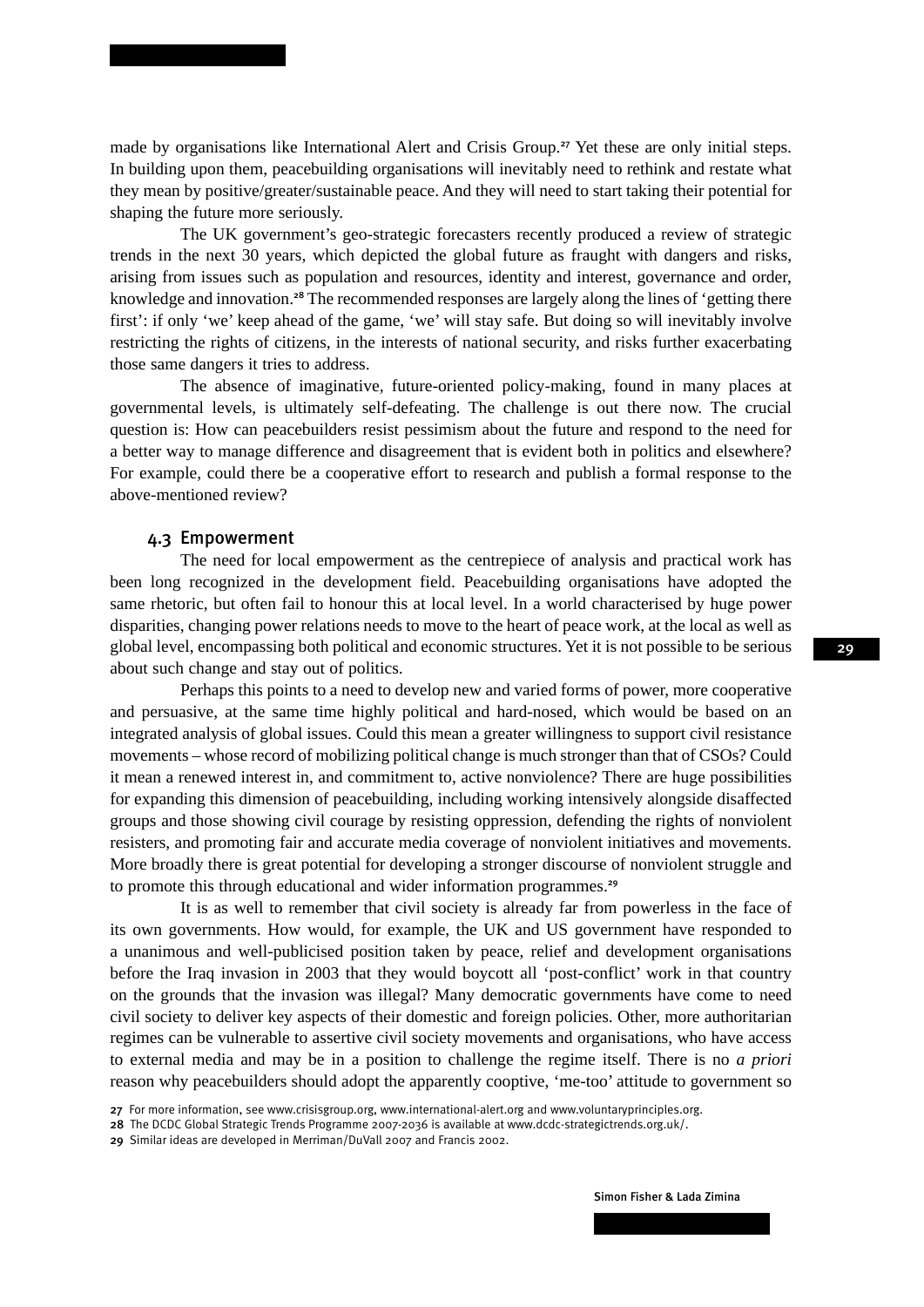made by organisations like International Alert and Crisis Group.[27] Yet these are only initial steps. In building upon them, peacebuilding organisations will inevitably need to rethink and restate what they mean by positive/greater/sustainable peace. And they will need to start taking their potential for shaping the future more seriously.

The UK government's geo-strategic forecasters recently produced a review of strategic trends in the next 30 years, which depicted the global future as fraught with dangers and risks, arising from issues such as population and resources, identity and interest, governance and order, knowledge and innovation.[28] The recommended responses are largely along the lines of 'getting there first': if only 'we' keep ahead of the game, 'we' will stay safe. But doing so will inevitably involve restricting the rights of citizens, in the interests of national security, and risks further exacerbating those same dangers it tries to address.

The absence of imaginative, future-oriented policy-making, found in many places at governmental levels, is ultimately self-defeating. The challenge is out there now. The crucial question is: How can peacebuilders resist pessimism about the future and respond to the need for a better way to manage difference and disagreement that is evident both in politics and elsewhere? For example, could there be a cooperative effort to research and publish a formal response to the above-mentioned review?

### 4.3 Empowerment

The need for local empowerment as the centrepiece of analysis and practical work has been long recognized in the development field. Peacebuilding organisations have adopted the same rhetoric, but often fail to honour this at local level. In a world characterised by huge power disparities, changing power relations needs to move to the heart of peace work, at the local as well as global level, encompassing both political and economic structures. Yet it is not possible to be serious about such change and stay out of politics.

Perhaps this points to a need to develop new and varied forms of power, more cooperative and persuasive, at the same time highly political and hard-nosed, which would be based on an integrated analysis of global issues. Could this mean a greater willingness to support civil resistance movements – whose record of mobilizing political change is much stronger than that of CSOs? Could it mean a renewed interest in, and commitment to, active nonviolence? There are huge possibilities for expanding this dimension of peacebuilding, including working intensively alongside disaffected groups and those showing civil courage by resisting oppression, defending the rights of nonviolent resisters, and promoting fair and accurate media coverage of nonviolent initiatives and movements. More broadly there is great potential for developing a stronger discourse of nonviolent struggle and to promote this through educational and wider information programmes.[29]

It is as well to remember that civil society is already far from powerless in the face of its own governments. How would, for example, the UK and US government have responded to a unanimous and well-publicised position taken by peace, relief and development organisations before the Iraq invasion in 2003 that they would boycott all 'post-conflict' work in that country on the grounds that the invasion was illegal? Many democratic governments have come to need civil society to deliver key aspects of their domestic and foreign policies. Other, more authoritarian regimes can be vulnerable to assertive civil society movements and organisations, who have access to external media and may be in a position to challenge the regime itself. There is no *a priori* reason why peacebuilders should adopt the apparently cooptive, 'me-too' attitude to government so

27 For more information, see www.crisisgroup.org, www.international-alert.org and www.voluntaryprinciples.org.

28 The DCDC Global Strategic Trends Programme 2007-2036 is available at www.dcdc-strategictrends.org.uk/.

29 Similar ideas are developed in Merriman/DuVall 2007 and Francis 2002.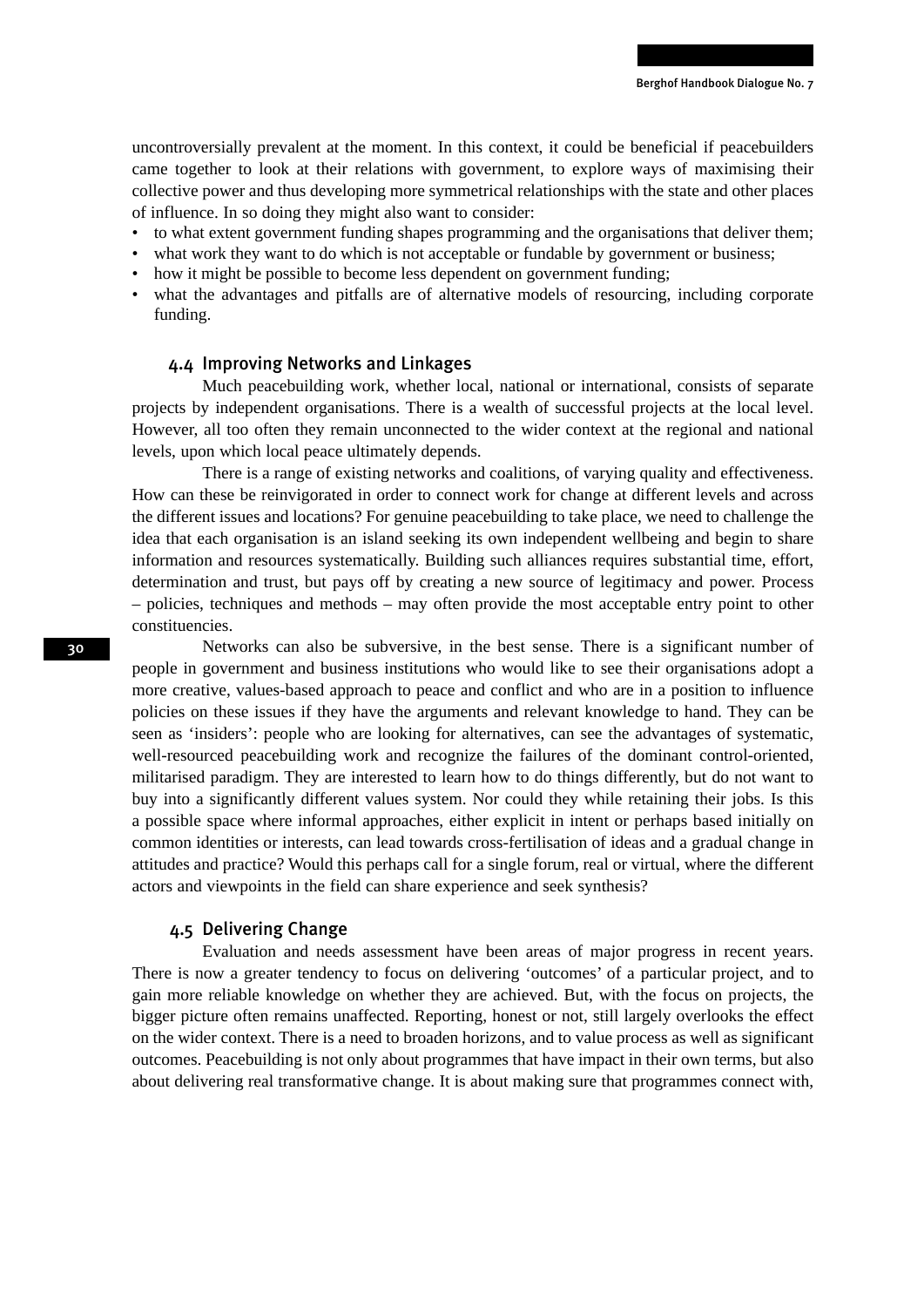uncontroversially prevalent at the moment. In this context, it could be beneficial if peacebuilders came together to look at their relations with government, to explore ways of maximising their collective power and thus developing more symmetrical relationships with the state and other places of influence. In so doing they might also want to consider:

- to what extent government funding shapes programming and the organisations that deliver them;
- what work they want to do which is not acceptable or fundable by government or business;
- how it might be possible to become less dependent on government funding;
- what the advantages and pitfalls are of alternative models of resourcing, including corporate funding.

### 4.4 Improving Networks and Linkages

Much peacebuilding work, whether local, national or international, consists of separate projects by independent organisations. There is a wealth of successful projects at the local level. However, all too often they remain unconnected to the wider context at the regional and national levels, upon which local peace ultimately depends.

There is a range of existing networks and coalitions, of varying quality and effectiveness. How can these be reinvigorated in order to connect work for change at different levels and across the different issues and locations? For genuine peacebuilding to take place, we need to challenge the idea that each organisation is an island seeking its own independent wellbeing and begin to share information and resources systematically. Building such alliances requires substantial time, effort, determination and trust, but pays off by creating a new source of legitimacy and power. Process – policies, techniques and methods – may often provide the most acceptable entry point to other constituencies.

Networks can also be subversive, in the best sense. There is a significant number of people in government and business institutions who would like to see their organisations adopt a more creative, values-based approach to peace and conflict and who are in a position to influence policies on these issues if they have the arguments and relevant knowledge to hand. They can be seen as 'insiders': people who are looking for alternatives, can see the advantages of systematic, well-resourced peacebuilding work and recognize the failures of the dominant control-oriented, militarised paradigm. They are interested to learn how to do things differently, but do not want to buy into a significantly different values system. Nor could they while retaining their jobs. Is this a possible space where informal approaches, either explicit in intent or perhaps based initially on common identities or interests, can lead towards cross-fertilisation of ideas and a gradual change in attitudes and practice? Would this perhaps call for a single forum, real or virtual, where the different actors and viewpoints in the field can share experience and seek synthesis?

### 4.5 Delivering Change

Evaluation and needs assessment have been areas of major progress in recent years. There is now a greater tendency to focus on delivering 'outcomes' of a particular project, and to gain more reliable knowledge on whether they are achieved. But, with the focus on projects, the bigger picture often remains unaffected. Reporting, honest or not, still largely overlooks the effect on the wider context. There is a need to broaden horizons, and to value process as well as significant outcomes. Peacebuilding is not only about programmes that have impact in their own terms, but also about delivering real transformative change. It is about making sure that programmes connect with,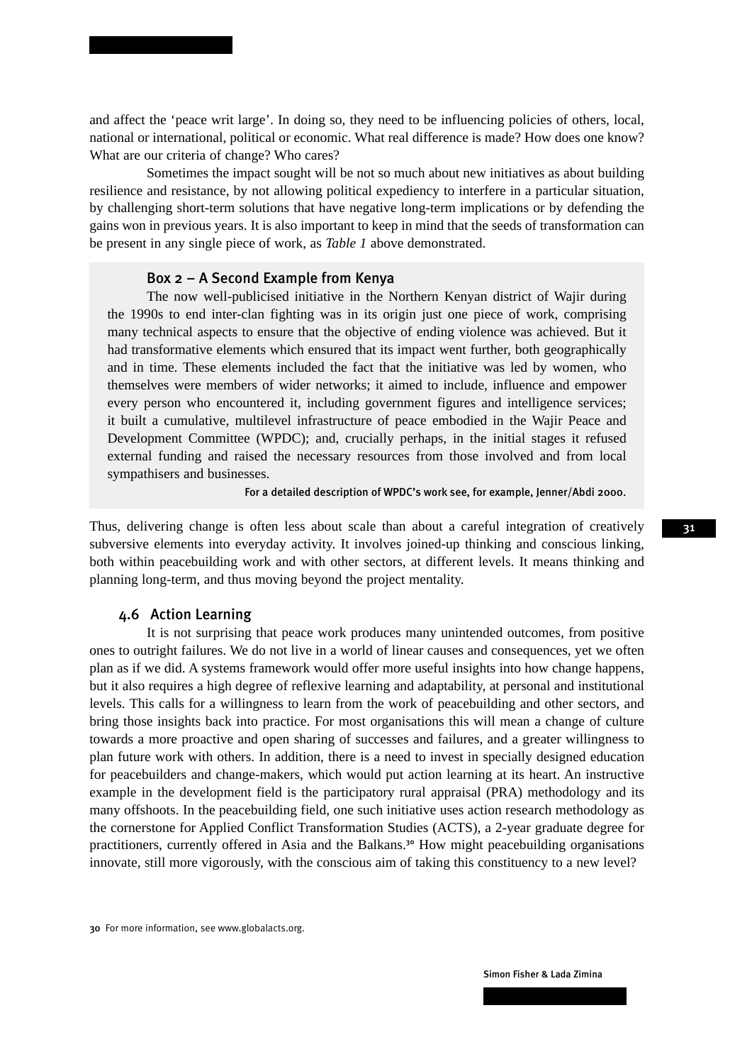and affect the 'peace writ large'. In doing so, they need to be influencing policies of others, local, national or international, political or economic. What real difference is made? How does one know? What are our criteria of change? Who cares?

Sometimes the impact sought will be not so much about new initiatives as about building resilience and resistance, by not allowing political expediency to interfere in a particular situation, by challenging short-term solutions that have negative long-term implications or by defending the gains won in previous years. It is also important to keep in mind that the seeds of transformation can be present in any single piece of work, as *Table 1* above demonstrated.

> **Box 2 – A Second Example from Kenya**
>
> The now well-publicised initiative in the Northern Kenyan district of Wajir during the 1990s to end inter-clan fighting was in its origin just one piece of work, comprising many technical aspects to ensure that the objective of ending violence was achieved. But it had transformative elements which ensured that its impact went further, both geographically and in time. These elements included the fact that the initiative was led by women, who themselves were members of wider networks; it aimed to include, influence and empower every person who encountered it, including government figures and intelligence services; it built a cumulative, multilevel infrastructure of peace embodied in the Wajir Peace and Development Committee (WPDC); and, crucially perhaps, in the initial stages it refused external funding and raised the necessary resources from those involved and from local sympathisers and businesses.
>
> For a detailed description of WPDC's work see, for example, Jenner/Abdi 2000.

Thus, delivering change is often less about scale than about a careful integration of creatively subversive elements into everyday activity. It involves joined-up thinking and conscious linking, both within peacebuilding work and with other sectors, at different levels. It means thinking and planning long-term, and thus moving beyond the project mentality.

### 4.6 Action Learning

It is not surprising that peace work produces many unintended outcomes, from positive ones to outright failures. We do not live in a world of linear causes and consequences, yet we often plan as if we did. A systems framework would offer more useful insights into how change happens, but it also requires a high degree of reflexive learning and adaptability, at personal and institutional levels. This calls for a willingness to learn from the work of peacebuilding and other sectors, and bring those insights back into practice. For most organisations this will mean a change of culture towards a more proactive and open sharing of successes and failures, and a greater willingness to plan future work with others. In addition, there is a need to invest in specially designed education for peacebuilders and change-makers, which would put action learning at its heart. An instructive example in the development field is the participatory rural appraisal (PRA) methodology and its many offshoots. In the peacebuilding field, one such initiative uses action research methodology as the cornerstone for Applied Conflict Transformation Studies (ACTS), a 2-year graduate degree for practitioners, currently offered in Asia and the Balkans.[30] How might peacebuilding organisations innovate, still more vigorously, with the conscious aim of taking this constituency to a new level?

30 For more information, see www.globalacts.org.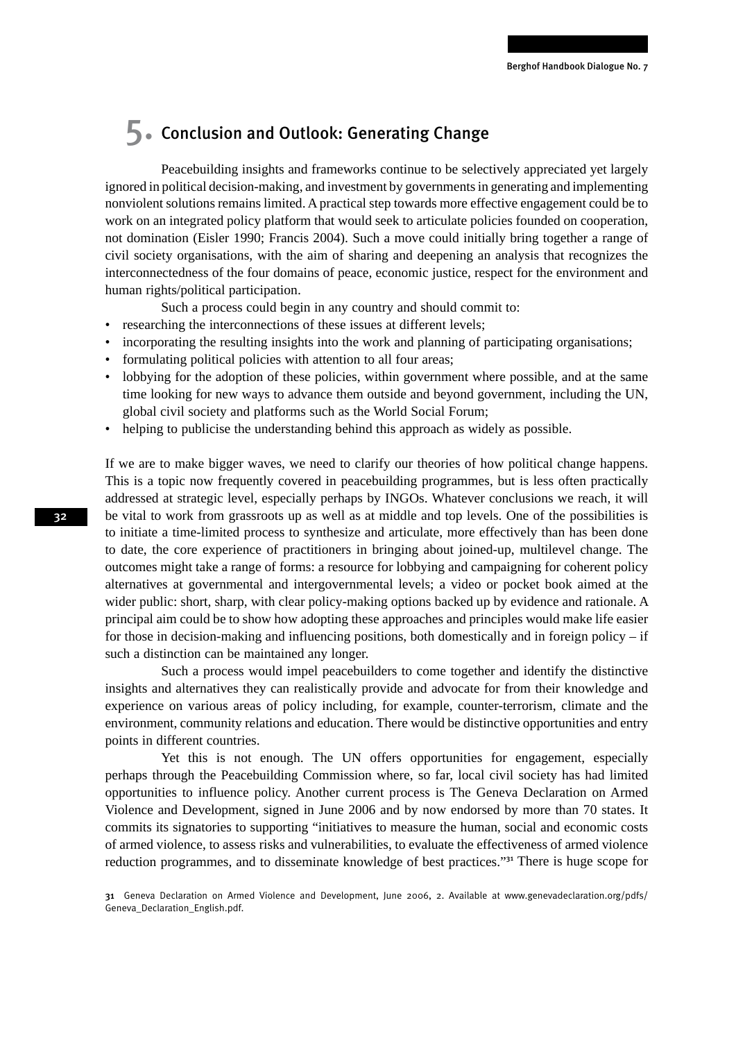# 5. Conclusion and Outlook: Generating Change

Peacebuilding insights and frameworks continue to be selectively appreciated yet largely ignored in political decision-making, and investment by governments in generating and implementing nonviolent solutions remains limited. A practical step towards more effective engagement could be to work on an integrated policy platform that would seek to articulate policies founded on cooperation, not domination (Eisler 1990; Francis 2004). Such a move could initially bring together a range of civil society organisations, with the aim of sharing and deepening an analysis that recognizes the interconnectedness of the four domains of peace, economic justice, respect for the environment and human rights/political participation.

Such a process could begin in any country and should commit to:

- researching the interconnections of these issues at different levels;
- incorporating the resulting insights into the work and planning of participating organisations;
- formulating political policies with attention to all four areas;
- lobbying for the adoption of these policies, within government where possible, and at the same time looking for new ways to advance them outside and beyond government, including the UN, global civil society and platforms such as the World Social Forum;
- helping to publicise the understanding behind this approach as widely as possible.

If we are to make bigger waves, we need to clarify our theories of how political change happens. This is a topic now frequently covered in peacebuilding programmes, but is less often practically addressed at strategic level, especially perhaps by INGOs. Whatever conclusions we reach, it will be vital to work from grassroots up as well as at middle and top levels. One of the possibilities is to initiate a time-limited process to synthesize and articulate, more effectively than has been done to date, the core experience of practitioners in bringing about joined-up, multilevel change. The outcomes might take a range of forms: a resource for lobbying and campaigning for coherent policy alternatives at governmental and intergovernmental levels; a video or pocket book aimed at the wider public: short, sharp, with clear policy-making options backed up by evidence and rationale. A principal aim could be to show how adopting these approaches and principles would make life easier for those in decision-making and influencing positions, both domestically and in foreign policy – if such a distinction can be maintained any longer.

Such a process would impel peacebuilders to come together and identify the distinctive insights and alternatives they can realistically provide and advocate for from their knowledge and experience on various areas of policy including, for example, counter-terrorism, climate and the environment, community relations and education. There would be distinctive opportunities and entry points in different countries.

Yet this is not enough. The UN offers opportunities for engagement, especially perhaps through the Peacebuilding Commission where, so far, local civil society has had limited opportunities to influence policy. Another current process is The Geneva Declaration on Armed Violence and Development, signed in June 2006 and by now endorsed by more than 70 states. It commits its signatories to supporting "initiatives to measure the human, social and economic costs of armed violence, to assess risks and vulnerabilities, to evaluate the effectiveness of armed violence reduction programmes, and to disseminate knowledge of best practices."[31] There is huge scope for

[31] Geneva Declaration on Armed Violence and Development, June 2006, 2. Available at www.genevadeclaration.org/pdfs/Geneva_Declaration_English.pdf.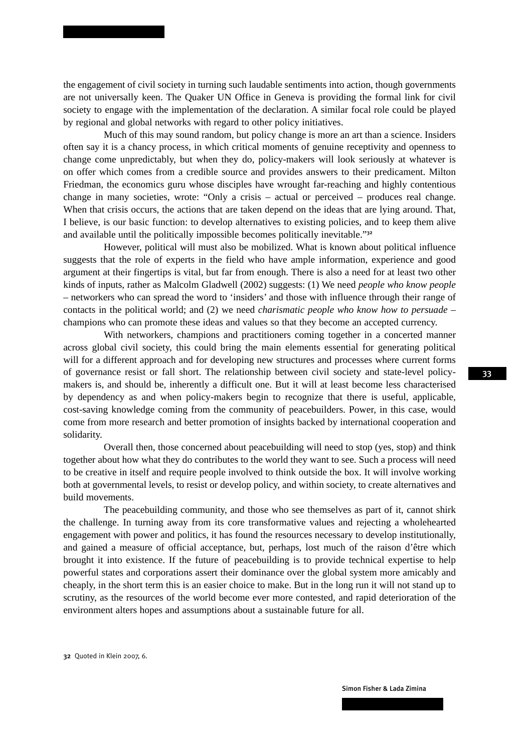the engagement of civil society in turning such laudable sentiments into action, though governments are not universally keen. The Quaker UN Office in Geneva is providing the formal link for civil society to engage with the implementation of the declaration. A similar focal role could be played by regional and global networks with regard to other policy initiatives.

Much of this may sound random, but policy change is more an art than a science. Insiders often say it is a chancy process, in which critical moments of genuine receptivity and openness to change come unpredictably, but when they do, policy-makers will look seriously at whatever is on offer which comes from a credible source and provides answers to their predicament. Milton Friedman, the economics guru whose disciples have wrought far-reaching and highly contentious change in many societies, wrote: "Only a crisis – actual or perceived – produces real change. When that crisis occurs, the actions that are taken depend on the ideas that are lying around. That, I believe, is our basic function: to develop alternatives to existing policies, and to keep them alive and available until the politically impossible becomes politically inevitable."[32]

However, political will must also be mobilized. What is known about political influence suggests that the role of experts in the field who have ample information, experience and good argument at their fingertips is vital, but far from enough. There is also a need for at least two other kinds of inputs, rather as Malcolm Gladwell (2002) suggests: (1) We need *people who know people* – networkers who can spread the word to 'insiders' and those with influence through their range of contacts in the political world; and (2) we need *charismatic people who know how to persuade* – champions who can promote these ideas and values so that they become an accepted currency.

With networkers, champions and practitioners coming together in a concerted manner across global civil society, this could bring the main elements essential for generating political will for a different approach and for developing new structures and processes where current forms of governance resist or fall short. The relationship between civil society and state-level policy-makers is, and should be, inherently a difficult one. But it will at least become less characterised by dependency as and when policy-makers begin to recognize that there is useful, applicable, cost-saving knowledge coming from the community of peacebuilders. Power, in this case, would come from more research and better promotion of insights backed by international cooperation and solidarity.

Overall then, those concerned about peacebuilding will need to stop (yes, stop) and think together about how what they do contributes to the world they want to see. Such a process will need to be creative in itself and require people involved to think outside the box. It will involve working both at governmental levels, to resist or develop policy, and within society, to create alternatives and build movements.

The peacebuilding community, and those who see themselves as part of it, cannot shirk the challenge. In turning away from its core transformative values and rejecting a wholehearted engagement with power and politics, it has found the resources necessary to develop institutionally, and gained a measure of official acceptance, but, perhaps, lost much of the raison d'être which brought it into existence. If the future of peacebuilding is to provide technical expertise to help powerful states and corporations assert their dominance over the global system more amicably and cheaply, in the short term this is an easier choice to make. But in the long run it will not stand up to scrutiny, as the resources of the world become ever more contested, and rapid deterioration of the environment alters hopes and assumptions about a sustainable future for all.

32 Quoted in Klein 2007, 6.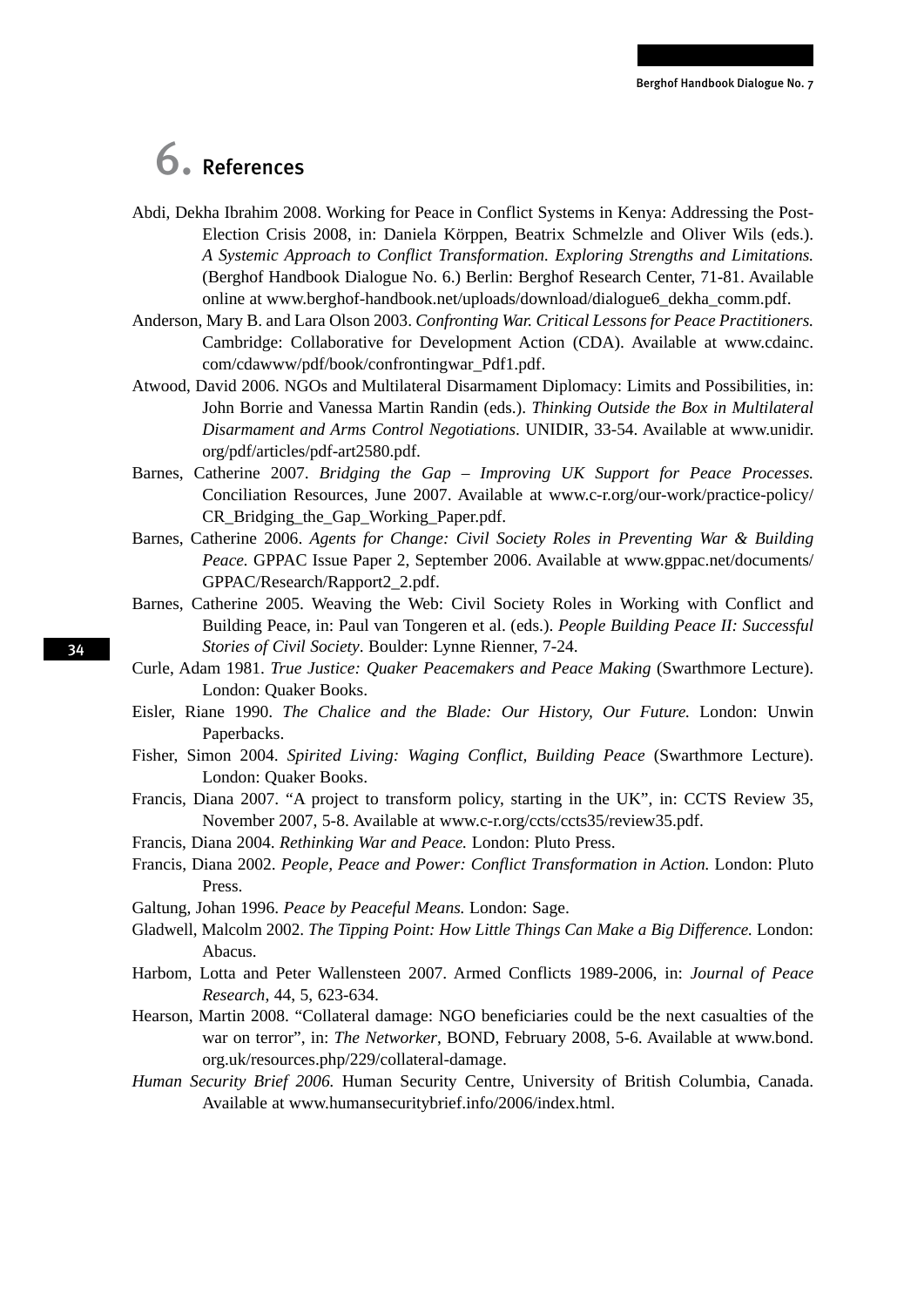# 6. References

Abdi, Dekha Ibrahim 2008. Working for Peace in Conflict Systems in Kenya: Addressing the Post-Election Crisis 2008, in: Daniela Körppen, Beatrix Schmelzle and Oliver Wils (eds.). *A Systemic Approach to Conflict Transformation. Exploring Strengths and Limitations.* (Berghof Handbook Dialogue No. 6.) Berlin: Berghof Research Center, 71-81. Available online at www.berghof-handbook.net/uploads/download/dialogue6_dekha_comm.pdf.

Anderson, Mary B. and Lara Olson 2003. *Confronting War. Critical Lessons for Peace Practitioners.* Cambridge: Collaborative for Development Action (CDA). Available at www.cdainc.com/cdawww/pdf/book/confrontingwar_Pdf1.pdf.

Atwood, David 2006. NGOs and Multilateral Disarmament Diplomacy: Limits and Possibilities, in: John Borrie and Vanessa Martin Randin (eds.). *Thinking Outside the Box in Multilateral Disarmament and Arms Control Negotiations*. UNIDIR, 33-54. Available at www.unidir.org/pdf/articles/pdf-art2580.pdf.

Barnes, Catherine 2007. *Bridging the Gap – Improving UK Support for Peace Processes.* Conciliation Resources, June 2007. Available at www.c-r.org/our-work/practice-policy/CR_Bridging_the_Gap_Working_Paper.pdf.

Barnes, Catherine 2006. *Agents for Change: Civil Society Roles in Preventing War & Building Peace.* GPPAC Issue Paper 2, September 2006. Available at www.gppac.net/documents/GPPAC/Research/Rapport2_2.pdf.

Barnes, Catherine 2005. Weaving the Web: Civil Society Roles in Working with Conflict and Building Peace, in: Paul van Tongeren et al. (eds.). *People Building Peace II: Successful Stories of Civil Society*. Boulder: Lynne Rienner, 7-24.

Curle, Adam 1981. *True Justice: Quaker Peacemakers and Peace Making* (Swarthmore Lecture). London: Quaker Books.

Eisler, Riane 1990. *The Chalice and the Blade: Our History, Our Future.* London: Unwin Paperbacks.

Fisher, Simon 2004. *Spirited Living: Waging Conflict, Building Peace* (Swarthmore Lecture). London: Quaker Books.

Francis, Diana 2007. "A project to transform policy, starting in the UK", in: CCTS Review 35, November 2007, 5-8. Available at www.c-r.org/ccts/ccts35/review35.pdf.

Francis, Diana 2004. *Rethinking War and Peace.* London: Pluto Press.

Francis, Diana 2002. *People, Peace and Power: Conflict Transformation in Action.* London: Pluto Press.

Galtung, Johan 1996. *Peace by Peaceful Means.* London: Sage.

Gladwell, Malcolm 2002. *The Tipping Point: How Little Things Can Make a Big Difference.* London: Abacus.

Harbom, Lotta and Peter Wallensteen 2007. Armed Conflicts 1989-2006, in: *Journal of Peace Research*, 44, 5, 623-634.

Hearson, Martin 2008. "Collateral damage: NGO beneficiaries could be the next casualties of the war on terror", in: *The Networker*, BOND, February 2008, 5-6. Available at www.bond.org.uk/resources.php/229/collateral-damage.

*Human Security Brief 2006.* Human Security Centre, University of British Columbia, Canada. Available at www.humansecuritybrief.info/2006/index.html.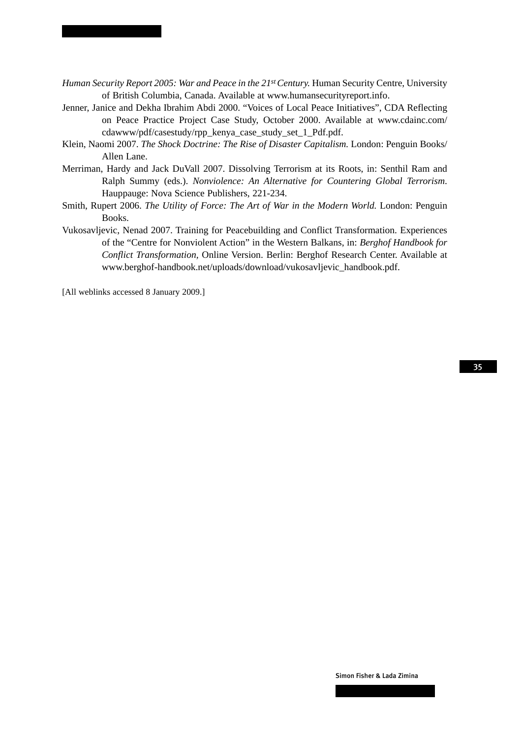*Human Security Report 2005: War and Peace in the 21st Century.* Human Security Centre, University of British Columbia, Canada. Available at www.humansecurityreport.info.

Jenner, Janice and Dekha Ibrahim Abdi 2000. "Voices of Local Peace Initiatives", CDA Reflecting on Peace Practice Project Case Study, October 2000. Available at www.cdainc.com/cdawww/pdf/casestudy/rpp_kenya_case_study_set_1_Pdf.pdf.

Klein, Naomi 2007. *The Shock Doctrine: The Rise of Disaster Capitalism.* London: Penguin Books/Allen Lane.

Merriman, Hardy and Jack DuVall 2007. Dissolving Terrorism at its Roots, in: Senthil Ram and Ralph Summy (eds.). *Nonviolence: An Alternative for Countering Global Terrorism*. Hauppauge: Nova Science Publishers, 221-234.

Smith, Rupert 2006. *The Utility of Force: The Art of War in the Modern World.* London: Penguin Books.

Vukosavljevic, Nenad 2007. Training for Peacebuilding and Conflict Transformation. Experiences of the "Centre for Nonviolent Action" in the Western Balkans, in: *Berghof Handbook for Conflict Transformation*, Online Version. Berlin: Berghof Research Center. Available at www.berghof-handbook.net/uploads/download/vukosavljevic_handbook.pdf.

[All weblinks accessed 8 January 2009.]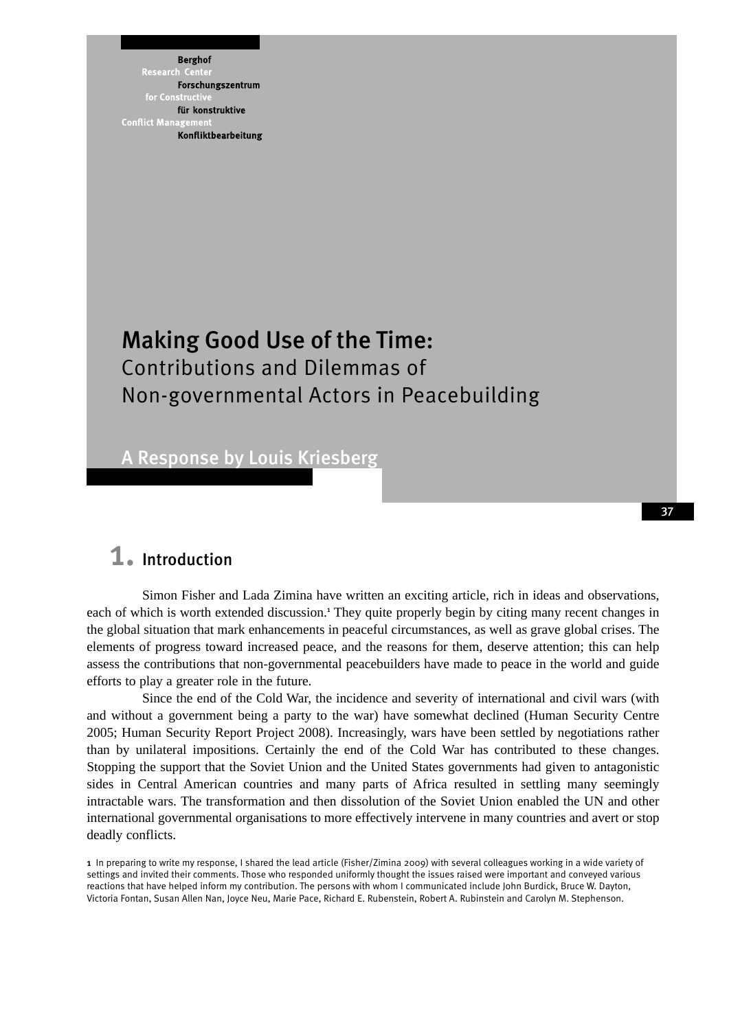Berghof Research Center for Constructive Conflict Management

Berghof Forschungszentrum für konstruktive Konfliktbearbeitung

# Making Good Use of the Time: Contributions and Dilemmas of Non-governmental Actors in Peacebuilding

## A Response by Louis Kriesberg

## 1. Introduction

Simon Fisher and Lada Zimina have written an exciting article, rich in ideas and observations, each of which is worth extended discussion.[1] They quite properly begin by citing many recent changes in the global situation that mark enhancements in peaceful circumstances, as well as grave global crises. The elements of progress toward increased peace, and the reasons for them, deserve attention; this can help assess the contributions that non-governmental peacebuilders have made to peace in the world and guide efforts to play a greater role in the future.

Since the end of the Cold War, the incidence and severity of international and civil wars (with and without a government being a party to the war) have somewhat declined (Human Security Centre 2005; Human Security Report Project 2008). Increasingly, wars have been settled by negotiations rather than by unilateral impositions. Certainly the end of the Cold War has contributed to these changes. Stopping the support that the Soviet Union and the United States governments had given to antagonistic sides in Central American countries and many parts of Africa resulted in settling many seemingly intractable wars. The transformation and then dissolution of the Soviet Union enabled the UN and other international governmental organisations to more effectively intervene in many countries and avert or stop deadly conflicts.

[1] In preparing to write my response, I shared the lead article (Fisher/Zimina 2009) with several colleagues working in a wide variety of settings and invited their comments. Those who responded uniformly thought the issues raised were important and conveyed various reactions that have helped inform my contribution. The persons with whom I communicated include John Burdick, Bruce W. Dayton, Victoria Fontan, Susan Allen Nan, Joyce Neu, Marie Pace, Richard E. Rubenstein, Robert A. Rubinstein and Carolyn M. Stephenson.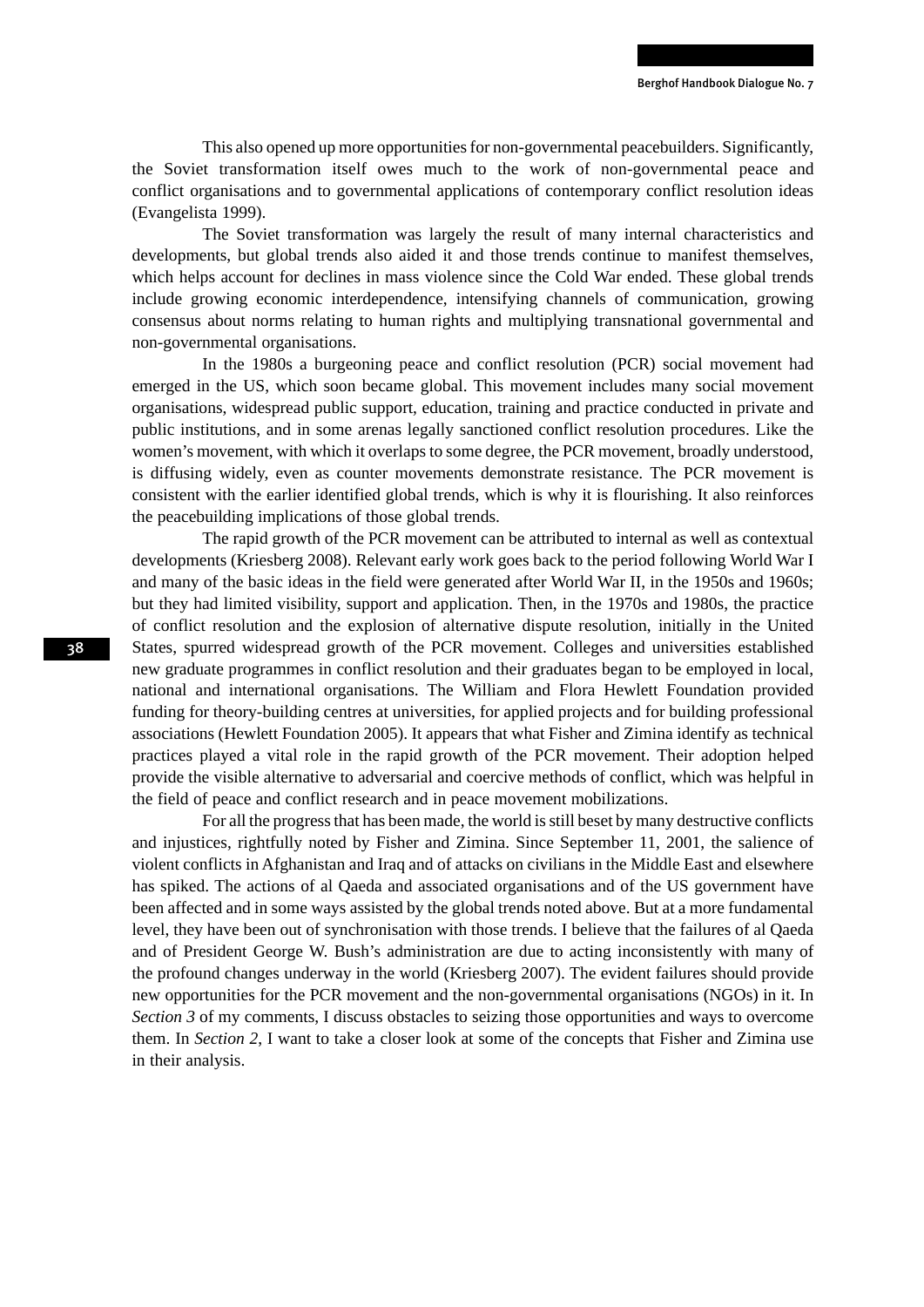This also opened up more opportunities for non-governmental peacebuilders. Significantly, the Soviet transformation itself owes much to the work of non-governmental peace and conflict organisations and to governmental applications of contemporary conflict resolution ideas (Evangelista 1999).

The Soviet transformation was largely the result of many internal characteristics and developments, but global trends also aided it and those trends continue to manifest themselves, which helps account for declines in mass violence since the Cold War ended. These global trends include growing economic interdependence, intensifying channels of communication, growing consensus about norms relating to human rights and multiplying transnational governmental and non-governmental organisations.

In the 1980s a burgeoning peace and conflict resolution (PCR) social movement had emerged in the US, which soon became global. This movement includes many social movement organisations, widespread public support, education, training and practice conducted in private and public institutions, and in some arenas legally sanctioned conflict resolution procedures. Like the women's movement, with which it overlaps to some degree, the PCR movement, broadly understood, is diffusing widely, even as counter movements demonstrate resistance. The PCR movement is consistent with the earlier identified global trends, which is why it is flourishing. It also reinforces the peacebuilding implications of those global trends.

The rapid growth of the PCR movement can be attributed to internal as well as contextual developments (Kriesberg 2008). Relevant early work goes back to the period following World War I and many of the basic ideas in the field were generated after World War II, in the 1950s and 1960s; but they had limited visibility, support and application. Then, in the 1970s and 1980s, the practice of conflict resolution and the explosion of alternative dispute resolution, initially in the United States, spurred widespread growth of the PCR movement. Colleges and universities established new graduate programmes in conflict resolution and their graduates began to be employed in local, national and international organisations. The William and Flora Hewlett Foundation provided funding for theory-building centres at universities, for applied projects and for building professional associations (Hewlett Foundation 2005). It appears that what Fisher and Zimina identify as technical practices played a vital role in the rapid growth of the PCR movement. Their adoption helped provide the visible alternative to adversarial and coercive methods of conflict, which was helpful in the field of peace and conflict research and in peace movement mobilizations.

For all the progress that has been made, the world is still beset by many destructive conflicts and injustices, rightfully noted by Fisher and Zimina. Since September 11, 2001, the salience of violent conflicts in Afghanistan and Iraq and of attacks on civilians in the Middle East and elsewhere has spiked. The actions of al Qaeda and associated organisations and of the US government have been affected and in some ways assisted by the global trends noted above. But at a more fundamental level, they have been out of synchronisation with those trends. I believe that the failures of al Qaeda and of President George W. Bush's administration are due to acting inconsistently with many of the profound changes underway in the world (Kriesberg 2007). The evident failures should provide new opportunities for the PCR movement and the non-governmental organisations (NGOs) in it. In *Section 3* of my comments, I discuss obstacles to seizing those opportunities and ways to overcome them. In *Section 2*, I want to take a closer look at some of the concepts that Fisher and Zimina use in their analysis.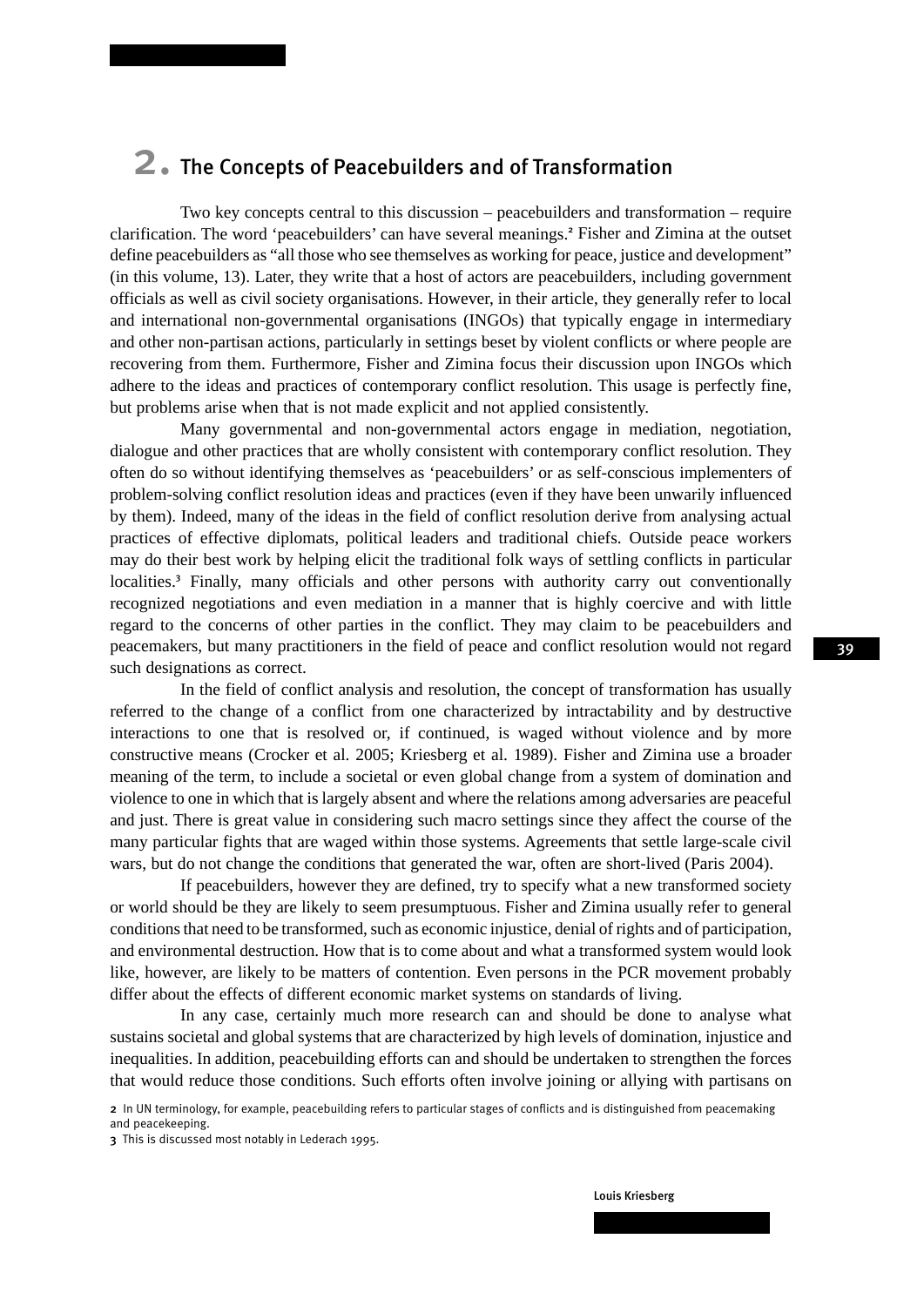## 2. The Concepts of Peacebuilders and of Transformation

Two key concepts central to this discussion – peacebuilders and transformation – require clarification. The word 'peacebuilders' can have several meanings.[2] Fisher and Zimina at the outset define peacebuilders as "all those who see themselves as working for peace, justice and development" (in this volume, 13). Later, they write that a host of actors are peacebuilders, including government officials as well as civil society organisations. However, in their article, they generally refer to local and international non-governmental organisations (INGOs) that typically engage in intermediary and other non-partisan actions, particularly in settings beset by violent conflicts or where people are recovering from them. Furthermore, Fisher and Zimina focus their discussion upon INGOs which adhere to the ideas and practices of contemporary conflict resolution. This usage is perfectly fine, but problems arise when that is not made explicit and not applied consistently.

Many governmental and non-governmental actors engage in mediation, negotiation, dialogue and other practices that are wholly consistent with contemporary conflict resolution. They often do so without identifying themselves as 'peacebuilders' or as self-conscious implementers of problem-solving conflict resolution ideas and practices (even if they have been unwarily influenced by them). Indeed, many of the ideas in the field of conflict resolution derive from analysing actual practices of effective diplomats, political leaders and traditional chiefs. Outside peace workers may do their best work by helping elicit the traditional folk ways of settling conflicts in particular localities.[3] Finally, many officials and other persons with authority carry out conventionally recognized negotiations and even mediation in a manner that is highly coercive and with little regard to the concerns of other parties in the conflict. They may claim to be peacebuilders and peacemakers, but many practitioners in the field of peace and conflict resolution would not regard such designations as correct.

In the field of conflict analysis and resolution, the concept of transformation has usually referred to the change of a conflict from one characterized by intractability and by destructive interactions to one that is resolved or, if continued, is waged without violence and by more constructive means (Crocker et al. 2005; Kriesberg et al. 1989). Fisher and Zimina use a broader meaning of the term, to include a societal or even global change from a system of domination and violence to one in which that is largely absent and where the relations among adversaries are peaceful and just. There is great value in considering such macro settings since they affect the course of the many particular fights that are waged within those systems. Agreements that settle large-scale civil wars, but do not change the conditions that generated the war, often are short-lived (Paris 2004).

If peacebuilders, however they are defined, try to specify what a new transformed society or world should be they are likely to seem presumptuous. Fisher and Zimina usually refer to general conditions that need to be transformed, such as economic injustice, denial of rights and of participation, and environmental destruction. How that is to come about and what a transformed system would look like, however, are likely to be matters of contention. Even persons in the PCR movement probably differ about the effects of different economic market systems on standards of living.

In any case, certainly much more research can and should be done to analyse what sustains societal and global systems that are characterized by high levels of domination, injustice and inequalities. In addition, peacebuilding efforts can and should be undertaken to strengthen the forces that would reduce those conditions. Such efforts often involve joining or allying with partisans on

[2] In UN terminology, for example, peacebuilding refers to particular stages of conflicts and is distinguished from peacemaking and peacekeeping.

[3] This is discussed most notably in Lederach 1995.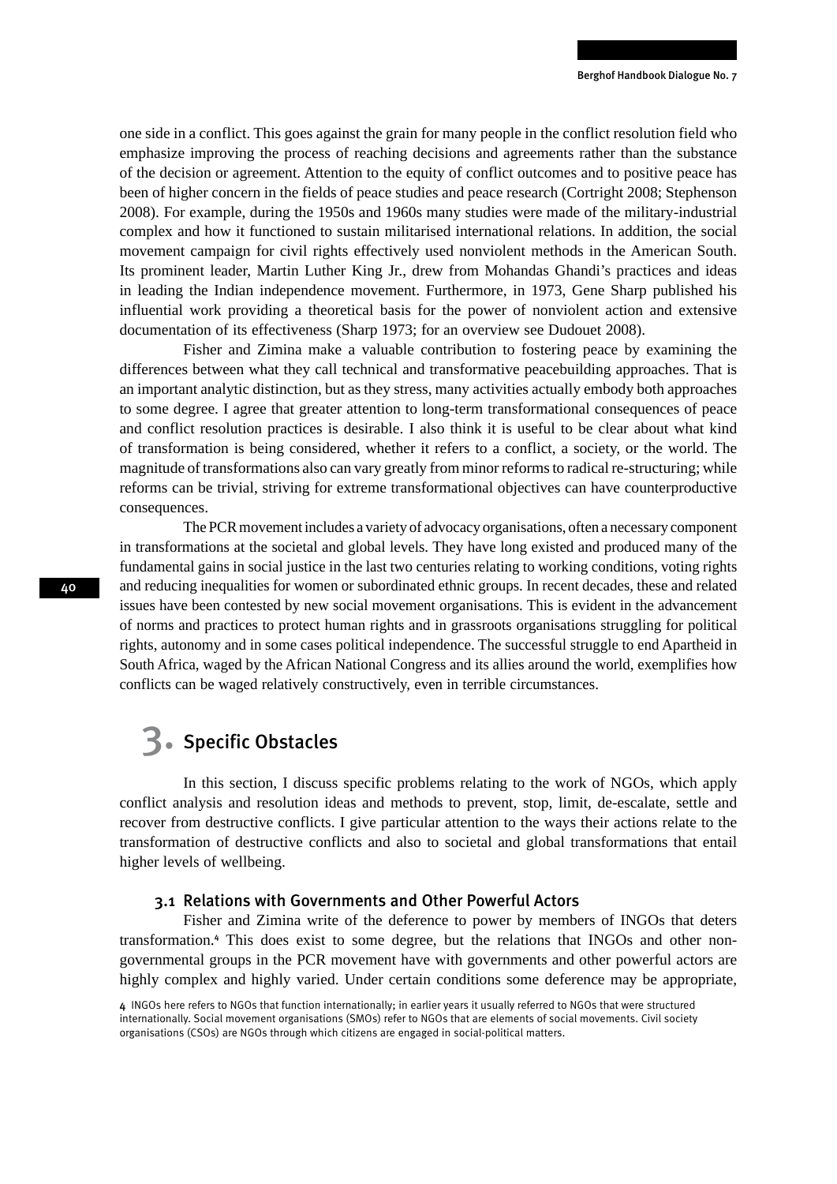one side in a conflict. This goes against the grain for many people in the conflict resolution field who emphasize improving the process of reaching decisions and agreements rather than the substance of the decision or agreement. Attention to the equity of conflict outcomes and to positive peace has been of higher concern in the fields of peace studies and peace research (Cortright 2008; Stephenson 2008). For example, during the 1950s and 1960s many studies were made of the military-industrial complex and how it functioned to sustain militarised international relations. In addition, the social movement campaign for civil rights effectively used nonviolent methods in the American South. Its prominent leader, Martin Luther King Jr., drew from Mohandas Ghandi's practices and ideas in leading the Indian independence movement. Furthermore, in 1973, Gene Sharp published his influential work providing a theoretical basis for the power of nonviolent action and extensive documentation of its effectiveness (Sharp 1973; for an overview see Dudouet 2008).

Fisher and Zimina make a valuable contribution to fostering peace by examining the differences between what they call technical and transformative peacebuilding approaches. That is an important analytic distinction, but as they stress, many activities actually embody both approaches to some degree. I agree that greater attention to long-term transformational consequences of peace and conflict resolution practices is desirable. I also think it is useful to be clear about what kind of transformation is being considered, whether it refers to a conflict, a society, or the world. The magnitude of transformations also can vary greatly from minor reforms to radical re-structuring; while reforms can be trivial, striving for extreme transformational objectives can have counterproductive consequences.

The PCR movement includes a variety of advocacy organisations, often a necessary component in transformations at the societal and global levels. They have long existed and produced many of the fundamental gains in social justice in the last two centuries relating to working conditions, voting rights and reducing inequalities for women or subordinated ethnic groups. In recent decades, these and related issues have been contested by new social movement organisations. This is evident in the advancement of norms and practices to protect human rights and in grassroots organisations struggling for political rights, autonomy and in some cases political independence. The successful struggle to end Apartheid in South Africa, waged by the African National Congress and its allies around the world, exemplifies how conflicts can be waged relatively constructively, even in terrible circumstances.

# 3. Specific Obstacles

In this section, I discuss specific problems relating to the work of NGOs, which apply conflict analysis and resolution ideas and methods to prevent, stop, limit, de-escalate, settle and recover from destructive conflicts. I give particular attention to the ways their actions relate to the transformation of destructive conflicts and also to societal and global transformations that entail higher levels of wellbeing.

## 3.1 Relations with Governments and Other Powerful Actors

Fisher and Zimina write of the deference to power by members of INGOs that deters transformation.[4] This does exist to some degree, but the relations that INGOs and other non-governmental groups in the PCR movement have with governments and other powerful actors are highly complex and highly varied. Under certain conditions some deference may be appropriate,

4 INGOs here refers to NGOs that function internationally; in earlier years it usually referred to NGOs that were structured internationally. Social movement organisations (SMOs) refer to NGOs that are elements of social movements. Civil society organisations (CSOs) are NGOs through which citizens are engaged in social-political matters.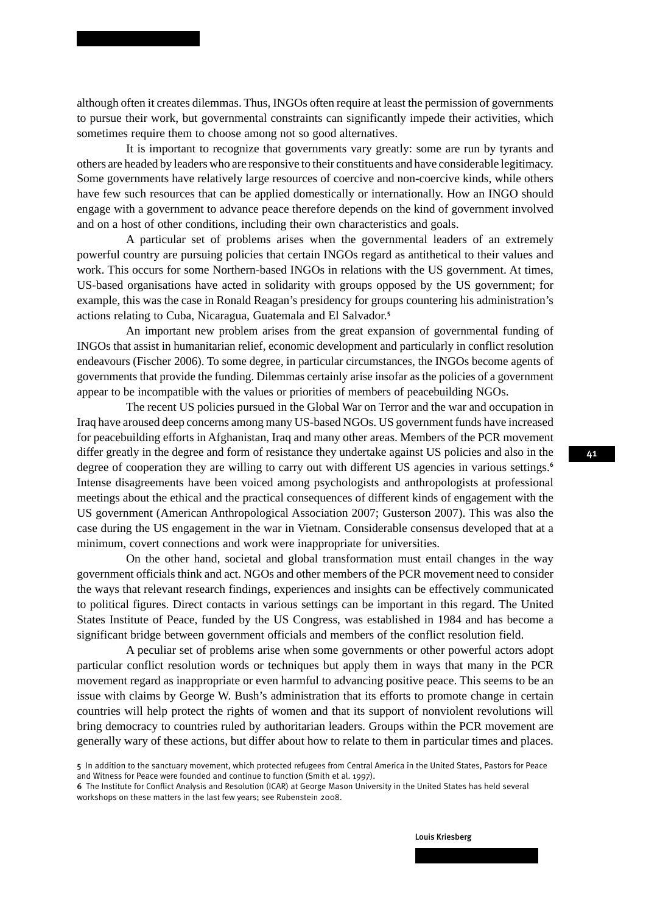although often it creates dilemmas. Thus, INGOs often require at least the permission of governments to pursue their work, but governmental constraints can significantly impede their activities, which sometimes require them to choose among not so good alternatives.

It is important to recognize that governments vary greatly: some are run by tyrants and others are headed by leaders who are responsive to their constituents and have considerable legitimacy. Some governments have relatively large resources of coercive and non-coercive kinds, while others have few such resources that can be applied domestically or internationally. How an INGO should engage with a government to advance peace therefore depends on the kind of government involved and on a host of other conditions, including their own characteristics and goals.

A particular set of problems arises when the governmental leaders of an extremely powerful country are pursuing policies that certain INGOs regard as antithetical to their values and work. This occurs for some Northern-based INGOs in relations with the US government. At times, US-based organisations have acted in solidarity with groups opposed by the US government; for example, this was the case in Ronald Reagan's presidency for groups countering his administration's actions relating to Cuba, Nicaragua, Guatemala and El Salvador.[5]

An important new problem arises from the great expansion of governmental funding of INGOs that assist in humanitarian relief, economic development and particularly in conflict resolution endeavours (Fischer 2006). To some degree, in particular circumstances, the INGOs become agents of governments that provide the funding. Dilemmas certainly arise insofar as the policies of a government appear to be incompatible with the values or priorities of members of peacebuilding NGOs.

The recent US policies pursued in the Global War on Terror and the war and occupation in Iraq have aroused deep concerns among many US-based NGOs. US government funds have increased for peacebuilding efforts in Afghanistan, Iraq and many other areas. Members of the PCR movement differ greatly in the degree and form of resistance they undertake against US policies and also in the degree of cooperation they are willing to carry out with different US agencies in various settings.[6] Intense disagreements have been voiced among psychologists and anthropologists at professional meetings about the ethical and the practical consequences of different kinds of engagement with the US government (American Anthropological Association 2007; Gusterson 2007). This was also the case during the US engagement in the war in Vietnam. Considerable consensus developed that at a minimum, covert connections and work were inappropriate for universities.

On the other hand, societal and global transformation must entail changes in the way government officials think and act. NGOs and other members of the PCR movement need to consider the ways that relevant research findings, experiences and insights can be effectively communicated to political figures. Direct contacts in various settings can be important in this regard. The United States Institute of Peace, funded by the US Congress, was established in 1984 and has become a significant bridge between government officials and members of the conflict resolution field.

A peculiar set of problems arise when some governments or other powerful actors adopt particular conflict resolution words or techniques but apply them in ways that many in the PCR movement regard as inappropriate or even harmful to advancing positive peace. This seems to be an issue with claims by George W. Bush's administration that its efforts to promote change in certain countries will help protect the rights of women and that its support of nonviolent revolutions will bring democracy to countries ruled by authoritarian leaders. Groups within the PCR movement are generally wary of these actions, but differ about how to relate to them in particular times and places.

5 In addition to the sanctuary movement, which protected refugees from Central America in the United States, Pastors for Peace and Witness for Peace were founded and continue to function (Smith et al. 1997).

6 The Institute for Conflict Analysis and Resolution (ICAR) at George Mason University in the United States has held several workshops on these matters in the last few years; see Rubenstein 2008.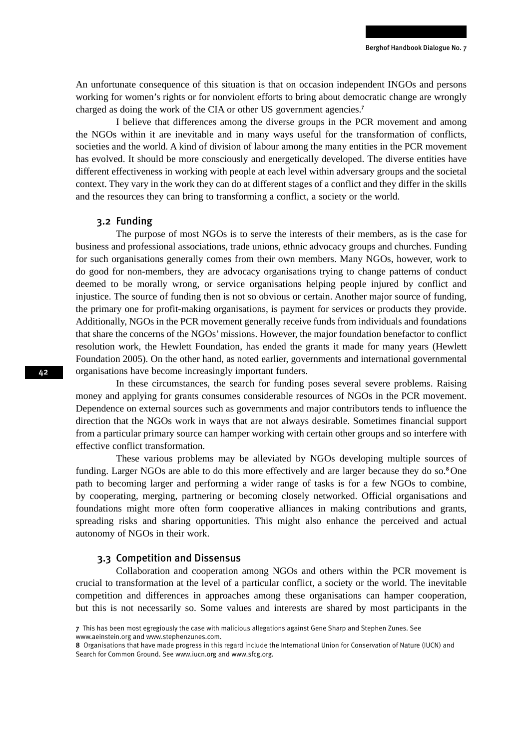An unfortunate consequence of this situation is that on occasion independent INGOs and persons working for women's rights or for nonviolent efforts to bring about democratic change are wrongly charged as doing the work of the CIA or other US government agencies.[7]

I believe that differences among the diverse groups in the PCR movement and among the NGOs within it are inevitable and in many ways useful for the transformation of conflicts, societies and the world. A kind of division of labour among the many entities in the PCR movement has evolved. It should be more consciously and energetically developed. The diverse entities have different effectiveness in working with people at each level within adversary groups and the societal context. They vary in the work they can do at different stages of a conflict and they differ in the skills and the resources they can bring to transforming a conflict, a society or the world.

### 3.2 Funding

The purpose of most NGOs is to serve the interests of their members, as is the case for business and professional associations, trade unions, ethnic advocacy groups and churches. Funding for such organisations generally comes from their own members. Many NGOs, however, work to do good for non-members, they are advocacy organisations trying to change patterns of conduct deemed to be morally wrong, or service organisations helping people injured by conflict and injustice. The source of funding then is not so obvious or certain. Another major source of funding, the primary one for profit-making organisations, is payment for services or products they provide. Additionally, NGOs in the PCR movement generally receive funds from individuals and foundations that share the concerns of the NGOs' missions. However, the major foundation benefactor to conflict resolution work, the Hewlett Foundation, has ended the grants it made for many years (Hewlett Foundation 2005). On the other hand, as noted earlier, governments and international governmental organisations have become increasingly important funders.

In these circumstances, the search for funding poses several severe problems. Raising money and applying for grants consumes considerable resources of NGOs in the PCR movement. Dependence on external sources such as governments and major contributors tends to influence the direction that the NGOs work in ways that are not always desirable. Sometimes financial support from a particular primary source can hamper working with certain other groups and so interfere with effective conflict transformation.

These various problems may be alleviated by NGOs developing multiple sources of funding. Larger NGOs are able to do this more effectively and are larger because they do so.[8] One path to becoming larger and performing a wider range of tasks is for a few NGOs to combine, by cooperating, merging, partnering or becoming closely networked. Official organisations and foundations might more often form cooperative alliances in making contributions and grants, spreading risks and sharing opportunities. This might also enhance the perceived and actual autonomy of NGOs in their work.

### 3.3 Competition and Dissensus

Collaboration and cooperation among NGOs and others within the PCR movement is crucial to transformation at the level of a particular conflict, a society or the world. The inevitable competition and differences in approaches among these organisations can hamper cooperation, but this is not necessarily so. Some values and interests are shared by most participants in the

---

7 This has been most egregiously the case with malicious allegations against Gene Sharp and Stephen Zunes. See www.aeinstein.org and www.stephenzunes.com.

8 Organisations that have made progress in this regard include the International Union for Conservation of Nature (IUCN) and Search for Common Ground. See www.iucn.org and www.sfcg.org.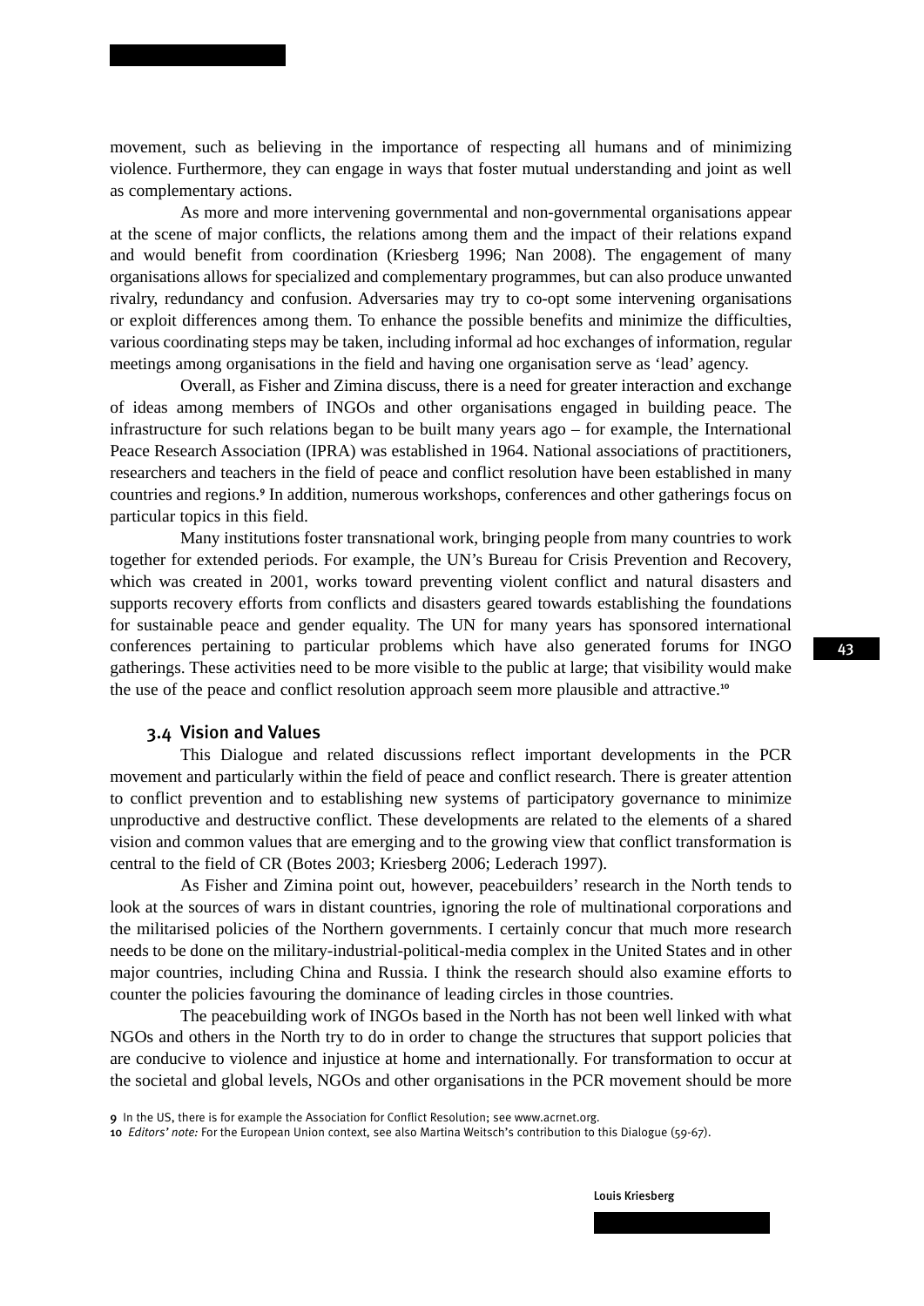movement, such as believing in the importance of respecting all humans and of minimizing violence. Furthermore, they can engage in ways that foster mutual understanding and joint as well as complementary actions.

As more and more intervening governmental and non-governmental organisations appear at the scene of major conflicts, the relations among them and the impact of their relations expand and would benefit from coordination (Kriesberg 1996; Nan 2008). The engagement of many organisations allows for specialized and complementary programmes, but can also produce unwanted rivalry, redundancy and confusion. Adversaries may try to co-opt some intervening organisations or exploit differences among them. To enhance the possible benefits and minimize the difficulties, various coordinating steps may be taken, including informal ad hoc exchanges of information, regular meetings among organisations in the field and having one organisation serve as 'lead' agency.

Overall, as Fisher and Zimina discuss, there is a need for greater interaction and exchange of ideas among members of INGOs and other organisations engaged in building peace. The infrastructure for such relations began to be built many years ago – for example, the International Peace Research Association (IPRA) was established in 1964. National associations of practitioners, researchers and teachers in the field of peace and conflict resolution have been established in many countries and regions.[9] In addition, numerous workshops, conferences and other gatherings focus on particular topics in this field.

Many institutions foster transnational work, bringing people from many countries to work together for extended periods. For example, the UN's Bureau for Crisis Prevention and Recovery, which was created in 2001, works toward preventing violent conflict and natural disasters and supports recovery efforts from conflicts and disasters geared towards establishing the foundations for sustainable peace and gender equality. The UN for many years has sponsored international conferences pertaining to particular problems which have also generated forums for INGO gatherings. These activities need to be more visible to the public at large; that visibility would make the use of the peace and conflict resolution approach seem more plausible and attractive.[10]

### 3.4 Vision and Values

This Dialogue and related discussions reflect important developments in the PCR movement and particularly within the field of peace and conflict research. There is greater attention to conflict prevention and to establishing new systems of participatory governance to minimize unproductive and destructive conflict. These developments are related to the elements of a shared vision and common values that are emerging and to the growing view that conflict transformation is central to the field of CR (Botes 2003; Kriesberg 2006; Lederach 1997).

As Fisher and Zimina point out, however, peacebuilders' research in the North tends to look at the sources of wars in distant countries, ignoring the role of multinational corporations and the militarised policies of the Northern governments. I certainly concur that much more research needs to be done on the military-industrial-political-media complex in the United States and in other major countries, including China and Russia. I think the research should also examine efforts to counter the policies favouring the dominance of leading circles in those countries.

The peacebuilding work of INGOs based in the North has not been well linked with what NGOs and others in the North try to do in order to change the structures that support policies that are conducive to violence and injustice at home and internationally. For transformation to occur at the societal and global levels, NGOs and other organisations in the PCR movement should be more

[9] In the US, there is for example the Association for Conflict Resolution; see www.acrnet.org.

[10] *Editors' note:* For the European Union context, see also Martina Weitsch's contribution to this Dialogue (59-67).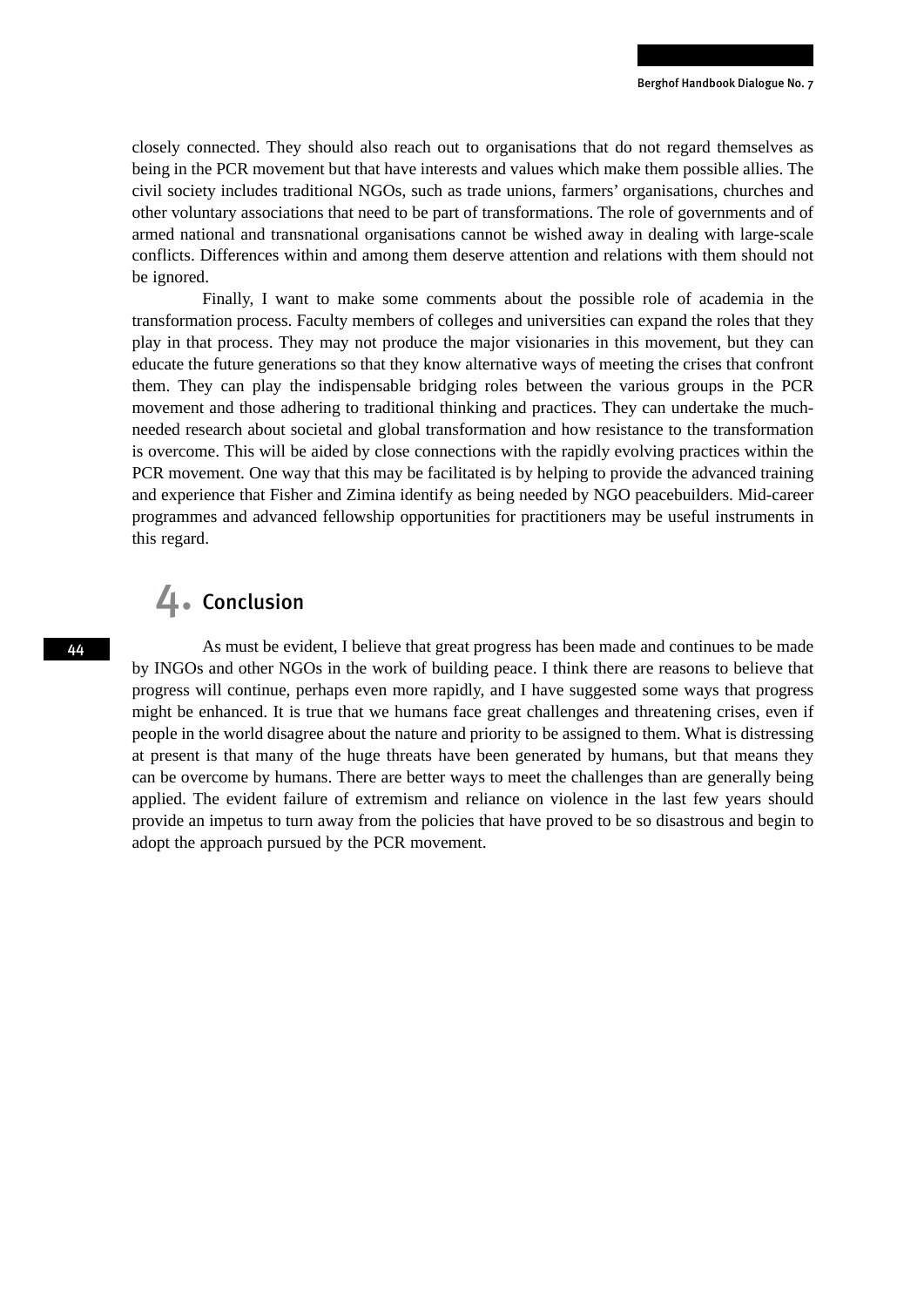closely connected. They should also reach out to organisations that do not regard themselves as being in the PCR movement but that have interests and values which make them possible allies. The civil society includes traditional NGOs, such as trade unions, farmers' organisations, churches and other voluntary associations that need to be part of transformations. The role of governments and of armed national and transnational organisations cannot be wished away in dealing with large-scale conflicts. Differences within and among them deserve attention and relations with them should not be ignored.

Finally, I want to make some comments about the possible role of academia in the transformation process. Faculty members of colleges and universities can expand the roles that they play in that process. They may not produce the major visionaries in this movement, but they can educate the future generations so that they know alternative ways of meeting the crises that confront them. They can play the indispensable bridging roles between the various groups in the PCR movement and those adhering to traditional thinking and practices. They can undertake the much-needed research about societal and global transformation and how resistance to the transformation is overcome. This will be aided by close connections with the rapidly evolving practices within the PCR movement. One way that this may be facilitated is by helping to provide the advanced training and experience that Fisher and Zimina identify as being needed by NGO peacebuilders. Mid-career programmes and advanced fellowship opportunities for practitioners may be useful instruments in this regard.

## 4. Conclusion

As must be evident, I believe that great progress has been made and continues to be made by INGOs and other NGOs in the work of building peace. I think there are reasons to believe that progress will continue, perhaps even more rapidly, and I have suggested some ways that progress might be enhanced. It is true that we humans face great challenges and threatening crises, even if people in the world disagree about the nature and priority to be assigned to them. What is distressing at present is that many of the huge threats have been generated by humans, but that means they can be overcome by humans. There are better ways to meet the challenges than are generally being applied. The evident failure of extremism and reliance on violence in the last few years should provide an impetus to turn away from the policies that have proved to be so disastrous and begin to adopt the approach pursued by the PCR movement.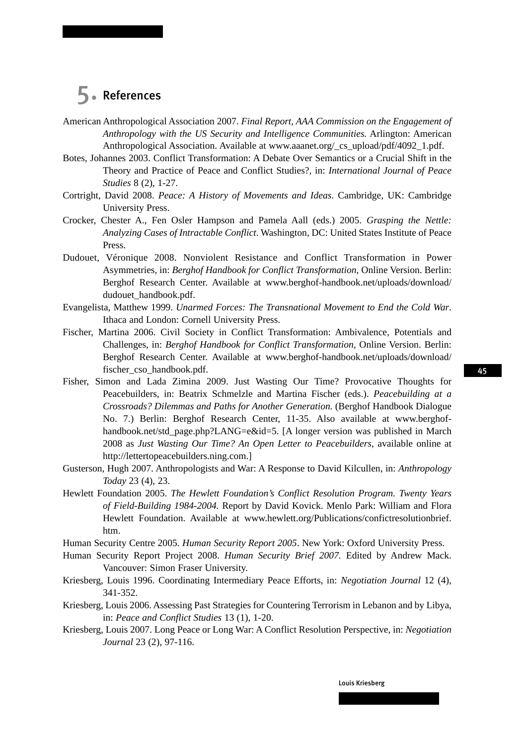# 5. References

American Anthropological Association 2007. *Final Report, AAA Commission on the Engagement of Anthropology with the US Security and Intelligence Communities.* Arlington: American Anthropological Association. Available at www.aaanet.org/_cs_upload/pdf/4092_1.pdf.

Botes, Johannes 2003. Conflict Transformation: A Debate Over Semantics or a Crucial Shift in the Theory and Practice of Peace and Conflict Studies?, in: *International Journal of Peace Studies* 8 (2), 1-27.

Cortright, David 2008. *Peace: A History of Movements and Ideas*. Cambridge, UK: Cambridge University Press.

Crocker, Chester A., Fen Osler Hampson and Pamela Aall (eds.) 2005. *Grasping the Nettle: Analyzing Cases of Intractable Conflict*. Washington, DC: United States Institute of Peace Press.

Dudouet, Véronique 2008. Nonviolent Resistance and Conflict Transformation in Power Asymmetries, in: *Berghof Handbook for Conflict Transformation*, Online Version. Berlin: Berghof Research Center. Available at www.berghof-handbook.net/uploads/download/dudouet_handbook.pdf.

Evangelista, Matthew 1999. *Unarmed Forces: The Transnational Movement to End the Cold War*. Ithaca and London: Cornell University Press.

Fischer, Martina 2006. Civil Society in Conflict Transformation: Ambivalence, Potentials and Challenges, in: *Berghof Handbook for Conflict Transformation*, Online Version. Berlin: Berghof Research Center. Available at www.berghof-handbook.net/uploads/download/fischer_cso_handbook.pdf.

Fisher, Simon and Lada Zimina 2009. Just Wasting Our Time? Provocative Thoughts for Peacebuilders, in: Beatrix Schmelzle and Martina Fischer (eds.). *Peacebuilding at a Crossroads? Dilemmas and Paths for Another Generation.* (Berghof Handbook Dialogue No. 7.) Berlin: Berghof Research Center, 11-35. Also available at www.berghof-handbook.net/std_page.php?LANG=e&id=5. [A longer version was published in March 2008 as *Just Wasting Our Time? An Open Letter to Peacebuilders*, available online at http://lettertopeacebuilders.ning.com.]

Gusterson, Hugh 2007. Anthropologists and War: A Response to David Kilcullen, in: *Anthropology Today* 23 (4), 23.

Hewlett Foundation 2005. *The Hewlett Foundation's Conflict Resolution Program. Twenty Years of Field-Building 1984-2004.* Report by David Kovick. Menlo Park: William and Flora Hewlett Foundation. Available at www.hewlett.org/Publications/confictresolutionbrief.htm.

Human Security Centre 2005. *Human Security Report 2005*. New York: Oxford University Press.

Human Security Report Project 2008. *Human Security Brief 2007.* Edited by Andrew Mack. Vancouver: Simon Fraser University.

Kriesberg, Louis 1996. Coordinating Intermediary Peace Efforts, in: *Negotiation Journal* 12 (4), 341-352.

Kriesberg, Louis 2006. Assessing Past Strategies for Countering Terrorism in Lebanon and by Libya, in: *Peace and Conflict Studies* 13 (1), 1-20.

Kriesberg, Louis 2007. Long Peace or Long War: A Conflict Resolution Perspective, in: *Negotiation Journal* 23 (2), 97-116.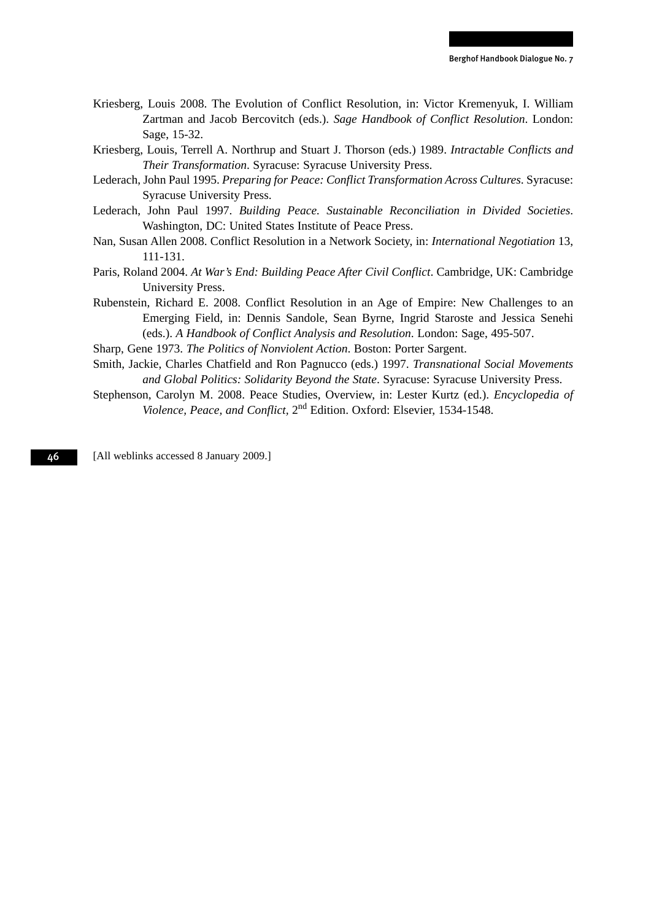Kriesberg, Louis 2008. The Evolution of Conflict Resolution, in: Victor Kremenyuk, I. William Zartman and Jacob Bercovitch (eds.). *Sage Handbook of Conflict Resolution*. London: Sage, 15-32.

Kriesberg, Louis, Terrell A. Northrup and Stuart J. Thorson (eds.) 1989. *Intractable Conflicts and Their Transformation*. Syracuse: Syracuse University Press.

Lederach, John Paul 1995. *Preparing for Peace: Conflict Transformation Across Cultures*. Syracuse: Syracuse University Press.

Lederach, John Paul 1997. *Building Peace. Sustainable Reconciliation in Divided Societies*. Washington, DC: United States Institute of Peace Press.

Nan, Susan Allen 2008. Conflict Resolution in a Network Society, in: *International Negotiation* 13, 111-131.

Paris, Roland 2004. *At War's End: Building Peace After Civil Conflict*. Cambridge, UK: Cambridge University Press.

Rubenstein, Richard E. 2008. Conflict Resolution in an Age of Empire: New Challenges to an Emerging Field, in: Dennis Sandole, Sean Byrne, Ingrid Staroste and Jessica Senehi (eds.). *A Handbook of Conflict Analysis and Resolution*. London: Sage, 495-507.

Sharp, Gene 1973. *The Politics of Nonviolent Action*. Boston: Porter Sargent.

Smith, Jackie, Charles Chatfield and Ron Pagnucco (eds.) 1997. *Transnational Social Movements and Global Politics: Solidarity Beyond the State*. Syracuse: Syracuse University Press.

Stephenson, Carolyn M. 2008. Peace Studies, Overview, in: Lester Kurtz (ed.). *Encyclopedia of Violence, Peace, and Conflict,* 2nd Edition. Oxford: Elsevier, 1534-1548.

[All weblinks accessed 8 January 2009.]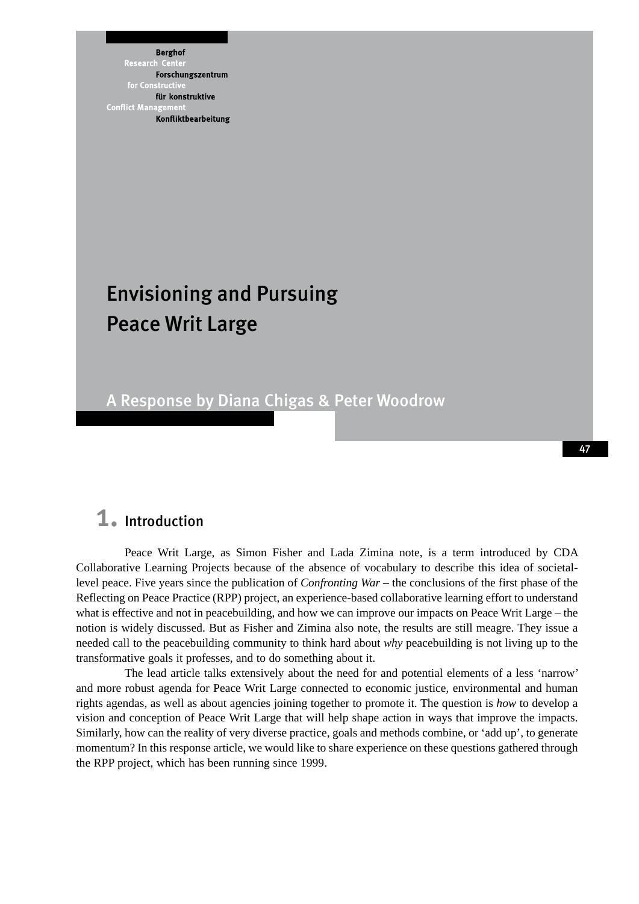Berghof Research Center for Constructive Conflict Management

Forschungszentrum für konstruktive Konfliktbearbeitung

# Envisioning and Pursuing Peace Writ Large

## A Response by Diana Chigas & Peter Woodrow

## 1. Introduction

Peace Writ Large, as Simon Fisher and Lada Zimina note, is a term introduced by CDA Collaborative Learning Projects because of the absence of vocabulary to describe this idea of societal-level peace. Five years since the publication of *Confronting War* – the conclusions of the first phase of the Reflecting on Peace Practice (RPP) project, an experience-based collaborative learning effort to understand what is effective and not in peacebuilding, and how we can improve our impacts on Peace Writ Large – the notion is widely discussed. But as Fisher and Zimina also note, the results are still meagre. They issue a needed call to the peacebuilding community to think hard about *why* peacebuilding is not living up to the transformative goals it professes, and to do something about it.

The lead article talks extensively about the need for and potential elements of a less 'narrow' and more robust agenda for Peace Writ Large connected to economic justice, environmental and human rights agendas, as well as about agencies joining together to promote it. The question is *how* to develop a vision and conception of Peace Writ Large that will help shape action in ways that improve the impacts. Similarly, how can the reality of very diverse practice, goals and methods combine, or 'add up', to generate momentum? In this response article, we would like to share experience on these questions gathered through the RPP project, which has been running since 1999.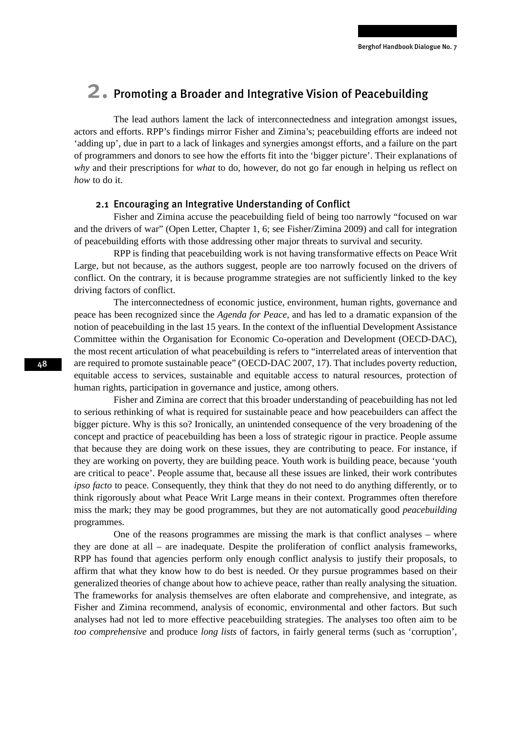## 2. Promoting a Broader and Integrative Vision of Peacebuilding

The lead authors lament the lack of interconnectedness and integration amongst issues, actors and efforts. RPP's findings mirror Fisher and Zimina's; peacebuilding efforts are indeed not 'adding up', due in part to a lack of linkages and synergies amongst efforts, and a failure on the part of programmers and donors to see how the efforts fit into the 'bigger picture'. Their explanations of *why* and their prescriptions for *what* to do, however, do not go far enough in helping us reflect on *how* to do it.

### 2.1 Encouraging an Integrative Understanding of Conflict

Fisher and Zimina accuse the peacebuilding field of being too narrowly "focused on war and the drivers of war" (Open Letter, Chapter 1, 6; see Fisher/Zimina 2009) and call for integration of peacebuilding efforts with those addressing other major threats to survival and security.

RPP is finding that peacebuilding work is not having transformative effects on Peace Writ Large, but not because, as the authors suggest, people are too narrowly focused on the drivers of conflict. On the contrary, it is because programme strategies are not sufficiently linked to the key driving factors of conflict.

The interconnectedness of economic justice, environment, human rights, governance and peace has been recognized since the *Agenda for Peace*, and has led to a dramatic expansion of the notion of peacebuilding in the last 15 years. In the context of the influential Development Assistance Committee within the Organisation for Economic Co-operation and Development (OECD-DAC), the most recent articulation of what peacebuilding is refers to "interrelated areas of intervention that are required to promote sustainable peace" (OECD-DAC 2007, 17). That includes poverty reduction, equitable access to services, sustainable and equitable access to natural resources, protection of human rights, participation in governance and justice, among others.

Fisher and Zimina are correct that this broader understanding of peacebuilding has not led to serious rethinking of what is required for sustainable peace and how peacebuilders can affect the bigger picture. Why is this so? Ironically, an unintended consequence of the very broadening of the concept and practice of peacebuilding has been a loss of strategic rigour in practice. People assume that because they are doing work on these issues, they are contributing to peace. For instance, if they are working on poverty, they are building peace. Youth work is building peace, because 'youth are critical to peace'. People assume that, because all these issues are linked, their work contributes *ipso facto* to peace. Consequently, they think that they do not need to do anything differently, or to think rigorously about what Peace Writ Large means in their context. Programmes often therefore miss the mark; they may be good programmes, but they are not automatically good *peacebuilding* programmes.

One of the reasons programmes are missing the mark is that conflict analyses – where they are done at all – are inadequate. Despite the proliferation of conflict analysis frameworks, RPP has found that agencies perform only enough conflict analysis to justify their proposals, to affirm that what they know how to do best is needed. Or they pursue programmes based on their generalized theories of change about how to achieve peace, rather than really analysing the situation. The frameworks for analysis themselves are often elaborate and comprehensive, and integrate, as Fisher and Zimina recommend, analysis of economic, environmental and other factors. But such analyses had not led to more effective peacebuilding strategies. The analyses too often aim to be *too comprehensive* and produce *long lists* of factors, in fairly general terms (such as 'corruption',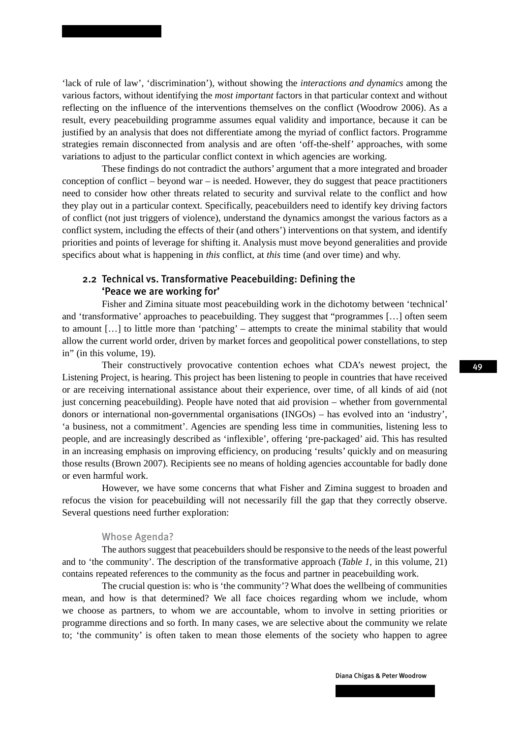'lack of rule of law', 'discrimination'), without showing the *interactions and dynamics* among the various factors, without identifying the *most important* factors in that particular context and without reflecting on the influence of the interventions themselves on the conflict (Woodrow 2006). As a result, every peacebuilding programme assumes equal validity and importance, because it can be justified by an analysis that does not differentiate among the myriad of conflict factors. Programme strategies remain disconnected from analysis and are often 'off-the-shelf' approaches, with some variations to adjust to the particular conflict context in which agencies are working.

These findings do not contradict the authors' argument that a more integrated and broader conception of conflict – beyond war – is needed. However, they do suggest that peace practitioners need to consider how other threats related to security and survival relate to the conflict and how they play out in a particular context. Specifically, peacebuilders need to identify key driving factors of conflict (not just triggers of violence), understand the dynamics amongst the various factors as a conflict system, including the effects of their (and others') interventions on that system, and identify priorities and points of leverage for shifting it. Analysis must move beyond generalities and provide specifics about what is happening in *this* conflict, at *this* time (and over time) and why.

## 2.2 Technical vs. Transformative Peacebuilding: Defining the 'Peace we are working for'

Fisher and Zimina situate most peacebuilding work in the dichotomy between 'technical' and 'transformative' approaches to peacebuilding. They suggest that "programmes […] often seem to amount […] to little more than 'patching' – attempts to create the minimal stability that would allow the current world order, driven by market forces and geopolitical power constellations, to step in" (in this volume, 19).

Their constructively provocative contention echoes what CDA's newest project, the Listening Project, is hearing. This project has been listening to people in countries that have received or are receiving international assistance about their experience, over time, of all kinds of aid (not just concerning peacebuilding). People have noted that aid provision – whether from governmental donors or international non-governmental organisations (INGOs) – has evolved into an 'industry', 'a business, not a commitment'. Agencies are spending less time in communities, listening less to people, and are increasingly described as 'inflexible', offering 'pre-packaged' aid. This has resulted in an increasing emphasis on improving efficiency, on producing 'results' quickly and on measuring those results (Brown 2007). Recipients see no means of holding agencies accountable for badly done or even harmful work.

However, we have some concerns that what Fisher and Zimina suggest to broaden and refocus the vision for peacebuilding will not necessarily fill the gap that they correctly observe. Several questions need further exploration:

### Whose Agenda?

The authors suggest that peacebuilders should be responsive to the needs of the least powerful and to 'the community'. The description of the transformative approach (*Table 1*, in this volume, 21) contains repeated references to the community as the focus and partner in peacebuilding work.

The crucial question is: who is 'the community'? What does the wellbeing of communities mean, and how is that determined? We all face choices regarding whom we include, whom we choose as partners, to whom we are accountable, whom to involve in setting priorities or programme directions and so forth. In many cases, we are selective about the community we relate to; 'the community' is often taken to mean those elements of the society who happen to agree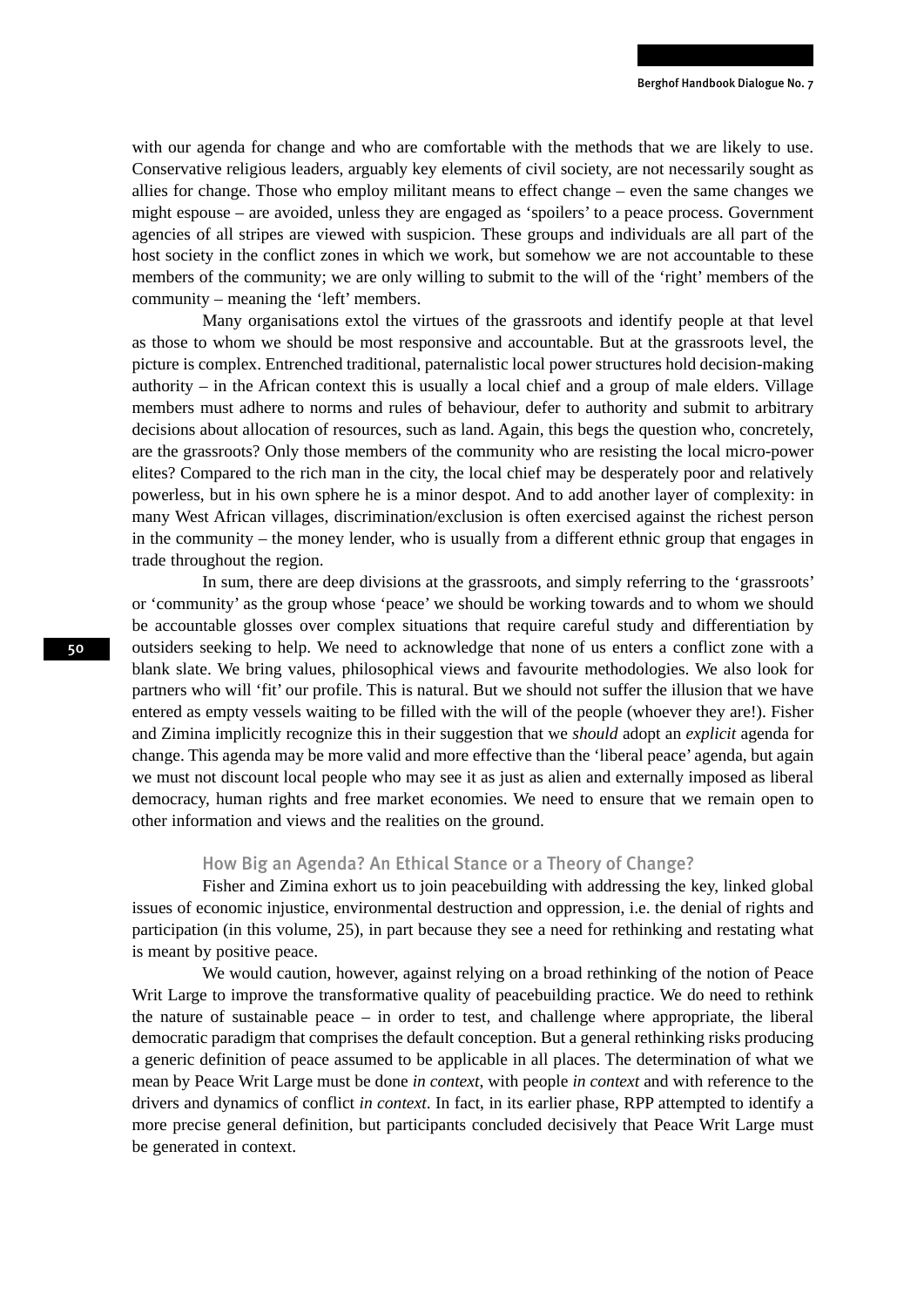with our agenda for change and who are comfortable with the methods that we are likely to use. Conservative religious leaders, arguably key elements of civil society, are not necessarily sought as allies for change. Those who employ militant means to effect change – even the same changes we might espouse – are avoided, unless they are engaged as 'spoilers' to a peace process. Government agencies of all stripes are viewed with suspicion. These groups and individuals are all part of the host society in the conflict zones in which we work, but somehow we are not accountable to these members of the community; we are only willing to submit to the will of the 'right' members of the community – meaning the 'left' members.

Many organisations extol the virtues of the grassroots and identify people at that level as those to whom we should be most responsive and accountable. But at the grassroots level, the picture is complex. Entrenched traditional, paternalistic local power structures hold decision-making authority – in the African context this is usually a local chief and a group of male elders. Village members must adhere to norms and rules of behaviour, defer to authority and submit to arbitrary decisions about allocation of resources, such as land. Again, this begs the question who, concretely, are the grassroots? Only those members of the community who are resisting the local micro-power elites? Compared to the rich man in the city, the local chief may be desperately poor and relatively powerless, but in his own sphere he is a minor despot. And to add another layer of complexity: in many West African villages, discrimination/exclusion is often exercised against the richest person in the community – the money lender, who is usually from a different ethnic group that engages in trade throughout the region.

In sum, there are deep divisions at the grassroots, and simply referring to the 'grassroots' or 'community' as the group whose 'peace' we should be working towards and to whom we should be accountable glosses over complex situations that require careful study and differentiation by outsiders seeking to help. We need to acknowledge that none of us enters a conflict zone with a blank slate. We bring values, philosophical views and favourite methodologies. We also look for partners who will 'fit' our profile. This is natural. But we should not suffer the illusion that we have entered as empty vessels waiting to be filled with the will of the people (whoever they are!). Fisher and Zimina implicitly recognize this in their suggestion that we *should* adopt an *explicit* agenda for change. This agenda may be more valid and more effective than the 'liberal peace' agenda, but again we must not discount local people who may see it as just as alien and externally imposed as liberal democracy, human rights and free market economies. We need to ensure that we remain open to other information and views and the realities on the ground.

### How Big an Agenda? An Ethical Stance or a Theory of Change?

Fisher and Zimina exhort us to join peacebuilding with addressing the key, linked global issues of economic injustice, environmental destruction and oppression, i.e. the denial of rights and participation (in this volume, 25), in part because they see a need for rethinking and restating what is meant by positive peace.

We would caution, however, against relying on a broad rethinking of the notion of Peace Writ Large to improve the transformative quality of peacebuilding practice. We do need to rethink the nature of sustainable peace – in order to test, and challenge where appropriate, the liberal democratic paradigm that comprises the default conception. But a general rethinking risks producing a generic definition of peace assumed to be applicable in all places. The determination of what we mean by Peace Writ Large must be done *in context*, with people *in context* and with reference to the drivers and dynamics of conflict *in context*. In fact, in its earlier phase, RPP attempted to identify a more precise general definition, but participants concluded decisively that Peace Writ Large must be generated in context.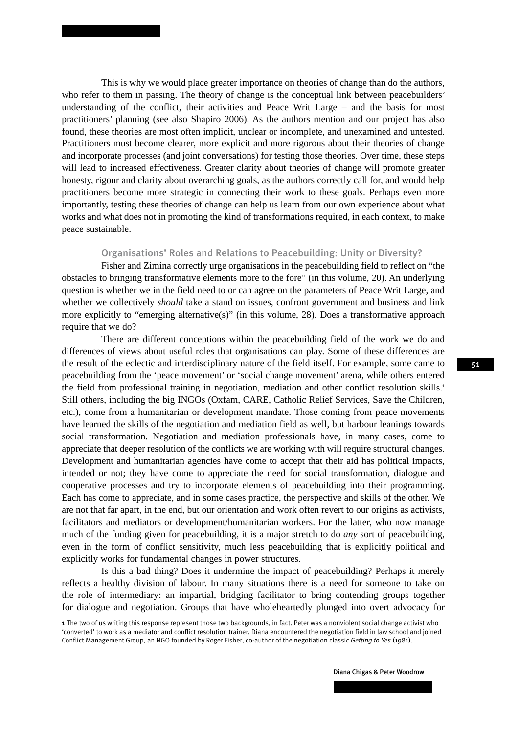This is why we would place greater importance on theories of change than do the authors, who refer to them in passing. The theory of change is the conceptual link between peacebuilders' understanding of the conflict, their activities and Peace Writ Large – and the basis for most practitioners' planning (see also Shapiro 2006). As the authors mention and our project has also found, these theories are most often implicit, unclear or incomplete, and unexamined and untested. Practitioners must become clearer, more explicit and more rigorous about their theories of change and incorporate processes (and joint conversations) for testing those theories. Over time, these steps will lead to increased effectiveness. Greater clarity about theories of change will promote greater honesty, rigour and clarity about overarching goals, as the authors correctly call for, and would help practitioners become more strategic in connecting their work to these goals. Perhaps even more importantly, testing these theories of change can help us learn from our own experience about what works and what does not in promoting the kind of transformations required, in each context, to make peace sustainable.

## Organisations' Roles and Relations to Peacebuilding: Unity or Diversity?

Fisher and Zimina correctly urge organisations in the peacebuilding field to reflect on "the obstacles to bringing transformative elements more to the fore" (in this volume, 20). An underlying question is whether we in the field need to or can agree on the parameters of Peace Writ Large, and whether we collectively *should* take a stand on issues, confront government and business and link more explicitly to "emerging alternative(s)" (in this volume, 28). Does a transformative approach require that we do?

There are different conceptions within the peacebuilding field of the work we do and differences of views about useful roles that organisations can play. Some of these differences are the result of the eclectic and interdisciplinary nature of the field itself. For example, some came to peacebuilding from the 'peace movement' or 'social change movement' arena, while others entered the field from professional training in negotiation, mediation and other conflict resolution skills.[1] Still others, including the big INGOs (Oxfam, CARE, Catholic Relief Services, Save the Children, etc.), come from a humanitarian or development mandate. Those coming from peace movements have learned the skills of the negotiation and mediation field as well, but harbour leanings towards social transformation. Negotiation and mediation professionals have, in many cases, come to appreciate that deeper resolution of the conflicts we are working with will require structural changes. Development and humanitarian agencies have come to accept that their aid has political impacts, intended or not; they have come to appreciate the need for social transformation, dialogue and cooperative processes and try to incorporate elements of peacebuilding into their programming. Each has come to appreciate, and in some cases practice, the perspective and skills of the other. We are not that far apart, in the end, but our orientation and work often revert to our origins as activists, facilitators and mediators or development/humanitarian workers. For the latter, who now manage much of the funding given for peacebuilding, it is a major stretch to do *any* sort of peacebuilding, even in the form of conflict sensitivity, much less peacebuilding that is explicitly political and explicitly works for fundamental changes in power structures.

Is this a bad thing? Does it undermine the impact of peacebuilding? Perhaps it merely reflects a healthy division of labour. In many situations there is a need for someone to take on the role of intermediary: an impartial, bridging facilitator to bring contending groups together for dialogue and negotiation. Groups that have wholeheartedly plunged into overt advocacy for

[1] The two of us writing this response represent those two backgrounds, in fact. Peter was a nonviolent social change activist who 'converted' to work as a mediator and conflict resolution trainer. Diana encountered the negotiation field in law school and joined Conflict Management Group, an NGO founded by Roger Fisher, co-author of the negotiation classic *Getting to Yes* (1981).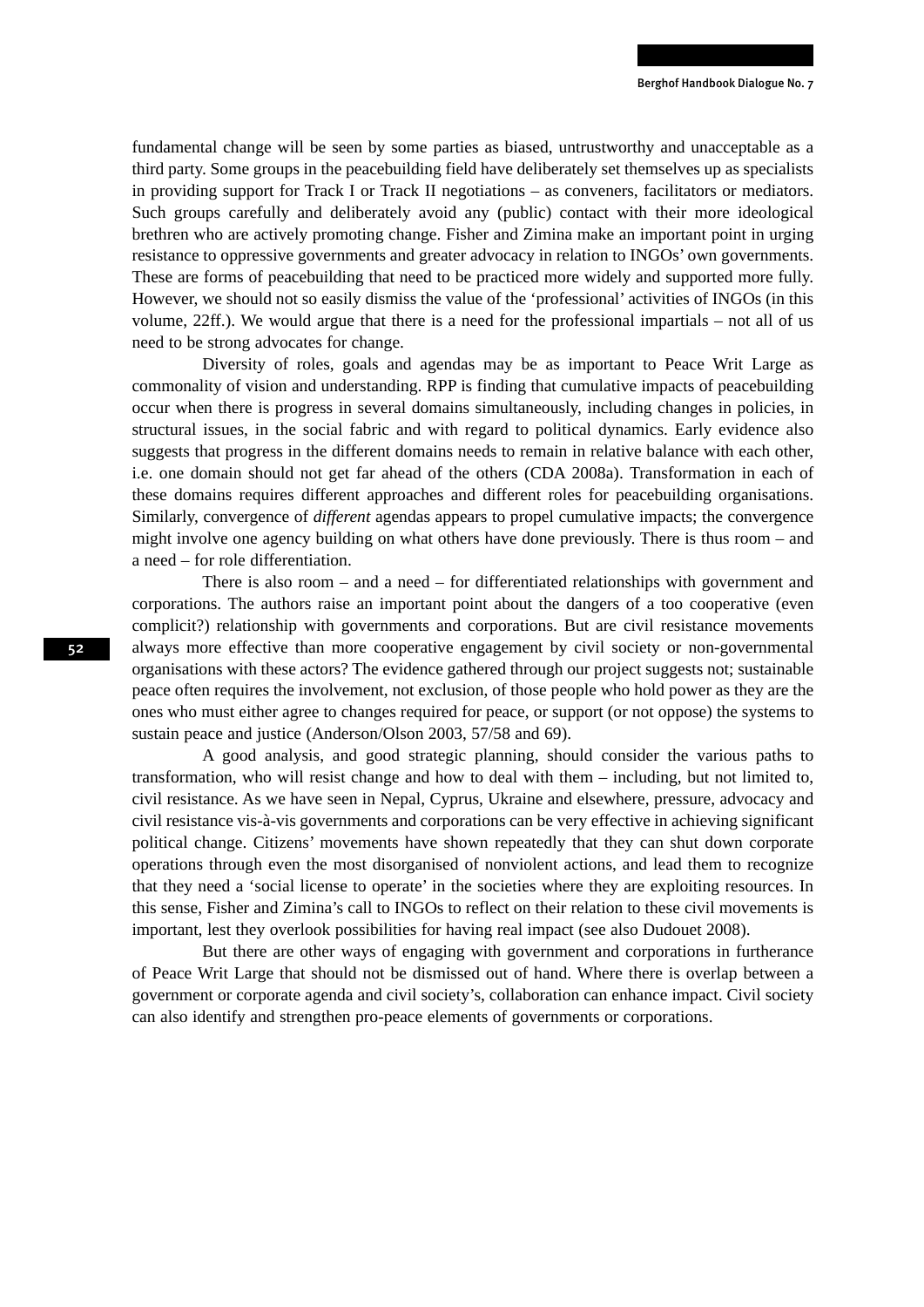fundamental change will be seen by some parties as biased, untrustworthy and unacceptable as a third party. Some groups in the peacebuilding field have deliberately set themselves up as specialists in providing support for Track I or Track II negotiations – as conveners, facilitators or mediators. Such groups carefully and deliberately avoid any (public) contact with their more ideological brethren who are actively promoting change. Fisher and Zimina make an important point in urging resistance to oppressive governments and greater advocacy in relation to INGOs' own governments. These are forms of peacebuilding that need to be practiced more widely and supported more fully. However, we should not so easily dismiss the value of the 'professional' activities of INGOs (in this volume, 22ff.). We would argue that there is a need for the professional impartials – not all of us need to be strong advocates for change.

Diversity of roles, goals and agendas may be as important to Peace Writ Large as commonality of vision and understanding. RPP is finding that cumulative impacts of peacebuilding occur when there is progress in several domains simultaneously, including changes in policies, in structural issues, in the social fabric and with regard to political dynamics. Early evidence also suggests that progress in the different domains needs to remain in relative balance with each other, i.e. one domain should not get far ahead of the others (CDA 2008a). Transformation in each of these domains requires different approaches and different roles for peacebuilding organisations. Similarly, convergence of *different* agendas appears to propel cumulative impacts; the convergence might involve one agency building on what others have done previously. There is thus room – and a need – for role differentiation.

There is also room – and a need – for differentiated relationships with government and corporations. The authors raise an important point about the dangers of a too cooperative (even complicit?) relationship with governments and corporations. But are civil resistance movements always more effective than more cooperative engagement by civil society or non-governmental organisations with these actors? The evidence gathered through our project suggests not; sustainable peace often requires the involvement, not exclusion, of those people who hold power as they are the ones who must either agree to changes required for peace, or support (or not oppose) the systems to sustain peace and justice (Anderson/Olson 2003, 57/58 and 69).

A good analysis, and good strategic planning, should consider the various paths to transformation, who will resist change and how to deal with them – including, but not limited to, civil resistance. As we have seen in Nepal, Cyprus, Ukraine and elsewhere, pressure, advocacy and civil resistance vis-à-vis governments and corporations can be very effective in achieving significant political change. Citizens' movements have shown repeatedly that they can shut down corporate operations through even the most disorganised of nonviolent actions, and lead them to recognize that they need a 'social license to operate' in the societies where they are exploiting resources. In this sense, Fisher and Zimina's call to INGOs to reflect on their relation to these civil movements is important, lest they overlook possibilities for having real impact (see also Dudouet 2008).

But there are other ways of engaging with government and corporations in furtherance of Peace Writ Large that should not be dismissed out of hand. Where there is overlap between a government or corporate agenda and civil society's, collaboration can enhance impact. Civil society can also identify and strengthen pro-peace elements of governments or corporations.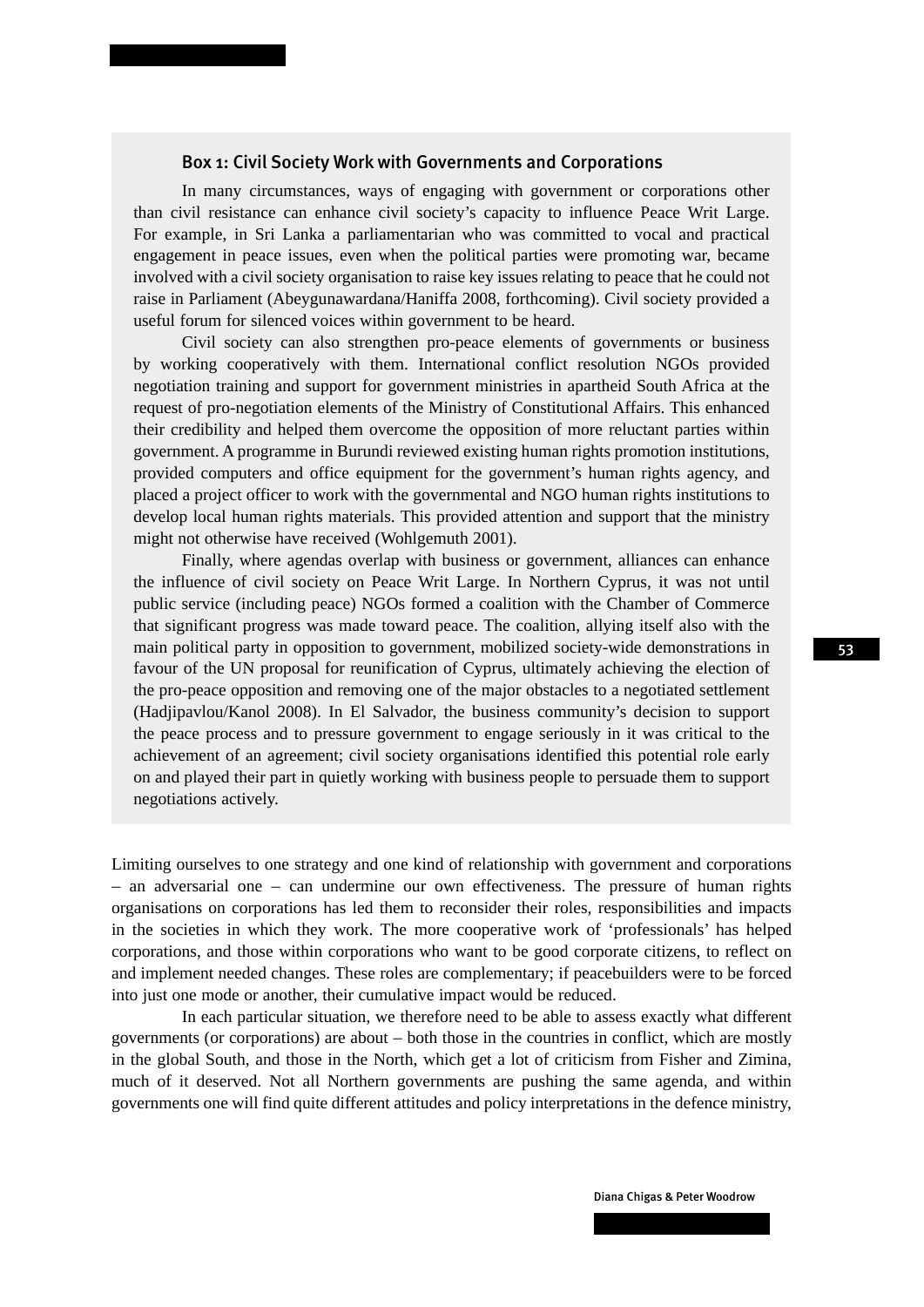### Box 1: Civil Society Work with Governments and Corporations

In many circumstances, ways of engaging with government or corporations other than civil resistance can enhance civil society's capacity to influence Peace Writ Large. For example, in Sri Lanka a parliamentarian who was committed to vocal and practical engagement in peace issues, even when the political parties were promoting war, became involved with a civil society organisation to raise key issues relating to peace that he could not raise in Parliament (Abeygunawardana/Haniffa 2008, forthcoming). Civil society provided a useful forum for silenced voices within government to be heard.

Civil society can also strengthen pro-peace elements of governments or business by working cooperatively with them. International conflict resolution NGOs provided negotiation training and support for government ministries in apartheid South Africa at the request of pro-negotiation elements of the Ministry of Constitutional Affairs. This enhanced their credibility and helped them overcome the opposition of more reluctant parties within government. A programme in Burundi reviewed existing human rights promotion institutions, provided computers and office equipment for the government's human rights agency, and placed a project officer to work with the governmental and NGO human rights institutions to develop local human rights materials. This provided attention and support that the ministry might not otherwise have received (Wohlgemuth 2001).

Finally, where agendas overlap with business or government, alliances can enhance the influence of civil society on Peace Writ Large. In Northern Cyprus, it was not until public service (including peace) NGOs formed a coalition with the Chamber of Commerce that significant progress was made toward peace. The coalition, allying itself also with the main political party in opposition to government, mobilized society-wide demonstrations in favour of the UN proposal for reunification of Cyprus, ultimately achieving the election of the pro-peace opposition and removing one of the major obstacles to a negotiated settlement (Hadjipavlou/Kanol 2008). In El Salvador, the business community's decision to support the peace process and to pressure government to engage seriously in it was critical to the achievement of an agreement; civil society organisations identified this potential role early on and played their part in quietly working with business people to persuade them to support negotiations actively.

Limiting ourselves to one strategy and one kind of relationship with government and corporations – an adversarial one – can undermine our own effectiveness. The pressure of human rights organisations on corporations has led them to reconsider their roles, responsibilities and impacts in the societies in which they work. The more cooperative work of 'professionals' has helped corporations, and those within corporations who want to be good corporate citizens, to reflect on and implement needed changes. These roles are complementary; if peacebuilders were to be forced into just one mode or another, their cumulative impact would be reduced.

In each particular situation, we therefore need to be able to assess exactly what different governments (or corporations) are about – both those in the countries in conflict, which are mostly in the global South, and those in the North, which get a lot of criticism from Fisher and Zimina, much of it deserved. Not all Northern governments are pushing the same agenda, and within governments one will find quite different attitudes and policy interpretations in the defence ministry,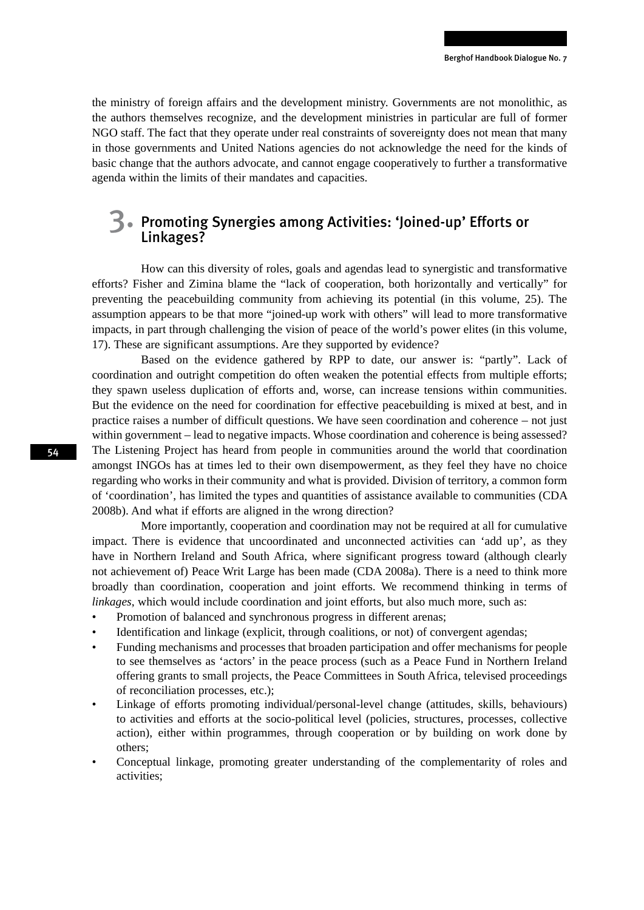the ministry of foreign affairs and the development ministry. Governments are not monolithic, as the authors themselves recognize, and the development ministries in particular are full of former NGO staff. The fact that they operate under real constraints of sovereignty does not mean that many in those governments and United Nations agencies do not acknowledge the need for the kinds of basic change that the authors advocate, and cannot engage cooperatively to further a transformative agenda within the limits of their mandates and capacities.

## 3. Promoting Synergies among Activities: 'Joined-up' Efforts or Linkages?

How can this diversity of roles, goals and agendas lead to synergistic and transformative efforts? Fisher and Zimina blame the "lack of cooperation, both horizontally and vertically" for preventing the peacebuilding community from achieving its potential (in this volume, 25). The assumption appears to be that more "joined-up work with others" will lead to more transformative impacts, in part through challenging the vision of peace of the world's power elites (in this volume, 17). These are significant assumptions. Are they supported by evidence?

Based on the evidence gathered by RPP to date, our answer is: "partly". Lack of coordination and outright competition do often weaken the potential effects from multiple efforts; they spawn useless duplication of efforts and, worse, can increase tensions within communities. But the evidence on the need for coordination for effective peacebuilding is mixed at best, and in practice raises a number of difficult questions. We have seen coordination and coherence – not just within government – lead to negative impacts. Whose coordination and coherence is being assessed? The Listening Project has heard from people in communities around the world that coordination amongst INGOs has at times led to their own disempowerment, as they feel they have no choice regarding who works in their community and what is provided. Division of territory, a common form of 'coordination', has limited the types and quantities of assistance available to communities (CDA 2008b). And what if efforts are aligned in the wrong direction?

More importantly, cooperation and coordination may not be required at all for cumulative impact. There is evidence that uncoordinated and unconnected activities can 'add up', as they have in Northern Ireland and South Africa, where significant progress toward (although clearly not achievement of) Peace Writ Large has been made (CDA 2008a). There is a need to think more broadly than coordination, cooperation and joint efforts. We recommend thinking in terms of *linkages*, which would include coordination and joint efforts, but also much more, such as:

- Promotion of balanced and synchronous progress in different arenas;
- Identification and linkage (explicit, through coalitions, or not) of convergent agendas;
- Funding mechanisms and processes that broaden participation and offer mechanisms for people to see themselves as 'actors' in the peace process (such as a Peace Fund in Northern Ireland offering grants to small projects, the Peace Committees in South Africa, televised proceedings of reconciliation processes, etc.);
- Linkage of efforts promoting individual/personal-level change (attitudes, skills, behaviours) to activities and efforts at the socio-political level (policies, structures, processes, collective action), either within programmes, through cooperation or by building on work done by others;
- Conceptual linkage, promoting greater understanding of the complementarity of roles and activities;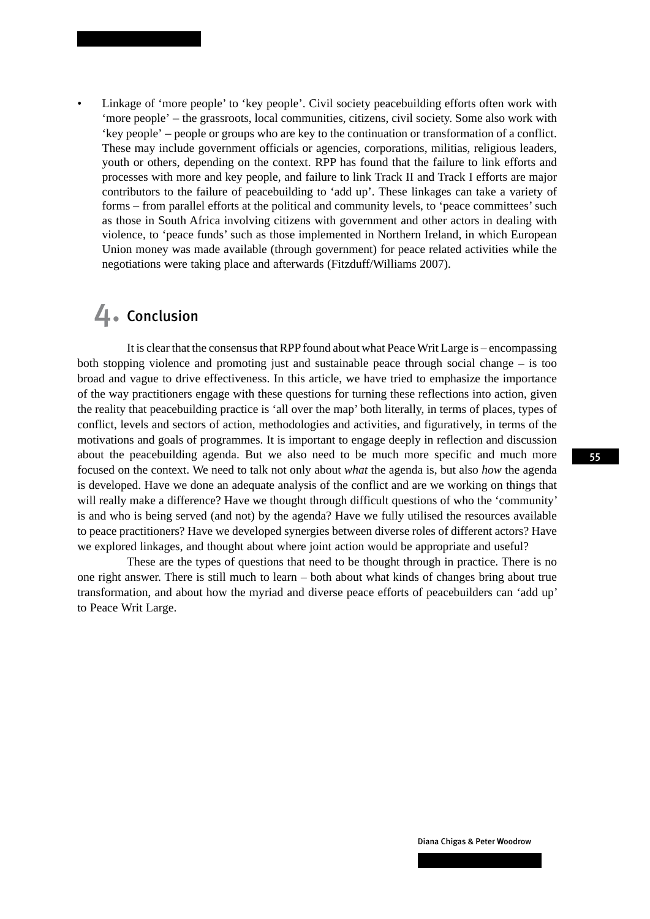- Linkage of 'more people' to 'key people'. Civil society peacebuilding efforts often work with 'more people' – the grassroots, local communities, citizens, civil society. Some also work with 'key people' – people or groups who are key to the continuation or transformation of a conflict. These may include government officials or agencies, corporations, militias, religious leaders, youth or others, depending on the context. RPP has found that the failure to link efforts and processes with more and key people, and failure to link Track II and Track I efforts are major contributors to the failure of peacebuilding to 'add up'. These linkages can take a variety of forms – from parallel efforts at the political and community levels, to 'peace committees' such as those in South Africa involving citizens with government and other actors in dealing with violence, to 'peace funds' such as those implemented in Northern Ireland, in which European Union money was made available (through government) for peace related activities while the negotiations were taking place and afterwards (Fitzduff/Williams 2007).

## 4. Conclusion

It is clear that the consensus that RPP found about what Peace Writ Large is – encompassing both stopping violence and promoting just and sustainable peace through social change – is too broad and vague to drive effectiveness. In this article, we have tried to emphasize the importance of the way practitioners engage with these questions for turning these reflections into action, given the reality that peacebuilding practice is 'all over the map' both literally, in terms of places, types of conflict, levels and sectors of action, methodologies and activities, and figuratively, in terms of the motivations and goals of programmes. It is important to engage deeply in reflection and discussion about the peacebuilding agenda. But we also need to be much more specific and much more focused on the context. We need to talk not only about *what* the agenda is, but also *how* the agenda is developed. Have we done an adequate analysis of the conflict and are we working on things that will really make a difference? Have we thought through difficult questions of who the 'community' is and who is being served (and not) by the agenda? Have we fully utilised the resources available to peace practitioners? Have we developed synergies between diverse roles of different actors? Have we explored linkages, and thought about where joint action would be appropriate and useful?

These are the types of questions that need to be thought through in practice. There is no one right answer. There is still much to learn – both about what kinds of changes bring about true transformation, and about how the myriad and diverse peace efforts of peacebuilders can 'add up' to Peace Writ Large.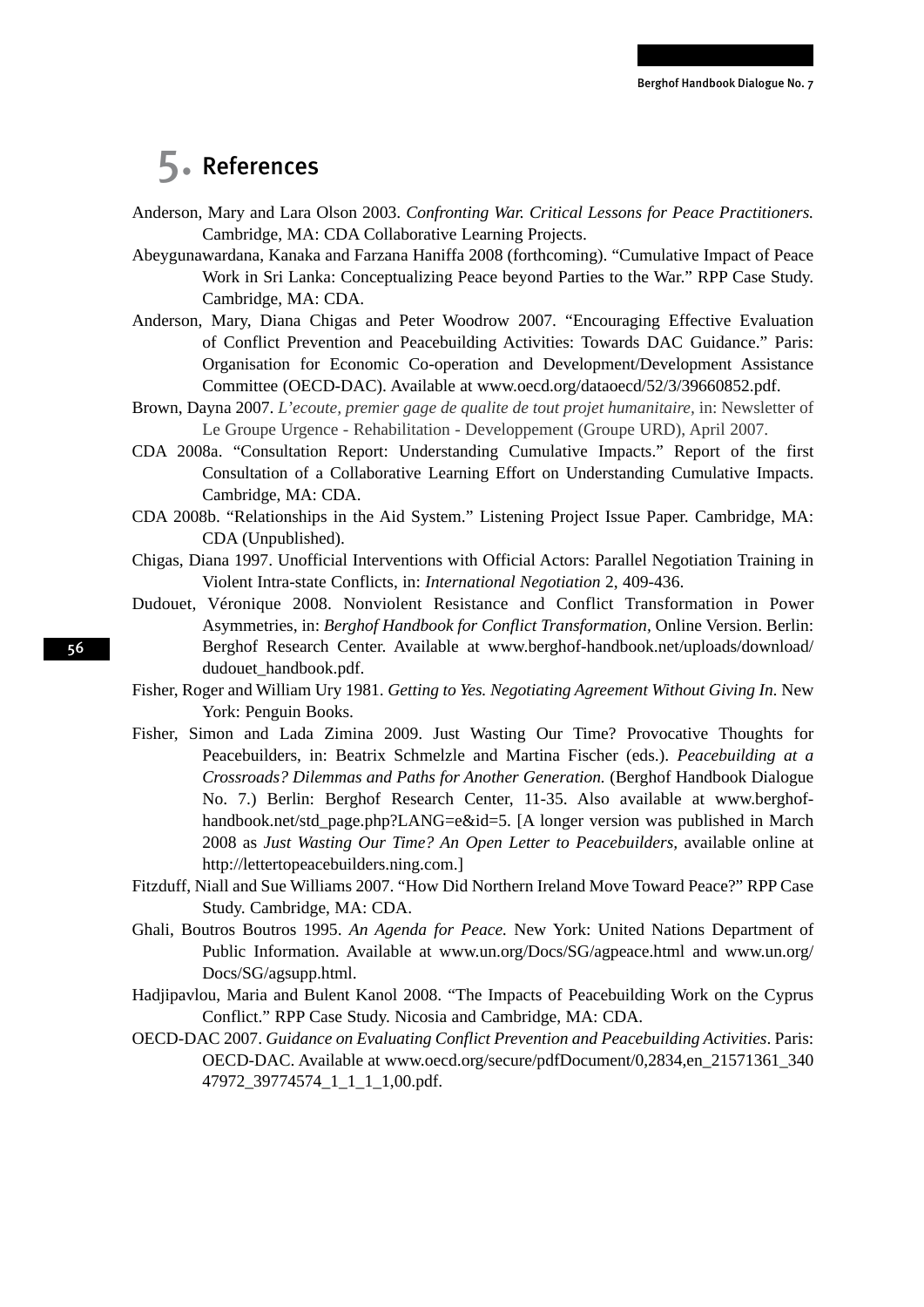# 5. References

Anderson, Mary and Lara Olson 2003. *Confronting War. Critical Lessons for Peace Practitioners.* Cambridge, MA: CDA Collaborative Learning Projects.

Abeygunawardana, Kanaka and Farzana Haniffa 2008 (forthcoming). "Cumulative Impact of Peace Work in Sri Lanka: Conceptualizing Peace beyond Parties to the War." RPP Case Study. Cambridge, MA: CDA.

Anderson, Mary, Diana Chigas and Peter Woodrow 2007. "Encouraging Effective Evaluation of Conflict Prevention and Peacebuilding Activities: Towards DAC Guidance." Paris: Organisation for Economic Co-operation and Development/Development Assistance Committee (OECD-DAC). Available at www.oecd.org/dataoecd/52/3/39660852.pdf.

Brown, Dayna 2007. *L'ecoute, premier gage de qualite de tout projet humanitaire*, in: Newsletter of Le Groupe Urgence - Rehabilitation - Developpement (Groupe URD), April 2007.

CDA 2008a. "Consultation Report: Understanding Cumulative Impacts." Report of the first Consultation of a Collaborative Learning Effort on Understanding Cumulative Impacts. Cambridge, MA: CDA.

CDA 2008b. "Relationships in the Aid System." Listening Project Issue Paper. Cambridge, MA: CDA (Unpublished).

Chigas, Diana 1997. Unofficial Interventions with Official Actors: Parallel Negotiation Training in Violent Intra-state Conflicts, in: *International Negotiation* 2, 409-436.

Dudouet, Véronique 2008. Nonviolent Resistance and Conflict Transformation in Power Asymmetries, in: *Berghof Handbook for Conflict Transformation*, Online Version. Berlin: Berghof Research Center. Available at www.berghof-handbook.net/uploads/download/dudouet_handbook.pdf.

Fisher, Roger and William Ury 1981. *Getting to Yes. Negotiating Agreement Without Giving In.* New York: Penguin Books.

Fisher, Simon and Lada Zimina 2009. Just Wasting Our Time? Provocative Thoughts for Peacebuilders, in: Beatrix Schmelzle and Martina Fischer (eds.). *Peacebuilding at a Crossroads? Dilemmas and Paths for Another Generation.* (Berghof Handbook Dialogue No. 7.) Berlin: Berghof Research Center, 11-35. Also available at www.berghof-handbook.net/std_page.php?LANG=e&id=5. [A longer version was published in March 2008 as *Just Wasting Our Time? An Open Letter to Peacebuilders*, available online at http://lettertopeacebuilders.ning.com.]

Fitzduff, Niall and Sue Williams 2007. "How Did Northern Ireland Move Toward Peace?" RPP Case Study. Cambridge, MA: CDA.

Ghali, Boutros Boutros 1995. *An Agenda for Peace.* New York: United Nations Department of Public Information. Available at www.un.org/Docs/SG/agpeace.html and www.un.org/Docs/SG/agsupp.html.

Hadjipavlou, Maria and Bulent Kanol 2008. "The Impacts of Peacebuilding Work on the Cyprus Conflict." RPP Case Study. Nicosia and Cambridge, MA: CDA.

OECD-DAC 2007. *Guidance on Evaluating Conflict Prevention and Peacebuilding Activities*. Paris: OECD-DAC. Available at www.oecd.org/secure/pdfDocument/0,2834,en_21571361_34047972_39774574_1_1_1_1,00.pdf.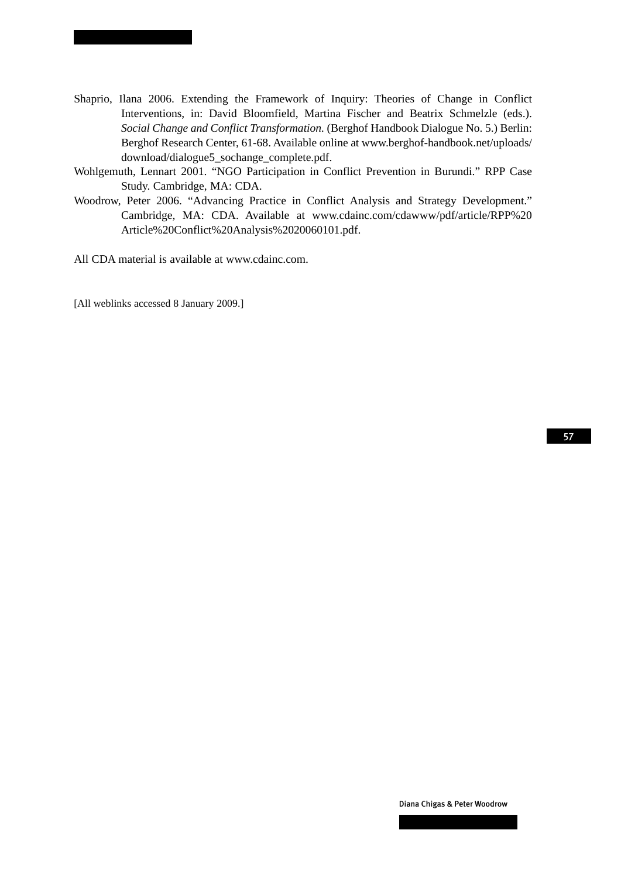Shaprio, Ilana 2006. Extending the Framework of Inquiry: Theories of Change in Conflict Interventions, in: David Bloomfield, Martina Fischer and Beatrix Schmelzle (eds.). *Social Change and Conflict Transformation.* (Berghof Handbook Dialogue No. 5.) Berlin: Berghof Research Center, 61-68. Available online at www.berghof-handbook.net/uploads/download/dialogue5_sochange_complete.pdf.

Wohlgemuth, Lennart 2001. "NGO Participation in Conflict Prevention in Burundi." RPP Case Study. Cambridge, MA: CDA.

Woodrow, Peter 2006. "Advancing Practice in Conflict Analysis and Strategy Development." Cambridge, MA: CDA. Available at www.cdainc.com/cdawww/pdf/article/RPP%20Article%20Conflict%20Analysis%2020060101.pdf.

All CDA material is available at www.cdainc.com.

[All weblinks accessed 8 January 2009.]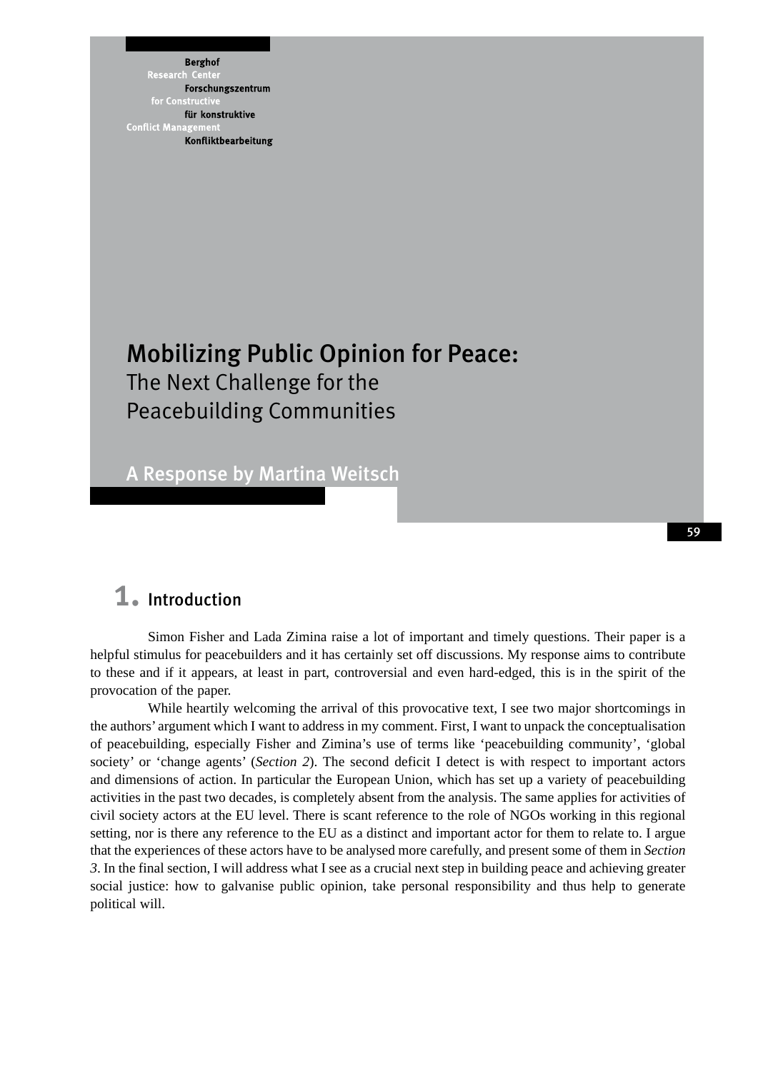Berghof Research Center for Constructive Conflict Management
Berghof Forschungszentrum für konstruktive Konfliktbearbeitung

# Mobilizing Public Opinion for Peace: The Next Challenge for the Peacebuilding Communities

A Response by Martina Weitsch

## 1. Introduction

Simon Fisher and Lada Zimina raise a lot of important and timely questions. Their paper is a helpful stimulus for peacebuilders and it has certainly set off discussions. My response aims to contribute to these and if it appears, at least in part, controversial and even hard-edged, this is in the spirit of the provocation of the paper.

While heartily welcoming the arrival of this provocative text, I see two major shortcomings in the authors' argument which I want to address in my comment. First, I want to unpack the conceptualisation of peacebuilding, especially Fisher and Zimina's use of terms like 'peacebuilding community', 'global society' or 'change agents' (*Section 2*). The second deficit I detect is with respect to important actors and dimensions of action. In particular the European Union, which has set up a variety of peacebuilding activities in the past two decades, is completely absent from the analysis. The same applies for activities of civil society actors at the EU level. There is scant reference to the role of NGOs working in this regional setting, nor is there any reference to the EU as a distinct and important actor for them to relate to. I argue that the experiences of these actors have to be analysed more carefully, and present some of them in *Section 3*. In the final section, I will address what I see as a crucial next step in building peace and achieving greater social justice: how to galvanise public opinion, take personal responsibility and thus help to generate political will.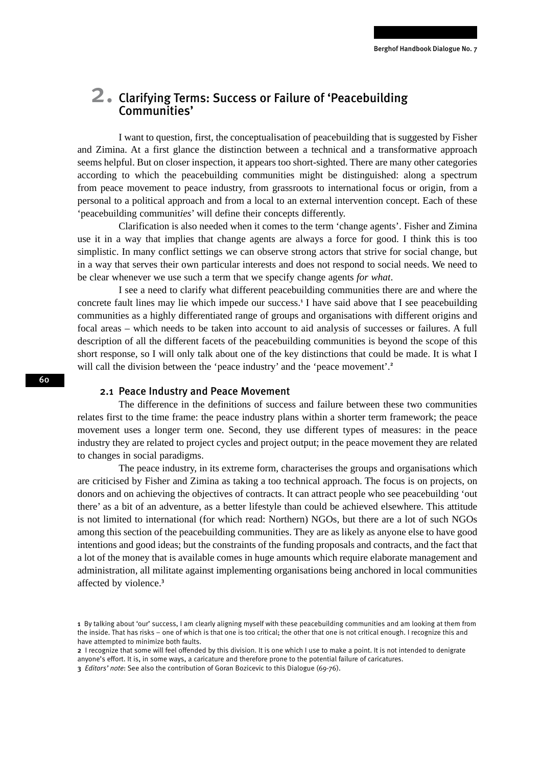## 2. Clarifying Terms: Success or Failure of 'Peacebuilding Communities'

I want to question, first, the conceptualisation of peacebuilding that is suggested by Fisher and Zimina. At a first glance the distinction between a technical and a transformative approach seems helpful. But on closer inspection, it appears too short-sighted. There are many other categories according to which the peacebuilding communities might be distinguished: along a spectrum from peace movement to peace industry, from grassroots to international focus or origin, from a personal to a political approach and from a local to an external intervention concept. Each of these 'peacebuilding communit*ies*' will define their concepts differently.

Clarification is also needed when it comes to the term 'change agents'. Fisher and Zimina use it in a way that implies that change agents are always a force for good. I think this is too simplistic. In many conflict settings we can observe strong actors that strive for social change, but in a way that serves their own particular interests and does not respond to social needs. We need to be clear whenever we use such a term that we specify change agents *for what*.

I see a need to clarify what different peacebuilding communities there are and where the concrete fault lines may lie which impede our success.[1] I have said above that I see peacebuilding communities as a highly differentiated range of groups and organisations with different origins and focal areas – which needs to be taken into account to aid analysis of successes or failures. A full description of all the different facets of the peacebuilding communities is beyond the scope of this short response, so I will only talk about one of the key distinctions that could be made. It is what I will call the division between the 'peace industry' and the 'peace movement'.[2]

### 2.1 Peace Industry and Peace Movement

The difference in the definitions of success and failure between these two communities relates first to the time frame: the peace industry plans within a shorter term framework; the peace movement uses a longer term one. Second, they use different types of measures: in the peace industry they are related to project cycles and project output; in the peace movement they are related to changes in social paradigms.

The peace industry, in its extreme form, characterises the groups and organisations which are criticised by Fisher and Zimina as taking a too technical approach. The focus is on projects, on donors and on achieving the objectives of contracts. It can attract people who see peacebuilding 'out there' as a bit of an adventure, as a better lifestyle than could be achieved elsewhere. This attitude is not limited to international (for which read: Northern) NGOs, but there are a lot of such NGOs among this section of the peacebuilding communities. They are as likely as anyone else to have good intentions and good ideas; but the constraints of the funding proposals and contracts, and the fact that a lot of the money that is available comes in huge amounts which require elaborate management and administration, all militate against implementing organisations being anchored in local communities affected by violence.[3]

---

1 By talking about 'our' success, I am clearly aligning myself with these peacebuilding communities and am looking at them from the inside. That has risks – one of which is that one is too critical; the other that one is not critical enough. I recognize this and have attempted to minimize both faults.

2 I recognize that some will feel offended by this division. It is one which I use to make a point. It is not intended to denigrate anyone's effort. It is, in some ways, a caricature and therefore prone to the potential failure of caricatures.

3 *Editors' note*: See also the contribution of Goran Bozicevic to this Dialogue (69-76).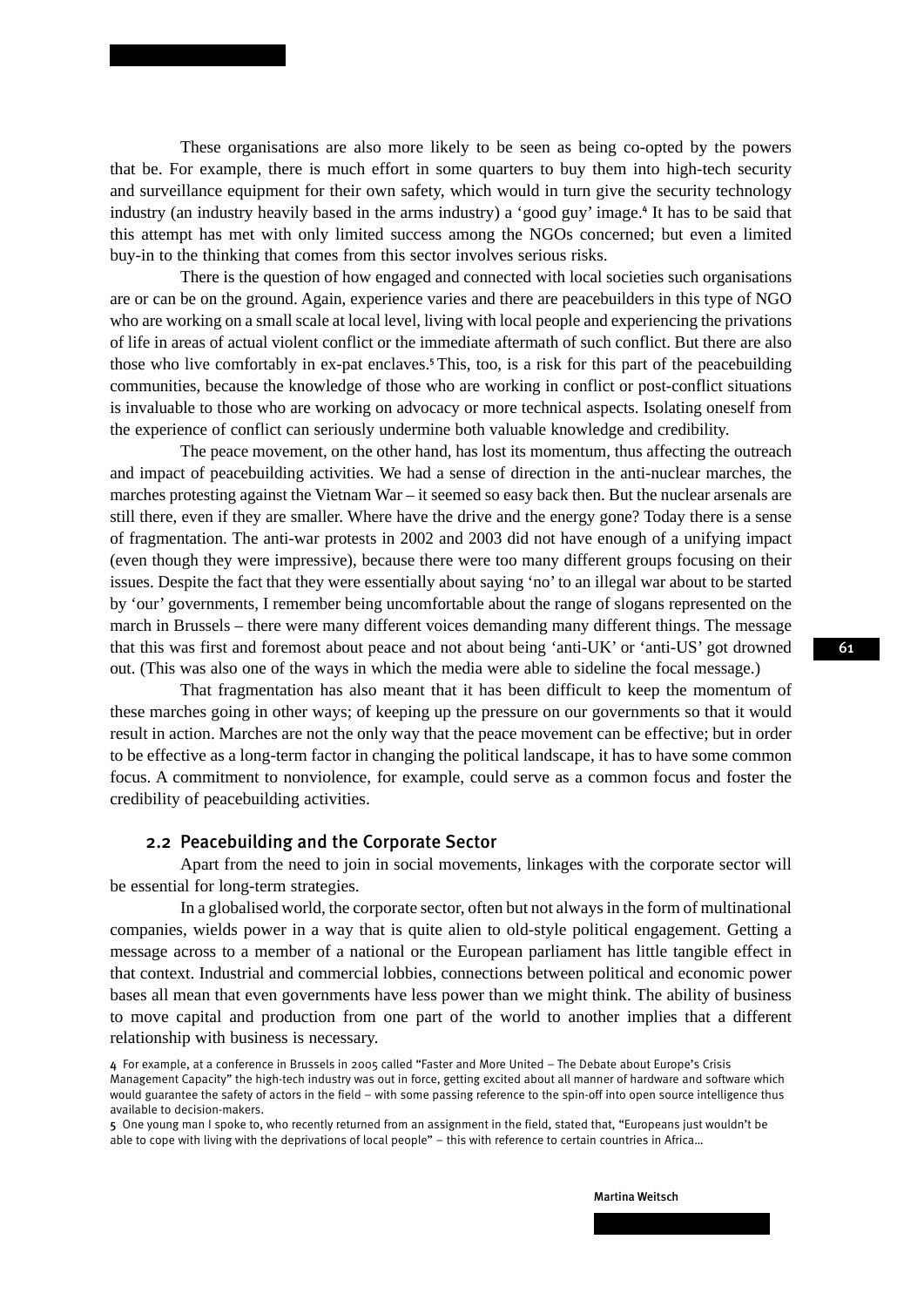These organisations are also more likely to be seen as being co-opted by the powers that be. For example, there is much effort in some quarters to buy them into high-tech security and surveillance equipment for their own safety, which would in turn give the security technology industry (an industry heavily based in the arms industry) a 'good guy' image.[4] It has to be said that this attempt has met with only limited success among the NGOs concerned; but even a limited buy-in to the thinking that comes from this sector involves serious risks.

There is the question of how engaged and connected with local societies such organisations are or can be on the ground. Again, experience varies and there are peacebuilders in this type of NGO who are working on a small scale at local level, living with local people and experiencing the privations of life in areas of actual violent conflict or the immediate aftermath of such conflict. But there are also those who live comfortably in ex-pat enclaves.[5] This, too, is a risk for this part of the peacebuilding communities, because the knowledge of those who are working in conflict or post-conflict situations is invaluable to those who are working on advocacy or more technical aspects. Isolating oneself from the experience of conflict can seriously undermine both valuable knowledge and credibility.

The peace movement, on the other hand, has lost its momentum, thus affecting the outreach and impact of peacebuilding activities. We had a sense of direction in the anti-nuclear marches, the marches protesting against the Vietnam War – it seemed so easy back then. But the nuclear arsenals are still there, even if they are smaller. Where have the drive and the energy gone? Today there is a sense of fragmentation. The anti-war protests in 2002 and 2003 did not have enough of a unifying impact (even though they were impressive), because there were too many different groups focusing on their issues. Despite the fact that they were essentially about saying 'no' to an illegal war about to be started by 'our' governments, I remember being uncomfortable about the range of slogans represented on the march in Brussels – there were many different voices demanding many different things. The message that this was first and foremost about peace and not about being 'anti-UK' or 'anti-US' got drowned out. (This was also one of the ways in which the media were able to sideline the focal message.)

That fragmentation has also meant that it has been difficult to keep the momentum of these marches going in other ways; of keeping up the pressure on our governments so that it would result in action. Marches are not the only way that the peace movement can be effective; but in order to be effective as a long-term factor in changing the political landscape, it has to have some common focus. A commitment to nonviolence, for example, could serve as a common focus and foster the credibility of peacebuilding activities.

### 2.2 Peacebuilding and the Corporate Sector

Apart from the need to join in social movements, linkages with the corporate sector will be essential for long-term strategies.

In a globalised world, the corporate sector, often but not always in the form of multinational companies, wields power in a way that is quite alien to old-style political engagement. Getting a message across to a member of a national or the European parliament has little tangible effect in that context. Industrial and commercial lobbies, connections between political and economic power bases all mean that even governments have less power than we might think. The ability of business to move capital and production from one part of the world to another implies that a different relationship with business is necessary.

4 For example, at a conference in Brussels in 2005 called "Faster and More United – The Debate about Europe's Crisis Management Capacity" the high-tech industry was out in force, getting excited about all manner of hardware and software which would guarantee the safety of actors in the field – with some passing reference to the spin-off into open source intelligence thus available to decision-makers.

5 One young man I spoke to, who recently returned from an assignment in the field, stated that, "Europeans just wouldn't be able to cope with living with the deprivations of local people" – this with reference to certain countries in Africa…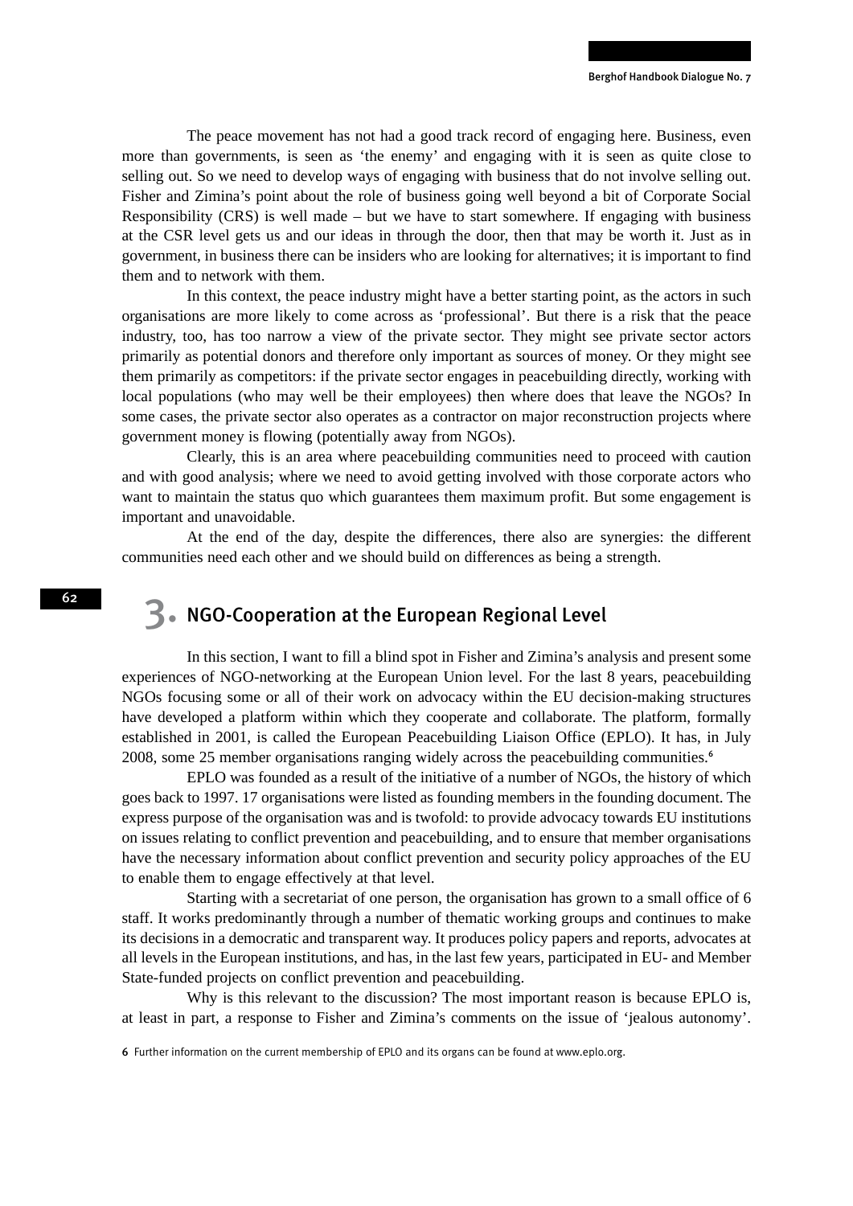The peace movement has not had a good track record of engaging here. Business, even more than governments, is seen as 'the enemy' and engaging with it is seen as quite close to selling out. So we need to develop ways of engaging with business that do not involve selling out. Fisher and Zimina's point about the role of business going well beyond a bit of Corporate Social Responsibility (CRS) is well made – but we have to start somewhere. If engaging with business at the CSR level gets us and our ideas in through the door, then that may be worth it. Just as in government, in business there can be insiders who are looking for alternatives; it is important to find them and to network with them.

In this context, the peace industry might have a better starting point, as the actors in such organisations are more likely to come across as 'professional'. But there is a risk that the peace industry, too, has too narrow a view of the private sector. They might see private sector actors primarily as potential donors and therefore only important as sources of money. Or they might see them primarily as competitors: if the private sector engages in peacebuilding directly, working with local populations (who may well be their employees) then where does that leave the NGOs? In some cases, the private sector also operates as a contractor on major reconstruction projects where government money is flowing (potentially away from NGOs).

Clearly, this is an area where peacebuilding communities need to proceed with caution and with good analysis; where we need to avoid getting involved with those corporate actors who want to maintain the status quo which guarantees them maximum profit. But some engagement is important and unavoidable.

At the end of the day, despite the differences, there also are synergies: the different communities need each other and we should build on differences as being a strength.

## 3. NGO-Cooperation at the European Regional Level

In this section, I want to fill a blind spot in Fisher and Zimina's analysis and present some experiences of NGO-networking at the European Union level. For the last 8 years, peacebuilding NGOs focusing some or all of their work on advocacy within the EU decision-making structures have developed a platform within which they cooperate and collaborate. The platform, formally established in 2001, is called the European Peacebuilding Liaison Office (EPLO). It has, in July 2008, some 25 member organisations ranging widely across the peacebuilding communities.[6]

EPLO was founded as a result of the initiative of a number of NGOs, the history of which goes back to 1997. 17 organisations were listed as founding members in the founding document. The express purpose of the organisation was and is twofold: to provide advocacy towards EU institutions on issues relating to conflict prevention and peacebuilding, and to ensure that member organisations have the necessary information about conflict prevention and security policy approaches of the EU to enable them to engage effectively at that level.

Starting with a secretariat of one person, the organisation has grown to a small office of 6 staff. It works predominantly through a number of thematic working groups and continues to make its decisions in a democratic and transparent way. It produces policy papers and reports, advocates at all levels in the European institutions, and has, in the last few years, participated in EU- and Member State-funded projects on conflict prevention and peacebuilding.

Why is this relevant to the discussion? The most important reason is because EPLO is, at least in part, a response to Fisher and Zimina's comments on the issue of 'jealous autonomy'.

6 Further information on the current membership of EPLO and its organs can be found at www.eplo.org.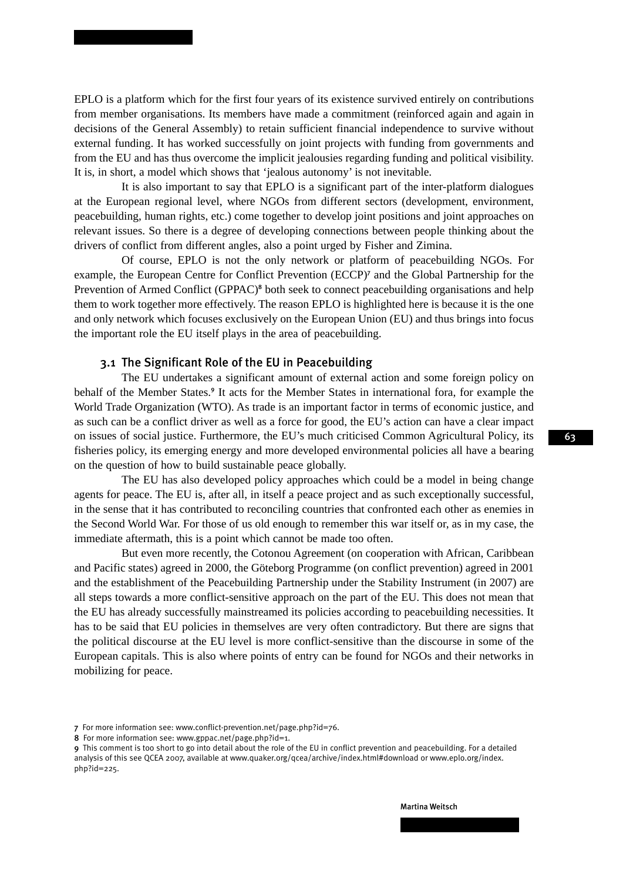EPLO is a platform which for the first four years of its existence survived entirely on contributions from member organisations. Its members have made a commitment (reinforced again and again in decisions of the General Assembly) to retain sufficient financial independence to survive without external funding. It has worked successfully on joint projects with funding from governments and from the EU and has thus overcome the implicit jealousies regarding funding and political visibility. It is, in short, a model which shows that 'jealous autonomy' is not inevitable.

It is also important to say that EPLO is a significant part of the inter-platform dialogues at the European regional level, where NGOs from different sectors (development, environment, peacebuilding, human rights, etc.) come together to develop joint positions and joint approaches on relevant issues. So there is a degree of developing connections between people thinking about the drivers of conflict from different angles, also a point urged by Fisher and Zimina.

Of course, EPLO is not the only network or platform of peacebuilding NGOs. For example, the European Centre for Conflict Prevention (ECCP)[7] and the Global Partnership for the Prevention of Armed Conflict (GPPAC)[8] both seek to connect peacebuilding organisations and help them to work together more effectively. The reason EPLO is highlighted here is because it is the one and only network which focuses exclusively on the European Union (EU) and thus brings into focus the important role the EU itself plays in the area of peacebuilding.

### 3.1 The Significant Role of the EU in Peacebuilding

The EU undertakes a significant amount of external action and some foreign policy on behalf of the Member States.[9] It acts for the Member States in international fora, for example the World Trade Organization (WTO). As trade is an important factor in terms of economic justice, and as such can be a conflict driver as well as a force for good, the EU's action can have a clear impact on issues of social justice. Furthermore, the EU's much criticised Common Agricultural Policy, its fisheries policy, its emerging energy and more developed environmental policies all have a bearing on the question of how to build sustainable peace globally.

The EU has also developed policy approaches which could be a model in being change agents for peace. The EU is, after all, in itself a peace project and as such exceptionally successful, in the sense that it has contributed to reconciling countries that confronted each other as enemies in the Second World War. For those of us old enough to remember this war itself or, as in my case, the immediate aftermath, this is a point which cannot be made too often.

But even more recently, the Cotonou Agreement (on cooperation with African, Caribbean and Pacific states) agreed in 2000, the Göteborg Programme (on conflict prevention) agreed in 2001 and the establishment of the Peacebuilding Partnership under the Stability Instrument (in 2007) are all steps towards a more conflict-sensitive approach on the part of the EU. This does not mean that the EU has already successfully mainstreamed its policies according to peacebuilding necessities. It has to be said that EU policies in themselves are very often contradictory. But there are signs that the political discourse at the EU level is more conflict-sensitive than the discourse in some of the European capitals. This is also where points of entry can be found for NGOs and their networks in mobilizing for peace.

---

7 For more information see: www.conflict-prevention.net/page.php?id=76.

8 For more information see: www.gppac.net/page.php?id=1.

9 This comment is too short to go into detail about the role of the EU in conflict prevention and peacebuilding. For a detailed analysis of this see QCEA 2007, available at www.quaker.org/qcea/archive/index.html#download or www.eplo.org/index.php?id=225.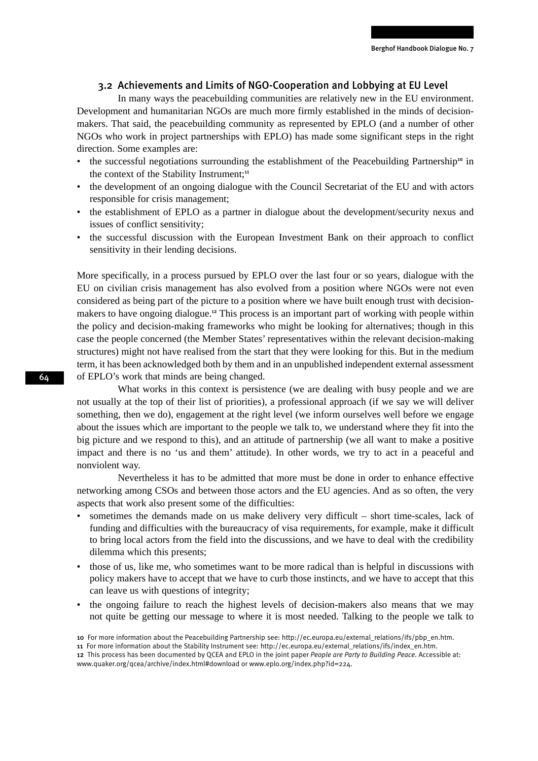### 3.2 Achievements and Limits of NGO-Cooperation and Lobbying at EU Level

In many ways the peacebuilding communities are relatively new in the EU environment. Development and humanitarian NGOs are much more firmly established in the minds of decision-makers. That said, the peacebuilding community as represented by EPLO (and a number of other NGOs who work in project partnerships with EPLO) has made some significant steps in the right direction. Some examples are:

- the successful negotiations surrounding the establishment of the Peacebuilding Partnership[10] in the context of the Stability Instrument;[11]
- the development of an ongoing dialogue with the Council Secretariat of the EU and with actors responsible for crisis management;
- the establishment of EPLO as a partner in dialogue about the development/security nexus and issues of conflict sensitivity;
- the successful discussion with the European Investment Bank on their approach to conflict sensitivity in their lending decisions.

More specifically, in a process pursued by EPLO over the last four or so years, dialogue with the EU on civilian crisis management has also evolved from a position where NGOs were not even considered as being part of the picture to a position where we have built enough trust with decision-makers to have ongoing dialogue.[12] This process is an important part of working with people within the policy and decision-making frameworks who might be looking for alternatives; though in this case the people concerned (the Member States' representatives within the relevant decision-making structures) might not have realised from the start that they were looking for this. But in the medium term, it has been acknowledged both by them and in an unpublished independent external assessment of EPLO's work that minds are being changed.

What works in this context is persistence (we are dealing with busy people and we are not usually at the top of their list of priorities), a professional approach (if we say we will deliver something, then we do), engagement at the right level (we inform ourselves well before we engage about the issues which are important to the people we talk to, we understand where they fit into the big picture and we respond to this), and an attitude of partnership (we all want to make a positive impact and there is no 'us and them' attitude). In other words, we try to act in a peaceful and nonviolent way.

Nevertheless it has to be admitted that more must be done in order to enhance effective networking among CSOs and between those actors and the EU agencies. And as so often, the very aspects that work also present some of the difficulties:

- sometimes the demands made on us make delivery very difficult – short time-scales, lack of funding and difficulties with the bureaucracy of visa requirements, for example, make it difficult to bring local actors from the field into the discussions, and we have to deal with the credibility dilemma which this presents;
- those of us, like me, who sometimes want to be more radical than is helpful in discussions with policy makers have to accept that we have to curb those instincts, and we have to accept that this can leave us with questions of integrity;
- the ongoing failure to reach the highest levels of decision-makers also means that we may not quite be getting our message to where it is most needed. Talking to the people we talk to

10 For more information about the Peacebuilding Partnership see: http://ec.europa.eu/external_relations/ifs/pbp_en.htm.

11 For more information about the Stability Instrument see: http://ec.europa.eu/external_relations/ifs/index_en.htm.

12 This process has been documented by QCEA and EPLO in the joint paper *People are Party to Building Peace*. Accessible at: www.quaker.org/qcea/archive/index.html#download or www.eplo.org/index.php?id=224.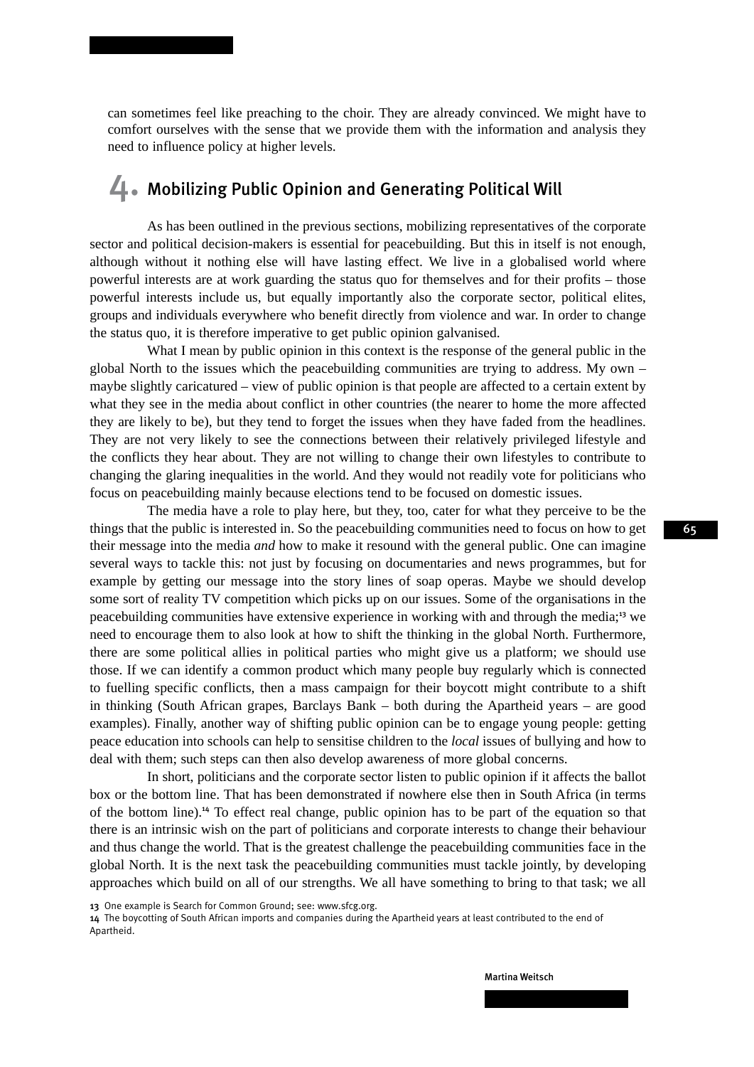can sometimes feel like preaching to the choir. They are already convinced. We might have to comfort ourselves with the sense that we provide them with the information and analysis they need to influence policy at higher levels.

## 4. Mobilizing Public Opinion and Generating Political Will

As has been outlined in the previous sections, mobilizing representatives of the corporate sector and political decision-makers is essential for peacebuilding. But this in itself is not enough, although without it nothing else will have lasting effect. We live in a globalised world where powerful interests are at work guarding the status quo for themselves and for their profits – those powerful interests include us, but equally importantly also the corporate sector, political elites, groups and individuals everywhere who benefit directly from violence and war. In order to change the status quo, it is therefore imperative to get public opinion galvanised.

What I mean by public opinion in this context is the response of the general public in the global North to the issues which the peacebuilding communities are trying to address. My own – maybe slightly caricatured – view of public opinion is that people are affected to a certain extent by what they see in the media about conflict in other countries (the nearer to home the more affected they are likely to be), but they tend to forget the issues when they have faded from the headlines. They are not very likely to see the connections between their relatively privileged lifestyle and the conflicts they hear about. They are not willing to change their own lifestyles to contribute to changing the glaring inequalities in the world. And they would not readily vote for politicians who focus on peacebuilding mainly because elections tend to be focused on domestic issues.

The media have a role to play here, but they, too, cater for what they perceive to be the things that the public is interested in. So the peacebuilding communities need to focus on how to get their message into the media *and* how to make it resound with the general public. One can imagine several ways to tackle this: not just by focusing on documentaries and news programmes, but for example by getting our message into the story lines of soap operas. Maybe we should develop some sort of reality TV competition which picks up on our issues. Some of the organisations in the peacebuilding communities have extensive experience in working with and through the media;[13] we need to encourage them to also look at how to shift the thinking in the global North. Furthermore, there are some political allies in political parties who might give us a platform; we should use those. If we can identify a common product which many people buy regularly which is connected to fuelling specific conflicts, then a mass campaign for their boycott might contribute to a shift in thinking (South African grapes, Barclays Bank – both during the Apartheid years – are good examples). Finally, another way of shifting public opinion can be to engage young people: getting peace education into schools can help to sensitise children to the *local* issues of bullying and how to deal with them; such steps can then also develop awareness of more global concerns.

In short, politicians and the corporate sector listen to public opinion if it affects the ballot box or the bottom line. That has been demonstrated if nowhere else then in South Africa (in terms of the bottom line).[14] To effect real change, public opinion has to be part of the equation so that there is an intrinsic wish on the part of politicians and corporate interests to change their behaviour and thus change the world. That is the greatest challenge the peacebuilding communities face in the global North. It is the next task the peacebuilding communities must tackle jointly, by developing approaches which build on all of our strengths. We all have something to bring to that task; we all

13 One example is Search for Common Ground; see: www.sfcg.org.

14 The boycotting of South African imports and companies during the Apartheid years at least contributed to the end of Apartheid.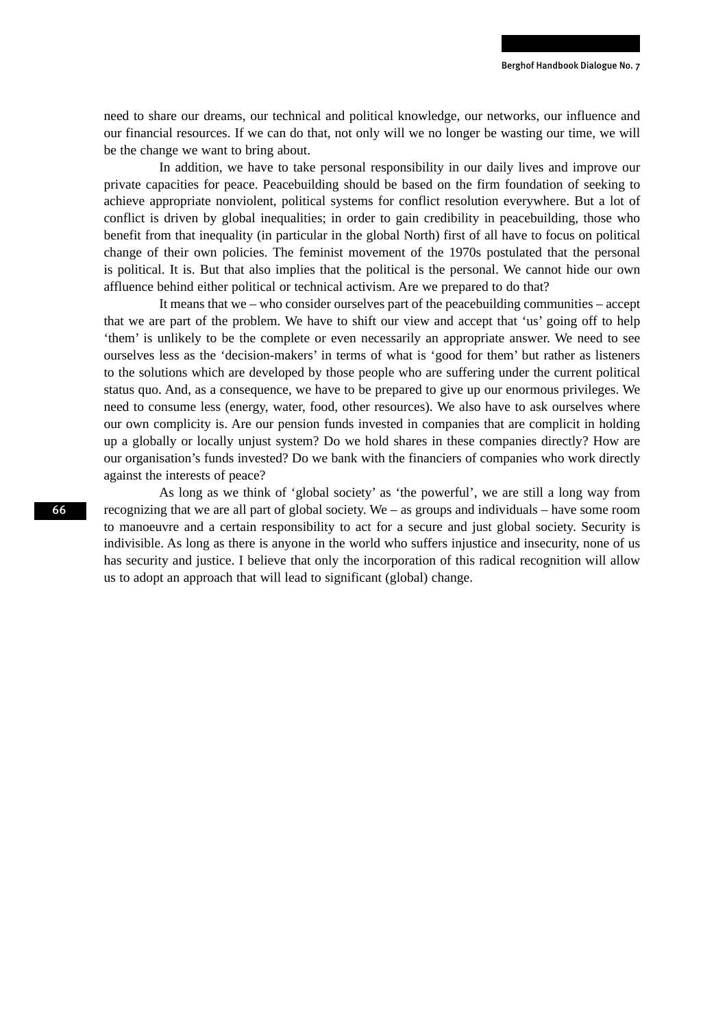need to share our dreams, our technical and political knowledge, our networks, our influence and our financial resources. If we can do that, not only will we no longer be wasting our time, we will be the change we want to bring about.

In addition, we have to take personal responsibility in our daily lives and improve our private capacities for peace. Peacebuilding should be based on the firm foundation of seeking to achieve appropriate nonviolent, political systems for conflict resolution everywhere. But a lot of conflict is driven by global inequalities; in order to gain credibility in peacebuilding, those who benefit from that inequality (in particular in the global North) first of all have to focus on political change of their own policies. The feminist movement of the 1970s postulated that the personal is political. It is. But that also implies that the political is the personal. We cannot hide our own affluence behind either political or technical activism. Are we prepared to do that?

It means that we – who consider ourselves part of the peacebuilding communities – accept that we are part of the problem. We have to shift our view and accept that 'us' going off to help 'them' is unlikely to be the complete or even necessarily an appropriate answer. We need to see ourselves less as the 'decision-makers' in terms of what is 'good for them' but rather as listeners to the solutions which are developed by those people who are suffering under the current political status quo. And, as a consequence, we have to be prepared to give up our enormous privileges. We need to consume less (energy, water, food, other resources). We also have to ask ourselves where our own complicity is. Are our pension funds invested in companies that are complicit in holding up a globally or locally unjust system? Do we hold shares in these companies directly? How are our organisation's funds invested? Do we bank with the financiers of companies who work directly against the interests of peace?

As long as we think of 'global society' as 'the powerful', we are still a long way from recognizing that we are all part of global society. We – as groups and individuals – have some room to manoeuvre and a certain responsibility to act for a secure and just global society. Security is indivisible. As long as there is anyone in the world who suffers injustice and insecurity, none of us has security and justice. I believe that only the incorporation of this radical recognition will allow us to adopt an approach that will lead to significant (global) change.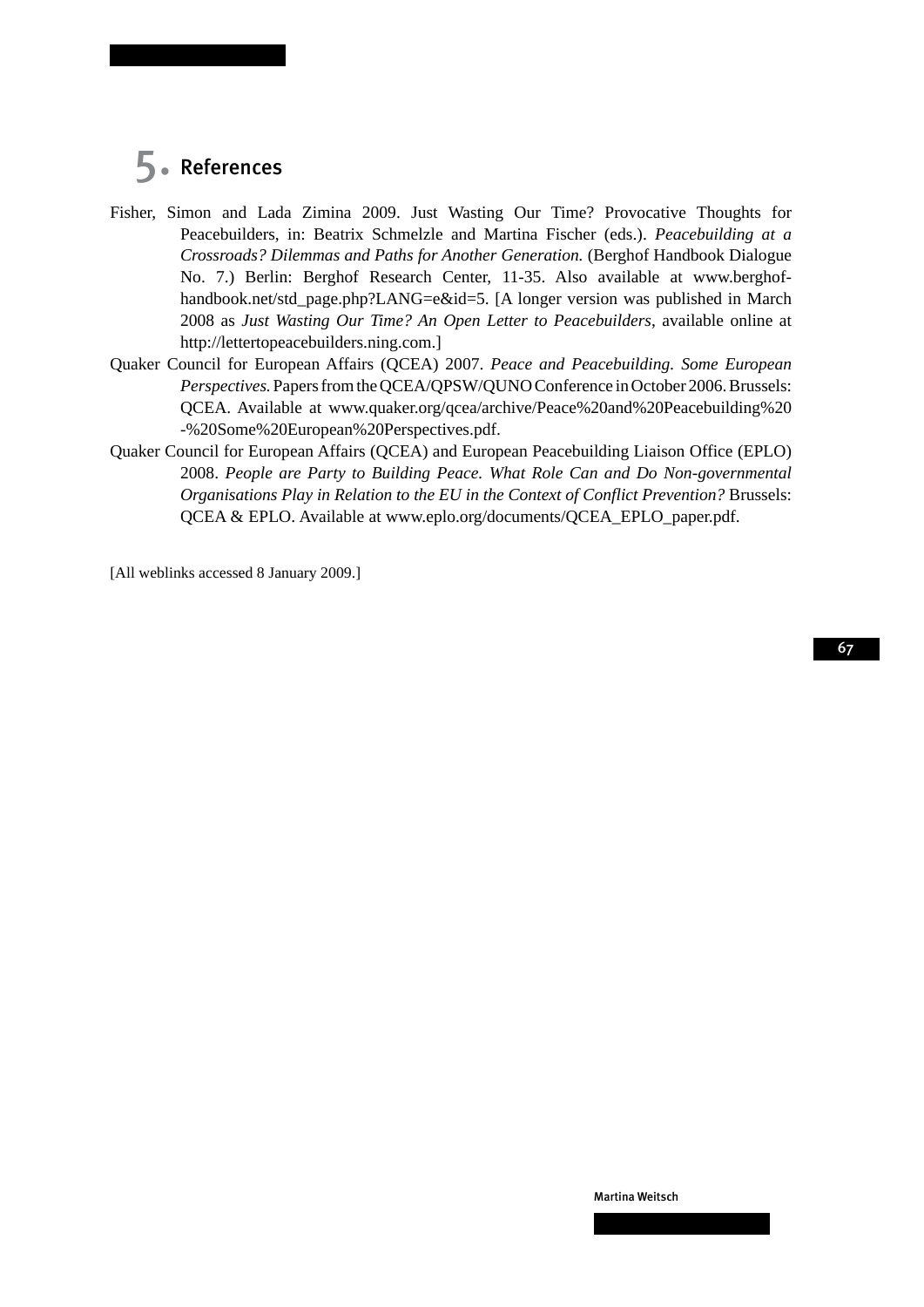## 5. References

Fisher, Simon and Lada Zimina 2009. Just Wasting Our Time? Provocative Thoughts for Peacebuilders, in: Beatrix Schmelzle and Martina Fischer (eds.). *Peacebuilding at a Crossroads? Dilemmas and Paths for Another Generation.* (Berghof Handbook Dialogue No. 7.) Berlin: Berghof Research Center, 11-35. Also available at www.berghof-handbook.net/std_page.php?LANG=e&id=5. [A longer version was published in March 2008 as *Just Wasting Our Time? An Open Letter to Peacebuilders*, available online at http://lettertopeacebuilders.ning.com.]

Quaker Council for European Affairs (QCEA) 2007. *Peace and Peacebuilding. Some European Perspectives.* Papers from the QCEA/QPSW/QUNO Conference in October 2006. Brussels: QCEA. Available at www.quaker.org/qcea/archive/Peace%20and%20Peacebuilding%20-%20Some%20European%20Perspectives.pdf.

Quaker Council for European Affairs (QCEA) and European Peacebuilding Liaison Office (EPLO) 2008. *People are Party to Building Peace. What Role Can and Do Non-governmental Organisations Play in Relation to the EU in the Context of Conflict Prevention?* Brussels: QCEA & EPLO. Available at www.eplo.org/documents/QCEA_EPLO_paper.pdf.

[All weblinks accessed 8 January 2009.]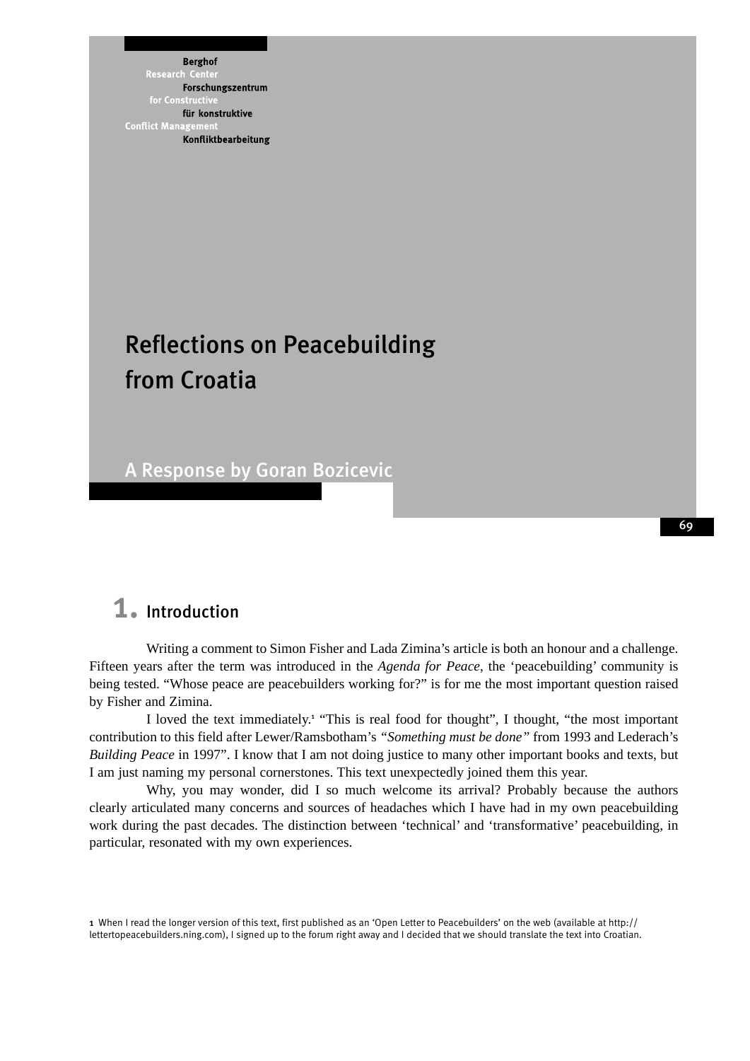Berghof Research Center for Constructive Conflict Management
Berghof Forschungszentrum für konstruktive Konfliktbearbeitung

# Reflections on Peacebuilding from Croatia

## A Response by Goran Bozicevic

## 1. Introduction

Writing a comment to Simon Fisher and Lada Zimina's article is both an honour and a challenge. Fifteen years after the term was introduced in the *Agenda for Peace*, the 'peacebuilding' community is being tested. "Whose peace are peacebuilders working for?" is for me the most important question raised by Fisher and Zimina.

I loved the text immediately.[1] "This is real food for thought", I thought, "the most important contribution to this field after Lewer/Ramsbotham's *"Something must be done"* from 1993 and Lederach's *Building Peace* in 1997". I know that I am not doing justice to many other important books and texts, but I am just naming my personal cornerstones. This text unexpectedly joined them this year.

Why, you may wonder, did I so much welcome its arrival? Probably because the authors clearly articulated many concerns and sources of headaches which I have had in my own peacebuilding work during the past decades. The distinction between 'technical' and 'transformative' peacebuilding, in particular, resonated with my own experiences.

[1] When I read the longer version of this text, first published as an 'Open Letter to Peacebuilders' on the web (available at http://lettertopeacebuilders.ning.com), I signed up to the forum right away and I decided that we should translate the text into Croatian.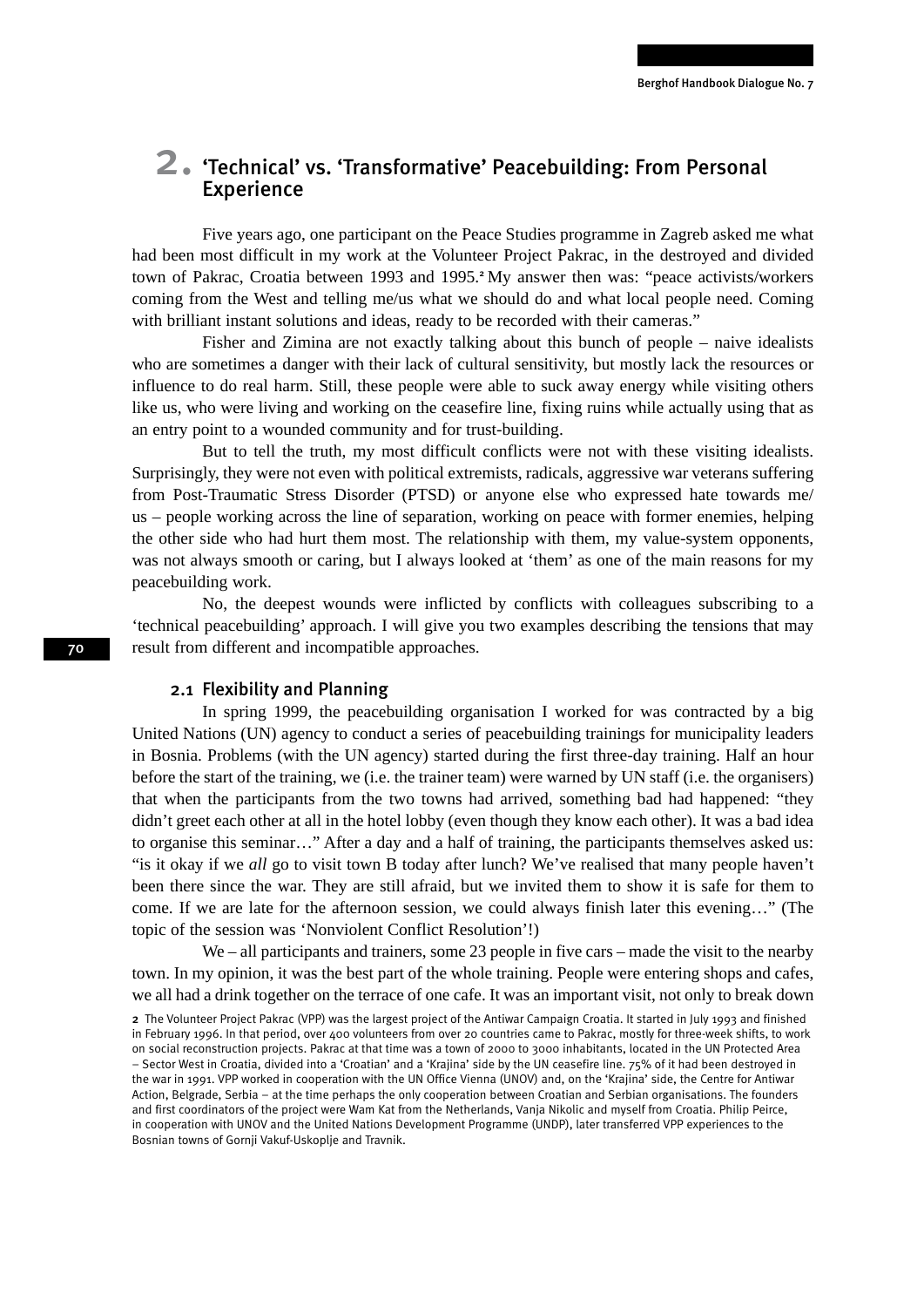## 2. 'Technical' vs. 'Transformative' Peacebuilding: From Personal Experience

Five years ago, one participant on the Peace Studies programme in Zagreb asked me what had been most difficult in my work at the Volunteer Project Pakrac, in the destroyed and divided town of Pakrac, Croatia between 1993 and 1995.[2] My answer then was: "peace activists/workers coming from the West and telling me/us what we should do and what local people need. Coming with brilliant instant solutions and ideas, ready to be recorded with their cameras."

Fisher and Zimina are not exactly talking about this bunch of people – naive idealists who are sometimes a danger with their lack of cultural sensitivity, but mostly lack the resources or influence to do real harm. Still, these people were able to suck away energy while visiting others like us, who were living and working on the ceasefire line, fixing ruins while actually using that as an entry point to a wounded community and for trust-building.

But to tell the truth, my most difficult conflicts were not with these visiting idealists. Surprisingly, they were not even with political extremists, radicals, aggressive war veterans suffering from Post-Traumatic Stress Disorder (PTSD) or anyone else who expressed hate towards me/us – people working across the line of separation, working on peace with former enemies, helping the other side who had hurt them most. The relationship with them, my value-system opponents, was not always smooth or caring, but I always looked at 'them' as one of the main reasons for my peacebuilding work.

No, the deepest wounds were inflicted by conflicts with colleagues subscribing to a 'technical peacebuilding' approach. I will give you two examples describing the tensions that may result from different and incompatible approaches.

### 2.1 Flexibility and Planning

In spring 1999, the peacebuilding organisation I worked for was contracted by a big United Nations (UN) agency to conduct a series of peacebuilding trainings for municipality leaders in Bosnia. Problems (with the UN agency) started during the first three-day training. Half an hour before the start of the training, we (i.e. the trainer team) were warned by UN staff (i.e. the organisers) that when the participants from the two towns had arrived, something bad had happened: "they didn't greet each other at all in the hotel lobby (even though they know each other). It was a bad idea to organise this seminar…" After a day and a half of training, the participants themselves asked us: "is it okay if we *all* go to visit town B today after lunch? We've realised that many people haven't been there since the war. They are still afraid, but we invited them to show it is safe for them to come. If we are late for the afternoon session, we could always finish later this evening…" (The topic of the session was 'Nonviolent Conflict Resolution'!)

We – all participants and trainers, some 23 people in five cars – made the visit to the nearby town. In my opinion, it was the best part of the whole training. People were entering shops and cafes, we all had a drink together on the terrace of one cafe. It was an important visit, not only to break down

---

[2] The Volunteer Project Pakrac (VPP) was the largest project of the Antiwar Campaign Croatia. It started in July 1993 and finished in February 1996. In that period, over 400 volunteers from over 20 countries came to Pakrac, mostly for three-week shifts, to work on social reconstruction projects. Pakrac at that time was a town of 2000 to 3000 inhabitants, located in the UN Protected Area – Sector West in Croatia, divided into a 'Croatian' and a 'Krajina' side by the UN ceasefire line. 75% of it had been destroyed in the war in 1991. VPP worked in cooperation with the UN Office Vienna (UNOV) and, on the 'Krajina' side, the Centre for Antiwar Action, Belgrade, Serbia – at the time perhaps the only cooperation between Croatian and Serbian organisations. The founders and first coordinators of the project were Wam Kat from the Netherlands, Vanja Nikolic and myself from Croatia. Philip Peirce, in cooperation with UNOV and the United Nations Development Programme (UNDP), later transferred VPP experiences to the Bosnian towns of Gornji Vakuf-Uskoplje and Travnik.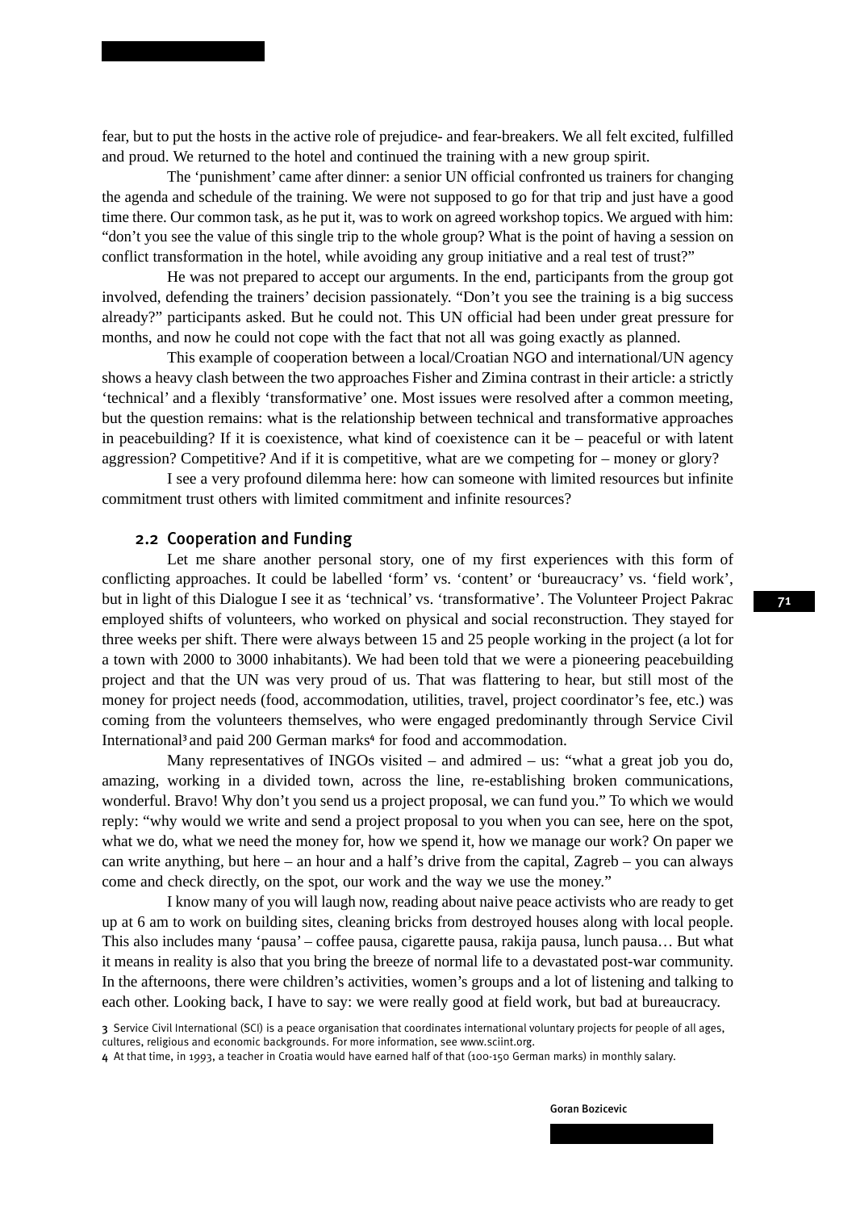fear, but to put the hosts in the active role of prejudice- and fear-breakers. We all felt excited, fulfilled and proud. We returned to the hotel and continued the training with a new group spirit.

The 'punishment' came after dinner: a senior UN official confronted us trainers for changing the agenda and schedule of the training. We were not supposed to go for that trip and just have a good time there. Our common task, as he put it, was to work on agreed workshop topics. We argued with him: "don't you see the value of this single trip to the whole group? What is the point of having a session on conflict transformation in the hotel, while avoiding any group initiative and a real test of trust?"

He was not prepared to accept our arguments. In the end, participants from the group got involved, defending the trainers' decision passionately. "Don't you see the training is a big success already?" participants asked. But he could not. This UN official had been under great pressure for months, and now he could not cope with the fact that not all was going exactly as planned.

This example of cooperation between a local/Croatian NGO and international/UN agency shows a heavy clash between the two approaches Fisher and Zimina contrast in their article: a strictly 'technical' and a flexibly 'transformative' one. Most issues were resolved after a common meeting, but the question remains: what is the relationship between technical and transformative approaches in peacebuilding? If it is coexistence, what kind of coexistence can it be – peaceful or with latent aggression? Competitive? And if it is competitive, what are we competing for – money or glory?

I see a very profound dilemma here: how can someone with limited resources but infinite commitment trust others with limited commitment and infinite resources?

## 2.2 Cooperation and Funding

Let me share another personal story, one of my first experiences with this form of conflicting approaches. It could be labelled 'form' vs. 'content' or 'bureaucracy' vs. 'field work', but in light of this Dialogue I see it as 'technical' vs. 'transformative'. The Volunteer Project Pakrac employed shifts of volunteers, who worked on physical and social reconstruction. They stayed for three weeks per shift. There were always between 15 and 25 people working in the project (a lot for a town with 2000 to 3000 inhabitants). We had been told that we were a pioneering peacebuilding project and that the UN was very proud of us. That was flattering to hear, but still most of the money for project needs (food, accommodation, utilities, travel, project coordinator's fee, etc.) was coming from the volunteers themselves, who were engaged predominantly through Service Civil International[3] and paid 200 German marks[4] for food and accommodation.

Many representatives of INGOs visited – and admired – us: "what a great job you do, amazing, working in a divided town, across the line, re-establishing broken communications, wonderful. Bravo! Why don't you send us a project proposal, we can fund you." To which we would reply: "why would we write and send a project proposal to you when you can see, here on the spot, what we do, what we need the money for, how we spend it, how we manage our work? On paper we can write anything, but here – an hour and a half's drive from the capital, Zagreb – you can always come and check directly, on the spot, our work and the way we use the money."

I know many of you will laugh now, reading about naive peace activists who are ready to get up at 6 am to work on building sites, cleaning bricks from destroyed houses along with local people. This also includes many 'pausa' – coffee pausa, cigarette pausa, rakija pausa, lunch pausa… But what it means in reality is also that you bring the breeze of normal life to a devastated post-war community. In the afternoons, there were children's activities, women's groups and a lot of listening and talking to each other. Looking back, I have to say: we were really good at field work, but bad at bureaucracy.

3 Service Civil International (SCI) is a peace organisation that coordinates international voluntary projects for people of all ages, cultures, religious and economic backgrounds. For more information, see www.sciint.org.

4 At that time, in 1993, a teacher in Croatia would have earned half of that (100-150 German marks) in monthly salary.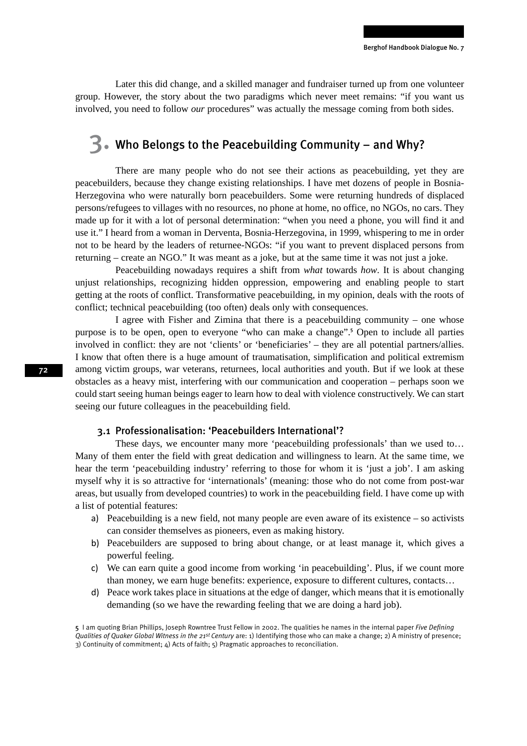Later this did change, and a skilled manager and fundraiser turned up from one volunteer group. However, the story about the two paradigms which never meet remains: "if you want us involved, you need to follow *our* procedures" was actually the message coming from both sides.

## 3. Who Belongs to the Peacebuilding Community – and Why?

There are many people who do not see their actions as peacebuilding, yet they are peacebuilders, because they change existing relationships. I have met dozens of people in Bosnia-Herzegovina who were naturally born peacebuilders. Some were returning hundreds of displaced persons/refugees to villages with no resources, no phone at home, no office, no NGOs, no cars. They made up for it with a lot of personal determination: "when you need a phone, you will find it and use it." I heard from a woman in Derventa, Bosnia-Herzegovina, in 1999, whispering to me in order not to be heard by the leaders of returnee-NGOs: "if you want to prevent displaced persons from returning – create an NGO." It was meant as a joke, but at the same time it was not just a joke.

Peacebuilding nowadays requires a shift from *what* towards *how*. It is about changing unjust relationships, recognizing hidden oppression, empowering and enabling people to start getting at the roots of conflict. Transformative peacebuilding, in my opinion, deals with the roots of conflict; technical peacebuilding (too often) deals only with consequences.

I agree with Fisher and Zimina that there is a peacebuilding community – one whose purpose is to be open, open to everyone "who can make a change".[5] Open to include all parties involved in conflict: they are not 'clients' or 'beneficiaries' – they are all potential partners/allies. I know that often there is a huge amount of traumatisation, simplification and political extremism among victim groups, war veterans, returnees, local authorities and youth. But if we look at these obstacles as a heavy mist, interfering with our communication and cooperation – perhaps soon we could start seeing human beings eager to learn how to deal with violence constructively. We can start seeing our future colleagues in the peacebuilding field.

### 3.1 Professionalisation: 'Peacebuilders International'?

These days, we encounter many more 'peacebuilding professionals' than we used to… Many of them enter the field with great dedication and willingness to learn. At the same time, we hear the term 'peacebuilding industry' referring to those for whom it is 'just a job'. I am asking myself why it is so attractive for 'internationals' (meaning: those who do not come from post-war areas, but usually from developed countries) to work in the peacebuilding field. I have come up with a list of potential features:

a) Peacebuilding is a new field, not many people are even aware of its existence – so activists can consider themselves as pioneers, even as making history.
b) Peacebuilders are supposed to bring about change, or at least manage it, which gives a powerful feeling.
c) We can earn quite a good income from working 'in peacebuilding'. Plus, if we count more than money, we earn huge benefits: experience, exposure to different cultures, contacts…
d) Peace work takes place in situations at the edge of danger, which means that it is emotionally demanding (so we have the rewarding feeling that we are doing a hard job).

---

5 I am quoting Brian Phillips, Joseph Rowntree Trust Fellow in 2002. The qualities he names in the internal paper *Five Defining Qualities of Quaker Global Witness in the 21st Century* are: 1) Identifying those who can make a change; 2) A ministry of presence; 3) Continuity of commitment; 4) Acts of faith; 5) Pragmatic approaches to reconciliation.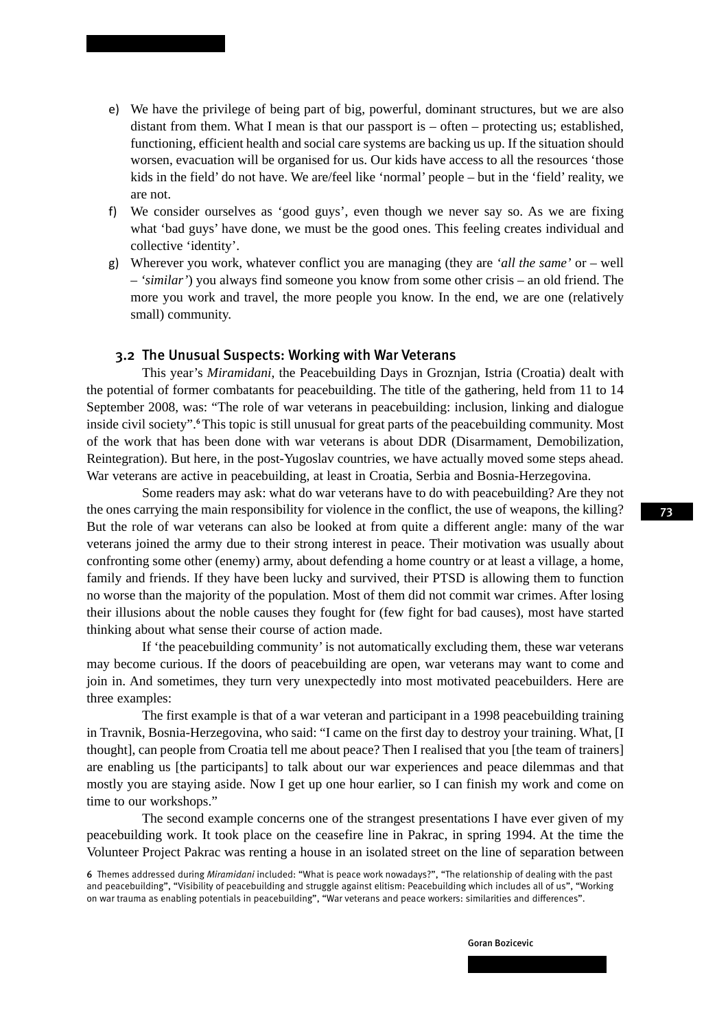e) We have the privilege of being part of big, powerful, dominant structures, but we are also distant from them. What I mean is that our passport is – often – protecting us; established, functioning, efficient health and social care systems are backing us up. If the situation should worsen, evacuation will be organised for us. Our kids have access to all the resources 'those kids in the field' do not have. We are/feel like 'normal' people – but in the 'field' reality, we are not.

f) We consider ourselves as 'good guys', even though we never say so. As we are fixing what 'bad guys' have done, we must be the good ones. This feeling creates individual and collective 'identity'.

g) Wherever you work, whatever conflict you are managing (they are *'all the same'* or – well – *'similar'*) you always find someone you know from some other crisis – an old friend. The more you work and travel, the more people you know. In the end, we are one (relatively small) community.

### 3.2 The Unusual Suspects: Working with War Veterans

This year's *Miramidani*, the Peacebuilding Days in Groznjan, Istria (Croatia) dealt with the potential of former combatants for peacebuilding. The title of the gathering, held from 11 to 14 September 2008, was: "The role of war veterans in peacebuilding: inclusion, linking and dialogue inside civil society".[6] This topic is still unusual for great parts of the peacebuilding community. Most of the work that has been done with war veterans is about DDR (Disarmament, Demobilization, Reintegration). But here, in the post-Yugoslav countries, we have actually moved some steps ahead. War veterans are active in peacebuilding, at least in Croatia, Serbia and Bosnia-Herzegovina.

Some readers may ask: what do war veterans have to do with peacebuilding? Are they not the ones carrying the main responsibility for violence in the conflict, the use of weapons, the killing? But the role of war veterans can also be looked at from quite a different angle: many of the war veterans joined the army due to their strong interest in peace. Their motivation was usually about confronting some other (enemy) army, about defending a home country or at least a village, a home, family and friends. If they have been lucky and survived, their PTSD is allowing them to function no worse than the majority of the population. Most of them did not commit war crimes. After losing their illusions about the noble causes they fought for (few fight for bad causes), most have started thinking about what sense their course of action made.

If 'the peacebuilding community' is not automatically excluding them, these war veterans may become curious. If the doors of peacebuilding are open, war veterans may want to come and join in. And sometimes, they turn very unexpectedly into most motivated peacebuilders. Here are three examples:

The first example is that of a war veteran and participant in a 1998 peacebuilding training in Travnik, Bosnia-Herzegovina, who said: "I came on the first day to destroy your training. What, [I thought], can people from Croatia tell me about peace? Then I realised that you [the team of trainers] are enabling us [the participants] to talk about our war experiences and peace dilemmas and that mostly you are staying aside. Now I get up one hour earlier, so I can finish my work and come on time to our workshops."

The second example concerns one of the strangest presentations I have ever given of my peacebuilding work. It took place on the ceasefire line in Pakrac, in spring 1994. At the time the Volunteer Project Pakrac was renting a house in an isolated street on the line of separation between

6 Themes addressed during *Miramidani* included: "What is peace work nowadays?", "The relationship of dealing with the past and peacebuilding", "Visibility of peacebuilding and struggle against elitism: Peacebuilding which includes all of us", "Working on war trauma as enabling potentials in peacebuilding", "War veterans and peace workers: similarities and differences".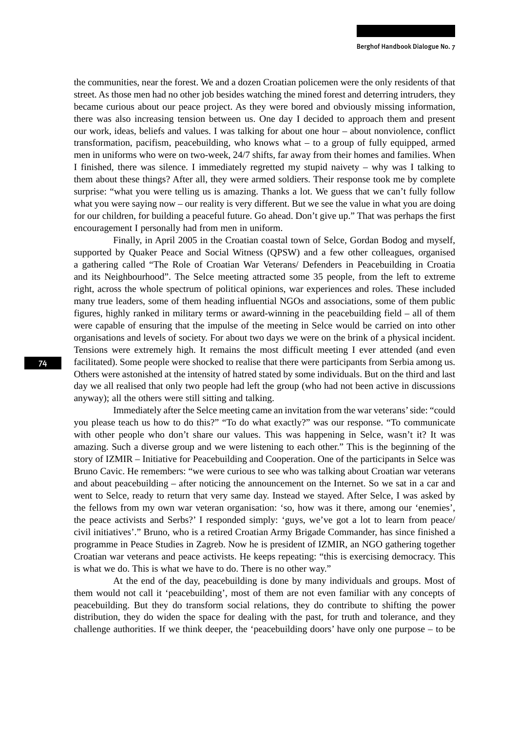the communities, near the forest. We and a dozen Croatian policemen were the only residents of that street. As those men had no other job besides watching the mined forest and deterring intruders, they became curious about our peace project. As they were bored and obviously missing information, there was also increasing tension between us. One day I decided to approach them and present our work, ideas, beliefs and values. I was talking for about one hour – about nonviolence, conflict transformation, pacifism, peacebuilding, who knows what – to a group of fully equipped, armed men in uniforms who were on two-week, 24/7 shifts, far away from their homes and families. When I finished, there was silence. I immediately regretted my stupid naivety – why was I talking to them about these things? After all, they were armed soldiers. Their response took me by complete surprise: "what you were telling us is amazing. Thanks a lot. We guess that we can't fully follow what you were saying now – our reality is very different. But we see the value in what you are doing for our children, for building a peaceful future. Go ahead. Don't give up." That was perhaps the first encouragement I personally had from men in uniform.

Finally, in April 2005 in the Croatian coastal town of Selce, Gordan Bodog and myself, supported by Quaker Peace and Social Witness (QPSW) and a few other colleagues, organised a gathering called "The Role of Croatian War Veterans/ Defenders in Peacebuilding in Croatia and its Neighbourhood". The Selce meeting attracted some 35 people, from the left to extreme right, across the whole spectrum of political opinions, war experiences and roles. These included many true leaders, some of them heading influential NGOs and associations, some of them public figures, highly ranked in military terms or award-winning in the peacebuilding field – all of them were capable of ensuring that the impulse of the meeting in Selce would be carried on into other organisations and levels of society. For about two days we were on the brink of a physical incident. Tensions were extremely high. It remains the most difficult meeting I ever attended (and even facilitated). Some people were shocked to realise that there were participants from Serbia among us. Others were astonished at the intensity of hatred stated by some individuals. But on the third and last day we all realised that only two people had left the group (who had not been active in discussions anyway); all the others were still sitting and talking.

Immediately after the Selce meeting came an invitation from the war veterans' side: "could you please teach us how to do this?" "To do what exactly?" was our response. "To communicate with other people who don't share our values. This was happening in Selce, wasn't it? It was amazing. Such a diverse group and we were listening to each other." This is the beginning of the story of IZMIR – Initiative for Peacebuilding and Cooperation. One of the participants in Selce was Bruno Cavic. He remembers: "we were curious to see who was talking about Croatian war veterans and about peacebuilding – after noticing the announcement on the Internet. So we sat in a car and went to Selce, ready to return that very same day. Instead we stayed. After Selce, I was asked by the fellows from my own war veteran organisation: 'so, how was it there, among our 'enemies', the peace activists and Serbs?' I responded simply: 'guys, we've got a lot to learn from peace/ civil initiatives'." Bruno, who is a retired Croatian Army Brigade Commander, has since finished a programme in Peace Studies in Zagreb. Now he is president of IZMIR, an NGO gathering together Croatian war veterans and peace activists. He keeps repeating: "this is exercising democracy. This is what we do. This is what we have to do. There is no other way."

At the end of the day, peacebuilding is done by many individuals and groups. Most of them would not call it 'peacebuilding', most of them are not even familiar with any concepts of peacebuilding. But they do transform social relations, they do contribute to shifting the power distribution, they do widen the space for dealing with the past, for truth and tolerance, and they challenge authorities. If we think deeper, the 'peacebuilding doors' have only one purpose – to be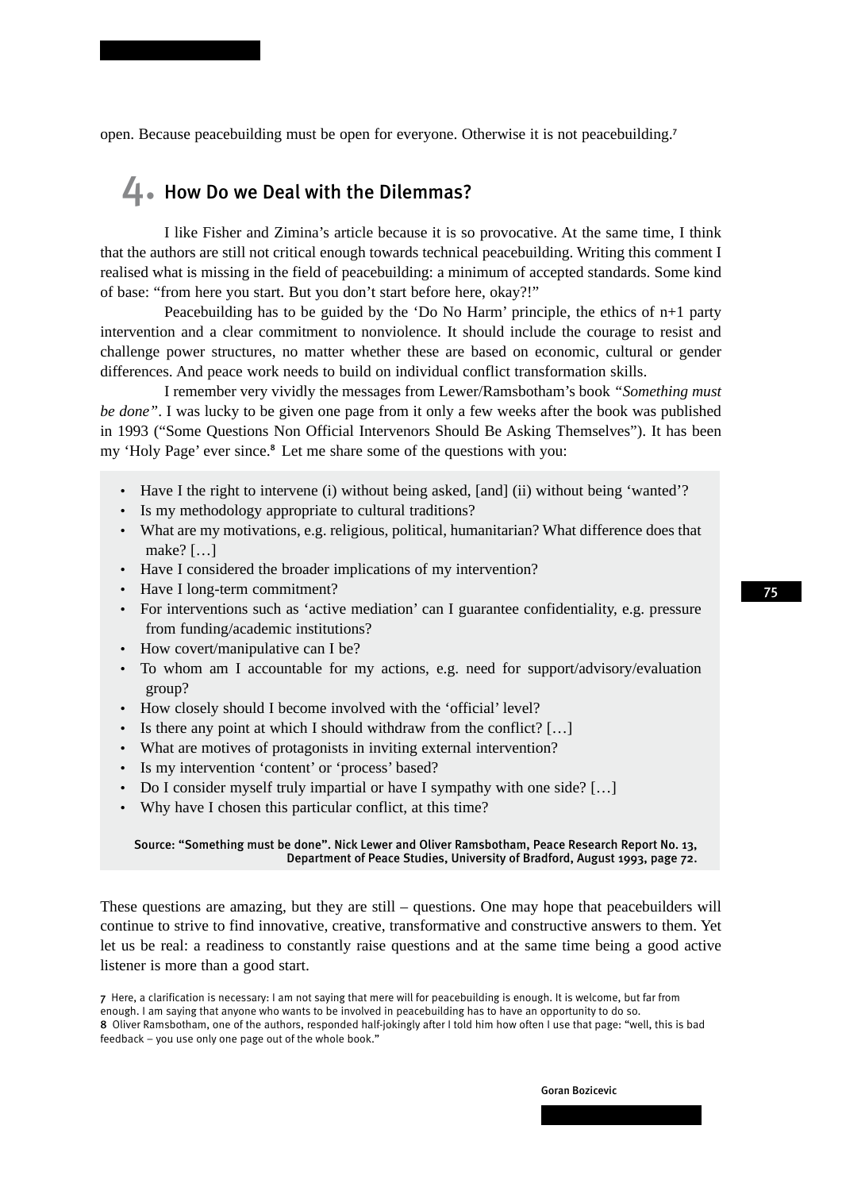open. Because peacebuilding must be open for everyone. Otherwise it is not peacebuilding.[7]

## 4. How Do we Deal with the Dilemmas?

I like Fisher and Zimina's article because it is so provocative. At the same time, I think that the authors are still not critical enough towards technical peacebuilding. Writing this comment I realised what is missing in the field of peacebuilding: a minimum of accepted standards. Some kind of base: "from here you start. But you don't start before here, okay?!"

Peacebuilding has to be guided by the 'Do No Harm' principle, the ethics of n+1 party intervention and a clear commitment to nonviolence. It should include the courage to resist and challenge power structures, no matter whether these are based on economic, cultural or gender differences. And peace work needs to build on individual conflict transformation skills.

I remember very vividly the messages from Lewer/Ramsbotham's book *"Something must be done"*. I was lucky to be given one page from it only a few weeks after the book was published in 1993 ("Some Questions Non Official Intervenors Should Be Asking Themselves"). It has been my 'Holy Page' ever since.[8] Let me share some of the questions with you:

- Have I the right to intervene (i) without being asked, [and] (ii) without being 'wanted'?
- Is my methodology appropriate to cultural traditions?
- What are my motivations, e.g. religious, political, humanitarian? What difference does that make? […]
- Have I considered the broader implications of my intervention?
- Have I long-term commitment?
- For interventions such as 'active mediation' can I guarantee confidentiality, e.g. pressure from funding/academic institutions?
- How covert/manipulative can I be?
- To whom am I accountable for my actions, e.g. need for support/advisory/evaluation group?
- How closely should I become involved with the 'official' level?
- Is there any point at which I should withdraw from the conflict? […]
- What are motives of protagonists in inviting external intervention?
- Is my intervention 'content' or 'process' based?
- Do I consider myself truly impartial or have I sympathy with one side? […]
- Why have I chosen this particular conflict, at this time?

Source: "Something must be done". Nick Lewer and Oliver Ramsbotham, Peace Research Report No. 13, Department of Peace Studies, University of Bradford, August 1993, page 72.

These questions are amazing, but they are still – questions. One may hope that peacebuilders will continue to strive to find innovative, creative, transformative and constructive answers to them. Yet let us be real: a readiness to constantly raise questions and at the same time being a good active listener is more than a good start.

7 Here, a clarification is necessary: I am not saying that mere will for peacebuilding is enough. It is welcome, but far from enough. I am saying that anyone who wants to be involved in peacebuilding has to have an opportunity to do so.

8 Oliver Ramsbotham, one of the authors, responded half-jokingly after I told him how often I use that page: "well, this is bad feedback – you use only one page out of the whole book."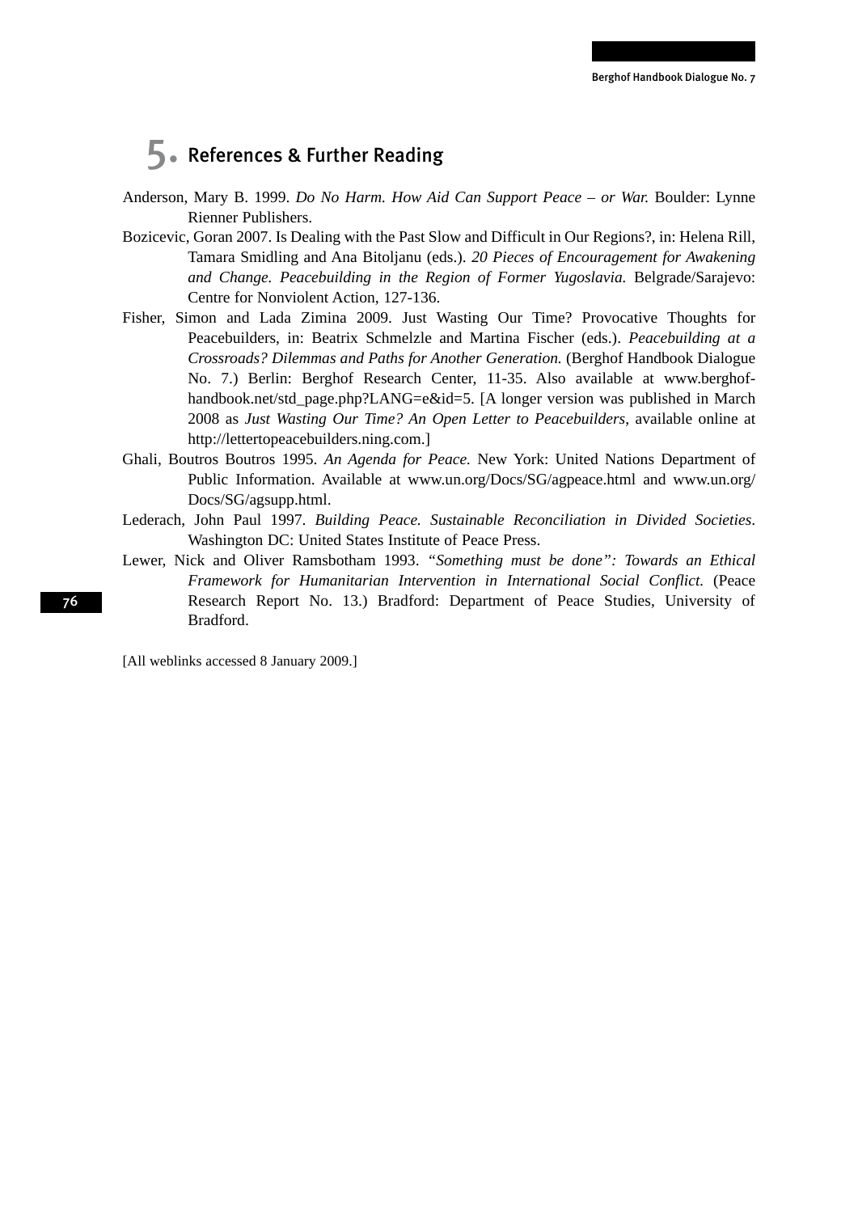## 5. References & Further Reading

Anderson, Mary B. 1999. *Do No Harm. How Aid Can Support Peace – or War.* Boulder: Lynne Rienner Publishers.

Bozicevic, Goran 2007. Is Dealing with the Past Slow and Difficult in Our Regions?, in: Helena Rill, Tamara Smidling and Ana Bitoljanu (eds.). *20 Pieces of Encouragement for Awakening and Change. Peacebuilding in the Region of Former Yugoslavia.* Belgrade/Sarajevo: Centre for Nonviolent Action, 127-136.

Fisher, Simon and Lada Zimina 2009. Just Wasting Our Time? Provocative Thoughts for Peacebuilders, in: Beatrix Schmelzle and Martina Fischer (eds.). *Peacebuilding at a Crossroads? Dilemmas and Paths for Another Generation.* (Berghof Handbook Dialogue No. 7.) Berlin: Berghof Research Center, 11-35. Also available at www.berghof-handbook.net/std_page.php?LANG=e&id=5. [A longer version was published in March 2008 as *Just Wasting Our Time? An Open Letter to Peacebuilders*, available online at http://lettertopeacebuilders.ning.com.]

Ghali, Boutros Boutros 1995. *An Agenda for Peace.* New York: United Nations Department of Public Information. Available at www.un.org/Docs/SG/agpeace.html and www.un.org/Docs/SG/agsupp.html.

Lederach, John Paul 1997. *Building Peace. Sustainable Reconciliation in Divided Societies*. Washington DC: United States Institute of Peace Press.

Lewer, Nick and Oliver Ramsbotham 1993. *"Something must be done": Towards an Ethical Framework for Humanitarian Intervention in International Social Conflict.* (Peace Research Report No. 13.) Bradford: Department of Peace Studies, University of Bradford.

[All weblinks accessed 8 January 2009.]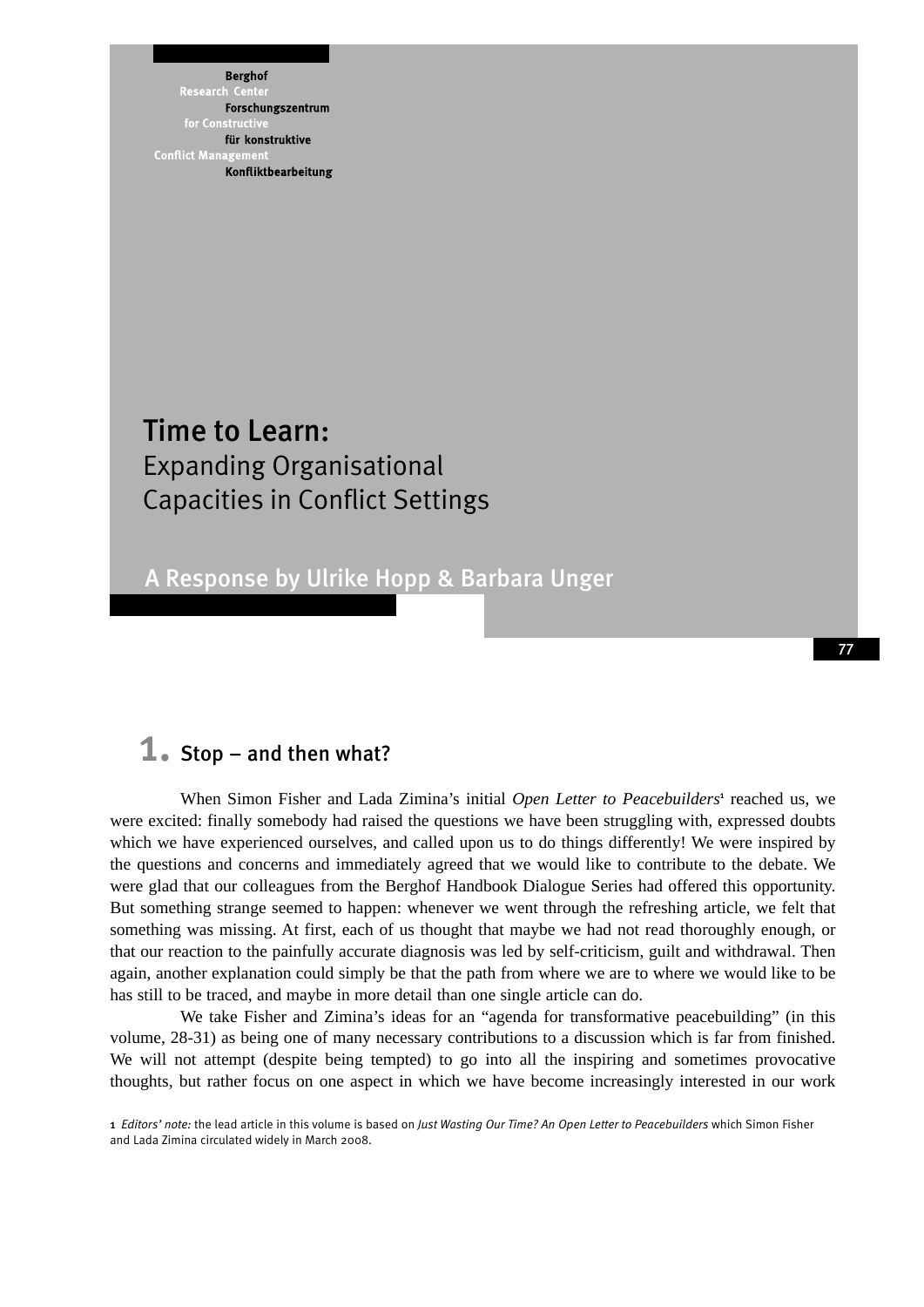Berghof
Research Center
Forschungszentrum
for Constructive
für konstruktive
Conflict Management
Konfliktbearbeitung

# Time to Learn: Expanding Organisational Capacities in Conflict Settings

## A Response by Ulrike Hopp & Barbara Unger

## 1. Stop – and then what?

When Simon Fisher and Lada Zimina's initial *Open Letter to Peacebuilders*[1] reached us, we were excited: finally somebody had raised the questions we have been struggling with, expressed doubts which we have experienced ourselves, and called upon us to do things differently! We were inspired by the questions and concerns and immediately agreed that we would like to contribute to the debate. We were glad that our colleagues from the Berghof Handbook Dialogue Series had offered this opportunity. But something strange seemed to happen: whenever we went through the refreshing article, we felt that something was missing. At first, each of us thought that maybe we had not read thoroughly enough, or that our reaction to the painfully accurate diagnosis was led by self-criticism, guilt and withdrawal. Then again, another explanation could simply be that the path from where we are to where we would like to be has still to be traced, and maybe in more detail than one single article can do.

We take Fisher and Zimina's ideas for an "agenda for transformative peacebuilding" (in this volume, 28-31) as being one of many necessary contributions to a discussion which is far from finished. We will not attempt (despite being tempted) to go into all the inspiring and sometimes provocative thoughts, but rather focus on one aspect in which we have become increasingly interested in our work

[1] *Editors' note:* the lead article in this volume is based on *Just Wasting Our Time? An Open Letter to Peacebuilders* which Simon Fisher and Lada Zimina circulated widely in March 2008.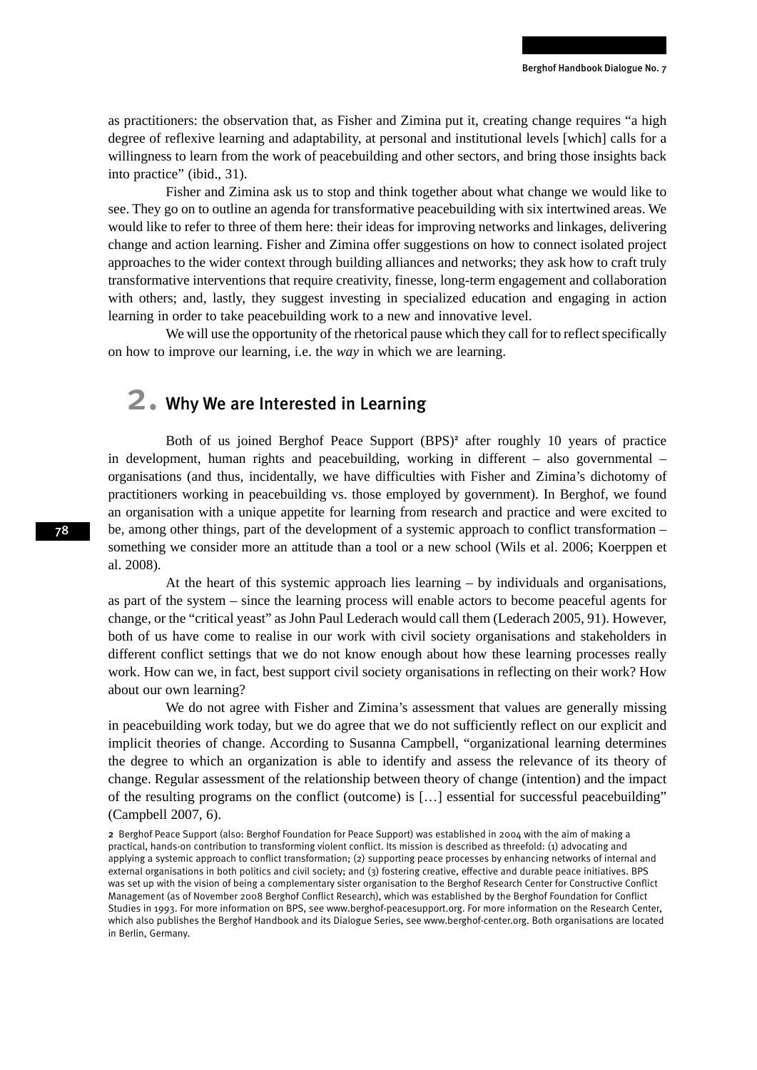as practitioners: the observation that, as Fisher and Zimina put it, creating change requires "a high degree of reflexive learning and adaptability, at personal and institutional levels [which] calls for a willingness to learn from the work of peacebuilding and other sectors, and bring those insights back into practice" (ibid., 31).

Fisher and Zimina ask us to stop and think together about what change we would like to see. They go on to outline an agenda for transformative peacebuilding with six intertwined areas. We would like to refer to three of them here: their ideas for improving networks and linkages, delivering change and action learning. Fisher and Zimina offer suggestions on how to connect isolated project approaches to the wider context through building alliances and networks; they ask how to craft truly transformative interventions that require creativity, finesse, long-term engagement and collaboration with others; and, lastly, they suggest investing in specialized education and engaging in action learning in order to take peacebuilding work to a new and innovative level.

We will use the opportunity of the rhetorical pause which they call for to reflect specifically on how to improve our learning, i.e. the *way* in which we are learning.

## 2. Why We are Interested in Learning

Both of us joined Berghof Peace Support (BPS)[2] after roughly 10 years of practice in development, human rights and peacebuilding, working in different – also governmental – organisations (and thus, incidentally, we have difficulties with Fisher and Zimina's dichotomy of practitioners working in peacebuilding vs. those employed by government). In Berghof, we found an organisation with a unique appetite for learning from research and practice and were excited to be, among other things, part of the development of a systemic approach to conflict transformation – something we consider more an attitude than a tool or a new school (Wils et al. 2006; Koerppen et al. 2008).

At the heart of this systemic approach lies learning – by individuals and organisations, as part of the system – since the learning process will enable actors to become peaceful agents for change, or the "critical yeast" as John Paul Lederach would call them (Lederach 2005, 91). However, both of us have come to realise in our work with civil society organisations and stakeholders in different conflict settings that we do not know enough about how these learning processes really work. How can we, in fact, best support civil society organisations in reflecting on their work? How about our own learning?

We do not agree with Fisher and Zimina's assessment that values are generally missing in peacebuilding work today, but we do agree that we do not sufficiently reflect on our explicit and implicit theories of change. According to Susanna Campbell, "organizational learning determines the degree to which an organization is able to identify and assess the relevance of its theory of change. Regular assessment of the relationship between theory of change (intention) and the impact of the resulting programs on the conflict (outcome) is […] essential for successful peacebuilding" (Campbell 2007, 6).

[2] Berghof Peace Support (also: Berghof Foundation for Peace Support) was established in 2004 with the aim of making a practical, hands-on contribution to transforming violent conflict. Its mission is described as threefold: (1) advocating and applying a systemic approach to conflict transformation; (2) supporting peace processes by enhancing networks of internal and external organisations in both politics and civil society; and (3) fostering creative, effective and durable peace initiatives. BPS was set up with the vision of being a complementary sister organisation to the Berghof Research Center for Constructive Conflict Management (as of November 2008 Berghof Conflict Research), which was established by the Berghof Foundation for Conflict Studies in 1993. For more information on BPS, see www.berghof-peacesupport.org. For more information on the Research Center, which also publishes the Berghof Handbook and its Dialogue Series, see www.berghof-center.org. Both organisations are located in Berlin, Germany.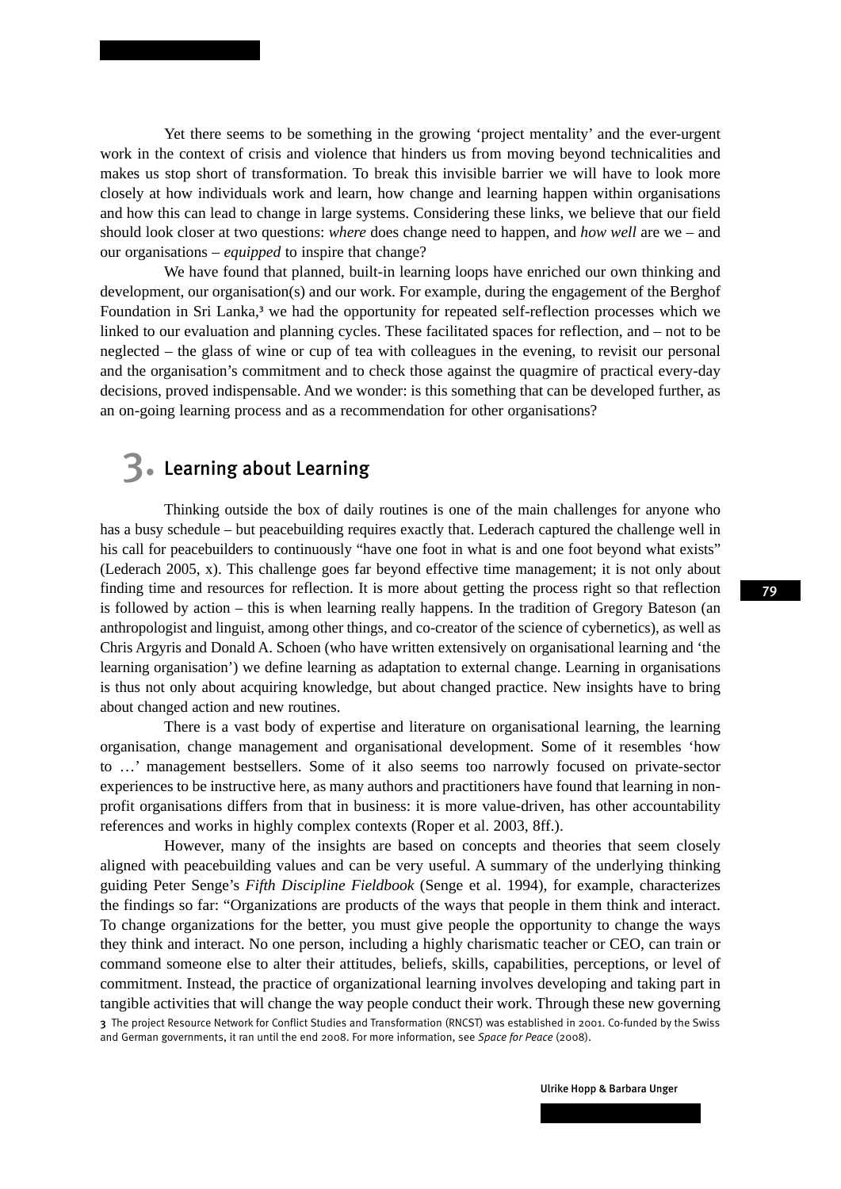Yet there seems to be something in the growing 'project mentality' and the ever-urgent work in the context of crisis and violence that hinders us from moving beyond technicalities and makes us stop short of transformation. To break this invisible barrier we will have to look more closely at how individuals work and learn, how change and learning happen within organisations and how this can lead to change in large systems. Considering these links, we believe that our field should look closer at two questions: *where* does change need to happen, and *how well* are we – and our organisations – *equipped* to inspire that change?

We have found that planned, built-in learning loops have enriched our own thinking and development, our organisation(s) and our work. For example, during the engagement of the Berghof Foundation in Sri Lanka,[3] we had the opportunity for repeated self-reflection processes which we linked to our evaluation and planning cycles. These facilitated spaces for reflection, and – not to be neglected – the glass of wine or cup of tea with colleagues in the evening, to revisit our personal and the organisation's commitment and to check those against the quagmire of practical every-day decisions, proved indispensable. And we wonder: is this something that can be developed further, as an on-going learning process and as a recommendation for other organisations?

## 3. Learning about Learning

Thinking outside the box of daily routines is one of the main challenges for anyone who has a busy schedule – but peacebuilding requires exactly that. Lederach captured the challenge well in his call for peacebuilders to continuously "have one foot in what is and one foot beyond what exists" (Lederach 2005, x). This challenge goes far beyond effective time management; it is not only about finding time and resources for reflection. It is more about getting the process right so that reflection is followed by action – this is when learning really happens. In the tradition of Gregory Bateson (an anthropologist and linguist, among other things, and co-creator of the science of cybernetics), as well as Chris Argyris and Donald A. Schoen (who have written extensively on organisational learning and 'the learning organisation') we define learning as adaptation to external change. Learning in organisations is thus not only about acquiring knowledge, but about changed practice. New insights have to bring about changed action and new routines.

There is a vast body of expertise and literature on organisational learning, the learning organisation, change management and organisational development. Some of it resembles 'how to …' management bestsellers. Some of it also seems too narrowly focused on private-sector experiences to be instructive here, as many authors and practitioners have found that learning in non-profit organisations differs from that in business: it is more value-driven, has other accountability references and works in highly complex contexts (Roper et al. 2003, 8ff.).

However, many of the insights are based on concepts and theories that seem closely aligned with peacebuilding values and can be very useful. A summary of the underlying thinking guiding Peter Senge's *Fifth Discipline Fieldbook* (Senge et al. 1994), for example, characterizes the findings so far: "Organizations are products of the ways that people in them think and interact. To change organizations for the better, you must give people the opportunity to change the ways they think and interact. No one person, including a highly charismatic teacher or CEO, can train or command someone else to alter their attitudes, beliefs, skills, capabilities, perceptions, or level of commitment. Instead, the practice of organizational learning involves developing and taking part in tangible activities that will change the way people conduct their work. Through these new governing

3 The project Resource Network for Conflict Studies and Transformation (RNCST) was established in 2001. Co-funded by the Swiss and German governments, it ran until the end 2008. For more information, see *Space for Peace* (2008).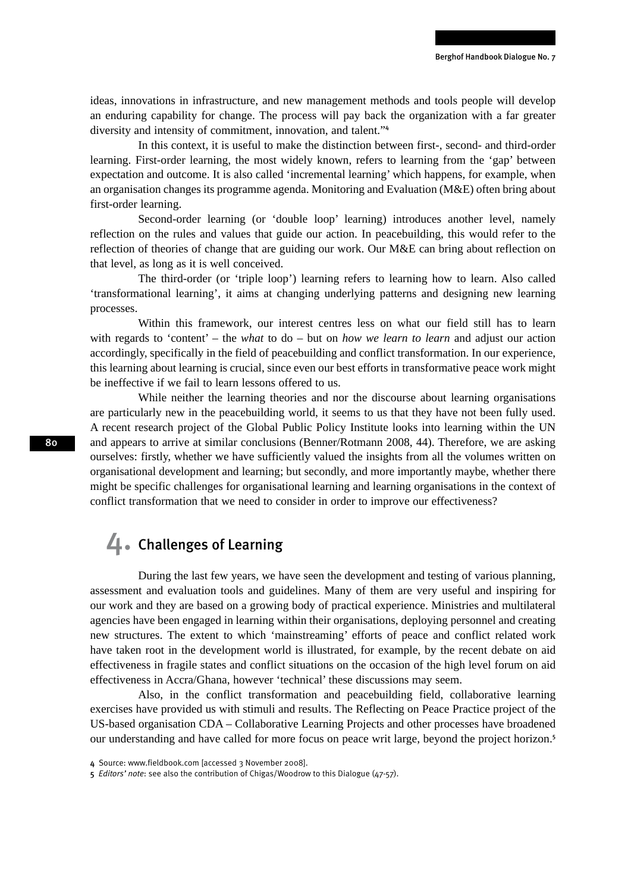ideas, innovations in infrastructure, and new management methods and tools people will develop an enduring capability for change. The process will pay back the organization with a far greater diversity and intensity of commitment, innovation, and talent."[4]

In this context, it is useful to make the distinction between first-, second- and third-order learning. First-order learning, the most widely known, refers to learning from the 'gap' between expectation and outcome. It is also called 'incremental learning' which happens, for example, when an organisation changes its programme agenda. Monitoring and Evaluation (M&E) often bring about first-order learning.

Second-order learning (or 'double loop' learning) introduces another level, namely reflection on the rules and values that guide our action. In peacebuilding, this would refer to the reflection of theories of change that are guiding our work. Our M&E can bring about reflection on that level, as long as it is well conceived.

The third-order (or 'triple loop') learning refers to learning how to learn. Also called 'transformational learning', it aims at changing underlying patterns and designing new learning processes.

Within this framework, our interest centres less on what our field still has to learn with regards to 'content' – the *what* to do – but on *how we learn to learn* and adjust our action accordingly, specifically in the field of peacebuilding and conflict transformation. In our experience, this learning about learning is crucial, since even our best efforts in transformative peace work might be ineffective if we fail to learn lessons offered to us.

While neither the learning theories and nor the discourse about learning organisations are particularly new in the peacebuilding world, it seems to us that they have not been fully used. A recent research project of the Global Public Policy Institute looks into learning within the UN and appears to arrive at similar conclusions (Benner/Rotmann 2008, 44). Therefore, we are asking ourselves: firstly, whether we have sufficiently valued the insights from all the volumes written on organisational development and learning; but secondly, and more importantly maybe, whether there might be specific challenges for organisational learning and learning organisations in the context of conflict transformation that we need to consider in order to improve our effectiveness?

## 4. Challenges of Learning

During the last few years, we have seen the development and testing of various planning, assessment and evaluation tools and guidelines. Many of them are very useful and inspiring for our work and they are based on a growing body of practical experience. Ministries and multilateral agencies have been engaged in learning within their organisations, deploying personnel and creating new structures. The extent to which 'mainstreaming' efforts of peace and conflict related work have taken root in the development world is illustrated, for example, by the recent debate on aid effectiveness in fragile states and conflict situations on the occasion of the high level forum on aid effectiveness in Accra/Ghana, however 'technical' these discussions may seem.

Also, in the conflict transformation and peacebuilding field, collaborative learning exercises have provided us with stimuli and results. The Reflecting on Peace Practice project of the US-based organisation CDA – Collaborative Learning Projects and other processes have broadened our understanding and have called for more focus on peace writ large, beyond the project horizon.[5]

[4] Source: www.fieldbook.com [accessed 3 November 2008].

[5] *Editors' note*: see also the contribution of Chigas/Woodrow to this Dialogue (47-57).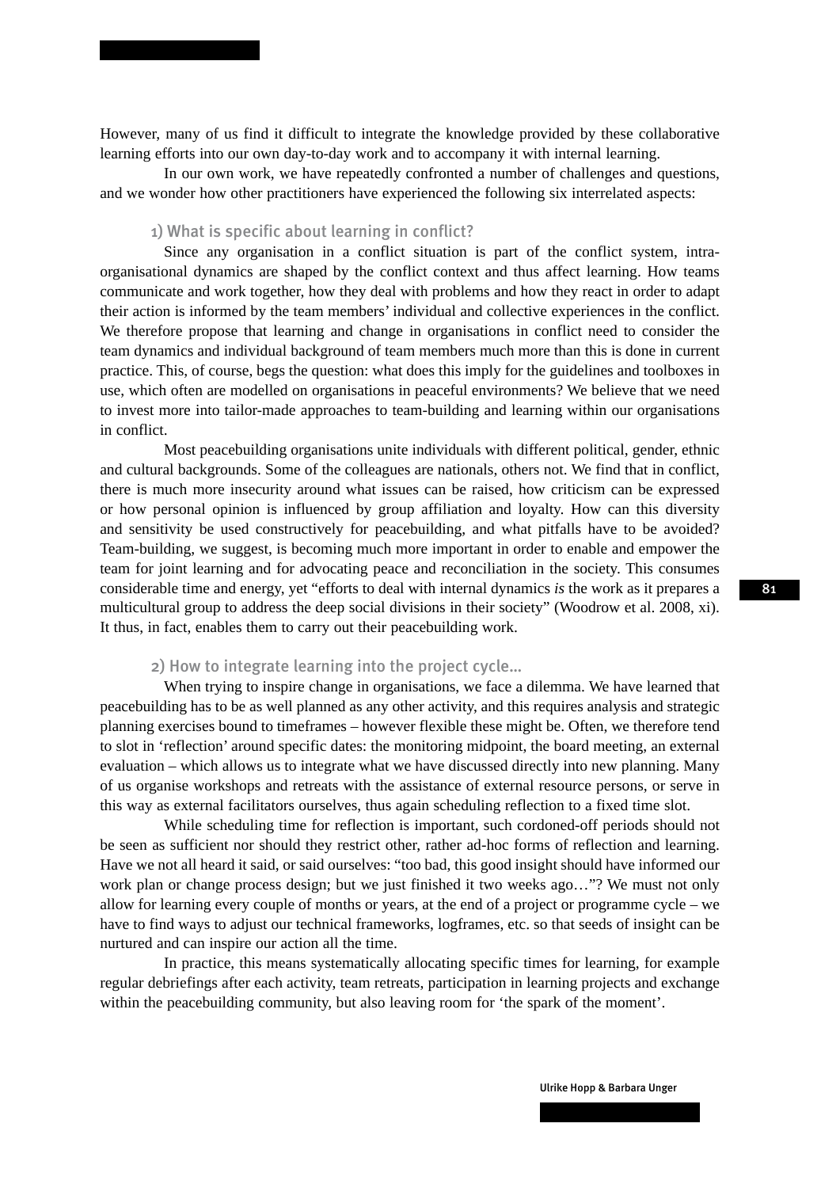However, many of us find it difficult to integrate the knowledge provided by these collaborative learning efforts into our own day-to-day work and to accompany it with internal learning.

In our own work, we have repeatedly confronted a number of challenges and questions, and we wonder how other practitioners have experienced the following six interrelated aspects:

### 1) What is specific about learning in conflict?

Since any organisation in a conflict situation is part of the conflict system, intra-organisational dynamics are shaped by the conflict context and thus affect learning. How teams communicate and work together, how they deal with problems and how they react in order to adapt their action is informed by the team members' individual and collective experiences in the conflict. We therefore propose that learning and change in organisations in conflict need to consider the team dynamics and individual background of team members much more than this is done in current practice. This, of course, begs the question: what does this imply for the guidelines and toolboxes in use, which often are modelled on organisations in peaceful environments? We believe that we need to invest more into tailor-made approaches to team-building and learning within our organisations in conflict.

Most peacebuilding organisations unite individuals with different political, gender, ethnic and cultural backgrounds. Some of the colleagues are nationals, others not. We find that in conflict, there is much more insecurity around what issues can be raised, how criticism can be expressed or how personal opinion is influenced by group affiliation and loyalty. How can this diversity and sensitivity be used constructively for peacebuilding, and what pitfalls have to be avoided? Team-building, we suggest, is becoming much more important in order to enable and empower the team for joint learning and for advocating peace and reconciliation in the society. This consumes considerable time and energy, yet "efforts to deal with internal dynamics *is* the work as it prepares a multicultural group to address the deep social divisions in their society" (Woodrow et al. 2008, xi). It thus, in fact, enables them to carry out their peacebuilding work.

### 2) How to integrate learning into the project cycle…

When trying to inspire change in organisations, we face a dilemma. We have learned that peacebuilding has to be as well planned as any other activity, and this requires analysis and strategic planning exercises bound to timeframes – however flexible these might be. Often, we therefore tend to slot in 'reflection' around specific dates: the monitoring midpoint, the board meeting, an external evaluation – which allows us to integrate what we have discussed directly into new planning. Many of us organise workshops and retreats with the assistance of external resource persons, or serve in this way as external facilitators ourselves, thus again scheduling reflection to a fixed time slot.

While scheduling time for reflection is important, such cordoned-off periods should not be seen as sufficient nor should they restrict other, rather ad-hoc forms of reflection and learning. Have we not all heard it said, or said ourselves: "too bad, this good insight should have informed our work plan or change process design; but we just finished it two weeks ago…"? We must not only allow for learning every couple of months or years, at the end of a project or programme cycle – we have to find ways to adjust our technical frameworks, logframes, etc. so that seeds of insight can be nurtured and can inspire our action all the time.

In practice, this means systematically allocating specific times for learning, for example regular debriefings after each activity, team retreats, participation in learning projects and exchange within the peacebuilding community, but also leaving room for 'the spark of the moment'.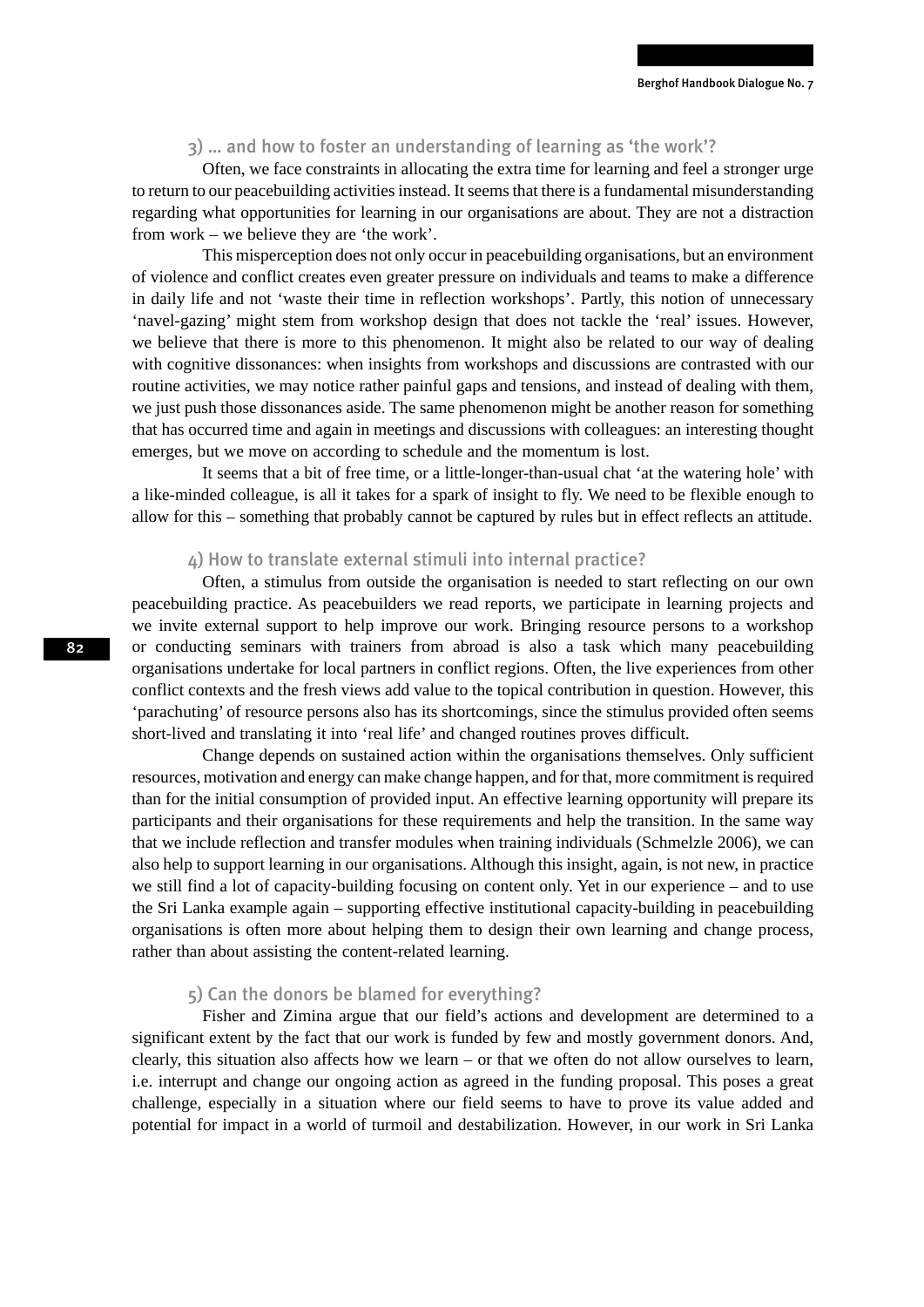### 3) ... and how to foster an understanding of learning as 'the work'?

Often, we face constraints in allocating the extra time for learning and feel a stronger urge to return to our peacebuilding activities instead. It seems that there is a fundamental misunderstanding regarding what opportunities for learning in our organisations are about. They are not a distraction from work – we believe they are 'the work'.

This misperception does not only occur in peacebuilding organisations, but an environment of violence and conflict creates even greater pressure on individuals and teams to make a difference in daily life and not 'waste their time in reflection workshops'. Partly, this notion of unnecessary 'navel-gazing' might stem from workshop design that does not tackle the 'real' issues. However, we believe that there is more to this phenomenon. It might also be related to our way of dealing with cognitive dissonances: when insights from workshops and discussions are contrasted with our routine activities, we may notice rather painful gaps and tensions, and instead of dealing with them, we just push those dissonances aside. The same phenomenon might be another reason for something that has occurred time and again in meetings and discussions with colleagues: an interesting thought emerges, but we move on according to schedule and the momentum is lost.

It seems that a bit of free time, or a little-longer-than-usual chat 'at the watering hole' with a like-minded colleague, is all it takes for a spark of insight to fly. We need to be flexible enough to allow for this – something that probably cannot be captured by rules but in effect reflects an attitude.

### 4) How to translate external stimuli into internal practice?

Often, a stimulus from outside the organisation is needed to start reflecting on our own peacebuilding practice. As peacebuilders we read reports, we participate in learning projects and we invite external support to help improve our work. Bringing resource persons to a workshop or conducting seminars with trainers from abroad is also a task which many peacebuilding organisations undertake for local partners in conflict regions. Often, the live experiences from other conflict contexts and the fresh views add value to the topical contribution in question. However, this 'parachuting' of resource persons also has its shortcomings, since the stimulus provided often seems short-lived and translating it into 'real life' and changed routines proves difficult.

Change depends on sustained action within the organisations themselves. Only sufficient resources, motivation and energy can make change happen, and for that, more commitment is required than for the initial consumption of provided input. An effective learning opportunity will prepare its participants and their organisations for these requirements and help the transition. In the same way that we include reflection and transfer modules when training individuals (Schmelzle 2006), we can also help to support learning in our organisations. Although this insight, again, is not new, in practice we still find a lot of capacity-building focusing on content only. Yet in our experience – and to use the Sri Lanka example again – supporting effective institutional capacity-building in peacebuilding organisations is often more about helping them to design their own learning and change process, rather than about assisting the content-related learning.

### 5) Can the donors be blamed for everything?

Fisher and Zimina argue that our field's actions and development are determined to a significant extent by the fact that our work is funded by few and mostly government donors. And, clearly, this situation also affects how we learn – or that we often do not allow ourselves to learn, i.e. interrupt and change our ongoing action as agreed in the funding proposal. This poses a great challenge, especially in a situation where our field seems to have to prove its value added and potential for impact in a world of turmoil and destabilization. However, in our work in Sri Lanka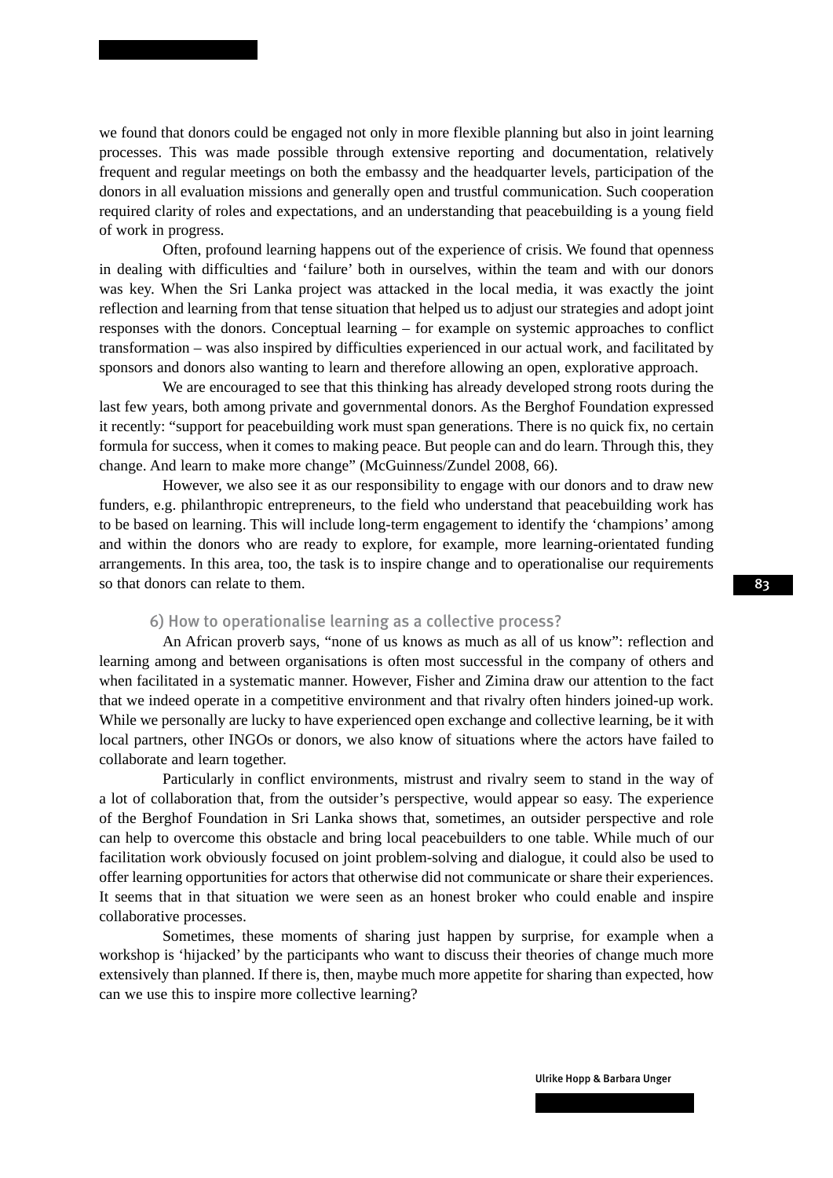we found that donors could be engaged not only in more flexible planning but also in joint learning processes. This was made possible through extensive reporting and documentation, relatively frequent and regular meetings on both the embassy and the headquarter levels, participation of the donors in all evaluation missions and generally open and trustful communication. Such cooperation required clarity of roles and expectations, and an understanding that peacebuilding is a young field of work in progress.

Often, profound learning happens out of the experience of crisis. We found that openness in dealing with difficulties and 'failure' both in ourselves, within the team and with our donors was key. When the Sri Lanka project was attacked in the local media, it was exactly the joint reflection and learning from that tense situation that helped us to adjust our strategies and adopt joint responses with the donors. Conceptual learning – for example on systemic approaches to conflict transformation – was also inspired by difficulties experienced in our actual work, and facilitated by sponsors and donors also wanting to learn and therefore allowing an open, explorative approach.

We are encouraged to see that this thinking has already developed strong roots during the last few years, both among private and governmental donors. As the Berghof Foundation expressed it recently: "support for peacebuilding work must span generations. There is no quick fix, no certain formula for success, when it comes to making peace. But people can and do learn. Through this, they change. And learn to make more change" (McGuinness/Zundel 2008, 66).

However, we also see it as our responsibility to engage with our donors and to draw new funders, e.g. philanthropic entrepreneurs, to the field who understand that peacebuilding work has to be based on learning. This will include long-term engagement to identify the 'champions' among and within the donors who are ready to explore, for example, more learning-orientated funding arrangements. In this area, too, the task is to inspire change and to operationalise our requirements so that donors can relate to them.

### 6) How to operationalise learning as a collective process?

An African proverb says, "none of us knows as much as all of us know": reflection and learning among and between organisations is often most successful in the company of others and when facilitated in a systematic manner. However, Fisher and Zimina draw our attention to the fact that we indeed operate in a competitive environment and that rivalry often hinders joined-up work. While we personally are lucky to have experienced open exchange and collective learning, be it with local partners, other INGOs or donors, we also know of situations where the actors have failed to collaborate and learn together.

Particularly in conflict environments, mistrust and rivalry seem to stand in the way of a lot of collaboration that, from the outsider's perspective, would appear so easy. The experience of the Berghof Foundation in Sri Lanka shows that, sometimes, an outsider perspective and role can help to overcome this obstacle and bring local peacebuilders to one table. While much of our facilitation work obviously focused on joint problem-solving and dialogue, it could also be used to offer learning opportunities for actors that otherwise did not communicate or share their experiences. It seems that in that situation we were seen as an honest broker who could enable and inspire collaborative processes.

Sometimes, these moments of sharing just happen by surprise, for example when a workshop is 'hijacked' by the participants who want to discuss their theories of change much more extensively than planned. If there is, then, maybe much more appetite for sharing than expected, how can we use this to inspire more collective learning?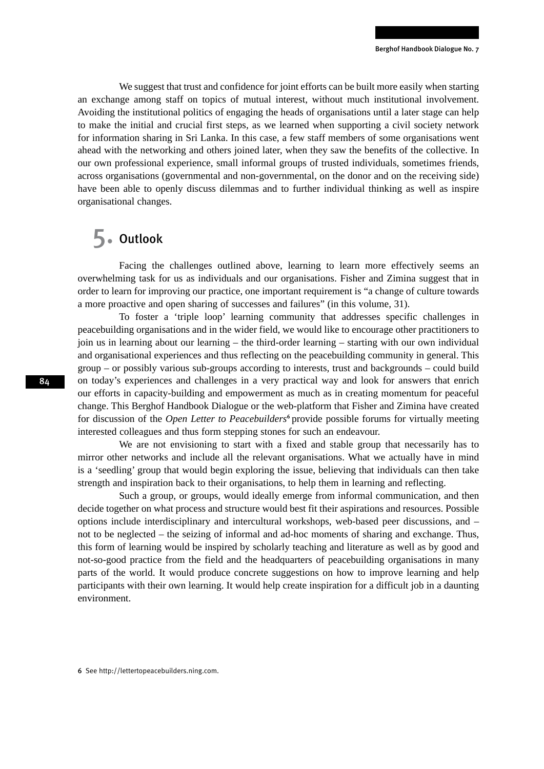We suggest that trust and confidence for joint efforts can be built more easily when starting an exchange among staff on topics of mutual interest, without much institutional involvement. Avoiding the institutional politics of engaging the heads of organisations until a later stage can help to make the initial and crucial first steps, as we learned when supporting a civil society network for information sharing in Sri Lanka. In this case, a few staff members of some organisations went ahead with the networking and others joined later, when they saw the benefits of the collective. In our own professional experience, small informal groups of trusted individuals, sometimes friends, across organisations (governmental and non-governmental, on the donor and on the receiving side) have been able to openly discuss dilemmas and to further individual thinking as well as inspire organisational changes.

## 5. Outlook

Facing the challenges outlined above, learning to learn more effectively seems an overwhelming task for us as individuals and our organisations. Fisher and Zimina suggest that in order to learn for improving our practice, one important requirement is "a change of culture towards a more proactive and open sharing of successes and failures" (in this volume, 31).

To foster a 'triple loop' learning community that addresses specific challenges in peacebuilding organisations and in the wider field, we would like to encourage other practitioners to join us in learning about our learning – the third-order learning – starting with our own individual and organisational experiences and thus reflecting on the peacebuilding community in general. This group – or possibly various sub-groups according to interests, trust and backgrounds – could build on today's experiences and challenges in a very practical way and look for answers that enrich our efforts in capacity-building and empowerment as much as in creating momentum for peaceful change. This Berghof Handbook Dialogue or the web-platform that Fisher and Zimina have created for discussion of the *Open Letter to Peacebuilders*[6] provide possible forums for virtually meeting interested colleagues and thus form stepping stones for such an endeavour.

We are not envisioning to start with a fixed and stable group that necessarily has to mirror other networks and include all the relevant organisations. What we actually have in mind is a 'seedling' group that would begin exploring the issue, believing that individuals can then take strength and inspiration back to their organisations, to help them in learning and reflecting.

Such a group, or groups, would ideally emerge from informal communication, and then decide together on what process and structure would best fit their aspirations and resources. Possible options include interdisciplinary and intercultural workshops, web-based peer discussions, and – not to be neglected – the seizing of informal and ad-hoc moments of sharing and exchange. Thus, this form of learning would be inspired by scholarly teaching and literature as well as by good and not-so-good practice from the field and the headquarters of peacebuilding organisations in many parts of the world. It would produce concrete suggestions on how to improve learning and help participants with their own learning. It would help create inspiration for a difficult job in a daunting environment.

6 See http://lettertopeacebuilders.ning.com.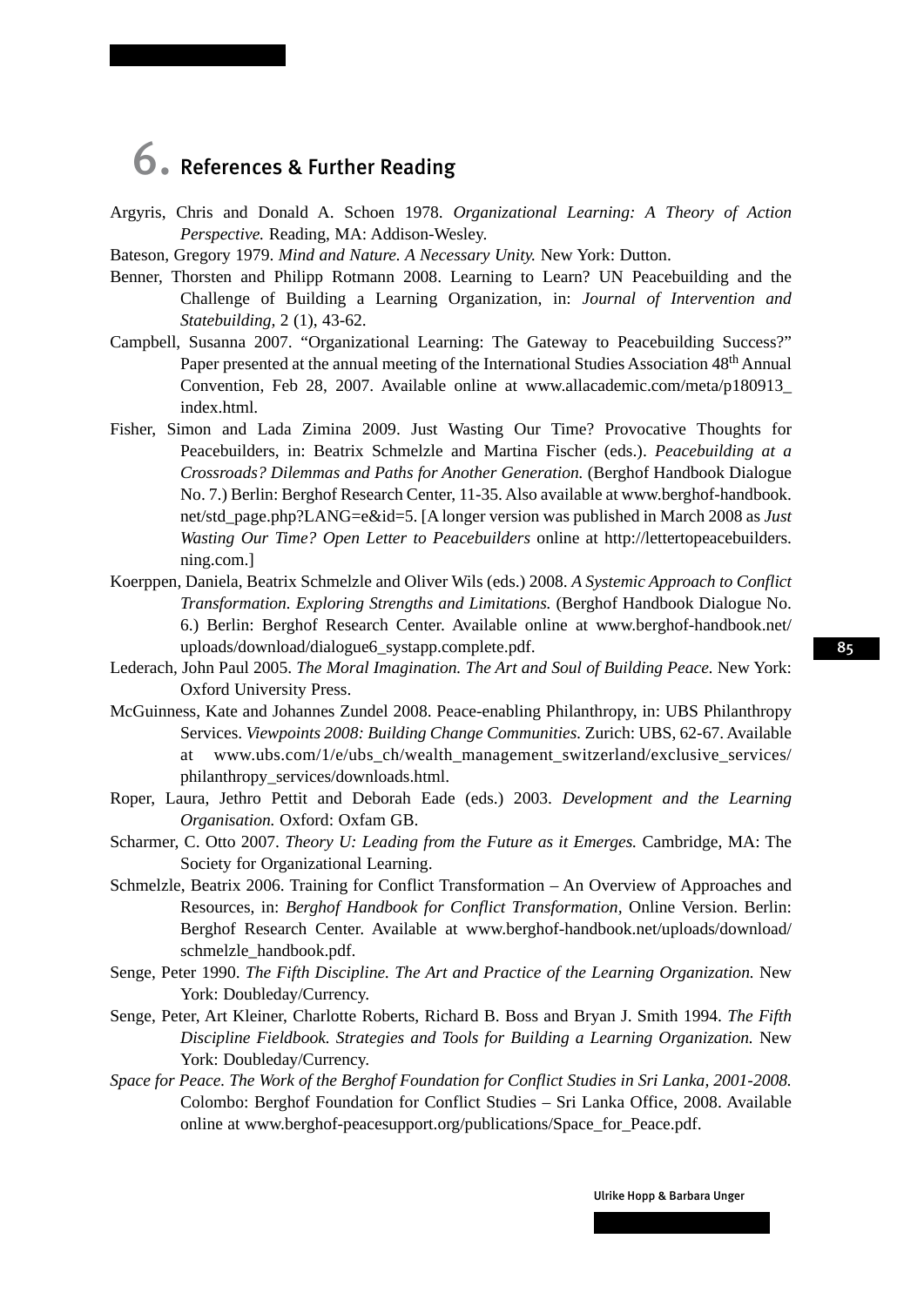# 6. References & Further Reading

Argyris, Chris and Donald A. Schoen 1978. *Organizational Learning: A Theory of Action Perspective.* Reading, MA: Addison-Wesley.

Bateson, Gregory 1979. *Mind and Nature. A Necessary Unity.* New York: Dutton.

Benner, Thorsten and Philipp Rotmann 2008. Learning to Learn? UN Peacebuilding and the Challenge of Building a Learning Organization, in: *Journal of Intervention and Statebuilding*, 2 (1), 43-62.

Campbell, Susanna 2007. "Organizational Learning: The Gateway to Peacebuilding Success?" Paper presented at the annual meeting of the International Studies Association 48th Annual Convention, Feb 28, 2007. Available online at www.allacademic.com/meta/p180913_index.html.

Fisher, Simon and Lada Zimina 2009. Just Wasting Our Time? Provocative Thoughts for Peacebuilders, in: Beatrix Schmelzle and Martina Fischer (eds.). *Peacebuilding at a Crossroads? Dilemmas and Paths for Another Generation.* (Berghof Handbook Dialogue No. 7.) Berlin: Berghof Research Center, 11-35. Also available at www.berghof-handbook.net/std_page.php?LANG=e&id=5. [A longer version was published in March 2008 as *Just Wasting Our Time? Open Letter to Peacebuilders* online at http://lettertopeacebuilders.ning.com.]

Koerppen, Daniela, Beatrix Schmelzle and Oliver Wils (eds.) 2008. *A Systemic Approach to Conflict Transformation. Exploring Strengths and Limitations.* (Berghof Handbook Dialogue No. 6.) Berlin: Berghof Research Center. Available online at www.berghof-handbook.net/uploads/download/dialogue6_systapp.complete.pdf.

Lederach, John Paul 2005. *The Moral Imagination. The Art and Soul of Building Peace.* New York: Oxford University Press.

McGuinness, Kate and Johannes Zundel 2008. Peace-enabling Philanthropy, in: UBS Philanthropy Services. *Viewpoints 2008: Building Change Communities.* Zurich: UBS, 62-67. Available at www.ubs.com/1/e/ubs_ch/wealth_management_switzerland/exclusive_services/philanthropy_services/downloads.html.

Roper, Laura, Jethro Pettit and Deborah Eade (eds.) 2003. *Development and the Learning Organisation.* Oxford: Oxfam GB.

Scharmer, C. Otto 2007. *Theory U: Leading from the Future as it Emerges.* Cambridge, MA: The Society for Organizational Learning.

Schmelzle, Beatrix 2006. Training for Conflict Transformation – An Overview of Approaches and Resources, in: *Berghof Handbook for Conflict Transformation*, Online Version. Berlin: Berghof Research Center. Available at www.berghof-handbook.net/uploads/download/schmelzle_handbook.pdf.

Senge, Peter 1990. *The Fifth Discipline. The Art and Practice of the Learning Organization.* New York: Doubleday/Currency.

Senge, Peter, Art Kleiner, Charlotte Roberts, Richard B. Boss and Bryan J. Smith 1994. *The Fifth Discipline Fieldbook. Strategies and Tools for Building a Learning Organization.* New York: Doubleday/Currency.

*Space for Peace. The Work of the Berghof Foundation for Conflict Studies in Sri Lanka, 2001-2008.* Colombo: Berghof Foundation for Conflict Studies – Sri Lanka Office, 2008. Available online at www.berghof-peacesupport.org/publications/Space_for_Peace.pdf.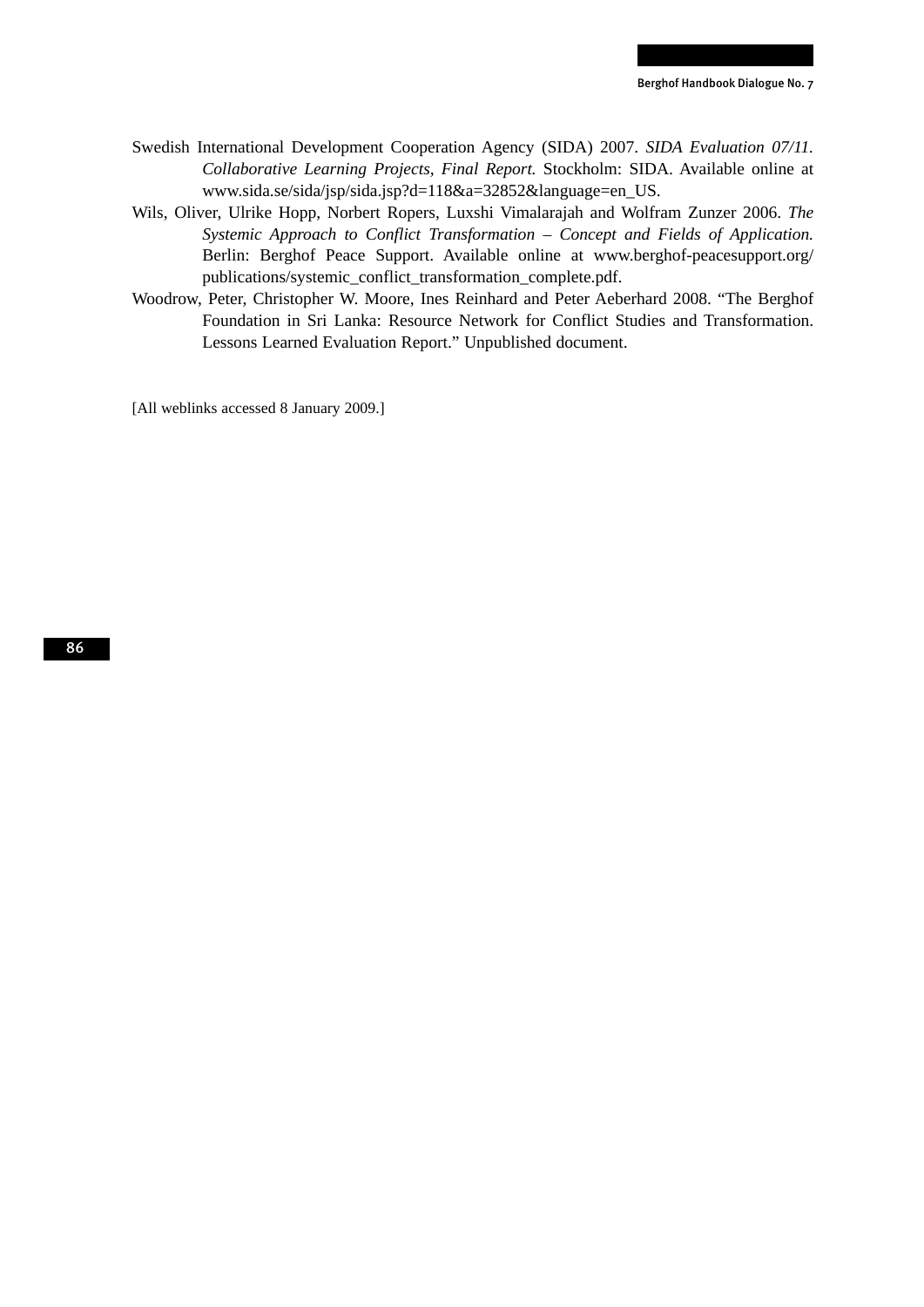Swedish International Development Cooperation Agency (SIDA) 2007. *SIDA Evaluation 07/11. Collaborative Learning Projects, Final Report.* Stockholm: SIDA. Available online at www.sida.se/sida/jsp/sida.jsp?d=118&a=32852&language=en_US.

Wils, Oliver, Ulrike Hopp, Norbert Ropers, Luxshi Vimalarajah and Wolfram Zunzer 2006. *The Systemic Approach to Conflict Transformation – Concept and Fields of Application.* Berlin: Berghof Peace Support. Available online at www.berghof-peacesupport.org/publications/systemic_conflict_transformation_complete.pdf.

Woodrow, Peter, Christopher W. Moore, Ines Reinhard and Peter Aeberhard 2008. "The Berghof Foundation in Sri Lanka: Resource Network for Conflict Studies and Transformation. Lessons Learned Evaluation Report." Unpublished document.

[All weblinks accessed 8 January 2009.]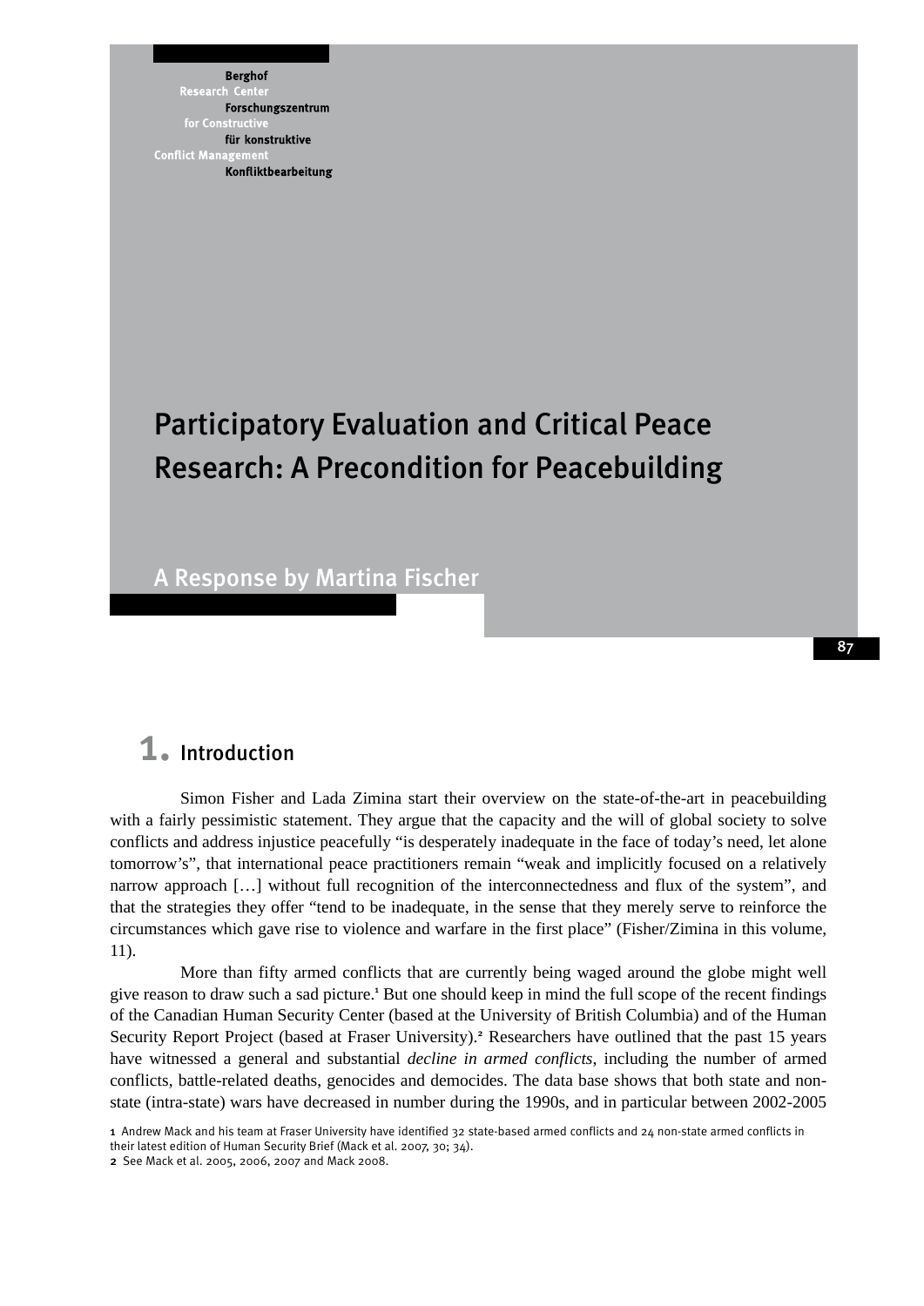Berghof Research Center for Constructive Conflict Management
Forschungszentrum für konstruktive Konfliktbearbeitung

# Participatory Evaluation and Critical Peace Research: A Precondition for Peacebuilding

## A Response by Martina Fischer

## 1. Introduction

Simon Fisher and Lada Zimina start their overview on the state-of-the-art in peacebuilding with a fairly pessimistic statement. They argue that the capacity and the will of global society to solve conflicts and address injustice peacefully "is desperately inadequate in the face of today's need, let alone tomorrow's", that international peace practitioners remain "weak and implicitly focused on a relatively narrow approach […] without full recognition of the interconnectedness and flux of the system", and that the strategies they offer "tend to be inadequate, in the sense that they merely serve to reinforce the circumstances which gave rise to violence and warfare in the first place" (Fisher/Zimina in this volume, 11).

More than fifty armed conflicts that are currently being waged around the globe might well give reason to draw such a sad picture.[1] But one should keep in mind the full scope of the recent findings of the Canadian Human Security Center (based at the University of British Columbia) and of the Human Security Report Project (based at Fraser University).[2] Researchers have outlined that the past 15 years have witnessed a general and substantial *decline in armed conflicts*, including the number of armed conflicts, battle-related deaths, genocides and democides. The data base shows that both state and non-state (intra-state) wars have decreased in number during the 1990s, and in particular between 2002-2005

[1] Andrew Mack and his team at Fraser University have identified 32 state-based armed conflicts and 24 non-state armed conflicts in their latest edition of Human Security Brief (Mack et al. 2007, 30; 34).

[2] See Mack et al. 2005, 2006, 2007 and Mack 2008.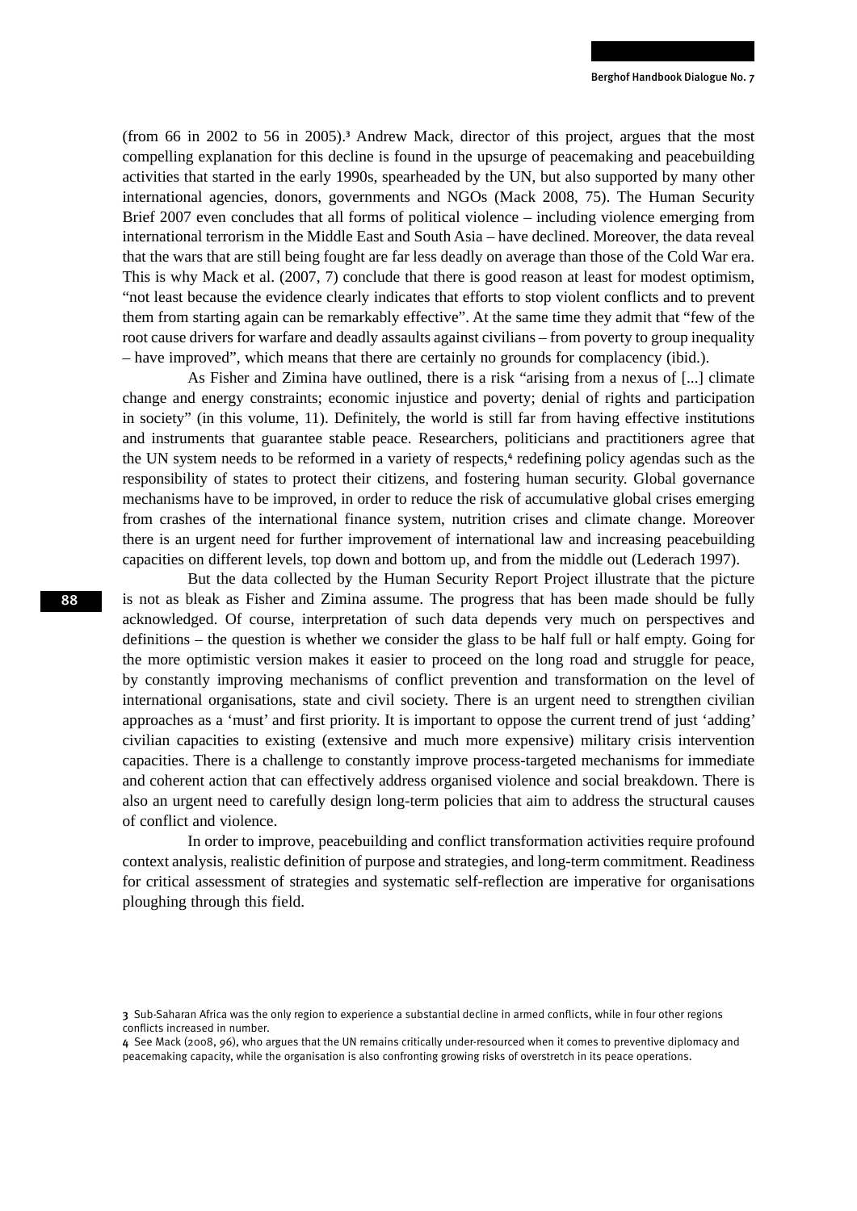(from 66 in 2002 to 56 in 2005).[3] Andrew Mack, director of this project, argues that the most compelling explanation for this decline is found in the upsurge of peacemaking and peacebuilding activities that started in the early 1990s, spearheaded by the UN, but also supported by many other international agencies, donors, governments and NGOs (Mack 2008, 75). The Human Security Brief 2007 even concludes that all forms of political violence – including violence emerging from international terrorism in the Middle East and South Asia – have declined. Moreover, the data reveal that the wars that are still being fought are far less deadly on average than those of the Cold War era. This is why Mack et al. (2007, 7) conclude that there is good reason at least for modest optimism, "not least because the evidence clearly indicates that efforts to stop violent conflicts and to prevent them from starting again can be remarkably effective". At the same time they admit that "few of the root cause drivers for warfare and deadly assaults against civilians – from poverty to group inequality – have improved", which means that there are certainly no grounds for complacency (ibid.).

As Fisher and Zimina have outlined, there is a risk "arising from a nexus of [...] climate change and energy constraints; economic injustice and poverty; denial of rights and participation in society" (in this volume, 11). Definitely, the world is still far from having effective institutions and instruments that guarantee stable peace. Researchers, politicians and practitioners agree that the UN system needs to be reformed in a variety of respects,[4] redefining policy agendas such as the responsibility of states to protect their citizens, and fostering human security. Global governance mechanisms have to be improved, in order to reduce the risk of accumulative global crises emerging from crashes of the international finance system, nutrition crises and climate change. Moreover there is an urgent need for further improvement of international law and increasing peacebuilding capacities on different levels, top down and bottom up, and from the middle out (Lederach 1997).

But the data collected by the Human Security Report Project illustrate that the picture is not as bleak as Fisher and Zimina assume. The progress that has been made should be fully acknowledged. Of course, interpretation of such data depends very much on perspectives and definitions – the question is whether we consider the glass to be half full or half empty. Going for the more optimistic version makes it easier to proceed on the long road and struggle for peace, by constantly improving mechanisms of conflict prevention and transformation on the level of international organisations, state and civil society. There is an urgent need to strengthen civilian approaches as a 'must' and first priority. It is important to oppose the current trend of just 'adding' civilian capacities to existing (extensive and much more expensive) military crisis intervention capacities. There is a challenge to constantly improve process-targeted mechanisms for immediate and coherent action that can effectively address organised violence and social breakdown. There is also an urgent need to carefully design long-term policies that aim to address the structural causes of conflict and violence.

In order to improve, peacebuilding and conflict transformation activities require profound context analysis, realistic definition of purpose and strategies, and long-term commitment. Readiness for critical assessment of strategies and systematic self-reflection are imperative for organisations ploughing through this field.

---

[3] Sub-Saharan Africa was the only region to experience a substantial decline in armed conflicts, while in four other regions conflicts increased in number.

[4] See Mack (2008, 96), who argues that the UN remains critically under-resourced when it comes to preventive diplomacy and peacemaking capacity, while the organisation is also confronting growing risks of overstretch in its peace operations.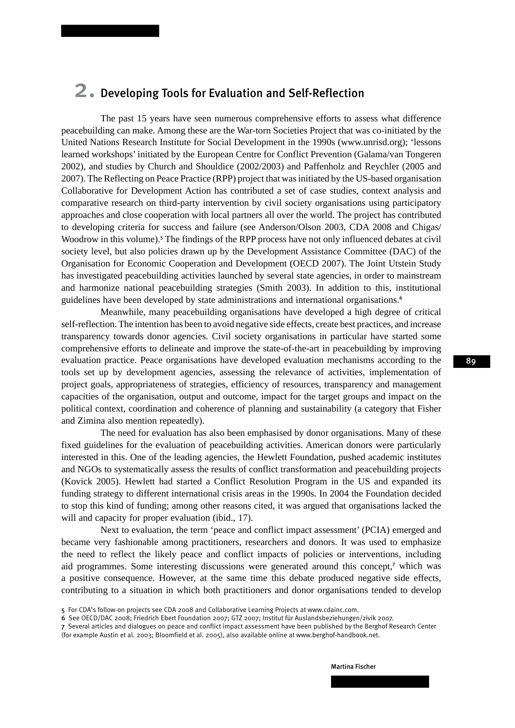## 2. Developing Tools for Evaluation and Self-Reflection

The past 15 years have seen numerous comprehensive efforts to assess what difference peacebuilding can make. Among these are the War-torn Societies Project that was co-initiated by the United Nations Research Institute for Social Development in the 1990s (www.unrisd.org); 'lessons learned workshops' initiated by the European Centre for Conflict Prevention (Galama/van Tongeren 2002), and studies by Church and Shouldice (2002/2003) and Paffenholz and Reychler (2005 and 2007). The Reflecting on Peace Practice (RPP) project that was initiated by the US-based organisation Collaborative for Development Action has contributed a set of case studies, context analysis and comparative research on third-party intervention by civil society organisations using participatory approaches and close cooperation with local partners all over the world. The project has contributed to developing criteria for success and failure (see Anderson/Olson 2003, CDA 2008 and Chigas/Woodrow in this volume).[5] The findings of the RPP process have not only influenced debates at civil society level, but also policies drawn up by the Development Assistance Committee (DAC) of the Organisation for Economic Cooperation and Development (OECD 2007). The Joint Utstein Study has investigated peacebuilding activities launched by several state agencies, in order to mainstream and harmonize national peacebuilding strategies (Smith 2003). In addition to this, institutional guidelines have been developed by state administrations and international organisations.[6]

Meanwhile, many peacebuilding organisations have developed a high degree of critical self-reflection. The intention has been to avoid negative side effects, create best practices, and increase transparency towards donor agencies. Civil society organisations in particular have started some comprehensive efforts to delineate and improve the state-of-the-art in peacebuilding by improving evaluation practice. Peace organisations have developed evaluation mechanisms according to the tools set up by development agencies, assessing the relevance of activities, implementation of project goals, appropriateness of strategies, efficiency of resources, transparency and management capacities of the organisation, output and outcome, impact for the target groups and impact on the political context, coordination and coherence of planning and sustainability (a category that Fisher and Zimina also mention repeatedly).

The need for evaluation has also been emphasised by donor organisations. Many of these fixed guidelines for the evaluation of peacebuilding activities. American donors were particularly interested in this. One of the leading agencies, the Hewlett Foundation, pushed academic institutes and NGOs to systematically assess the results of conflict transformation and peacebuilding projects (Kovick 2005). Hewlett had started a Conflict Resolution Program in the US and expanded its funding strategy to different international crisis areas in the 1990s. In 2004 the Foundation decided to stop this kind of funding; among other reasons cited, it was argued that organisations lacked the will and capacity for proper evaluation (ibid., 17).

Next to evaluation, the term 'peace and conflict impact assessment' (PCIA) emerged and became very fashionable among practitioners, researchers and donors. It was used to emphasize the need to reflect the likely peace and conflict impacts of policies or interventions, including aid programmes. Some interesting discussions were generated around this concept,[7] which was a positive consequence. However, at the same time this debate produced negative side effects, contributing to a situation in which both practitioners and donor organisations tended to develop

5 For CDA's follow-on projects see CDA 2008 and Collaborative Learning Projects at www.cdainc.com.

6 See OECD/DAC 2008; Friedrich Ebert Foundation 2007; GTZ 2007; Institut für Auslandsbeziehungen/zivik 2007.

7 Several articles and dialogues on peace and conflict impact assessment have been published by the Berghof Research Center (for example Austin et al. 2003; Bloomfield et al. 2005), also available online at www.berghof-handbook.net.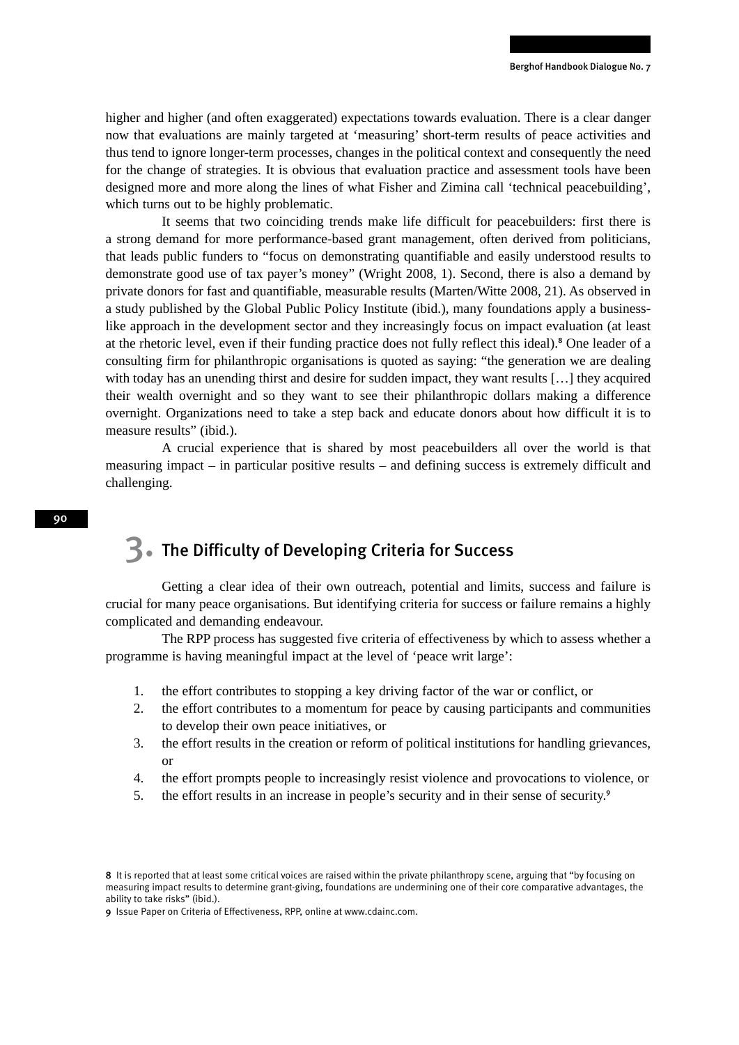higher and higher (and often exaggerated) expectations towards evaluation. There is a clear danger now that evaluations are mainly targeted at 'measuring' short-term results of peace activities and thus tend to ignore longer-term processes, changes in the political context and consequently the need for the change of strategies. It is obvious that evaluation practice and assessment tools have been designed more and more along the lines of what Fisher and Zimina call 'technical peacebuilding', which turns out to be highly problematic.

It seems that two coinciding trends make life difficult for peacebuilders: first there is a strong demand for more performance-based grant management, often derived from politicians, that leads public funders to "focus on demonstrating quantifiable and easily understood results to demonstrate good use of tax payer's money" (Wright 2008, 1). Second, there is also a demand by private donors for fast and quantifiable, measurable results (Marten/Witte 2008, 21). As observed in a study published by the Global Public Policy Institute (ibid.), many foundations apply a business-like approach in the development sector and they increasingly focus on impact evaluation (at least at the rhetoric level, even if their funding practice does not fully reflect this ideal).[8] One leader of a consulting firm for philanthropic organisations is quoted as saying: "the generation we are dealing with today has an unending thirst and desire for sudden impact, they want results […] they acquired their wealth overnight and so they want to see their philanthropic dollars making a difference overnight. Organizations need to take a step back and educate donors about how difficult it is to measure results" (ibid.).

A crucial experience that is shared by most peacebuilders all over the world is that measuring impact – in particular positive results – and defining success is extremely difficult and challenging.

## 3. The Difficulty of Developing Criteria for Success

Getting a clear idea of their own outreach, potential and limits, success and failure is crucial for many peace organisations. But identifying criteria for success or failure remains a highly complicated and demanding endeavour.

The RPP process has suggested five criteria of effectiveness by which to assess whether a programme is having meaningful impact at the level of 'peace writ large':

1. the effort contributes to stopping a key driving factor of the war or conflict, or
2. the effort contributes to a momentum for peace by causing participants and communities to develop their own peace initiatives, or
3. the effort results in the creation or reform of political institutions for handling grievances, or
4. the effort prompts people to increasingly resist violence and provocations to violence, or
5. the effort results in an increase in people's security and in their sense of security.[9]

8 It is reported that at least some critical voices are raised within the private philanthropy scene, arguing that "by focusing on measuring impact results to determine grant-giving, foundations are undermining one of their core comparative advantages, the ability to take risks" (ibid.).

9 Issue Paper on Criteria of Effectiveness, RPP, online at www.cdainc.com.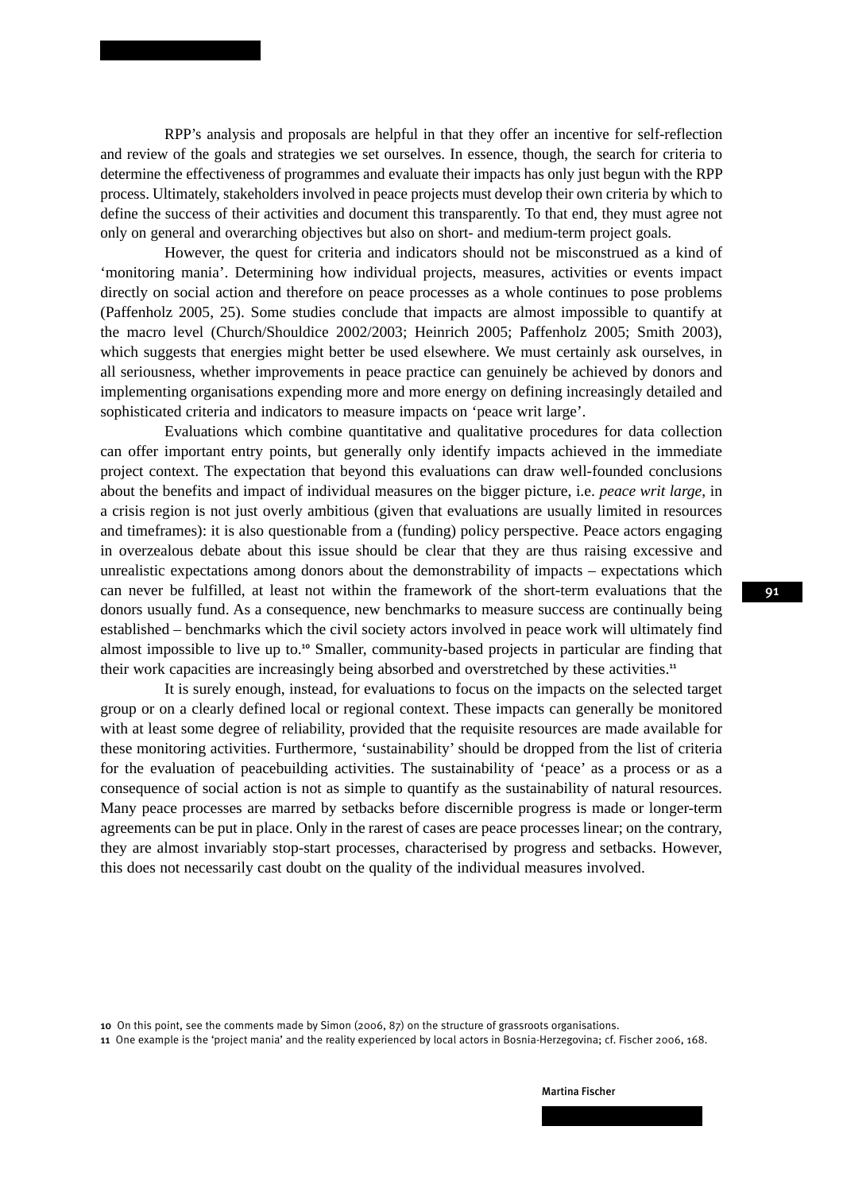RPP's analysis and proposals are helpful in that they offer an incentive for self-reflection and review of the goals and strategies we set ourselves. In essence, though, the search for criteria to determine the effectiveness of programmes and evaluate their impacts has only just begun with the RPP process. Ultimately, stakeholders involved in peace projects must develop their own criteria by which to define the success of their activities and document this transparently. To that end, they must agree not only on general and overarching objectives but also on short- and medium-term project goals.

However, the quest for criteria and indicators should not be misconstrued as a kind of 'monitoring mania'. Determining how individual projects, measures, activities or events impact directly on social action and therefore on peace processes as a whole continues to pose problems (Paffenholz 2005, 25). Some studies conclude that impacts are almost impossible to quantify at the macro level (Church/Shouldice 2002/2003; Heinrich 2005; Paffenholz 2005; Smith 2003), which suggests that energies might better be used elsewhere. We must certainly ask ourselves, in all seriousness, whether improvements in peace practice can genuinely be achieved by donors and implementing organisations expending more and more energy on defining increasingly detailed and sophisticated criteria and indicators to measure impacts on 'peace writ large'.

Evaluations which combine quantitative and qualitative procedures for data collection can offer important entry points, but generally only identify impacts achieved in the immediate project context. The expectation that beyond this evaluations can draw well-founded conclusions about the benefits and impact of individual measures on the bigger picture, i.e. *peace writ large*, in a crisis region is not just overly ambitious (given that evaluations are usually limited in resources and timeframes): it is also questionable from a (funding) policy perspective. Peace actors engaging in overzealous debate about this issue should be clear that they are thus raising excessive and unrealistic expectations among donors about the demonstrability of impacts – expectations which can never be fulfilled, at least not within the framework of the short-term evaluations that the donors usually fund. As a consequence, new benchmarks to measure success are continually being established – benchmarks which the civil society actors involved in peace work will ultimately find almost impossible to live up to.[10] Smaller, community-based projects in particular are finding that their work capacities are increasingly being absorbed and overstretched by these activities.[11]

It is surely enough, instead, for evaluations to focus on the impacts on the selected target group or on a clearly defined local or regional context. These impacts can generally be monitored with at least some degree of reliability, provided that the requisite resources are made available for these monitoring activities. Furthermore, 'sustainability' should be dropped from the list of criteria for the evaluation of peacebuilding activities. The sustainability of 'peace' as a process or as a consequence of social action is not as simple to quantify as the sustainability of natural resources. Many peace processes are marred by setbacks before discernible progress is made or longer-term agreements can be put in place. Only in the rarest of cases are peace processes linear; on the contrary, they are almost invariably stop-start processes, characterised by progress and setbacks. However, this does not necessarily cast doubt on the quality of the individual measures involved.

10 On this point, see the comments made by Simon (2006, 87) on the structure of grassroots organisations.

11 One example is the 'project mania' and the reality experienced by local actors in Bosnia-Herzegovina; cf. Fischer 2006, 168.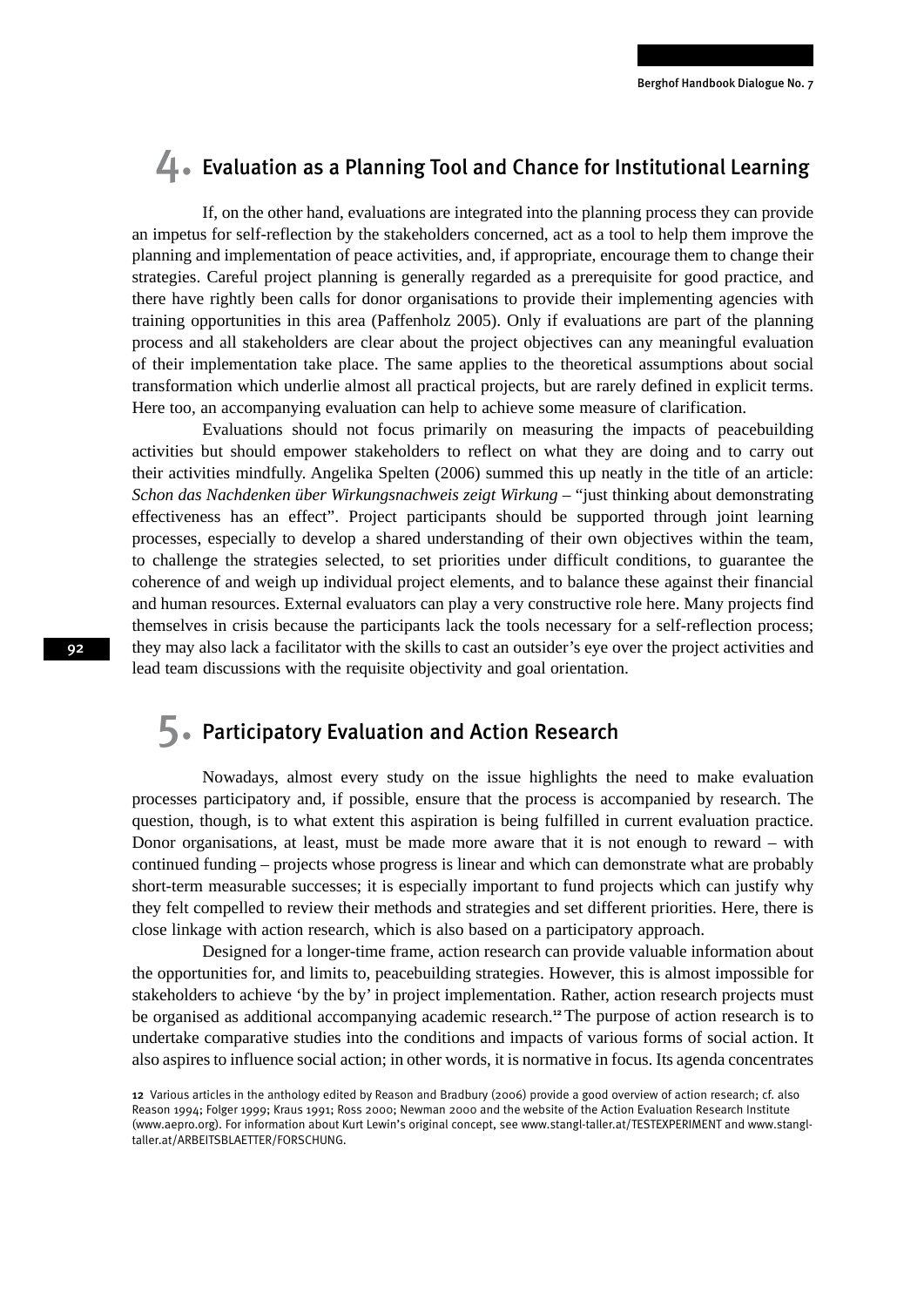## 4. Evaluation as a Planning Tool and Chance for Institutional Learning

If, on the other hand, evaluations are integrated into the planning process they can provide an impetus for self-reflection by the stakeholders concerned, act as a tool to help them improve the planning and implementation of peace activities, and, if appropriate, encourage them to change their strategies. Careful project planning is generally regarded as a prerequisite for good practice, and there have rightly been calls for donor organisations to provide their implementing agencies with training opportunities in this area (Paffenholz 2005). Only if evaluations are part of the planning process and all stakeholders are clear about the project objectives can any meaningful evaluation of their implementation take place. The same applies to the theoretical assumptions about social transformation which underlie almost all practical projects, but are rarely defined in explicit terms. Here too, an accompanying evaluation can help to achieve some measure of clarification.

Evaluations should not focus primarily on measuring the impacts of peacebuilding activities but should empower stakeholders to reflect on what they are doing and to carry out their activities mindfully. Angelika Spelten (2006) summed this up neatly in the title of an article: *Schon das Nachdenken über Wirkungsnachweis zeigt Wirkung* – "just thinking about demonstrating effectiveness has an effect". Project participants should be supported through joint learning processes, especially to develop a shared understanding of their own objectives within the team, to challenge the strategies selected, to set priorities under difficult conditions, to guarantee the coherence of and weigh up individual project elements, and to balance these against their financial and human resources. External evaluators can play a very constructive role here. Many projects find themselves in crisis because the participants lack the tools necessary for a self-reflection process; they may also lack a facilitator with the skills to cast an outsider's eye over the project activities and lead team discussions with the requisite objectivity and goal orientation.

## 5. Participatory Evaluation and Action Research

Nowadays, almost every study on the issue highlights the need to make evaluation processes participatory and, if possible, ensure that the process is accompanied by research. The question, though, is to what extent this aspiration is being fulfilled in current evaluation practice. Donor organisations, at least, must be made more aware that it is not enough to reward – with continued funding – projects whose progress is linear and which can demonstrate what are probably short-term measurable successes; it is especially important to fund projects which can justify why they felt compelled to review their methods and strategies and set different priorities. Here, there is close linkage with action research, which is also based on a participatory approach.

Designed for a longer-time frame, action research can provide valuable information about the opportunities for, and limits to, peacebuilding strategies. However, this is almost impossible for stakeholders to achieve 'by the by' in project implementation. Rather, action research projects must be organised as additional accompanying academic research.[12] The purpose of action research is to undertake comparative studies into the conditions and impacts of various forms of social action. It also aspires to influence social action; in other words, it is normative in focus. Its agenda concentrates

---

12 Various articles in the anthology edited by Reason and Bradbury (2006) provide a good overview of action research; cf. also Reason 1994; Folger 1999; Kraus 1991; Ross 2000; Newman 2000 and the website of the Action Evaluation Research Institute (www.aepro.org). For information about Kurt Lewin's original concept, see www.stangl-taller.at/TESTEXPERIMENT and www.stangl-taller.at/ARBEITSBLAETTER/FORSCHUNG.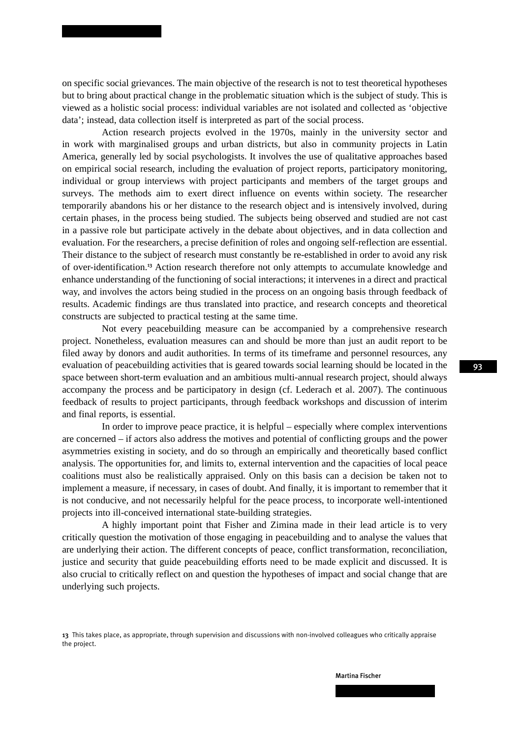on specific social grievances. The main objective of the research is not to test theoretical hypotheses but to bring about practical change in the problematic situation which is the subject of study. This is viewed as a holistic social process: individual variables are not isolated and collected as 'objective data'; instead, data collection itself is interpreted as part of the social process.

Action research projects evolved in the 1970s, mainly in the university sector and in work with marginalised groups and urban districts, but also in community projects in Latin America, generally led by social psychologists. It involves the use of qualitative approaches based on empirical social research, including the evaluation of project reports, participatory monitoring, individual or group interviews with project participants and members of the target groups and surveys. The methods aim to exert direct influence on events within society. The researcher temporarily abandons his or her distance to the research object and is intensively involved, during certain phases, in the process being studied. The subjects being observed and studied are not cast in a passive role but participate actively in the debate about objectives, and in data collection and evaluation. For the researchers, a precise definition of roles and ongoing self-reflection are essential. Their distance to the subject of research must constantly be re-established in order to avoid any risk of over-identification.[13] Action research therefore not only attempts to accumulate knowledge and enhance understanding of the functioning of social interactions; it intervenes in a direct and practical way, and involves the actors being studied in the process on an ongoing basis through feedback of results. Academic findings are thus translated into practice, and research concepts and theoretical constructs are subjected to practical testing at the same time.

Not every peacebuilding measure can be accompanied by a comprehensive research project. Nonetheless, evaluation measures can and should be more than just an audit report to be filed away by donors and audit authorities. In terms of its timeframe and personnel resources, any evaluation of peacebuilding activities that is geared towards social learning should be located in the space between short-term evaluation and an ambitious multi-annual research project, should always accompany the process and be participatory in design (cf. Lederach et al. 2007). The continuous feedback of results to project participants, through feedback workshops and discussion of interim and final reports, is essential.

In order to improve peace practice, it is helpful – especially where complex interventions are concerned – if actors also address the motives and potential of conflicting groups and the power asymmetries existing in society, and do so through an empirically and theoretically based conflict analysis. The opportunities for, and limits to, external intervention and the capacities of local peace coalitions must also be realistically appraised. Only on this basis can a decision be taken not to implement a measure, if necessary, in cases of doubt. And finally, it is important to remember that it is not conducive, and not necessarily helpful for the peace process, to incorporate well-intentioned projects into ill-conceived international state-building strategies.

A highly important point that Fisher and Zimina made in their lead article is to very critically question the motivation of those engaging in peacebuilding and to analyse the values that are underlying their action. The different concepts of peace, conflict transformation, reconciliation, justice and security that guide peacebuilding efforts need to be made explicit and discussed. It is also crucial to critically reflect on and question the hypotheses of impact and social change that are underlying such projects.

13 This takes place, as appropriate, through supervision and discussions with non-involved colleagues who critically appraise the project.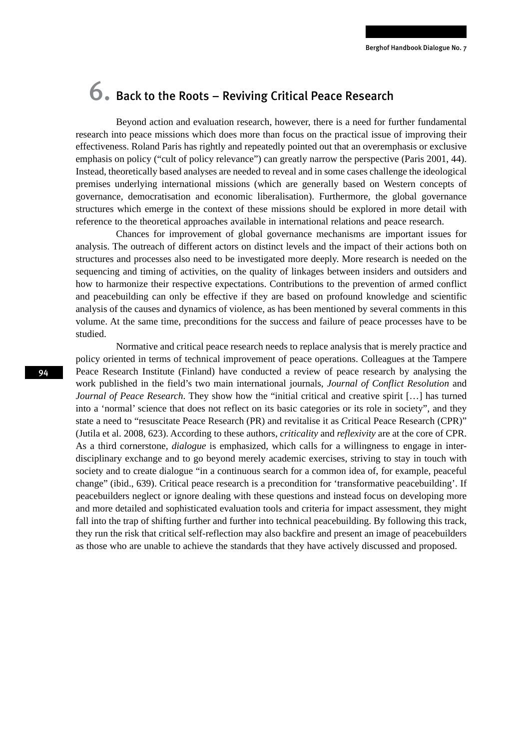# 6. Back to the Roots – Reviving Critical Peace Research

Beyond action and evaluation research, however, there is a need for further fundamental research into peace missions which does more than focus on the practical issue of improving their effectiveness. Roland Paris has rightly and repeatedly pointed out that an overemphasis or exclusive emphasis on policy ("cult of policy relevance") can greatly narrow the perspective (Paris 2001, 44). Instead, theoretically based analyses are needed to reveal and in some cases challenge the ideological premises underlying international missions (which are generally based on Western concepts of governance, democratisation and economic liberalisation). Furthermore, the global governance structures which emerge in the context of these missions should be explored in more detail with reference to the theoretical approaches available in international relations and peace research.

Chances for improvement of global governance mechanisms are important issues for analysis. The outreach of different actors on distinct levels and the impact of their actions both on structures and processes also need to be investigated more deeply. More research is needed on the sequencing and timing of activities, on the quality of linkages between insiders and outsiders and how to harmonize their respective expectations. Contributions to the prevention of armed conflict and peacebuilding can only be effective if they are based on profound knowledge and scientific analysis of the causes and dynamics of violence, as has been mentioned by several comments in this volume. At the same time, preconditions for the success and failure of peace processes have to be studied.

Normative and critical peace research needs to replace analysis that is merely practice and policy oriented in terms of technical improvement of peace operations. Colleagues at the Tampere Peace Research Institute (Finland) have conducted a review of peace research by analysing the work published in the field's two main international journals, *Journal of Conflict Resolution* and *Journal of Peace Research*. They show how the "initial critical and creative spirit […] has turned into a 'normal' science that does not reflect on its basic categories or its role in society", and they state a need to "resuscitate Peace Research (PR) and revitalise it as Critical Peace Research (CPR)" (Jutila et al. 2008, 623). According to these authors, *criticality* and *reflexivity* are at the core of CPR. As a third cornerstone, *dialogue* is emphasized, which calls for a willingness to engage in interdisciplinary exchange and to go beyond merely academic exercises, striving to stay in touch with society and to create dialogue "in a continuous search for a common idea of, for example, peaceful change" (ibid., 639). Critical peace research is a precondition for 'transformative peacebuilding'. If peacebuilders neglect or ignore dealing with these questions and instead focus on developing more and more detailed and sophisticated evaluation tools and criteria for impact assessment, they might fall into the trap of shifting further and further into technical peacebuilding. By following this track, they run the risk that critical self-reflection may also backfire and present an image of peacebuilders as those who are unable to achieve the standards that they have actively discussed and proposed.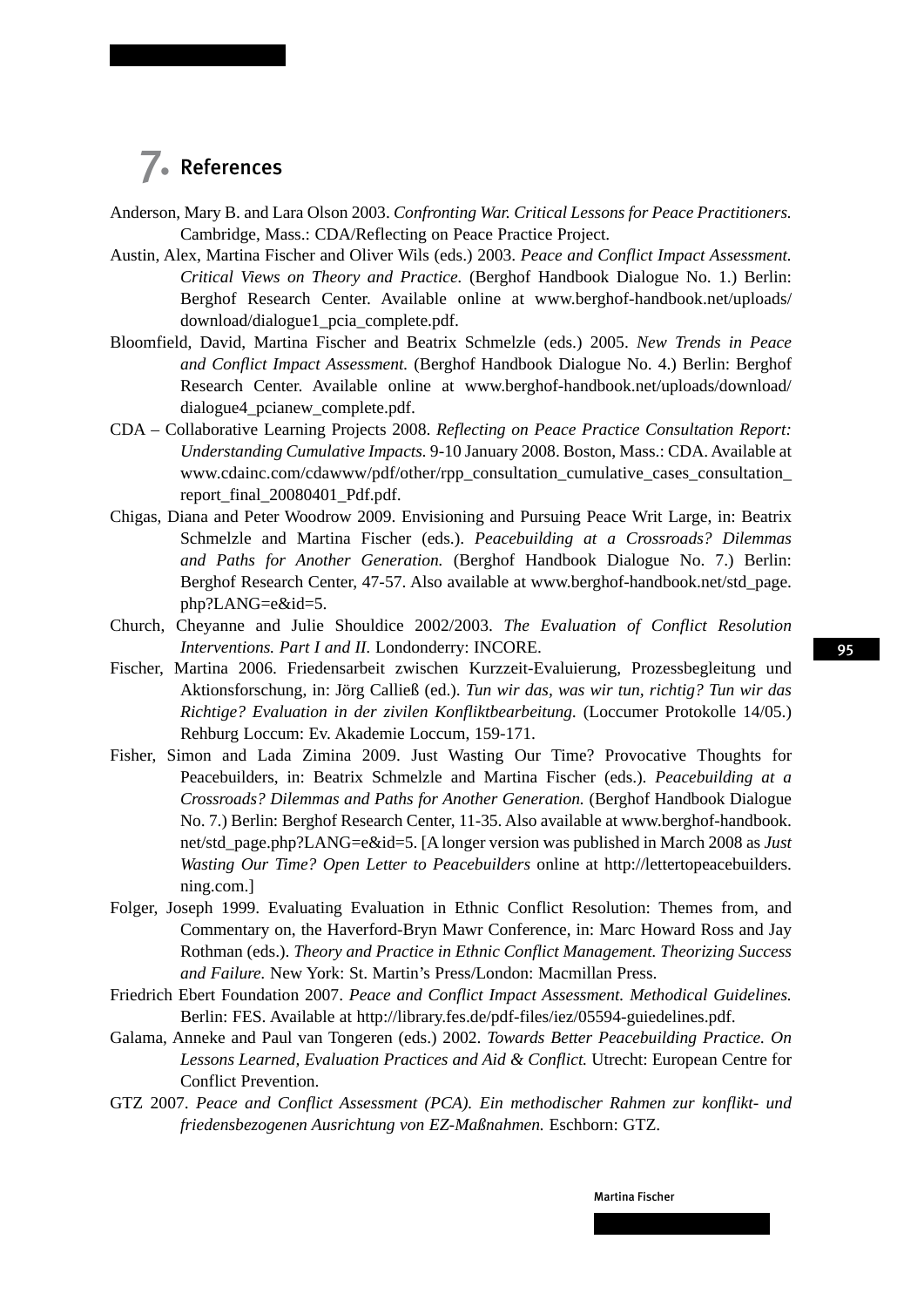# 7. References

Anderson, Mary B. and Lara Olson 2003. *Confronting War. Critical Lessons for Peace Practitioners.* Cambridge, Mass.: CDA/Reflecting on Peace Practice Project.

Austin, Alex, Martina Fischer and Oliver Wils (eds.) 2003. *Peace and Conflict Impact Assessment. Critical Views on Theory and Practice.* (Berghof Handbook Dialogue No. 1.) Berlin: Berghof Research Center. Available online at www.berghof-handbook.net/uploads/download/dialogue1_pcia_complete.pdf.

Bloomfield, David, Martina Fischer and Beatrix Schmelzle (eds.) 2005. *New Trends in Peace and Conflict Impact Assessment.* (Berghof Handbook Dialogue No. 4.) Berlin: Berghof Research Center. Available online at www.berghof-handbook.net/uploads/download/dialogue4_pcianew_complete.pdf.

CDA – Collaborative Learning Projects 2008. *Reflecting on Peace Practice Consultation Report: Understanding Cumulative Impacts.* 9-10 January 2008. Boston, Mass.: CDA. Available at www.cdainc.com/cdawww/pdf/other/rpp_consultation_cumulative_cases_consultation_report_final_20080401_Pdf.pdf.

Chigas, Diana and Peter Woodrow 2009. Envisioning and Pursuing Peace Writ Large, in: Beatrix Schmelzle and Martina Fischer (eds.). *Peacebuilding at a Crossroads? Dilemmas and Paths for Another Generation.* (Berghof Handbook Dialogue No. 7.) Berlin: Berghof Research Center, 47-57. Also available at www.berghof-handbook.net/std_page.php?LANG=e&id=5.

Church, Cheyanne and Julie Shouldice 2002/2003. *The Evaluation of Conflict Resolution Interventions. Part I and II.* Londonderry: INCORE.

Fischer, Martina 2006. Friedensarbeit zwischen Kurzzeit-Evaluierung, Prozessbegleitung und Aktionsforschung, in: Jörg Calließ (ed.). *Tun wir das, was wir tun, richtig? Tun wir das Richtige? Evaluation in der zivilen Konfliktbearbeitung.* (Loccumer Protokolle 14/05.) Rehburg Loccum: Ev. Akademie Loccum, 159-171.

Fisher, Simon and Lada Zimina 2009. Just Wasting Our Time? Provocative Thoughts for Peacebuilders, in: Beatrix Schmelzle and Martina Fischer (eds.). *Peacebuilding at a Crossroads? Dilemmas and Paths for Another Generation.* (Berghof Handbook Dialogue No. 7.) Berlin: Berghof Research Center, 11-35. Also available at www.berghof-handbook.net/std_page.php?LANG=e&id=5. [A longer version was published in March 2008 as *Just Wasting Our Time? Open Letter to Peacebuilders* online at http://lettertopeacebuilders.ning.com.]

Folger, Joseph 1999. Evaluating Evaluation in Ethnic Conflict Resolution: Themes from, and Commentary on, the Haverford-Bryn Mawr Conference, in: Marc Howard Ross and Jay Rothman (eds.). *Theory and Practice in Ethnic Conflict Management. Theorizing Success and Failure.* New York: St. Martin's Press/London: Macmillan Press.

Friedrich Ebert Foundation 2007. *Peace and Conflict Impact Assessment. Methodical Guidelines.* Berlin: FES. Available at http://library.fes.de/pdf-files/iez/05594-guiedelines.pdf.

Galama, Anneke and Paul van Tongeren (eds.) 2002. *Towards Better Peacebuilding Practice. On Lessons Learned, Evaluation Practices and Aid & Conflict.* Utrecht: European Centre for Conflict Prevention.

GTZ 2007. *Peace and Conflict Assessment (PCA). Ein methodischer Rahmen zur konflikt- und friedensbezogenen Ausrichtung von EZ-Maßnahmen.* Eschborn: GTZ.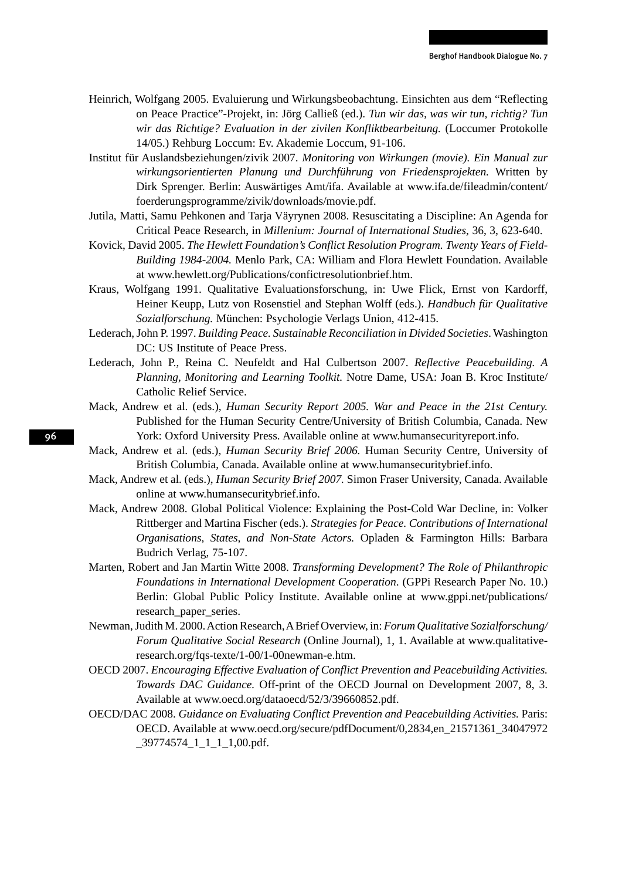Heinrich, Wolfgang 2005. Evaluierung und Wirkungsbeobachtung. Einsichten aus dem "Reflecting on Peace Practice"-Projekt, in: Jörg Calließ (ed.). *Tun wir das, was wir tun, richtig? Tun wir das Richtige? Evaluation in der zivilen Konfliktbearbeitung.* (Loccumer Protokolle 14/05.) Rehburg Loccum: Ev. Akademie Loccum, 91-106.

Institut für Auslandsbeziehungen/zivik 2007. *Monitoring von Wirkungen (movie). Ein Manual zur wirkungsorientierten Planung und Durchführung von Friedensprojekten.* Written by Dirk Sprenger. Berlin: Auswärtiges Amt/ifa. Available at www.ifa.de/fileadmin/content/foerderungsprogramme/zivik/downloads/movie.pdf.

Jutila, Matti, Samu Pehkonen and Tarja Väyrynen 2008. Resuscitating a Discipline: An Agenda for Critical Peace Research, in *Millenium: Journal of International Studies*, 36, 3, 623-640.

Kovick, David 2005. *The Hewlett Foundation's Conflict Resolution Program. Twenty Years of Field-Building 1984-2004.* Menlo Park, CA: William and Flora Hewlett Foundation. Available at www.hewlett.org/Publications/confictresolutionbrief.htm.

Kraus, Wolfgang 1991. Qualitative Evaluationsforschung, in: Uwe Flick, Ernst von Kardorff, Heiner Keupp, Lutz von Rosenstiel and Stephan Wolff (eds.). *Handbuch für Qualitative Sozialforschung.* München: Psychologie Verlags Union, 412-415.

Lederach, John P. 1997. *Building Peace. Sustainable Reconciliation in Divided Societies*. Washington DC: US Institute of Peace Press.

Lederach, John P., Reina C. Neufeldt and Hal Culbertson 2007. *Reflective Peacebuilding. A Planning, Monitoring and Learning Toolkit.* Notre Dame, USA: Joan B. Kroc Institute/Catholic Relief Service.

Mack, Andrew et al. (eds.), *Human Security Report 2005. War and Peace in the 21st Century.* Published for the Human Security Centre/University of British Columbia, Canada. New York: Oxford University Press. Available online at www.humansecurityreport.info.

Mack, Andrew et al. (eds.), *Human Security Brief 2006.* Human Security Centre, University of British Columbia, Canada. Available online at www.humansecuritybrief.info.

Mack, Andrew et al. (eds.), *Human Security Brief 2007.* Simon Fraser University, Canada. Available online at www.humansecuritybrief.info.

Mack, Andrew 2008. Global Political Violence: Explaining the Post-Cold War Decline, in: Volker Rittberger and Martina Fischer (eds.). *Strategies for Peace. Contributions of International Organisations, States, and Non-State Actors.* Opladen & Farmington Hills: Barbara Budrich Verlag, 75-107.

Marten, Robert and Jan Martin Witte 2008. *Transforming Development? The Role of Philanthropic Foundations in International Development Cooperation*. (GPPi Research Paper No. 10.) Berlin: Global Public Policy Institute. Available online at www.gppi.net/publications/research_paper_series.

Newman, Judith M. 2000. Action Research, A Brief Overview, in: *Forum Qualitative Sozialforschung/Forum Qualitative Social Research* (Online Journal), 1, 1. Available at www.qualitative-research.org/fqs-texte/1-00/1-00newman-e.htm.

OECD 2007. *Encouraging Effective Evaluation of Conflict Prevention and Peacebuilding Activities. Towards DAC Guidance.* Off-print of the OECD Journal on Development 2007, 8, 3. Available at www.oecd.org/dataoecd/52/3/39660852.pdf.

OECD/DAC 2008. *Guidance on Evaluating Conflict Prevention and Peacebuilding Activities.* Paris: OECD. Available at www.oecd.org/secure/pdfDocument/0,2834,en_21571361_34047972_39774574_1_1_1_1,00.pdf.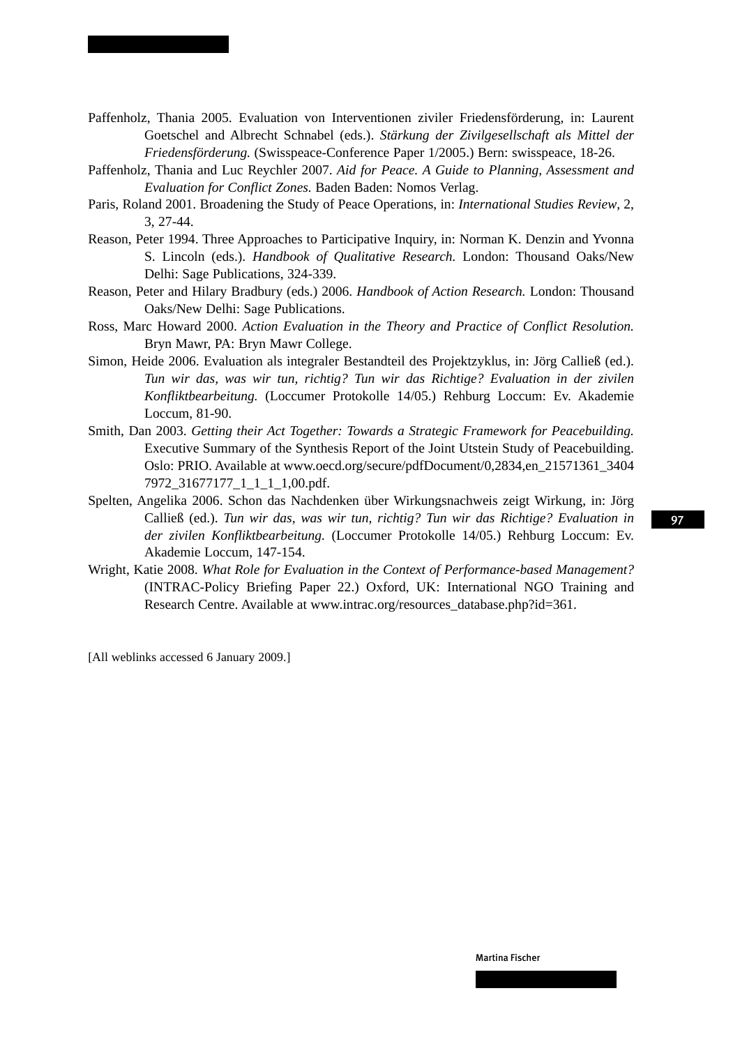Paffenholz, Thania 2005. Evaluation von Interventionen ziviler Friedensförderung, in: Laurent Goetschel and Albrecht Schnabel (eds.). *Stärkung der Zivilgesellschaft als Mittel der Friedensförderung.* (Swisspeace-Conference Paper 1/2005.) Bern: swisspeace, 18-26.

Paffenholz, Thania and Luc Reychler 2007. *Aid for Peace. A Guide to Planning, Assessment and Evaluation for Conflict Zones.* Baden Baden: Nomos Verlag.

Paris, Roland 2001. Broadening the Study of Peace Operations, in: *International Studies Review*, 2, 3, 27-44.

Reason, Peter 1994. Three Approaches to Participative Inquiry, in: Norman K. Denzin and Yvonna S. Lincoln (eds.). *Handbook of Qualitative Research.* London: Thousand Oaks/New Delhi: Sage Publications, 324-339.

Reason, Peter and Hilary Bradbury (eds.) 2006. *Handbook of Action Research.* London: Thousand Oaks/New Delhi: Sage Publications.

Ross, Marc Howard 2000. *Action Evaluation in the Theory and Practice of Conflict Resolution.* Bryn Mawr, PA: Bryn Mawr College.

Simon, Heide 2006. Evaluation als integraler Bestandteil des Projektzyklus, in: Jörg Calließ (ed.). *Tun wir das, was wir tun, richtig? Tun wir das Richtige? Evaluation in der zivilen Konfliktbearbeitung.* (Loccumer Protokolle 14/05.) Rehburg Loccum: Ev. Akademie Loccum, 81-90.

Smith, Dan 2003. *Getting their Act Together: Towards a Strategic Framework for Peacebuilding.* Executive Summary of the Synthesis Report of the Joint Utstein Study of Peacebuilding. Oslo: PRIO. Available at www.oecd.org/secure/pdfDocument/0,2834,en_21571361_34047972_31677177_1_1_1_1,00.pdf.

Spelten, Angelika 2006. Schon das Nachdenken über Wirkungsnachweis zeigt Wirkung, in: Jörg Calließ (ed.). *Tun wir das, was wir tun, richtig? Tun wir das Richtige? Evaluation in der zivilen Konfliktbearbeitung.* (Loccumer Protokolle 14/05.) Rehburg Loccum: Ev. Akademie Loccum, 147-154.

Wright, Katie 2008. *What Role for Evaluation in the Context of Performance-based Management?* (INTRAC-Policy Briefing Paper 22.) Oxford, UK: International NGO Training and Research Centre. Available at www.intrac.org/resources_database.php?id=361.

[All weblinks accessed 6 January 2009.]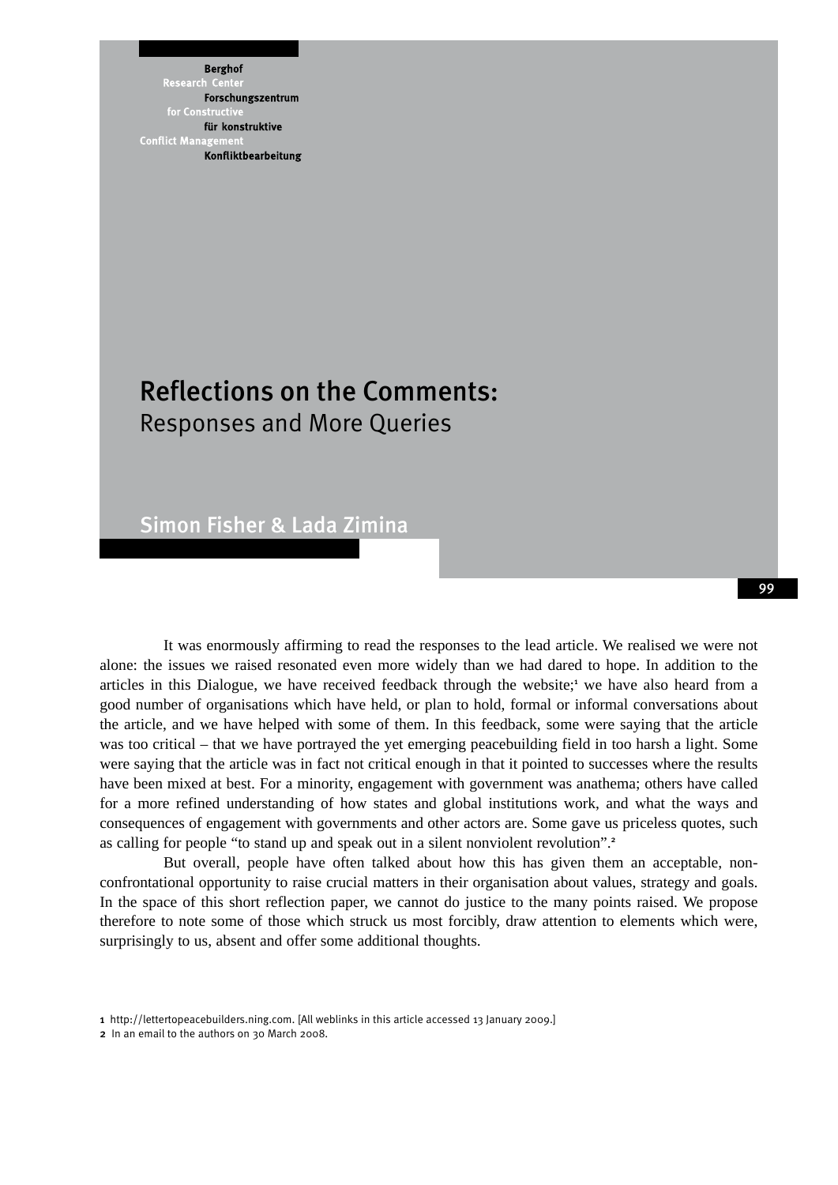Berghof Research Center for Constructive Conflict Management
Forschungszentrum für konstruktive Konfliktbearbeitung

# Reflections on the Comments:
## Responses and More Queries

Simon Fisher & Lada Zimina

It was enormously affirming to read the responses to the lead article. We realised we were not alone: the issues we raised resonated even more widely than we had dared to hope. In addition to the articles in this Dialogue, we have received feedback through the website;[1] we have also heard from a good number of organisations which have held, or plan to hold, formal or informal conversations about the article, and we have helped with some of them. In this feedback, some were saying that the article was too critical – that we have portrayed the yet emerging peacebuilding field in too harsh a light. Some were saying that the article was in fact not critical enough in that it pointed to successes where the results have been mixed at best. For a minority, engagement with government was anathema; others have called for a more refined understanding of how states and global institutions work, and what the ways and consequences of engagement with governments and other actors are. Some gave us priceless quotes, such as calling for people "to stand up and speak out in a silent nonviolent revolution".[2]

But overall, people have often talked about how this has given them an acceptable, non-confrontational opportunity to raise crucial matters in their organisation about values, strategy and goals. In the space of this short reflection paper, we cannot do justice to the many points raised. We propose therefore to note some of those which struck us most forcibly, draw attention to elements which were, surprisingly to us, absent and offer some additional thoughts.

1 http://lettertopeacebuilders.ning.com. [All weblinks in this article accessed 13 January 2009.]
2 In an email to the authors on 30 March 2008.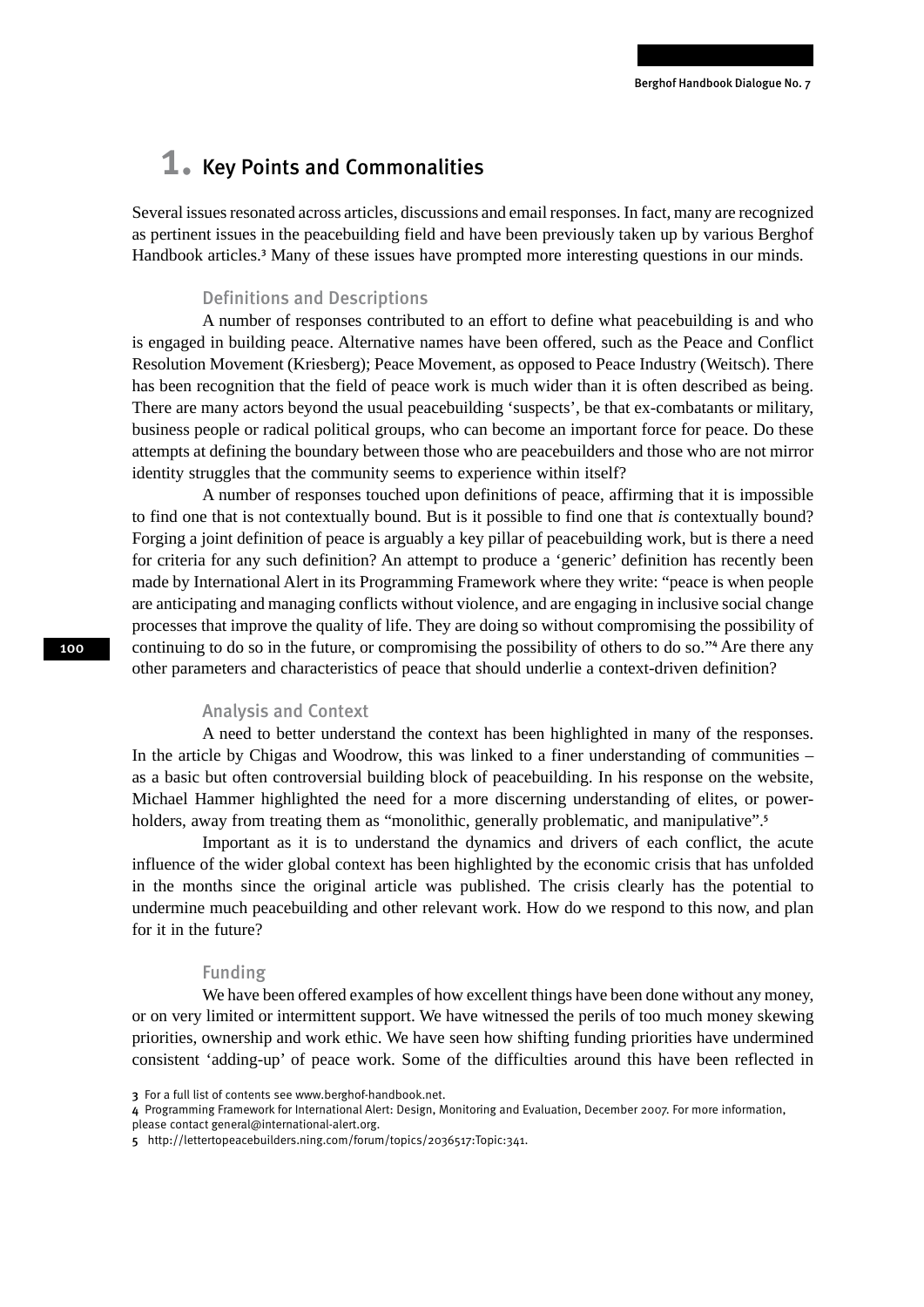# 1. Key Points and Commonalities

Several issues resonated across articles, discussions and email responses. In fact, many are recognized as pertinent issues in the peacebuilding field and have been previously taken up by various Berghof Handbook articles.[3] Many of these issues have prompted more interesting questions in our minds.

### Definitions and Descriptions

A number of responses contributed to an effort to define what peacebuilding is and who is engaged in building peace. Alternative names have been offered, such as the Peace and Conflict Resolution Movement (Kriesberg); Peace Movement, as opposed to Peace Industry (Weitsch). There has been recognition that the field of peace work is much wider than it is often described as being. There are many actors beyond the usual peacebuilding 'suspects', be that ex-combatants or military, business people or radical political groups, who can become an important force for peace. Do these attempts at defining the boundary between those who are peacebuilders and those who are not mirror identity struggles that the community seems to experience within itself?

A number of responses touched upon definitions of peace, affirming that it is impossible to find one that is not contextually bound. But is it possible to find one that *is* contextually bound? Forging a joint definition of peace is arguably a key pillar of peacebuilding work, but is there a need for criteria for any such definition? An attempt to produce a 'generic' definition has recently been made by International Alert in its Programming Framework where they write: "peace is when people are anticipating and managing conflicts without violence, and are engaging in inclusive social change processes that improve the quality of life. They are doing so without compromising the possibility of continuing to do so in the future, or compromising the possibility of others to do so."[4] Are there any other parameters and characteristics of peace that should underlie a context-driven definition?

### Analysis and Context

A need to better understand the context has been highlighted in many of the responses. In the article by Chigas and Woodrow, this was linked to a finer understanding of communities – as a basic but often controversial building block of peacebuilding. In his response on the website, Michael Hammer highlighted the need for a more discerning understanding of elites, or power-holders, away from treating them as "monolithic, generally problematic, and manipulative".[5]

Important as it is to understand the dynamics and drivers of each conflict, the acute influence of the wider global context has been highlighted by the economic crisis that has unfolded in the months since the original article was published. The crisis clearly has the potential to undermine much peacebuilding and other relevant work. How do we respond to this now, and plan for it in the future?

### Funding

We have been offered examples of how excellent things have been done without any money, or on very limited or intermittent support. We have witnessed the perils of too much money skewing priorities, ownership and work ethic. We have seen how shifting funding priorities have undermined consistent 'adding-up' of peace work. Some of the difficulties around this have been reflected in

---

3 For a full list of contents see www.berghof-handbook.net.

4 Programming Framework for International Alert: Design, Monitoring and Evaluation, December 2007. For more information, please contact general@international-alert.org.

5 http://lettertopeacebuilders.ning.com/forum/topics/2036517:Topic:341.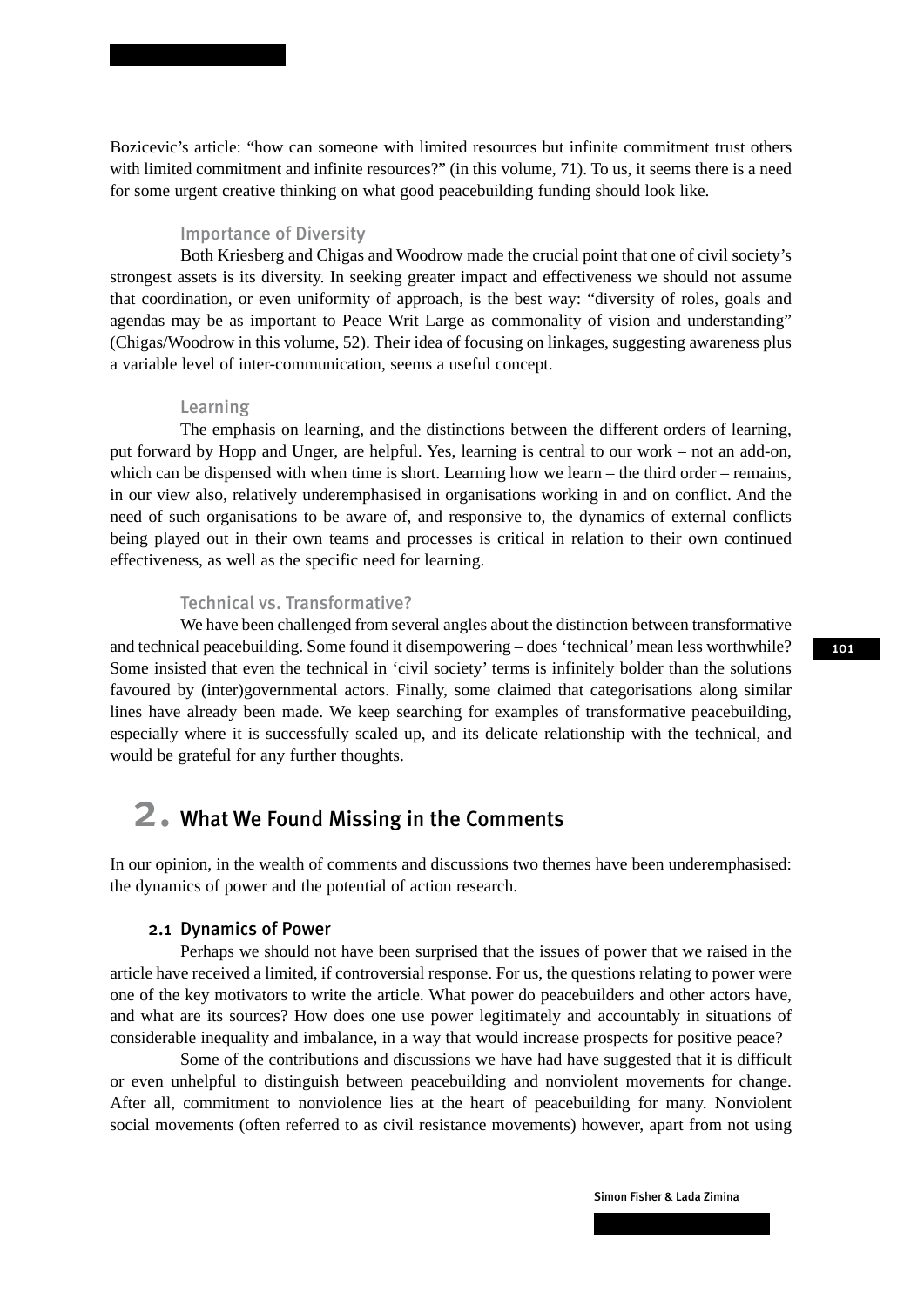Bozicevic's article: "how can someone with limited resources but infinite commitment trust others with limited commitment and infinite resources?" (in this volume, 71). To us, it seems there is a need for some urgent creative thinking on what good peacebuilding funding should look like.

### Importance of Diversity

Both Kriesberg and Chigas and Woodrow made the crucial point that one of civil society's strongest assets is its diversity. In seeking greater impact and effectiveness we should not assume that coordination, or even uniformity of approach, is the best way: "diversity of roles, goals and agendas may be as important to Peace Writ Large as commonality of vision and understanding" (Chigas/Woodrow in this volume, 52). Their idea of focusing on linkages, suggesting awareness plus a variable level of inter-communication, seems a useful concept.

### Learning

The emphasis on learning, and the distinctions between the different orders of learning, put forward by Hopp and Unger, are helpful. Yes, learning is central to our work – not an add-on, which can be dispensed with when time is short. Learning how we learn – the third order – remains, in our view also, relatively underemphasised in organisations working in and on conflict. And the need of such organisations to be aware of, and responsive to, the dynamics of external conflicts being played out in their own teams and processes is critical in relation to their own continued effectiveness, as well as the specific need for learning.

### Technical vs. Transformative?

We have been challenged from several angles about the distinction between transformative and technical peacebuilding. Some found it disempowering – does 'technical' mean less worthwhile? Some insisted that even the technical in 'civil society' terms is infinitely bolder than the solutions favoured by (inter)governmental actors. Finally, some claimed that categorisations along similar lines have already been made. We keep searching for examples of transformative peacebuilding, especially where it is successfully scaled up, and its delicate relationship with the technical, and would be grateful for any further thoughts.

## 2. What We Found Missing in the Comments

In our opinion, in the wealth of comments and discussions two themes have been underemphasised: the dynamics of power and the potential of action research.

### 2.1 Dynamics of Power

Perhaps we should not have been surprised that the issues of power that we raised in the article have received a limited, if controversial response. For us, the questions relating to power were one of the key motivators to write the article. What power do peacebuilders and other actors have, and what are its sources? How does one use power legitimately and accountably in situations of considerable inequality and imbalance, in a way that would increase prospects for positive peace?

Some of the contributions and discussions we have had have suggested that it is difficult or even unhelpful to distinguish between peacebuilding and nonviolent movements for change. After all, commitment to nonviolence lies at the heart of peacebuilding for many. Nonviolent social movements (often referred to as civil resistance movements) however, apart from not using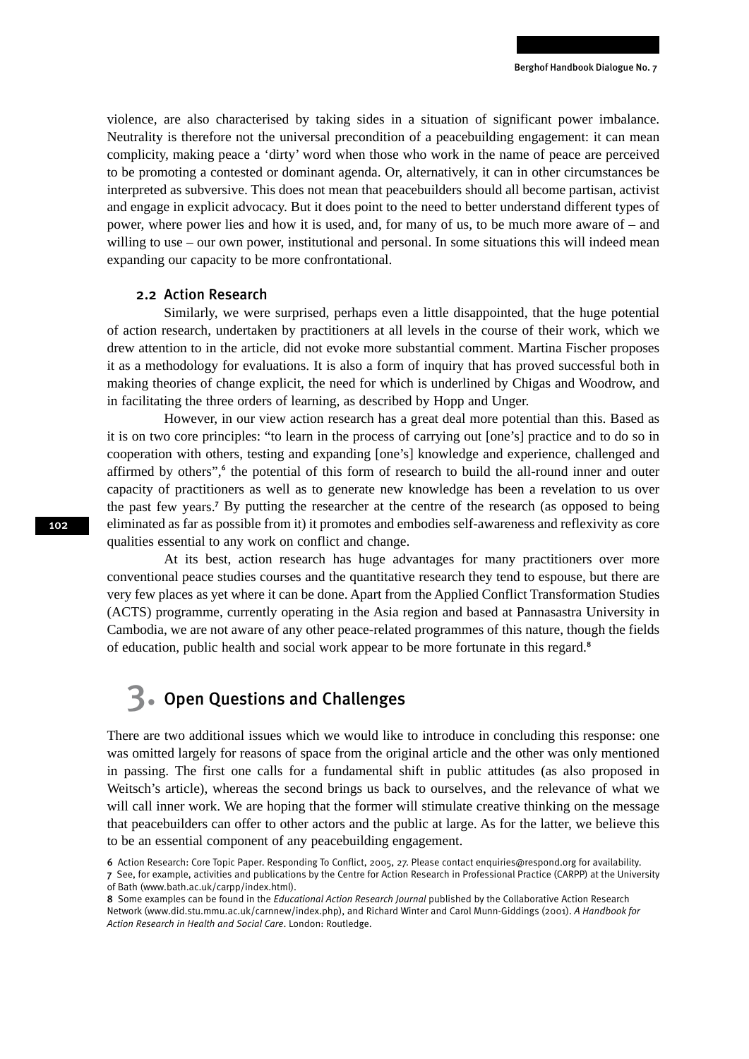violence, are also characterised by taking sides in a situation of significant power imbalance. Neutrality is therefore not the universal precondition of a peacebuilding engagement: it can mean complicity, making peace a 'dirty' word when those who work in the name of peace are perceived to be promoting a contested or dominant agenda. Or, alternatively, it can in other circumstances be interpreted as subversive. This does not mean that peacebuilders should all become partisan, activist and engage in explicit advocacy. But it does point to the need to better understand different types of power, where power lies and how it is used, and, for many of us, to be much more aware of – and willing to use – our own power, institutional and personal. In some situations this will indeed mean expanding our capacity to be more confrontational.

### 2.2 Action Research

Similarly, we were surprised, perhaps even a little disappointed, that the huge potential of action research, undertaken by practitioners at all levels in the course of their work, which we drew attention to in the article, did not evoke more substantial comment. Martina Fischer proposes it as a methodology for evaluations. It is also a form of inquiry that has proved successful both in making theories of change explicit, the need for which is underlined by Chigas and Woodrow, and in facilitating the three orders of learning, as described by Hopp and Unger.

However, in our view action research has a great deal more potential than this. Based as it is on two core principles: "to learn in the process of carrying out [one's] practice and to do so in cooperation with others, testing and expanding [one's] knowledge and experience, challenged and affirmed by others",[6] the potential of this form of research to build the all-round inner and outer capacity of practitioners as well as to generate new knowledge has been a revelation to us over the past few years.[7] By putting the researcher at the centre of the research (as opposed to being eliminated as far as possible from it) it promotes and embodies self-awareness and reflexivity as core qualities essential to any work on conflict and change.

At its best, action research has huge advantages for many practitioners over more conventional peace studies courses and the quantitative research they tend to espouse, but there are very few places as yet where it can be done. Apart from the Applied Conflict Transformation Studies (ACTS) programme, currently operating in the Asia region and based at Pannasastra University in Cambodia, we are not aware of any other peace-related programmes of this nature, though the fields of education, public health and social work appear to be more fortunate in this regard.[8]

## 3. Open Questions and Challenges

There are two additional issues which we would like to introduce in concluding this response: one was omitted largely for reasons of space from the original article and the other was only mentioned in passing. The first one calls for a fundamental shift in public attitudes (as also proposed in Weitsch's article), whereas the second brings us back to ourselves, and the relevance of what we will call inner work. We are hoping that the former will stimulate creative thinking on the message that peacebuilders can offer to other actors and the public at large. As for the latter, we believe this to be an essential component of any peacebuilding engagement.

6 Action Research: Core Topic Paper. Responding To Conflict, 2005, 27. Please contact enquiries@respond.org for availability.
7 See, for example, activities and publications by the Centre for Action Research in Professional Practice (CARPP) at the University of Bath (www.bath.ac.uk/carpp/index.html).
8 Some examples can be found in the *Educational Action Research Journal* published by the Collaborative Action Research Network (www.did.stu.mmu.ac.uk/carnnew/index.php), and Richard Winter and Carol Munn-Giddings (2001). *A Handbook for Action Research in Health and Social Care*. London: Routledge.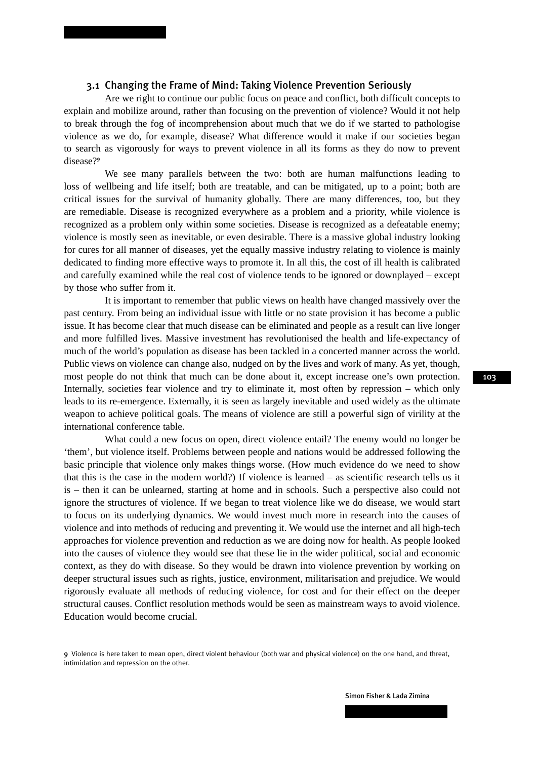### 3.1 Changing the Frame of Mind: Taking Violence Prevention Seriously

Are we right to continue our public focus on peace and conflict, both difficult concepts to explain and mobilize around, rather than focusing on the prevention of violence? Would it not help to break through the fog of incomprehension about much that we do if we started to pathologise violence as we do, for example, disease? What difference would it make if our societies began to search as vigorously for ways to prevent violence in all its forms as they do now to prevent disease?[9]

We see many parallels between the two: both are human malfunctions leading to loss of wellbeing and life itself; both are treatable, and can be mitigated, up to a point; both are critical issues for the survival of humanity globally. There are many differences, too, but they are remediable. Disease is recognized everywhere as a problem and a priority, while violence is recognized as a problem only within some societies. Disease is recognized as a defeatable enemy; violence is mostly seen as inevitable, or even desirable. There is a massive global industry looking for cures for all manner of diseases, yet the equally massive industry relating to violence is mainly dedicated to finding more effective ways to promote it. In all this, the cost of ill health is calibrated and carefully examined while the real cost of violence tends to be ignored or downplayed – except by those who suffer from it.

It is important to remember that public views on health have changed massively over the past century. From being an individual issue with little or no state provision it has become a public issue. It has become clear that much disease can be eliminated and people as a result can live longer and more fulfilled lives. Massive investment has revolutionised the health and life-expectancy of much of the world's population as disease has been tackled in a concerted manner across the world. Public views on violence can change also, nudged on by the lives and work of many. As yet, though, most people do not think that much can be done about it, except increase one's own protection. Internally, societies fear violence and try to eliminate it, most often by repression – which only leads to its re-emergence. Externally, it is seen as largely inevitable and used widely as the ultimate weapon to achieve political goals. The means of violence are still a powerful sign of virility at the international conference table.

What could a new focus on open, direct violence entail? The enemy would no longer be 'them', but violence itself. Problems between people and nations would be addressed following the basic principle that violence only makes things worse. (How much evidence do we need to show that this is the case in the modern world?) If violence is learned – as scientific research tells us it is – then it can be unlearned, starting at home and in schools. Such a perspective also could not ignore the structures of violence. If we began to treat violence like we do disease, we would start to focus on its underlying dynamics. We would invest much more in research into the causes of violence and into methods of reducing and preventing it. We would use the internet and all high-tech approaches for violence prevention and reduction as we are doing now for health. As people looked into the causes of violence they would see that these lie in the wider political, social and economic context, as they do with disease. So they would be drawn into violence prevention by working on deeper structural issues such as rights, justice, environment, militarisation and prejudice. We would rigorously evaluate all methods of reducing violence, for cost and for their effect on the deeper structural causes. Conflict resolution methods would be seen as mainstream ways to avoid violence. Education would become crucial.

9 Violence is here taken to mean open, direct violent behaviour (both war and physical violence) on the one hand, and threat, intimidation and repression on the other.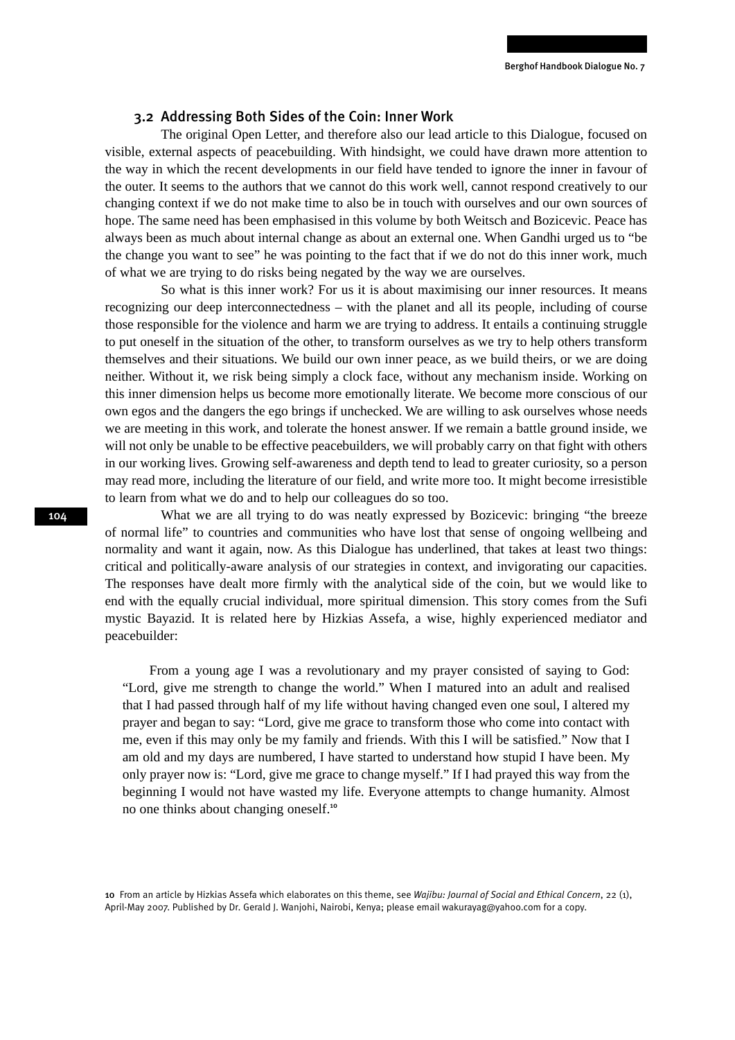### 3.2 Addressing Both Sides of the Coin: Inner Work

The original Open Letter, and therefore also our lead article to this Dialogue, focused on visible, external aspects of peacebuilding. With hindsight, we could have drawn more attention to the way in which the recent developments in our field have tended to ignore the inner in favour of the outer. It seems to the authors that we cannot do this work well, cannot respond creatively to our changing context if we do not make time to also be in touch with ourselves and our own sources of hope. The same need has been emphasised in this volume by both Weitsch and Bozicevic. Peace has always been as much about internal change as about an external one. When Gandhi urged us to "be the change you want to see" he was pointing to the fact that if we do not do this inner work, much of what we are trying to do risks being negated by the way we are ourselves.

So what is this inner work? For us it is about maximising our inner resources. It means recognizing our deep interconnectedness – with the planet and all its people, including of course those responsible for the violence and harm we are trying to address. It entails a continuing struggle to put oneself in the situation of the other, to transform ourselves as we try to help others transform themselves and their situations. We build our own inner peace, as we build theirs, or we are doing neither. Without it, we risk being simply a clock face, without any mechanism inside. Working on this inner dimension helps us become more emotionally literate. We become more conscious of our own egos and the dangers the ego brings if unchecked. We are willing to ask ourselves whose needs we are meeting in this work, and tolerate the honest answer. If we remain a battle ground inside, we will not only be unable to be effective peacebuilders, we will probably carry on that fight with others in our working lives. Growing self-awareness and depth tend to lead to greater curiosity, so a person may read more, including the literature of our field, and write more too. It might become irresistible to learn from what we do and to help our colleagues do so too.

What we are all trying to do was neatly expressed by Bozicevic: bringing "the breeze of normal life" to countries and communities who have lost that sense of ongoing wellbeing and normality and want it again, now. As this Dialogue has underlined, that takes at least two things: critical and politically-aware analysis of our strategies in context, and invigorating our capacities. The responses have dealt more firmly with the analytical side of the coin, but we would like to end with the equally crucial individual, more spiritual dimension. This story comes from the Sufi mystic Bayazid. It is related here by Hizkias Assefa, a wise, highly experienced mediator and peacebuilder:

> From a young age I was a revolutionary and my prayer consisted of saying to God: "Lord, give me strength to change the world." When I matured into an adult and realised that I had passed through half of my life without having changed even one soul, I altered my prayer and began to say: "Lord, give me grace to transform those who come into contact with me, even if this may only be my family and friends. With this I will be satisfied." Now that I am old and my days are numbered, I have started to understand how stupid I have been. My only prayer now is: "Lord, give me grace to change myself." If I had prayed this way from the beginning I would not have wasted my life. Everyone attempts to change humanity. Almost no one thinks about changing oneself.[10]

[10] From an article by Hizkias Assefa which elaborates on this theme, see *Wajibu: Journal of Social and Ethical Concern*, 22 (1), April-May 2007. Published by Dr. Gerald J. Wanjohi, Nairobi, Kenya; please email wakurayag@yahoo.com for a copy.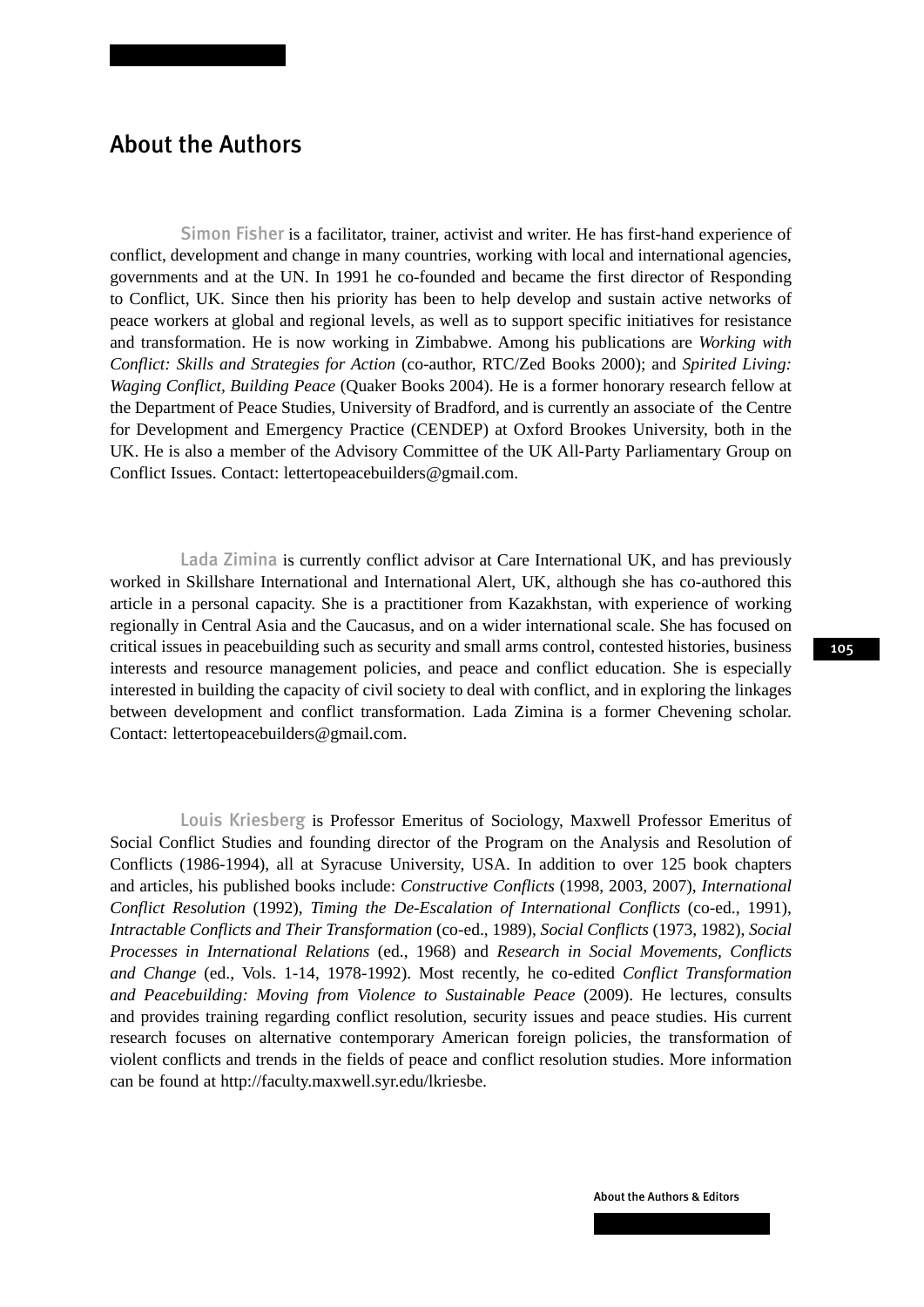# About the Authors

**Simon Fisher** is a facilitator, trainer, activist and writer. He has first-hand experience of conflict, development and change in many countries, working with local and international agencies, governments and at the UN. In 1991 he co-founded and became the first director of Responding to Conflict, UK. Since then his priority has been to help develop and sustain active networks of peace workers at global and regional levels, as well as to support specific initiatives for resistance and transformation. He is now working in Zimbabwe. Among his publications are *Working with Conflict: Skills and Strategies for Action* (co-author, RTC/Zed Books 2000); and *Spirited Living: Waging Conflict, Building Peace* (Quaker Books 2004). He is a former honorary research fellow at the Department of Peace Studies, University of Bradford, and is currently an associate of the Centre for Development and Emergency Practice (CENDEP) at Oxford Brookes University, both in the UK. He is also a member of the Advisory Committee of the UK All-Party Parliamentary Group on Conflict Issues. Contact: lettertopeacebuilders@gmail.com.

**Lada Zimina** is currently conflict advisor at Care International UK, and has previously worked in Skillshare International and International Alert, UK, although she has co-authored this article in a personal capacity. She is a practitioner from Kazakhstan, with experience of working regionally in Central Asia and the Caucasus, and on a wider international scale. She has focused on critical issues in peacebuilding such as security and small arms control, contested histories, business interests and resource management policies, and peace and conflict education. She is especially interested in building the capacity of civil society to deal with conflict, and in exploring the linkages between development and conflict transformation. Lada Zimina is a former Chevening scholar. Contact: lettertopeacebuilders@gmail.com.

**Louis Kriesberg** is Professor Emeritus of Sociology, Maxwell Professor Emeritus of Social Conflict Studies and founding director of the Program on the Analysis and Resolution of Conflicts (1986-1994), all at Syracuse University, USA. In addition to over 125 book chapters and articles, his published books include: *Constructive Conflicts* (1998, 2003, 2007), *International Conflict Resolution* (1992), *Timing the De-Escalation of International Conflicts* (co-ed., 1991), *Intractable Conflicts and Their Transformation* (co-ed., 1989), *Social Conflicts* (1973, 1982), *Social Processes in International Relations* (ed., 1968) and *Research in Social Movements, Conflicts and Change* (ed., Vols. 1-14, 1978-1992). Most recently, he co-edited *Conflict Transformation and Peacebuilding: Moving from Violence to Sustainable Peace* (2009). He lectures, consults and provides training regarding conflict resolution, security issues and peace studies. His current research focuses on alternative contemporary American foreign policies, the transformation of violent conflicts and trends in the fields of peace and conflict resolution studies. More information can be found at http://faculty.maxwell.syr.edu/lkriesbe.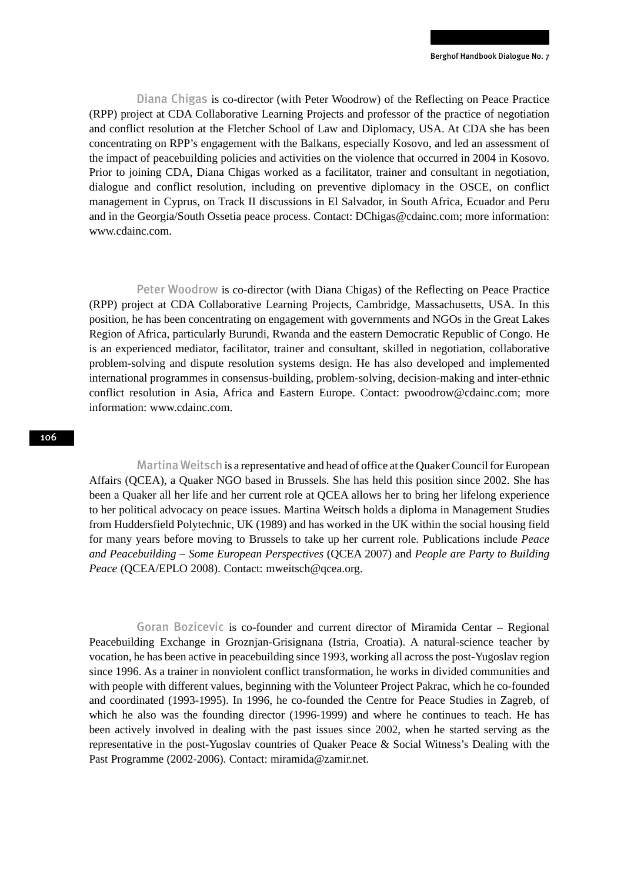**Diana Chigas** is co-director (with Peter Woodrow) of the Reflecting on Peace Practice (RPP) project at CDA Collaborative Learning Projects and professor of the practice of negotiation and conflict resolution at the Fletcher School of Law and Diplomacy, USA. At CDA she has been concentrating on RPP's engagement with the Balkans, especially Kosovo, and led an assessment of the impact of peacebuilding policies and activities on the violence that occurred in 2004 in Kosovo. Prior to joining CDA, Diana Chigas worked as a facilitator, trainer and consultant in negotiation, dialogue and conflict resolution, including on preventive diplomacy in the OSCE, on conflict management in Cyprus, on Track II discussions in El Salvador, in South Africa, Ecuador and Peru and in the Georgia/South Ossetia peace process. Contact: DChigas@cdainc.com; more information: www.cdainc.com.

**Peter Woodrow** is co-director (with Diana Chigas) of the Reflecting on Peace Practice (RPP) project at CDA Collaborative Learning Projects, Cambridge, Massachusetts, USA. In this position, he has been concentrating on engagement with governments and NGOs in the Great Lakes Region of Africa, particularly Burundi, Rwanda and the eastern Democratic Republic of Congo. He is an experienced mediator, facilitator, trainer and consultant, skilled in negotiation, collaborative problem-solving and dispute resolution systems design. He has also developed and implemented international programmes in consensus-building, problem-solving, decision-making and inter-ethnic conflict resolution in Asia, Africa and Eastern Europe. Contact: pwoodrow@cdainc.com; more information: www.cdainc.com.

**Martina Weitsch** is a representative and head of office at the Quaker Council for European Affairs (QCEA), a Quaker NGO based in Brussels. She has held this position since 2002. She has been a Quaker all her life and her current role at QCEA allows her to bring her lifelong experience to her political advocacy on peace issues. Martina Weitsch holds a diploma in Management Studies from Huddersfield Polytechnic, UK (1989) and has worked in the UK within the social housing field for many years before moving to Brussels to take up her current role. Publications include *Peace and Peacebuilding – Some European Perspectives* (QCEA 2007) and *People are Party to Building Peace* (QCEA/EPLO 2008). Contact: mweitsch@qcea.org.

**Goran Bozicevic** is co-founder and current director of Miramida Centar – Regional Peacebuilding Exchange in Groznjan-Grisignana (Istria, Croatia). A natural-science teacher by vocation, he has been active in peacebuilding since 1993, working all across the post-Yugoslav region since 1996. As a trainer in nonviolent conflict transformation, he works in divided communities and with people with different values, beginning with the Volunteer Project Pakrac, which he co-founded and coordinated (1993-1995). In 1996, he co-founded the Centre for Peace Studies in Zagreb, of which he also was the founding director (1996-1999) and where he continues to teach. He has been actively involved in dealing with the past issues since 2002, when he started serving as the representative in the post-Yugoslav countries of Quaker Peace & Social Witness's Dealing with the Past Programme (2002-2006). Contact: miramida@zamir.net.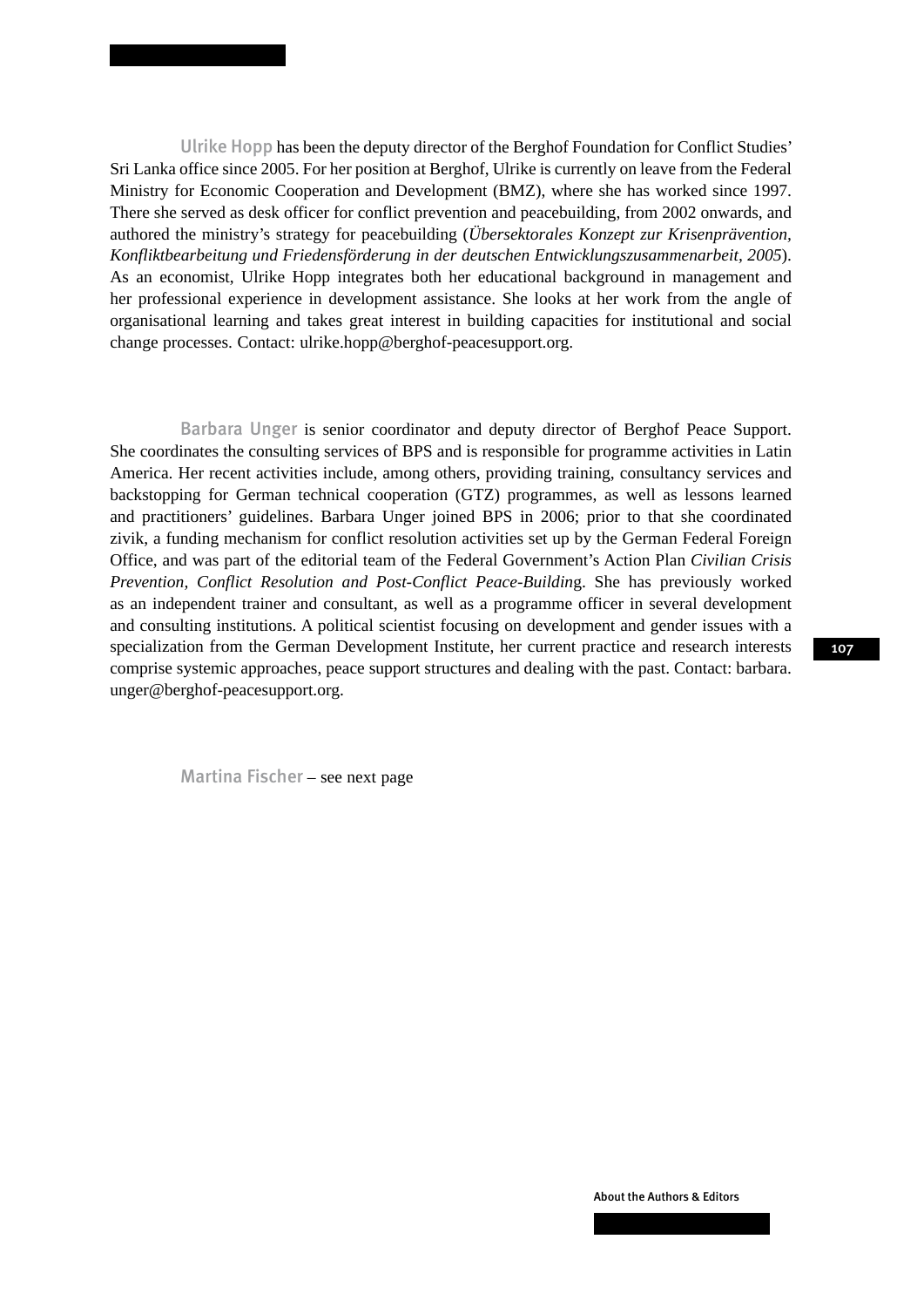**Ulrike Hopp** has been the deputy director of the Berghof Foundation for Conflict Studies' Sri Lanka office since 2005. For her position at Berghof, Ulrike is currently on leave from the Federal Ministry for Economic Cooperation and Development (BMZ), where she has worked since 1997. There she served as desk officer for conflict prevention and peacebuilding, from 2002 onwards, and authored the ministry's strategy for peacebuilding (*Übersektorales Konzept zur Krisenprävention, Konfliktbearbeitung und Friedensförderung in der deutschen Entwicklungszusammenarbeit, 2005*). As an economist, Ulrike Hopp integrates both her educational background in management and her professional experience in development assistance. She looks at her work from the angle of organisational learning and takes great interest in building capacities for institutional and social change processes. Contact: ulrike.hopp@berghof-peacesupport.org.

**Barbara Unger** is senior coordinator and deputy director of Berghof Peace Support. She coordinates the consulting services of BPS and is responsible for programme activities in Latin America. Her recent activities include, among others, providing training, consultancy services and backstopping for German technical cooperation (GTZ) programmes, as well as lessons learned and practitioners' guidelines. Barbara Unger joined BPS in 2006; prior to that she coordinated zivik, a funding mechanism for conflict resolution activities set up by the German Federal Foreign Office, and was part of the editorial team of the Federal Government's Action Plan *Civilian Crisis Prevention, Conflict Resolution and Post-Conflict Peace-Buildin*g. She has previously worked as an independent trainer and consultant, as well as a programme officer in several development and consulting institutions. A political scientist focusing on development and gender issues with a specialization from the German Development Institute, her current practice and research interests comprise systemic approaches, peace support structures and dealing with the past. Contact: barbara.unger@berghof-peacesupport.org.

**Martina Fischer** – see next page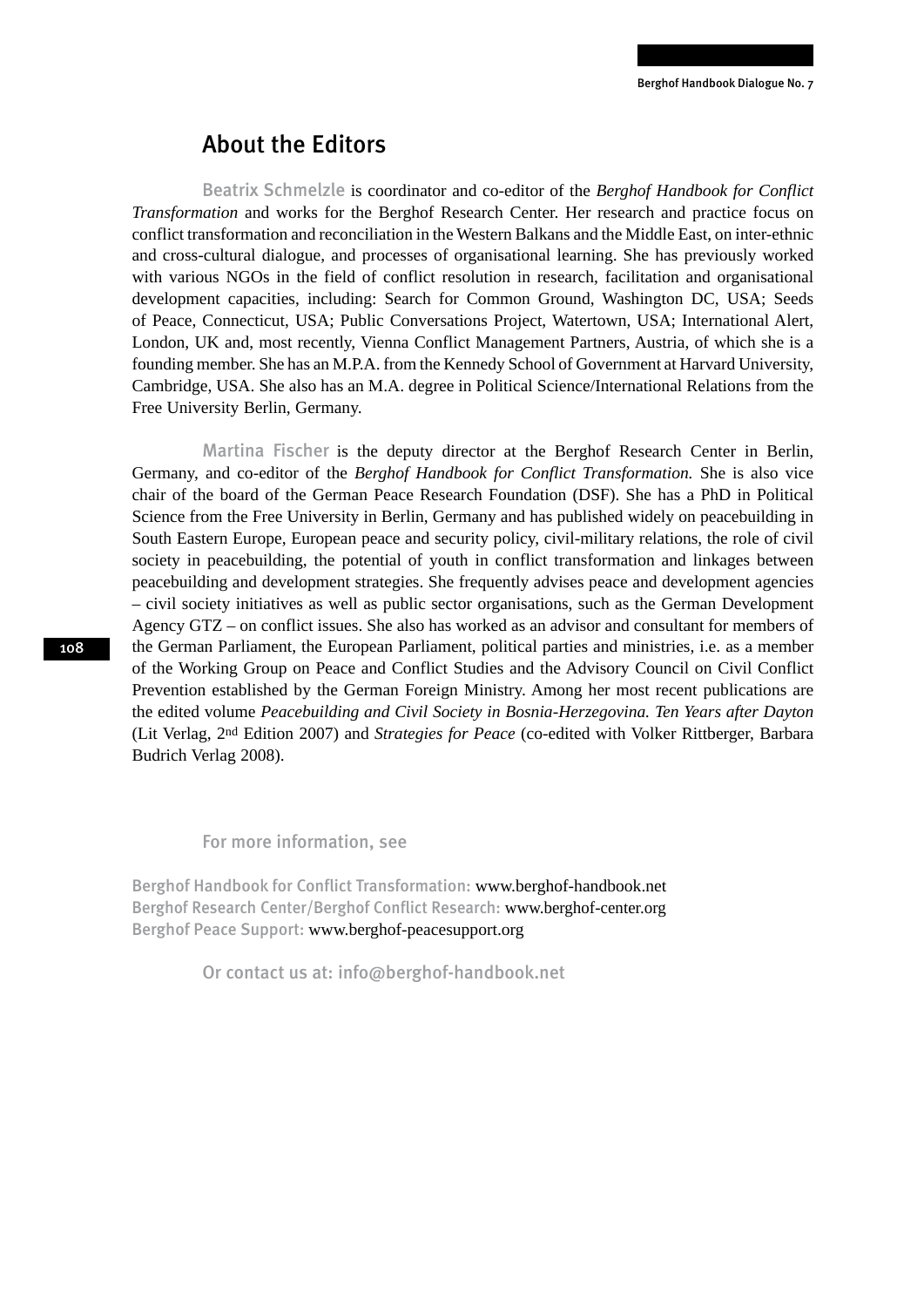## About the Editors

Beatrix Schmelzle is coordinator and co-editor of the *Berghof Handbook for Conflict Transformation* and works for the Berghof Research Center. Her research and practice focus on conflict transformation and reconciliation in the Western Balkans and the Middle East, on inter-ethnic and cross-cultural dialogue, and processes of organisational learning. She has previously worked with various NGOs in the field of conflict resolution in research, facilitation and organisational development capacities, including: Search for Common Ground, Washington DC, USA; Seeds of Peace, Connecticut, USA; Public Conversations Project, Watertown, USA; International Alert, London, UK and, most recently, Vienna Conflict Management Partners, Austria, of which she is a founding member. She has an M.P.A. from the Kennedy School of Government at Harvard University, Cambridge, USA. She also has an M.A. degree in Political Science/International Relations from the Free University Berlin, Germany.

Martina Fischer is the deputy director at the Berghof Research Center in Berlin, Germany, and co-editor of the *Berghof Handbook for Conflict Transformation.* She is also vice chair of the board of the German Peace Research Foundation (DSF). She has a PhD in Political Science from the Free University in Berlin, Germany and has published widely on peacebuilding in South Eastern Europe, European peace and security policy, civil-military relations, the role of civil society in peacebuilding, the potential of youth in conflict transformation and linkages between peacebuilding and development strategies. She frequently advises peace and development agencies – civil society initiatives as well as public sector organisations, such as the German Development Agency GTZ – on conflict issues. She also has worked as an advisor and consultant for members of the German Parliament, the European Parliament, political parties and ministries, i.e. as a member of the Working Group on Peace and Conflict Studies and the Advisory Council on Civil Conflict Prevention established by the German Foreign Ministry. Among her most recent publications are the edited volume *Peacebuilding and Civil Society in Bosnia-Herzegovina. Ten Years after Dayton* (Lit Verlag, 2nd Edition 2007) and *Strategies for Peace* (co-edited with Volker Rittberger, Barbara Budrich Verlag 2008).

For more information, see

Berghof Handbook for Conflict Transformation: www.berghof-handbook.net
Berghof Research Center/Berghof Conflict Research: www.berghof-center.org
Berghof Peace Support: www.berghof-peacesupport.org

Or contact us at: info@berghof-handbook.net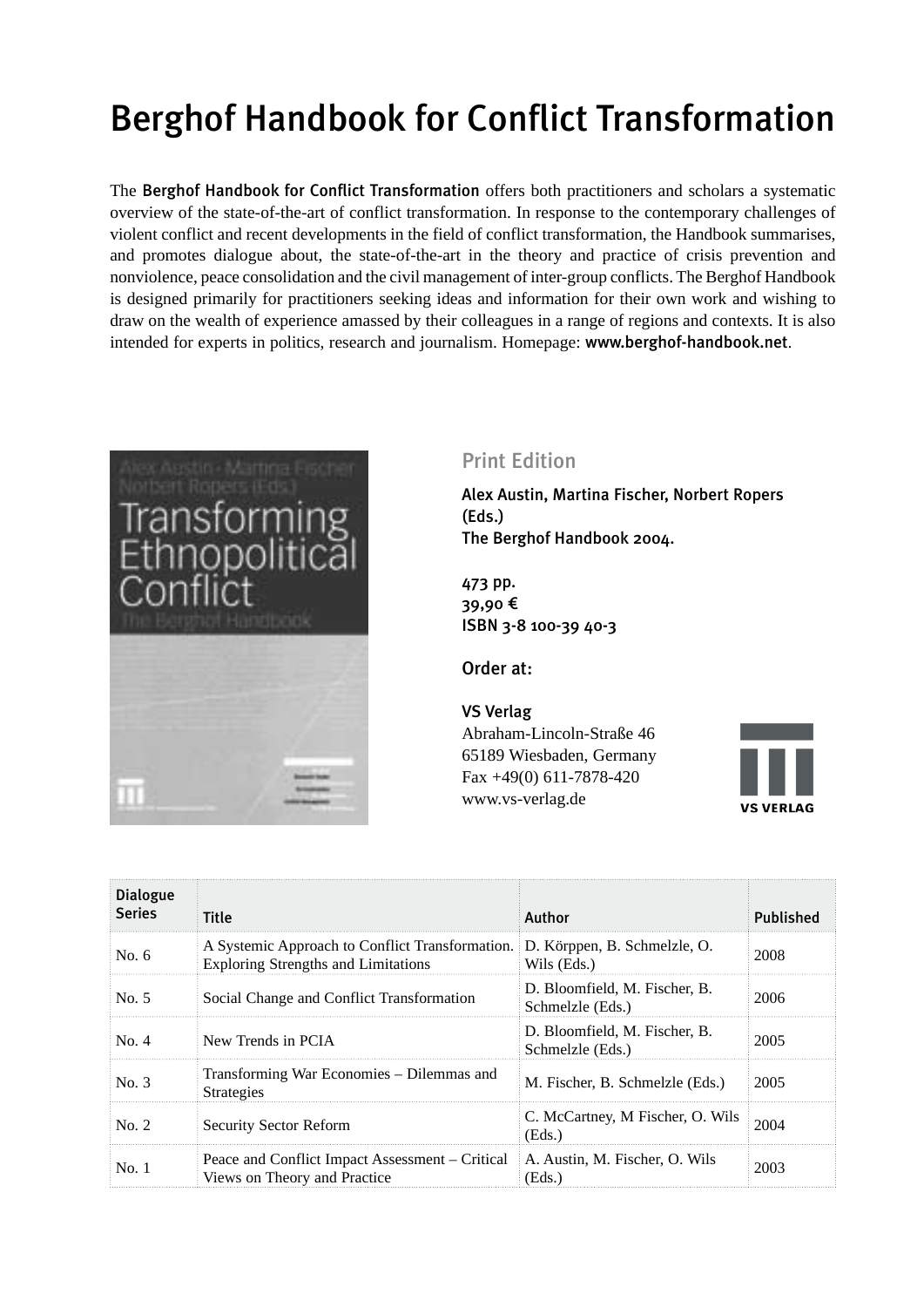# Berghof Handbook for Conflict Transformation

The **Berghof Handbook for Conflict Transformation** offers both practitioners and scholars a systematic overview of the state-of-the-art of conflict transformation. In response to the contemporary challenges of violent conflict and recent developments in the field of conflict transformation, the Handbook summarises, and promotes dialogue about, the state-of-the-art in the theory and practice of crisis prevention and nonviolence, peace consolidation and the civil management of inter-group conflicts. The Berghof Handbook is designed primarily for practitioners seeking ideas and information for their own work and wishing to draw on the wealth of experience amassed by their colleagues in a range of regions and contexts. It is also intended for experts in politics, research and journalism. Homepage: **www.berghof-handbook.net**.

## Print Edition

Alex Austin, Martina Fischer, Norbert Ropers (Eds.)
The Berghof Handbook 2004.

473 pp.
39,90 €
ISBN 3-8 100-39 40-3

Order at:

**VS Verlag**
Abraham-Lincoln-Straße 46
65189 Wiesbaden, Germany
Fax +49(0) 611-7878-420
www.vs-verlag.de

| Dialogue Series | Title | Author | Published |
|---|---|---|---|
| No. 6 | A Systemic Approach to Conflict Transformation. Exploring Strengths and Limitations | D. Körppen, B. Schmelzle, O. Wils (Eds.) | 2008 |
| No. 5 | Social Change and Conflict Transformation | D. Bloomfield, M. Fischer, B. Schmelzle (Eds.) | 2006 |
| No. 4 | New Trends in PCIA | D. Bloomfield, M. Fischer, B. Schmelzle (Eds.) | 2005 |
| No. 3 | Transforming War Economies – Dilemmas and Strategies | M. Fischer, B. Schmelzle (Eds.) | 2005 |
| No. 2 | Security Sector Reform | C. McCartney, M Fischer, O. Wils (Eds.) | 2004 |
| No. 1 | Peace and Conflict Impact Assessment – Critical Views on Theory and Practice | A. Austin, M. Fischer, O. Wils (Eds.) | 2003 |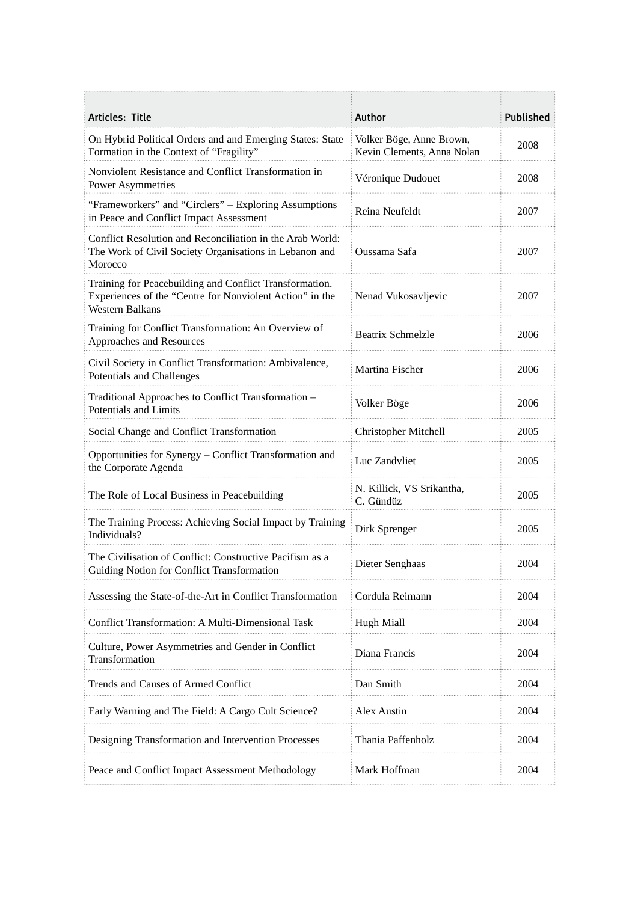| Articles: Title | Author | Published |
|---|---|---|
| On Hybrid Political Orders and and Emerging States: State Formation in the Context of "Fragility" | Volker Böge, Anne Brown, Kevin Clements, Anna Nolan | 2008 |
| Nonviolent Resistance and Conflict Transformation in Power Asymmetries | Véronique Dudouet | 2008 |
| "Frameworkers" and "Circlers" – Exploring Assumptions in Peace and Conflict Impact Assessment | Reina Neufeldt | 2007 |
| Conflict Resolution and Reconciliation in the Arab World: The Work of Civil Society Organisations in Lebanon and Morocco | Oussama Safa | 2007 |
| Training for Peacebuilding and Conflict Transformation. Experiences of the "Centre for Nonviolent Action" in the Western Balkans | Nenad Vukosavljevic | 2007 |
| Training for Conflict Transformation: An Overview of Approaches and Resources | Beatrix Schmelzle | 2006 |
| Civil Society in Conflict Transformation: Ambivalence, Potentials and Challenges | Martina Fischer | 2006 |
| Traditional Approaches to Conflict Transformation – Potentials and Limits | Volker Böge | 2006 |
| Social Change and Conflict Transformation | Christopher Mitchell | 2005 |
| Opportunities for Synergy – Conflict Transformation and the Corporate Agenda | Luc Zandvliet | 2005 |
| The Role of Local Business in Peacebuilding | N. Killick, VS Srikantha, C. Gündüz | 2005 |
| The Training Process: Achieving Social Impact by Training Individuals? | Dirk Sprenger | 2005 |
| The Civilisation of Conflict: Constructive Pacifism as a Guiding Notion for Conflict Transformation | Dieter Senghaas | 2004 |
| Assessing the State-of-the-Art in Conflict Transformation | Cordula Reimann | 2004 |
| Conflict Transformation: A Multi-Dimensional Task | Hugh Miall | 2004 |
| Culture, Power Asymmetries and Gender in Conflict Transformation | Diana Francis | 2004 |
| Trends and Causes of Armed Conflict | Dan Smith | 2004 |
| Early Warning and The Field: A Cargo Cult Science? | Alex Austin | 2004 |
| Designing Transformation and Intervention Processes | Thania Paffenholz | 2004 |
| Peace and Conflict Impact Assessment Methodology | Mark Hoffman | 2004 |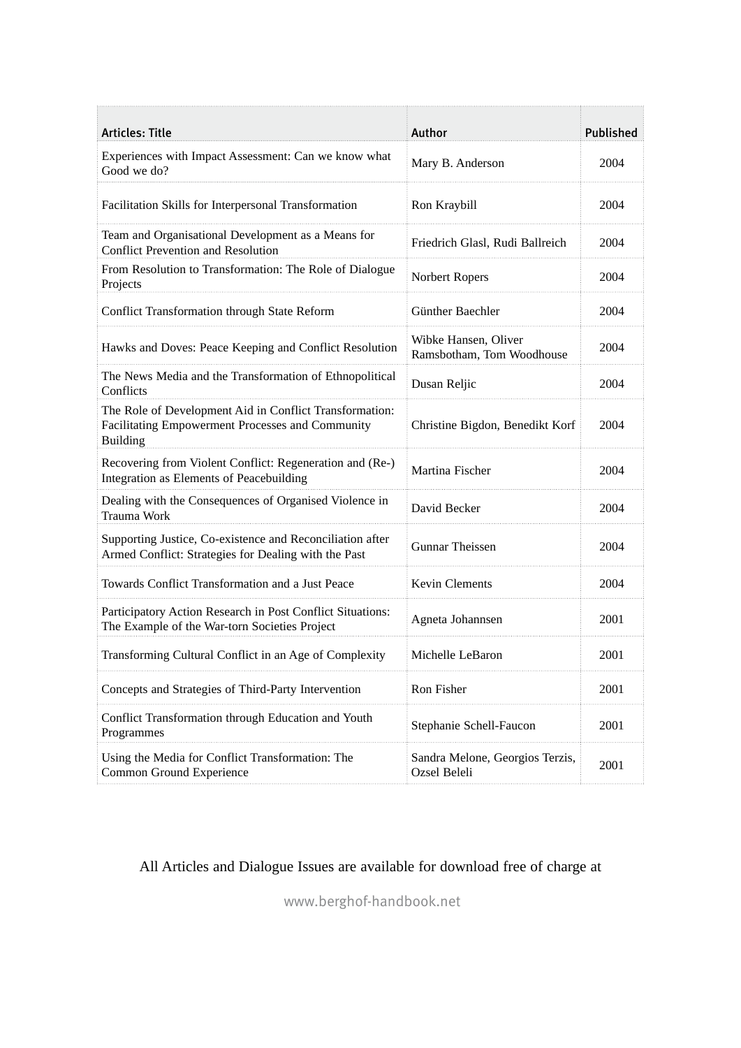| Articles: Title | Author | Published |
|---|---|---|
| Experiences with Impact Assessment: Can we know what Good we do? | Mary B. Anderson | 2004 |
| Facilitation Skills for Interpersonal Transformation | Ron Kraybill | 2004 |
| Team and Organisational Development as a Means for Conflict Prevention and Resolution | Friedrich Glasl, Rudi Ballreich | 2004 |
| From Resolution to Transformation: The Role of Dialogue Projects | Norbert Ropers | 2004 |
| Conflict Transformation through State Reform | Günther Baechler | 2004 |
| Hawks and Doves: Peace Keeping and Conflict Resolution | Wibke Hansen, Oliver Ramsbotham, Tom Woodhouse | 2004 |
| The News Media and the Transformation of Ethnopolitical Conflicts | Dusan Reljic | 2004 |
| The Role of Development Aid in Conflict Transformation: Facilitating Empowerment Processes and Community Building | Christine Bigdon, Benedikt Korf | 2004 |
| Recovering from Violent Conflict: Regeneration and (Re-) Integration as Elements of Peacebuilding | Martina Fischer | 2004 |
| Dealing with the Consequences of Organised Violence in Trauma Work | David Becker | 2004 |
| Supporting Justice, Co-existence and Reconciliation after Armed Conflict: Strategies for Dealing with the Past | Gunnar Theissen | 2004 |
| Towards Conflict Transformation and a Just Peace | Kevin Clements | 2004 |
| Participatory Action Research in Post Conflict Situations: The Example of the War-torn Societies Project | Agneta Johannsen | 2001 |
| Transforming Cultural Conflict in an Age of Complexity | Michelle LeBaron | 2001 |
| Concepts and Strategies of Third-Party Intervention | Ron Fisher | 2001 |
| Conflict Transformation through Education and Youth Programmes | Stephanie Schell-Faucon | 2001 |
| Using the Media for Conflict Transformation: The Common Ground Experience | Sandra Melone, Georgios Terzis, Ozsel Beleli | 2001 |

All Articles and Dialogue Issues are available for download free of charge at

www.berghof-handbook.net